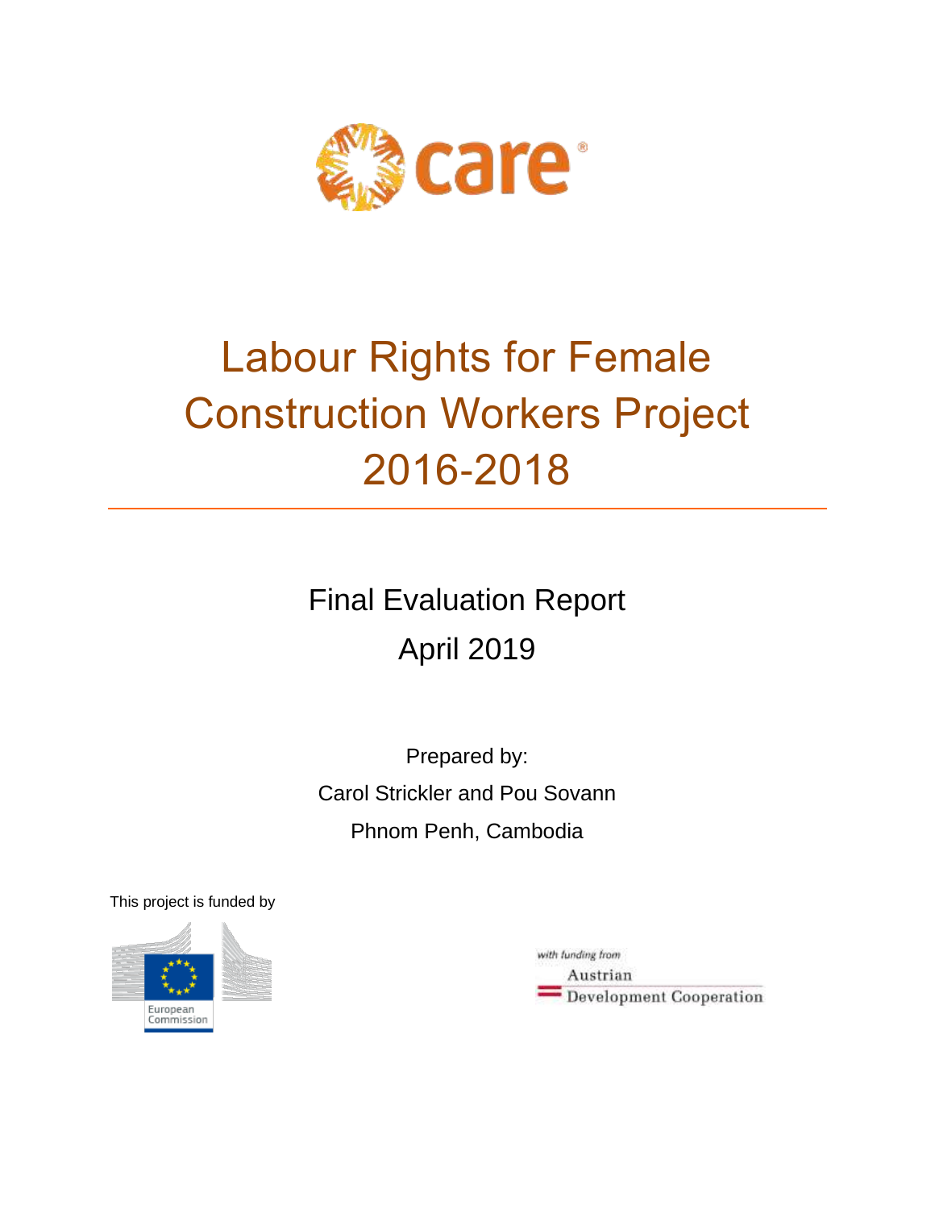care

# Labour Rights for Female Construction Workers Project 2016-2018

## Final Evaluation Report

## April 2019

Prepared by:

Carol Strickler and Pou Sovann

Phnom Penh, Cambodia

This project is funded by

European Commission

with funding from

Austrian Development Cooperation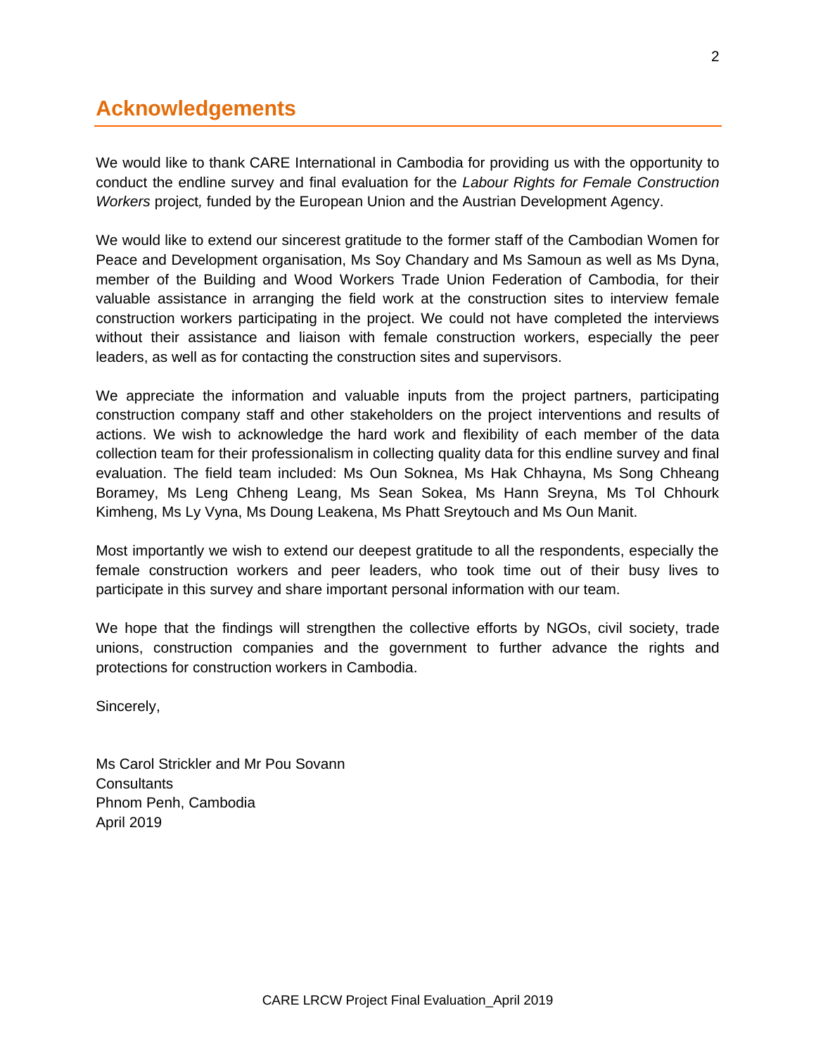# Acknowledgements

We would like to thank CARE International in Cambodia for providing us with the opportunity to conduct the endline survey and final evaluation for the *Labour Rights for Female Construction Workers* project*,* funded by the European Union and the Austrian Development Agency.

We would like to extend our sincerest gratitude to the former staff of the Cambodian Women for Peace and Development organisation, Ms Soy Chandary and Ms Samoun as well as Ms Dyna, member of the Building and Wood Workers Trade Union Federation of Cambodia, for their valuable assistance in arranging the field work at the construction sites to interview female construction workers participating in the project. We could not have completed the interviews without their assistance and liaison with female construction workers, especially the peer leaders, as well as for contacting the construction sites and supervisors.

We appreciate the information and valuable inputs from the project partners, participating construction company staff and other stakeholders on the project interventions and results of actions. We wish to acknowledge the hard work and flexibility of each member of the data collection team for their professionalism in collecting quality data for this endline survey and final evaluation. The field team included: Ms Oun Soknea, Ms Hak Chhayna, Ms Song Chheang Boramey, Ms Leng Chheng Leang, Ms Sean Sokea, Ms Hann Sreyna, Ms Tol Chhourk Kimheng, Ms Ly Vyna, Ms Doung Leakena, Ms Phatt Sreytouch and Ms Oun Manit.

Most importantly we wish to extend our deepest gratitude to all the respondents, especially the female construction workers and peer leaders, who took time out of their busy lives to participate in this survey and share important personal information with our team.

We hope that the findings will strengthen the collective efforts by NGOs, civil society, trade unions, construction companies and the government to further advance the rights and protections for construction workers in Cambodia.

Sincerely,

Ms Carol Strickler and Mr Pou Sovann
Consultants
Phnom Penh, Cambodia
April 2019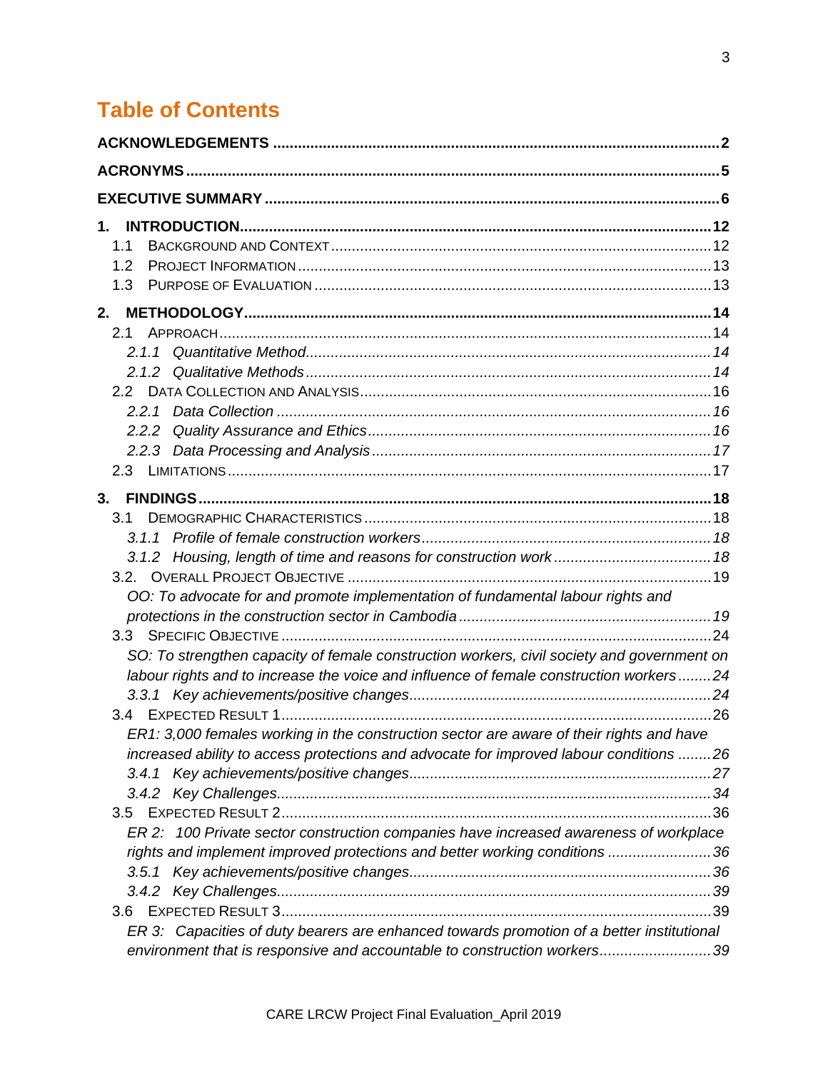# Table of Contents

**ACKNOWLEDGEMENTS** .......... 2

**ACRONYMS** .......... 5

**EXECUTIVE SUMMARY** .......... 6

**1. INTRODUCTION** .......... 12
- 1.1 Background and Context .......... 12
- 1.2 Project Information .......... 13
- 1.3 Purpose of Evaluation .......... 13

**2. METHODOLOGY** .......... 14
- 2.1 Approach .......... 14
  - *2.1.1 Quantitative Method* .......... 14
  - *2.1.2 Qualitative Methods* .......... 14
- 2.2 Data Collection and Analysis .......... 16
  - *2.2.1 Data Collection* .......... 16
  - *2.2.2 Quality Assurance and Ethics* .......... 16
  - *2.2.3 Data Processing and Analysis* .......... 17
- 2.3 Limitations .......... 17

**3. FINDINGS** .......... 18
- 3.1 Demographic Characteristics .......... 18
  - *3.1.1 Profile of female construction workers* .......... 18
  - *3.1.2 Housing, length of time and reasons for construction work* .......... 18
- 3.2. Overall Project Objective .......... 19
  - *OO: To advocate for and promote implementation of fundamental labour rights and protections in the construction sector in Cambodia* .......... 19
- 3.3 Specific Objective .......... 24
  - *SO: To strengthen capacity of female construction workers, civil society and government on labour rights and to increase the voice and influence of female construction workers* .......... 24
  - *3.3.1 Key achievements/positive changes* .......... 24
- 3.4 Expected Result 1 .......... 26
  - *ER1: 3,000 females working in the construction sector are aware of their rights and have increased ability to access protections and advocate for improved labour conditions* .......... 26
  - *3.4.1 Key achievements/positive changes* .......... 27
  - *3.4.2 Key Challenges* .......... 34
- 3.5 Expected Result 2 .......... 36
  - *ER 2: 100 Private sector construction companies have increased awareness of workplace rights and implement improved protections and better working conditions* .......... 36
  - *3.5.1 Key achievements/positive changes* .......... 36
  - *3.4.2 Key Challenges* .......... 39
- 3.6 Expected Result 3 .......... 39
  - *ER 3: Capacities of duty bearers are enhanced towards promotion of a better institutional environment that is responsive and accountable to construction workers* .......... 39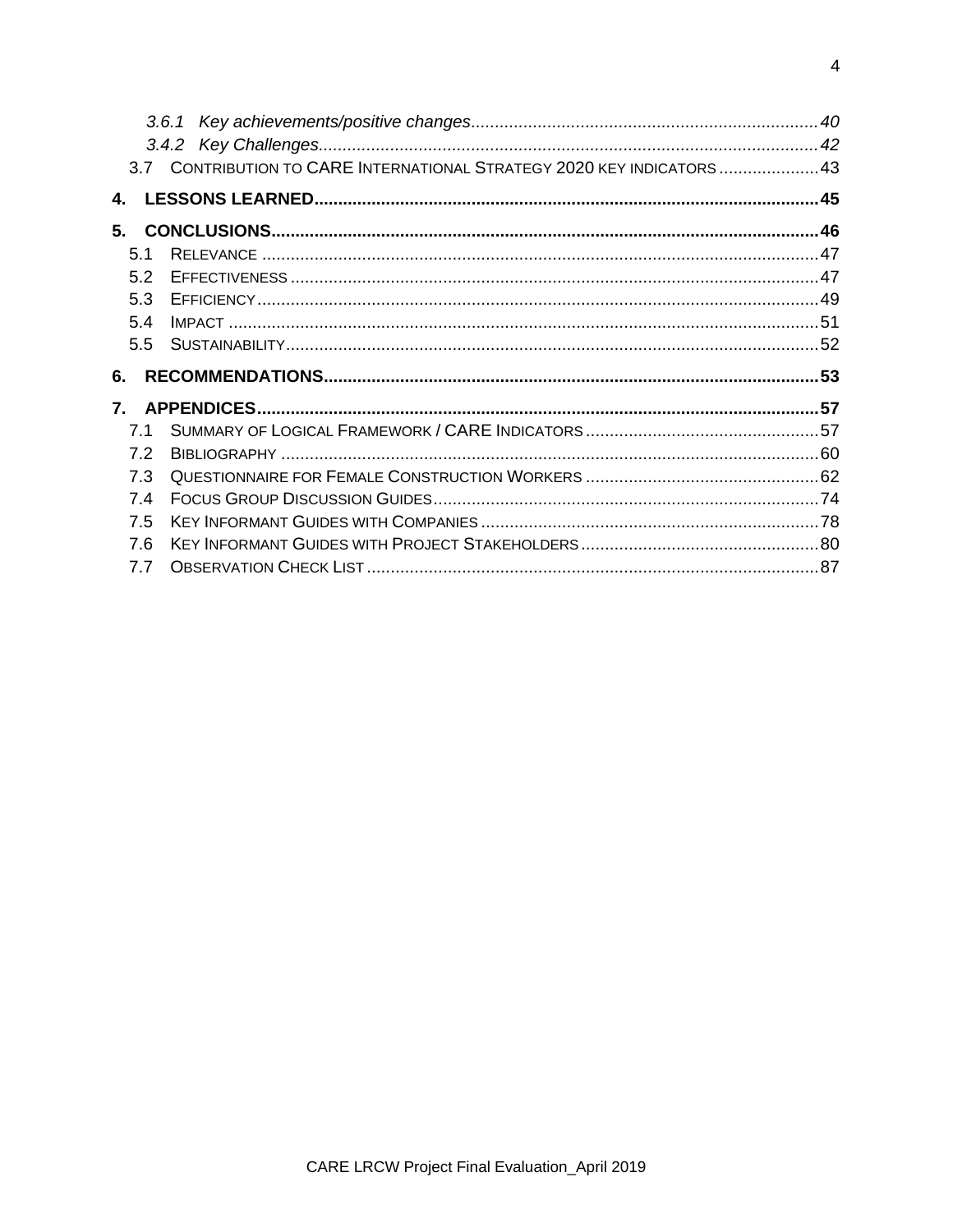*3.6.1 Key achievements/positive changes* ........................................................................ 40
*3.4.2 Key Challenges* ........................................................................................................ 42
3.7 CONTRIBUTION TO CARE INTERNATIONAL STRATEGY 2020 KEY INDICATORS ..................... 43

**4. LESSONS LEARNED** ......................................................................................................... 45

**5. CONCLUSIONS** ................................................................................................................. 46
5.1 RELEVANCE ................................................................................................................... 47
5.2 EFFECTIVENESS ............................................................................................................ 47
5.3 EFFICIENCY .................................................................................................................... 49
5.4 IMPACT .......................................................................................................................... 51
5.5 SUSTAINABILITY ............................................................................................................. 52

**6. RECOMMENDATIONS** ...................................................................................................... 53

**7. APPENDICES** .................................................................................................................... 57
7.1 SUMMARY OF LOGICAL FRAMEWORK / CARE INDICATORS ................................................. 57
7.2 BIBLIOGRAPHY ................................................................................................................ 60
7.3 QUESTIONNAIRE FOR FEMALE CONSTRUCTION WORKERS ................................................. 62
7.4 FOCUS GROUP DISCUSSION GUIDES ................................................................................ 74
7.5 KEY INFORMANT GUIDES WITH COMPANIES ....................................................................... 78
7.6 KEY INFORMANT GUIDES WITH PROJECT STAKEHOLDERS .................................................. 80
7.7 OBSERVATION CHECK LIST .............................................................................................. 87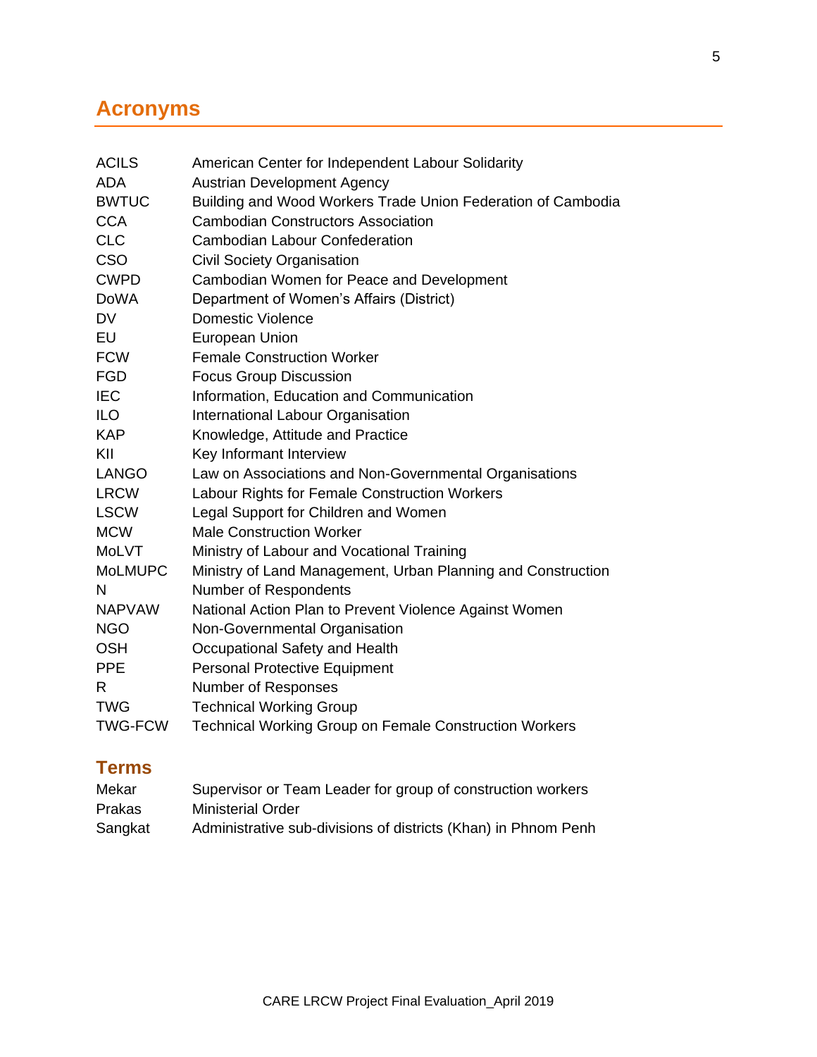# Acronyms

| | |
|---|---|
| ACILS | American Center for Independent Labour Solidarity |
| ADA | Austrian Development Agency |
| BWTUC | Building and Wood Workers Trade Union Federation of Cambodia |
| CCA | Cambodian Constructors Association |
| CLC | Cambodian Labour Confederation |
| CSO | Civil Society Organisation |
| CWPD | Cambodian Women for Peace and Development |
| DoWA | Department of Women's Affairs (District) |
| DV | Domestic Violence |
| EU | European Union |
| FCW | Female Construction Worker |
| FGD | Focus Group Discussion |
| IEC | Information, Education and Communication |
| ILO | International Labour Organisation |
| KAP | Knowledge, Attitude and Practice |
| KII | Key Informant Interview |
| LANGO | Law on Associations and Non-Governmental Organisations |
| LRCW | Labour Rights for Female Construction Workers |
| LSCW | Legal Support for Children and Women |
| MCW | Male Construction Worker |
| MoLVT | Ministry of Labour and Vocational Training |
| MoLMUPC | Ministry of Land Management, Urban Planning and Construction |
| N | Number of Respondents |
| NAPVAW | National Action Plan to Prevent Violence Against Women |
| NGO | Non-Governmental Organisation |
| OSH | Occupational Safety and Health |
| PPE | Personal Protective Equipment |
| R | Number of Responses |
| TWG | Technical Working Group |
| TWG-FCW | Technical Working Group on Female Construction Workers |

## Terms

| | |
|---|---|
| Mekar | Supervisor or Team Leader for group of construction workers |
| Prakas | Ministerial Order |
| Sangkat | Administrative sub-divisions of districts (Khan) in Phnom Penh |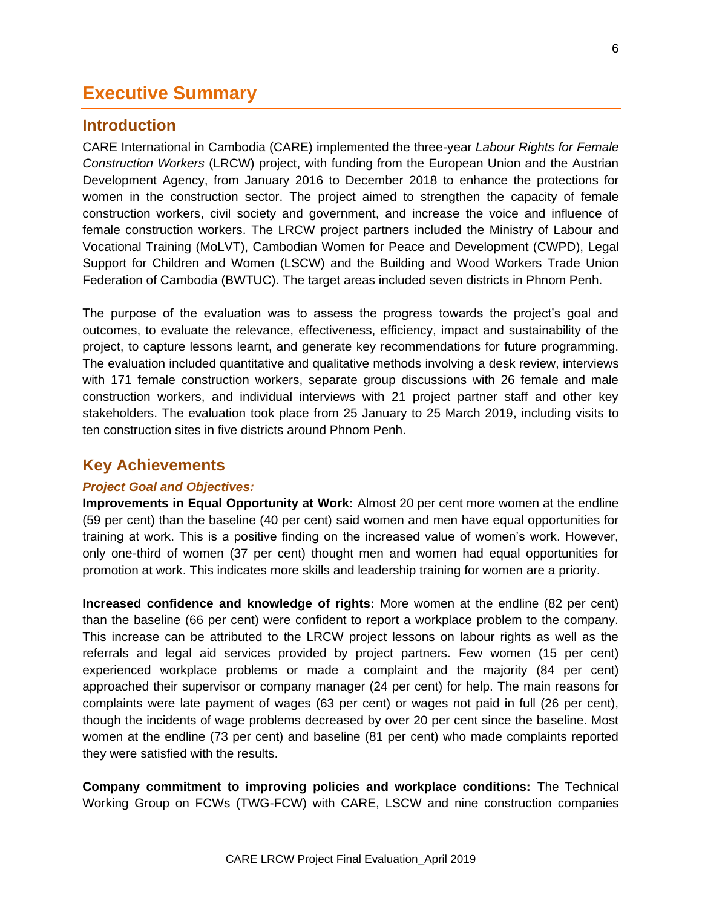# Executive Summary

## Introduction

CARE International in Cambodia (CARE) implemented the three-year *Labour Rights for Female Construction Workers* (LRCW) project, with funding from the European Union and the Austrian Development Agency, from January 2016 to December 2018 to enhance the protections for women in the construction sector. The project aimed to strengthen the capacity of female construction workers, civil society and government, and increase the voice and influence of female construction workers. The LRCW project partners included the Ministry of Labour and Vocational Training (MoLVT), Cambodian Women for Peace and Development (CWPD), Legal Support for Children and Women (LSCW) and the Building and Wood Workers Trade Union Federation of Cambodia (BWTUC). The target areas included seven districts in Phnom Penh.

The purpose of the evaluation was to assess the progress towards the project's goal and outcomes, to evaluate the relevance, effectiveness, efficiency, impact and sustainability of the project, to capture lessons learnt, and generate key recommendations for future programming. The evaluation included quantitative and qualitative methods involving a desk review, interviews with 171 female construction workers, separate group discussions with 26 female and male construction workers, and individual interviews with 21 project partner staff and other key stakeholders. The evaluation took place from 25 January to 25 March 2019, including visits to ten construction sites in five districts around Phnom Penh.

## Key Achievements

### *Project Goal and Objectives:*

**Improvements in Equal Opportunity at Work:** Almost 20 per cent more women at the endline (59 per cent) than the baseline (40 per cent) said women and men have equal opportunities for training at work. This is a positive finding on the increased value of women's work. However, only one-third of women (37 per cent) thought men and women had equal opportunities for promotion at work. This indicates more skills and leadership training for women are a priority.

**Increased confidence and knowledge of rights:** More women at the endline (82 per cent) than the baseline (66 per cent) were confident to report a workplace problem to the company. This increase can be attributed to the LRCW project lessons on labour rights as well as the referrals and legal aid services provided by project partners. Few women (15 per cent) experienced workplace problems or made a complaint and the majority (84 per cent) approached their supervisor or company manager (24 per cent) for help. The main reasons for complaints were late payment of wages (63 per cent) or wages not paid in full (26 per cent), though the incidents of wage problems decreased by over 20 per cent since the baseline. Most women at the endline (73 per cent) and baseline (81 per cent) who made complaints reported they were satisfied with the results.

**Company commitment to improving policies and workplace conditions:** The Technical Working Group on FCWs (TWG-FCW) with CARE, LSCW and nine construction companies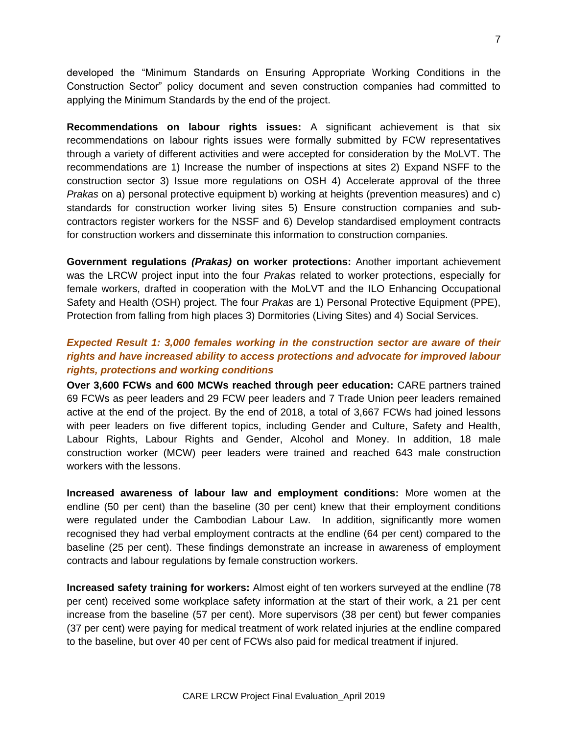developed the "Minimum Standards on Ensuring Appropriate Working Conditions in the Construction Sector" policy document and seven construction companies had committed to applying the Minimum Standards by the end of the project.

**Recommendations on labour rights issues:** A significant achievement is that six recommendations on labour rights issues were formally submitted by FCW representatives through a variety of different activities and were accepted for consideration by the MoLVT. The recommendations are 1) Increase the number of inspections at sites 2) Expand NSFF to the construction sector 3) Issue more regulations on OSH 4) Accelerate approval of the three *Prakas* on a) personal protective equipment b) working at heights (prevention measures) and c) standards for construction worker living sites 5) Ensure construction companies and sub-contractors register workers for the NSSF and 6) Develop standardised employment contracts for construction workers and disseminate this information to construction companies.

**Government regulations *(Prakas)* on worker protections:** Another important achievement was the LRCW project input into the four *Prakas* related to worker protections, especially for female workers, drafted in cooperation with the MoLVT and the ILO Enhancing Occupational Safety and Health (OSH) project. The four *Prakas* are 1) Personal Protective Equipment (PPE), Protection from falling from high places 3) Dormitories (Living Sites) and 4) Social Services.

### *Expected Result 1: 3,000 females working in the construction sector are aware of their rights and have increased ability to access protections and advocate for improved labour rights, protections and working conditions*

**Over 3,600 FCWs and 600 MCWs reached through peer education:** CARE partners trained 69 FCWs as peer leaders and 29 FCW peer leaders and 7 Trade Union peer leaders remained active at the end of the project. By the end of 2018, a total of 3,667 FCWs had joined lessons with peer leaders on five different topics, including Gender and Culture, Safety and Health, Labour Rights, Labour Rights and Gender, Alcohol and Money. In addition, 18 male construction worker (MCW) peer leaders were trained and reached 643 male construction workers with the lessons.

**Increased awareness of labour law and employment conditions:** More women at the endline (50 per cent) than the baseline (30 per cent) knew that their employment conditions were regulated under the Cambodian Labour Law. In addition, significantly more women recognised they had verbal employment contracts at the endline (64 per cent) compared to the baseline (25 per cent). These findings demonstrate an increase in awareness of employment contracts and labour regulations by female construction workers.

**Increased safety training for workers:** Almost eight of ten workers surveyed at the endline (78 per cent) received some workplace safety information at the start of their work, a 21 per cent increase from the baseline (57 per cent). More supervisors (38 per cent) but fewer companies (37 per cent) were paying for medical treatment of work related injuries at the endline compared to the baseline, but over 40 per cent of FCWs also paid for medical treatment if injured.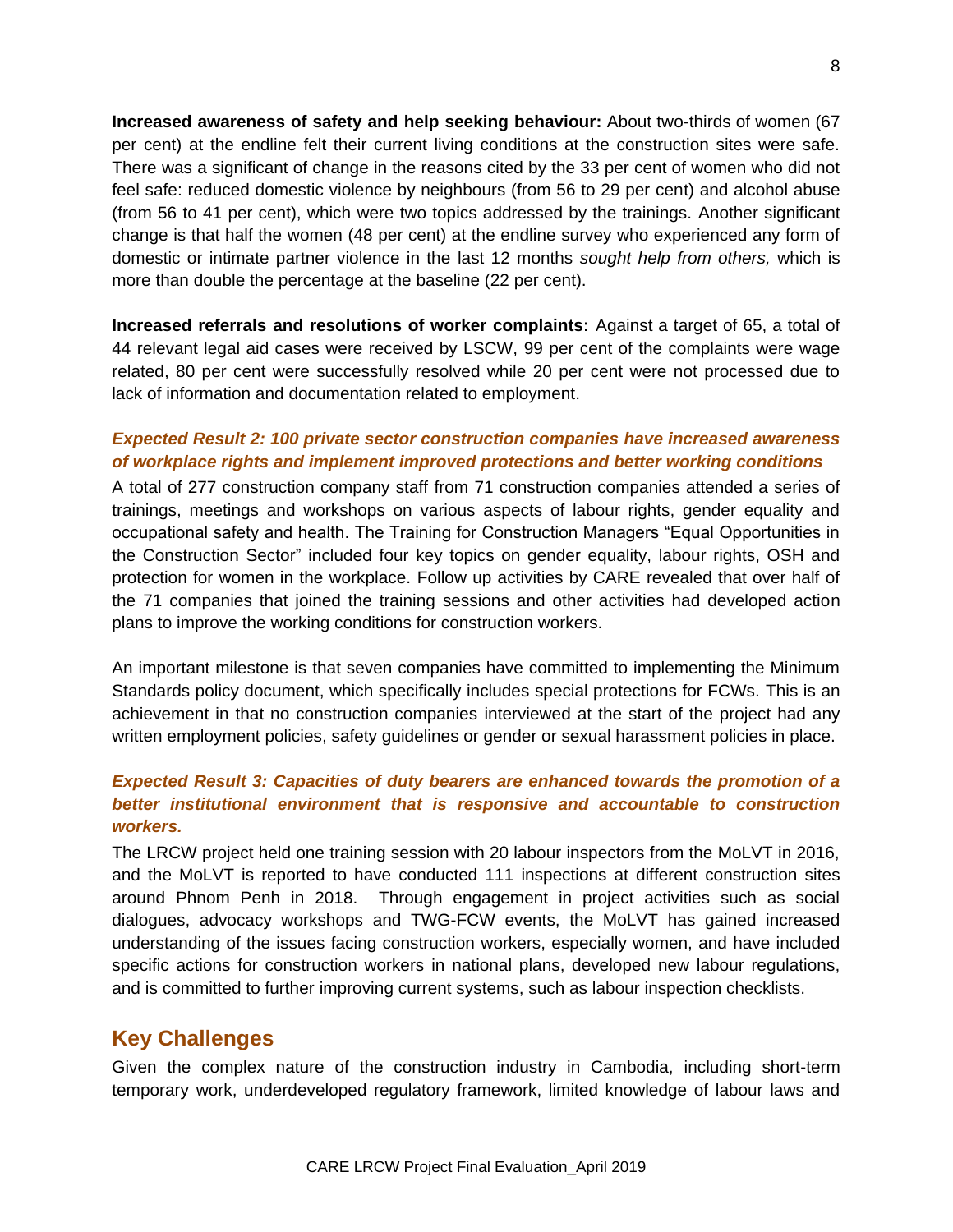**Increased awareness of safety and help seeking behaviour:** About two-thirds of women (67 per cent) at the endline felt their current living conditions at the construction sites were safe. There was a significant of change in the reasons cited by the 33 per cent of women who did not feel safe: reduced domestic violence by neighbours (from 56 to 29 per cent) and alcohol abuse (from 56 to 41 per cent), which were two topics addressed by the trainings. Another significant change is that half the women (48 per cent) at the endline survey who experienced any form of domestic or intimate partner violence in the last 12 months *sought help from others,* which is more than double the percentage at the baseline (22 per cent).

**Increased referrals and resolutions of worker complaints:** Against a target of 65, a total of 44 relevant legal aid cases were received by LSCW, 99 per cent of the complaints were wage related, 80 per cent were successfully resolved while 20 per cent were not processed due to lack of information and documentation related to employment.

### *Expected Result 2: 100 private sector construction companies have increased awareness of workplace rights and implement improved protections and better working conditions*

A total of 277 construction company staff from 71 construction companies attended a series of trainings, meetings and workshops on various aspects of labour rights, gender equality and occupational safety and health. The Training for Construction Managers "Equal Opportunities in the Construction Sector" included four key topics on gender equality, labour rights, OSH and protection for women in the workplace. Follow up activities by CARE revealed that over half of the 71 companies that joined the training sessions and other activities had developed action plans to improve the working conditions for construction workers.

An important milestone is that seven companies have committed to implementing the Minimum Standards policy document, which specifically includes special protections for FCWs. This is an achievement in that no construction companies interviewed at the start of the project had any written employment policies, safety guidelines or gender or sexual harassment policies in place.

### *Expected Result 3: Capacities of duty bearers are enhanced towards the promotion of a better institutional environment that is responsive and accountable to construction workers.*

The LRCW project held one training session with 20 labour inspectors from the MoLVT in 2016, and the MoLVT is reported to have conducted 111 inspections at different construction sites around Phnom Penh in 2018. Through engagement in project activities such as social dialogues, advocacy workshops and TWG-FCW events, the MoLVT has gained increased understanding of the issues facing construction workers, especially women, and have included specific actions for construction workers in national plans, developed new labour regulations, and is committed to further improving current systems, such as labour inspection checklists.

## Key Challenges

Given the complex nature of the construction industry in Cambodia, including short-term temporary work, underdeveloped regulatory framework, limited knowledge of labour laws and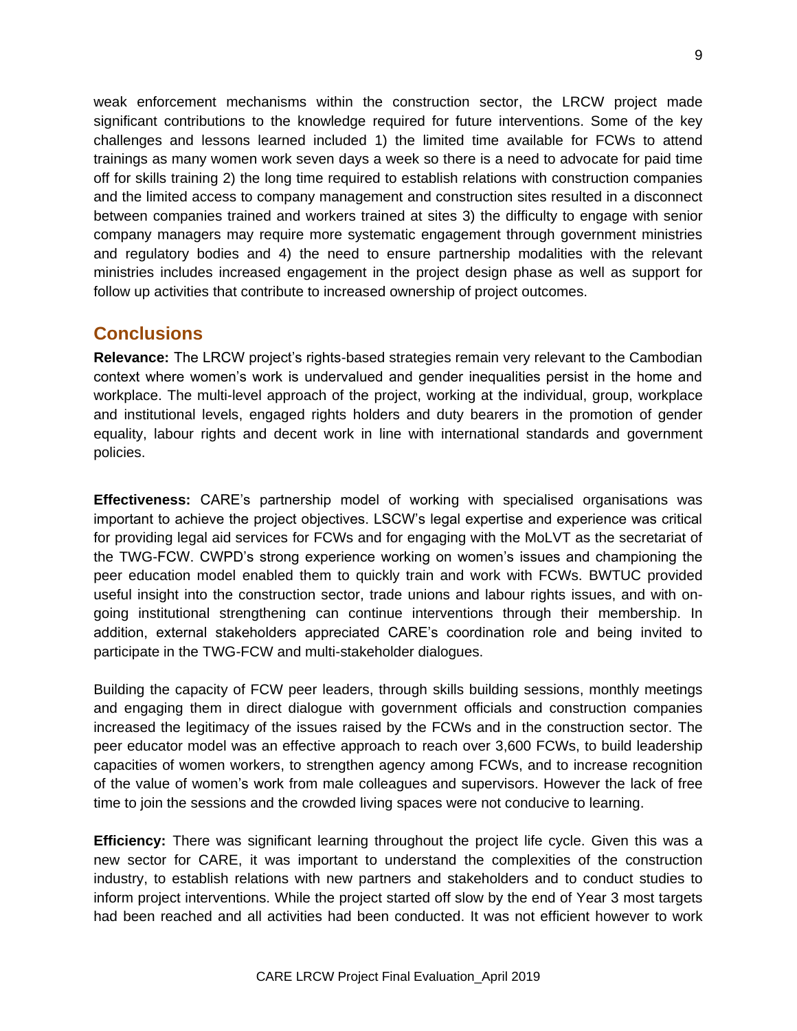weak enforcement mechanisms within the construction sector, the LRCW project made significant contributions to the knowledge required for future interventions. Some of the key challenges and lessons learned included 1) the limited time available for FCWs to attend trainings as many women work seven days a week so there is a need to advocate for paid time off for skills training 2) the long time required to establish relations with construction companies and the limited access to company management and construction sites resulted in a disconnect between companies trained and workers trained at sites 3) the difficulty to engage with senior company managers may require more systematic engagement through government ministries and regulatory bodies and 4) the need to ensure partnership modalities with the relevant ministries includes increased engagement in the project design phase as well as support for follow up activities that contribute to increased ownership of project outcomes.

## Conclusions

**Relevance:** The LRCW project's rights-based strategies remain very relevant to the Cambodian context where women's work is undervalued and gender inequalities persist in the home and workplace. The multi-level approach of the project, working at the individual, group, workplace and institutional levels, engaged rights holders and duty bearers in the promotion of gender equality, labour rights and decent work in line with international standards and government policies.

**Effectiveness:** CARE's partnership model of working with specialised organisations was important to achieve the project objectives. LSCW's legal expertise and experience was critical for providing legal aid services for FCWs and for engaging with the MoLVT as the secretariat of the TWG-FCW. CWPD's strong experience working on women's issues and championing the peer education model enabled them to quickly train and work with FCWs. BWTUC provided useful insight into the construction sector, trade unions and labour rights issues, and with on-going institutional strengthening can continue interventions through their membership. In addition, external stakeholders appreciated CARE's coordination role and being invited to participate in the TWG-FCW and multi-stakeholder dialogues.

Building the capacity of FCW peer leaders, through skills building sessions, monthly meetings and engaging them in direct dialogue with government officials and construction companies increased the legitimacy of the issues raised by the FCWs and in the construction sector. The peer educator model was an effective approach to reach over 3,600 FCWs, to build leadership capacities of women workers, to strengthen agency among FCWs, and to increase recognition of the value of women's work from male colleagues and supervisors. However the lack of free time to join the sessions and the crowded living spaces were not conducive to learning.

**Efficiency:** There was significant learning throughout the project life cycle. Given this was a new sector for CARE, it was important to understand the complexities of the construction industry, to establish relations with new partners and stakeholders and to conduct studies to inform project interventions. While the project started off slow by the end of Year 3 most targets had been reached and all activities had been conducted. It was not efficient however to work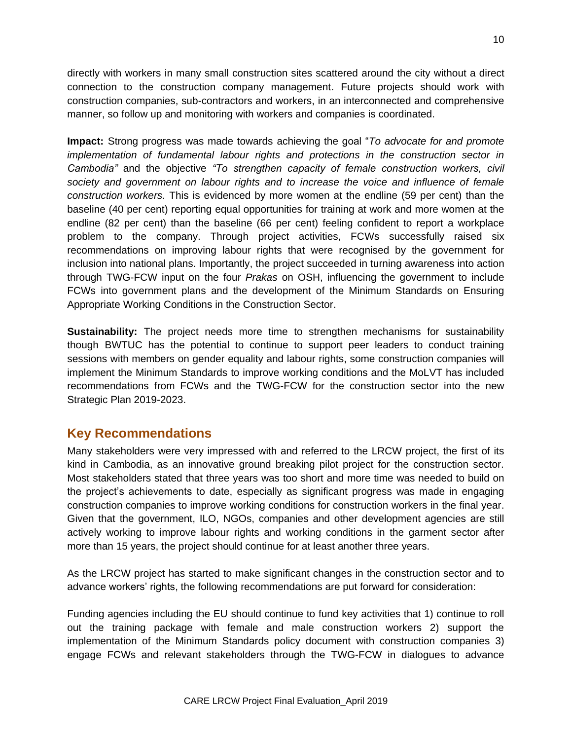directly with workers in many small construction sites scattered around the city without a direct connection to the construction company management. Future projects should work with construction companies, sub-contractors and workers, in an interconnected and comprehensive manner, so follow up and monitoring with workers and companies is coordinated.

**Impact:** Strong progress was made towards achieving the goal "*To advocate for and promote implementation of fundamental labour rights and protections in the construction sector in Cambodia"* and the objective *"To strengthen capacity of female construction workers, civil society and government on labour rights and to increase the voice and influence of female construction workers.* This is evidenced by more women at the endline (59 per cent) than the baseline (40 per cent) reporting equal opportunities for training at work and more women at the endline (82 per cent) than the baseline (66 per cent) feeling confident to report a workplace problem to the company. Through project activities, FCWs successfully raised six recommendations on improving labour rights that were recognised by the government for inclusion into national plans. Importantly, the project succeeded in turning awareness into action through TWG-FCW input on the four *Prakas* on OSH, influencing the government to include FCWs into government plans and the development of the Minimum Standards on Ensuring Appropriate Working Conditions in the Construction Sector.

**Sustainability:** The project needs more time to strengthen mechanisms for sustainability though BWTUC has the potential to continue to support peer leaders to conduct training sessions with members on gender equality and labour rights, some construction companies will implement the Minimum Standards to improve working conditions and the MoLVT has included recommendations from FCWs and the TWG-FCW for the construction sector into the new Strategic Plan 2019-2023.

## Key Recommendations

Many stakeholders were very impressed with and referred to the LRCW project, the first of its kind in Cambodia, as an innovative ground breaking pilot project for the construction sector. Most stakeholders stated that three years was too short and more time was needed to build on the project's achievements to date, especially as significant progress was made in engaging construction companies to improve working conditions for construction workers in the final year. Given that the government, ILO, NGOs, companies and other development agencies are still actively working to improve labour rights and working conditions in the garment sector after more than 15 years, the project should continue for at least another three years.

As the LRCW project has started to make significant changes in the construction sector and to advance workers' rights, the following recommendations are put forward for consideration:

Funding agencies including the EU should continue to fund key activities that 1) continue to roll out the training package with female and male construction workers 2) support the implementation of the Minimum Standards policy document with construction companies 3) engage FCWs and relevant stakeholders through the TWG-FCW in dialogues to advance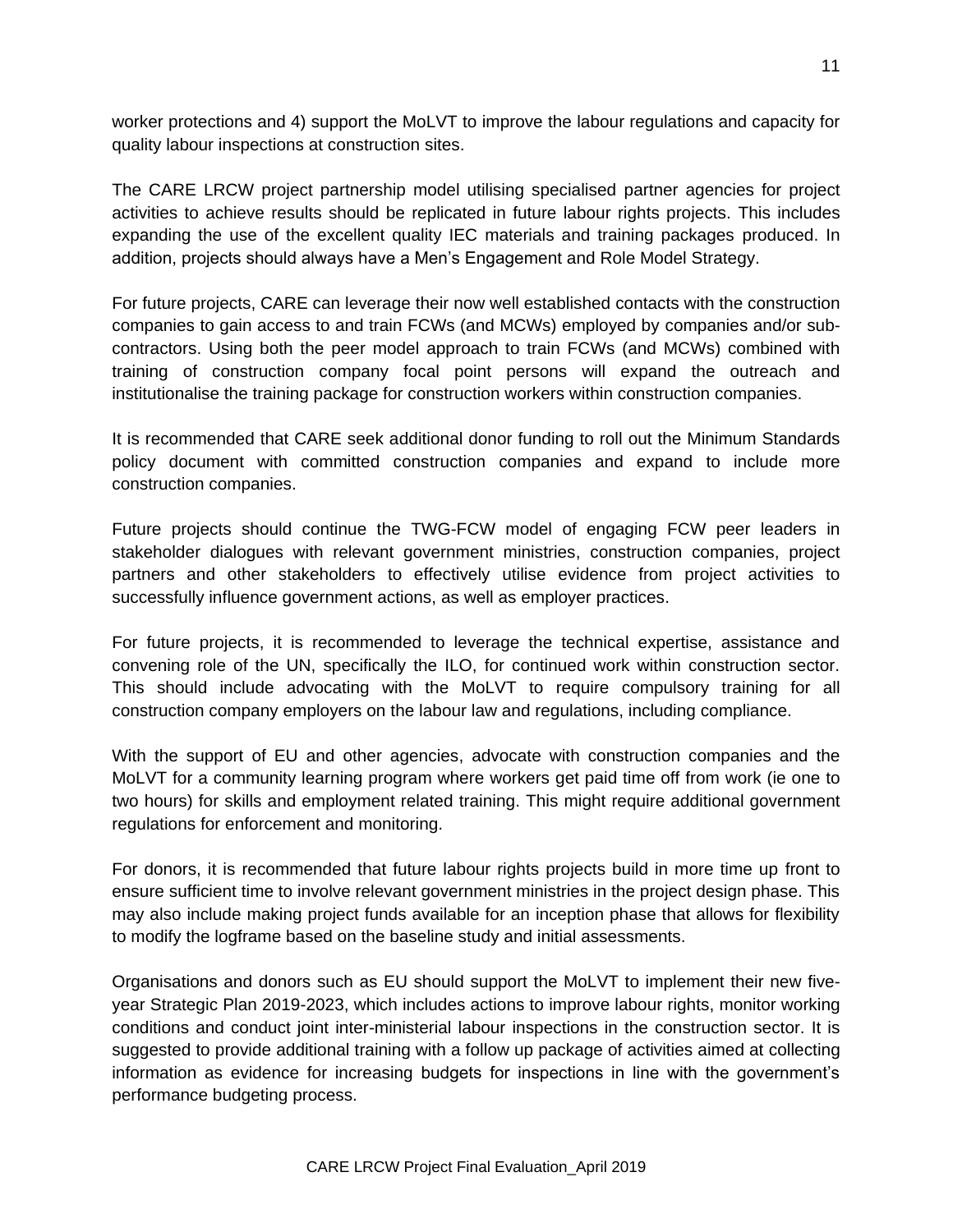worker protections and 4) support the MoLVT to improve the labour regulations and capacity for quality labour inspections at construction sites.

The CARE LRCW project partnership model utilising specialised partner agencies for project activities to achieve results should be replicated in future labour rights projects. This includes expanding the use of the excellent quality IEC materials and training packages produced. In addition, projects should always have a Men's Engagement and Role Model Strategy.

For future projects, CARE can leverage their now well established contacts with the construction companies to gain access to and train FCWs (and MCWs) employed by companies and/or sub-contractors. Using both the peer model approach to train FCWs (and MCWs) combined with training of construction company focal point persons will expand the outreach and institutionalise the training package for construction workers within construction companies.

It is recommended that CARE seek additional donor funding to roll out the Minimum Standards policy document with committed construction companies and expand to include more construction companies.

Future projects should continue the TWG-FCW model of engaging FCW peer leaders in stakeholder dialogues with relevant government ministries, construction companies, project partners and other stakeholders to effectively utilise evidence from project activities to successfully influence government actions, as well as employer practices.

For future projects, it is recommended to leverage the technical expertise, assistance and convening role of the UN, specifically the ILO, for continued work within construction sector. This should include advocating with the MoLVT to require compulsory training for all construction company employers on the labour law and regulations, including compliance.

With the support of EU and other agencies, advocate with construction companies and the MoLVT for a community learning program where workers get paid time off from work (ie one to two hours) for skills and employment related training. This might require additional government regulations for enforcement and monitoring.

For donors, it is recommended that future labour rights projects build in more time up front to ensure sufficient time to involve relevant government ministries in the project design phase. This may also include making project funds available for an inception phase that allows for flexibility to modify the logframe based on the baseline study and initial assessments.

Organisations and donors such as EU should support the MoLVT to implement their new five-year Strategic Plan 2019-2023, which includes actions to improve labour rights, monitor working conditions and conduct joint inter-ministerial labour inspections in the construction sector. It is suggested to provide additional training with a follow up package of activities aimed at collecting information as evidence for increasing budgets for inspections in line with the government's performance budgeting process.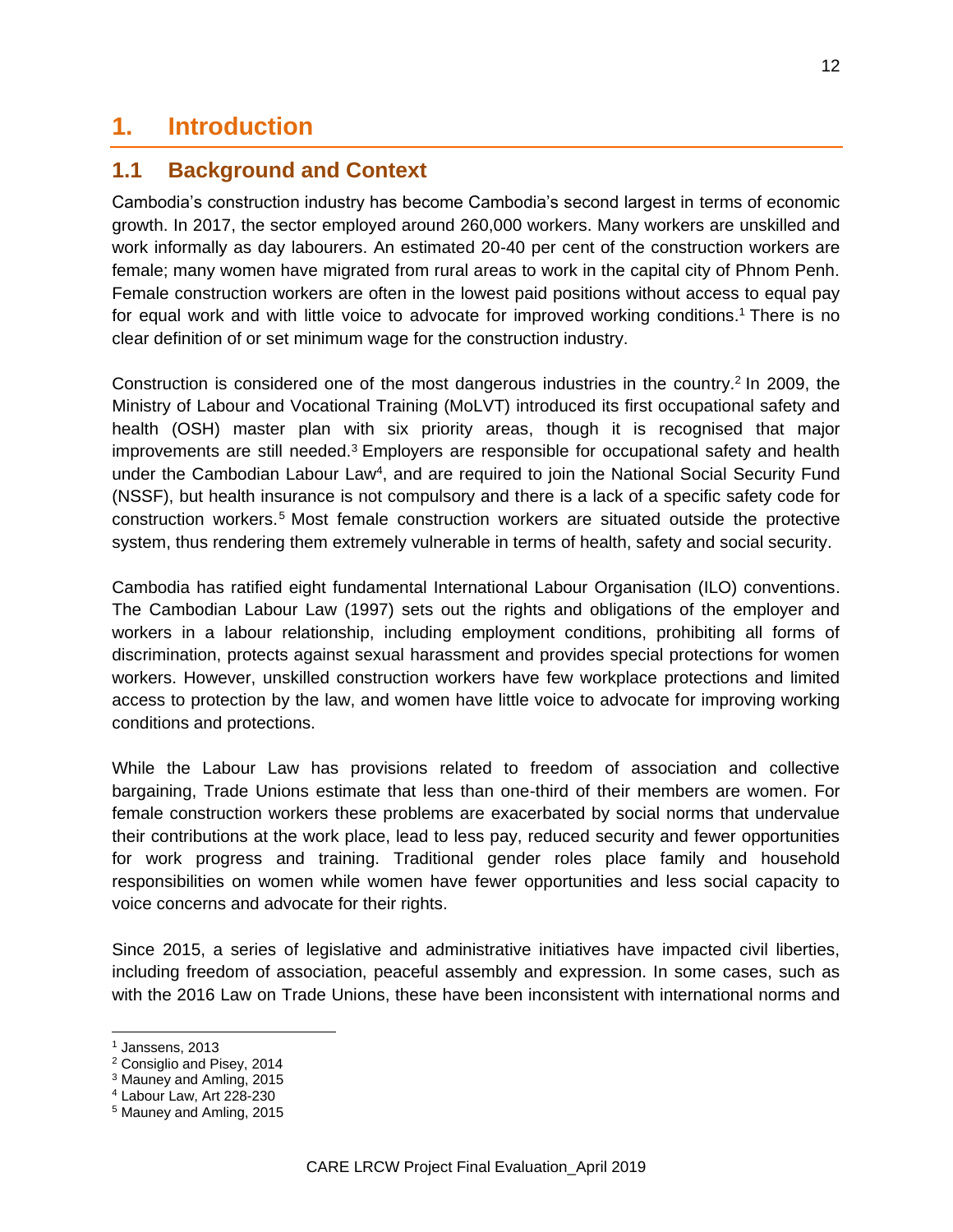# 1. Introduction

## 1.1 Background and Context

Cambodia's construction industry has become Cambodia's second largest in terms of economic growth. In 2017, the sector employed around 260,000 workers. Many workers are unskilled and work informally as day labourers. An estimated 20-40 per cent of the construction workers are female; many women have migrated from rural areas to work in the capital city of Phnom Penh. Female construction workers are often in the lowest paid positions without access to equal pay for equal work and with little voice to advocate for improved working conditions.[1] There is no clear definition of or set minimum wage for the construction industry.

Construction is considered one of the most dangerous industries in the country.[2] In 2009, the Ministry of Labour and Vocational Training (MoLVT) introduced its first occupational safety and health (OSH) master plan with six priority areas, though it is recognised that major improvements are still needed.[3] Employers are responsible for occupational safety and health under the Cambodian Labour Law[4], and are required to join the National Social Security Fund (NSSF), but health insurance is not compulsory and there is a lack of a specific safety code for construction workers.[5] Most female construction workers are situated outside the protective system, thus rendering them extremely vulnerable in terms of health, safety and social security.

Cambodia has ratified eight fundamental International Labour Organisation (ILO) conventions. The Cambodian Labour Law (1997) sets out the rights and obligations of the employer and workers in a labour relationship, including employment conditions, prohibiting all forms of discrimination, protects against sexual harassment and provides special protections for women workers. However, unskilled construction workers have few workplace protections and limited access to protection by the law, and women have little voice to advocate for improving working conditions and protections.

While the Labour Law has provisions related to freedom of association and collective bargaining, Trade Unions estimate that less than one-third of their members are women. For female construction workers these problems are exacerbated by social norms that undervalue their contributions at the work place, lead to less pay, reduced security and fewer opportunities for work progress and training. Traditional gender roles place family and household responsibilities on women while women have fewer opportunities and less social capacity to voice concerns and advocate for their rights.

Since 2015, a series of legislative and administrative initiatives have impacted civil liberties, including freedom of association, peaceful assembly and expression. In some cases, such as with the 2016 Law on Trade Unions, these have been inconsistent with international norms and

---

[1] Janssens, 2013

[2] Consiglio and Pisey, 2014

[3] Mauney and Amling, 2015

[4] Labour Law, Art 228-230

[5] Mauney and Amling, 2015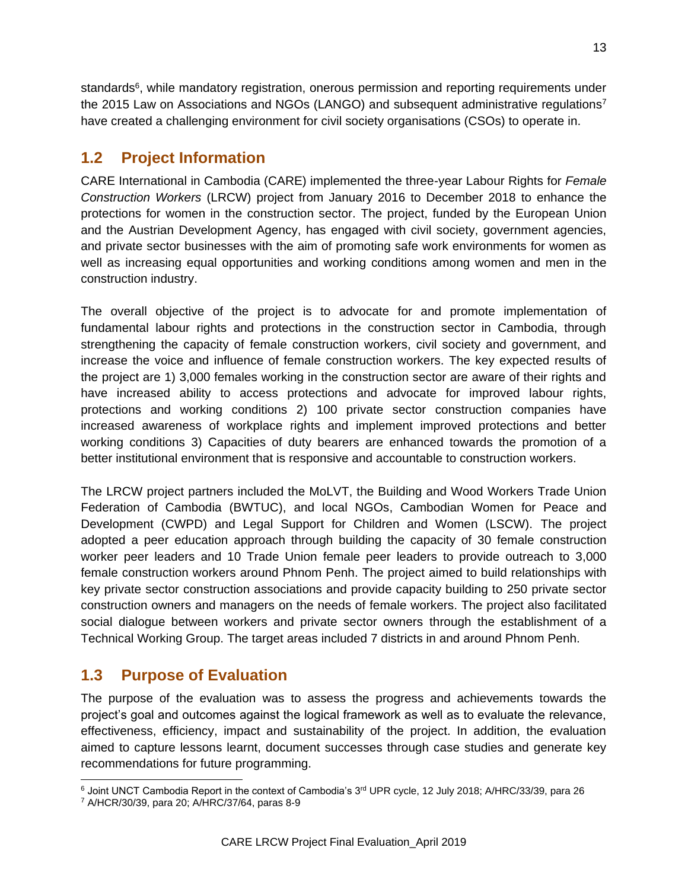standards[6], while mandatory registration, onerous permission and reporting requirements under the 2015 Law on Associations and NGOs (LANGO) and subsequent administrative regulations[7] have created a challenging environment for civil society organisations (CSOs) to operate in.

## 1.2 Project Information

CARE International in Cambodia (CARE) implemented the three-year Labour Rights for *Female Construction Workers* (LRCW) project from January 2016 to December 2018 to enhance the protections for women in the construction sector. The project, funded by the European Union and the Austrian Development Agency, has engaged with civil society, government agencies, and private sector businesses with the aim of promoting safe work environments for women as well as increasing equal opportunities and working conditions among women and men in the construction industry.

The overall objective of the project is to advocate for and promote implementation of fundamental labour rights and protections in the construction sector in Cambodia, through strengthening the capacity of female construction workers, civil society and government, and increase the voice and influence of female construction workers. The key expected results of the project are 1) 3,000 females working in the construction sector are aware of their rights and have increased ability to access protections and advocate for improved labour rights, protections and working conditions 2) 100 private sector construction companies have increased awareness of workplace rights and implement improved protections and better working conditions 3) Capacities of duty bearers are enhanced towards the promotion of a better institutional environment that is responsive and accountable to construction workers.

The LRCW project partners included the MoLVT, the Building and Wood Workers Trade Union Federation of Cambodia (BWTUC), and local NGOs, Cambodian Women for Peace and Development (CWPD) and Legal Support for Children and Women (LSCW). The project adopted a peer education approach through building the capacity of 30 female construction worker peer leaders and 10 Trade Union female peer leaders to provide outreach to 3,000 female construction workers around Phnom Penh. The project aimed to build relationships with key private sector construction associations and provide capacity building to 250 private sector construction owners and managers on the needs of female workers. The project also facilitated social dialogue between workers and private sector owners through the establishment of a Technical Working Group. The target areas included 7 districts in and around Phnom Penh.

## 1.3 Purpose of Evaluation

The purpose of the evaluation was to assess the progress and achievements towards the project's goal and outcomes against the logical framework as well as to evaluate the relevance, effectiveness, efficiency, impact and sustainability of the project. In addition, the evaluation aimed to capture lessons learnt, document successes through case studies and generate key recommendations for future programming.

---

[6] Joint UNCT Cambodia Report in the context of Cambodia's 3rd UPR cycle, 12 July 2018; A/HRC/33/39, para 26

[7] A/HCR/30/39, para 20; A/HRC/37/64, paras 8-9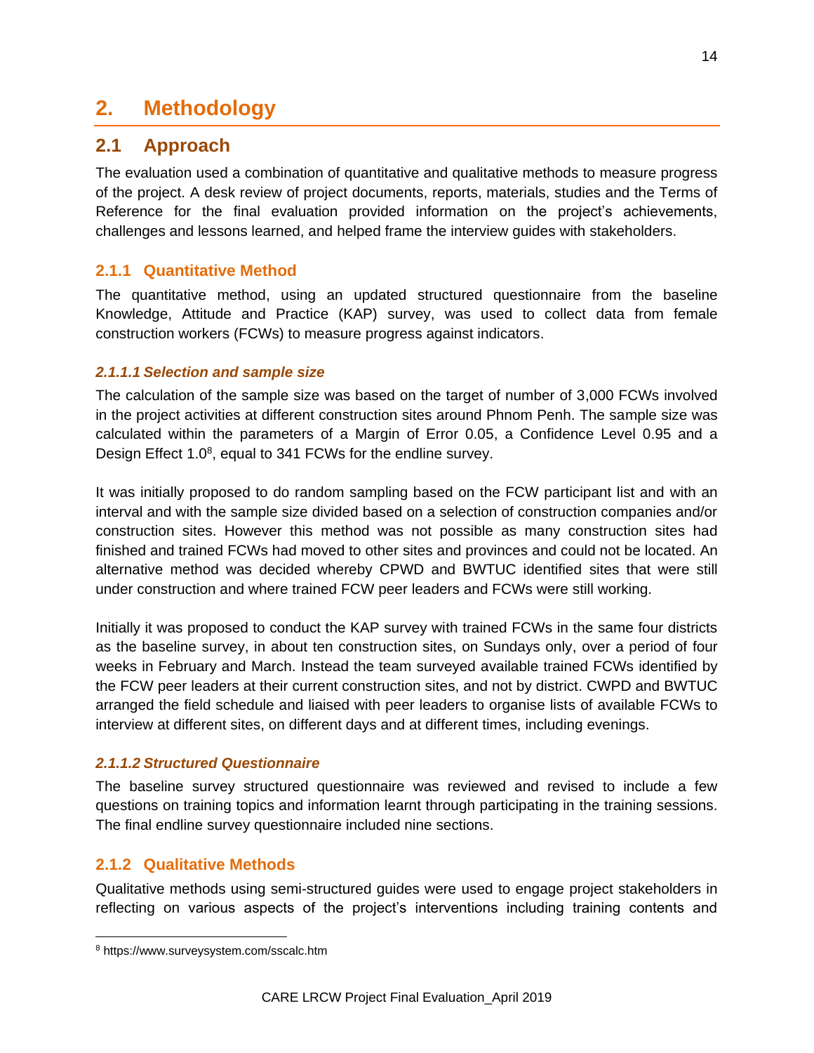# 2. Methodology

## 2.1 Approach

The evaluation used a combination of quantitative and qualitative methods to measure progress of the project. A desk review of project documents, reports, materials, studies and the Terms of Reference for the final evaluation provided information on the project's achievements, challenges and lessons learned, and helped frame the interview guides with stakeholders.

### 2.1.1 Quantitative Method

The quantitative method, using an updated structured questionnaire from the baseline Knowledge, Attitude and Practice (KAP) survey, was used to collect data from female construction workers (FCWs) to measure progress against indicators.

#### *2.1.1.1 Selection and sample size*

The calculation of the sample size was based on the target of number of 3,000 FCWs involved in the project activities at different construction sites around Phnom Penh. The sample size was calculated within the parameters of a Margin of Error 0.05, a Confidence Level 0.95 and a Design Effect 1.0[8], equal to 341 FCWs for the endline survey.

It was initially proposed to do random sampling based on the FCW participant list and with an interval and with the sample size divided based on a selection of construction companies and/or construction sites. However this method was not possible as many construction sites had finished and trained FCWs had moved to other sites and provinces and could not be located. An alternative method was decided whereby CPWD and BWTUC identified sites that were still under construction and where trained FCW peer leaders and FCWs were still working.

Initially it was proposed to conduct the KAP survey with trained FCWs in the same four districts as the baseline survey, in about ten construction sites, on Sundays only, over a period of four weeks in February and March. Instead the team surveyed available trained FCWs identified by the FCW peer leaders at their current construction sites, and not by district. CWPD and BWTUC arranged the field schedule and liaised with peer leaders to organise lists of available FCWs to interview at different sites, on different days and at different times, including evenings.

#### *2.1.1.2 Structured Questionnaire*

The baseline survey structured questionnaire was reviewed and revised to include a few questions on training topics and information learnt through participating in the training sessions. The final endline survey questionnaire included nine sections.

### 2.1.2 Qualitative Methods

Qualitative methods using semi-structured guides were used to engage project stakeholders in reflecting on various aspects of the project's interventions including training contents and

---

[8] https://www.surveysystem.com/sscalc.htm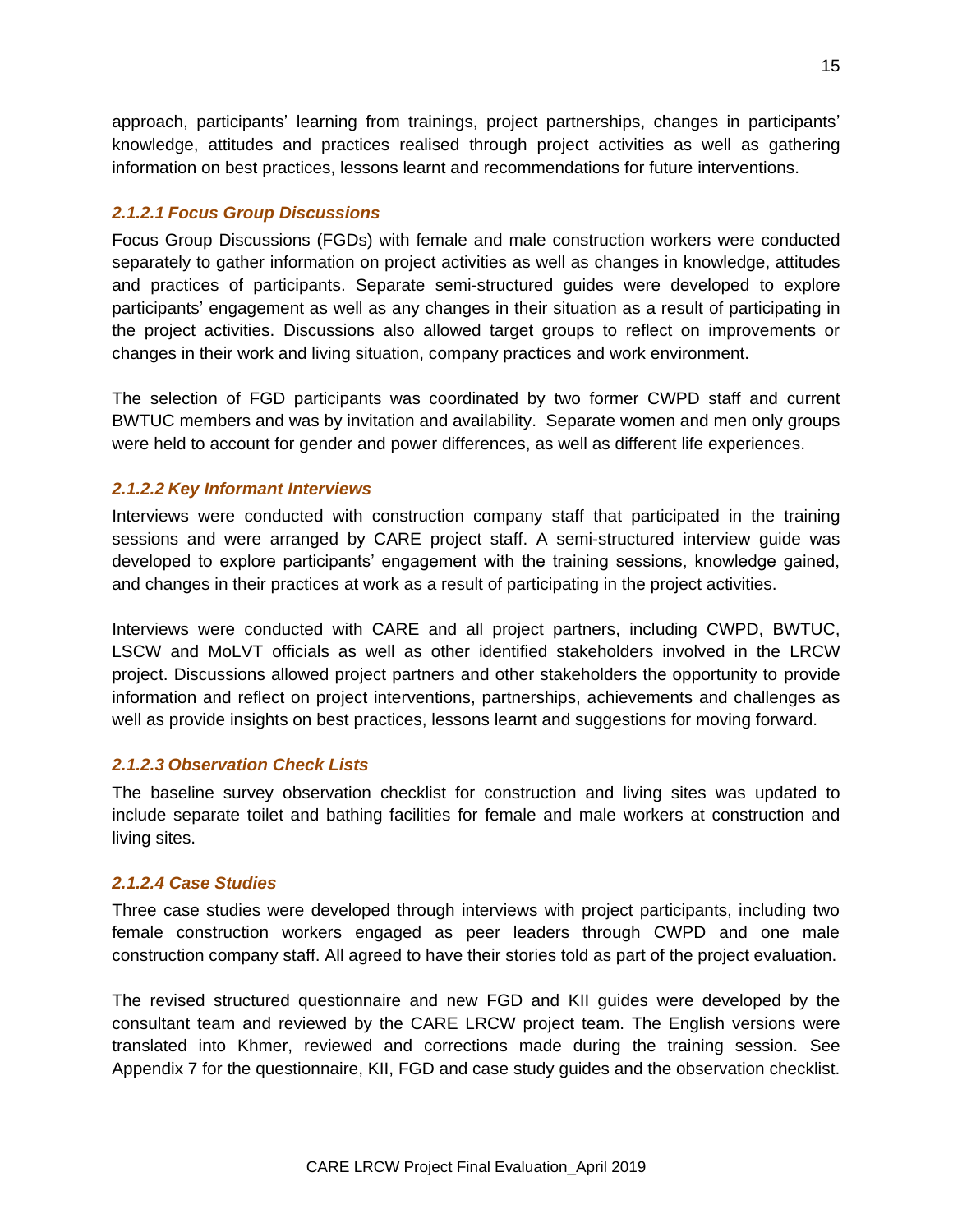approach, participants' learning from trainings, project partnerships, changes in participants' knowledge, attitudes and practices realised through project activities as well as gathering information on best practices, lessons learnt and recommendations for future interventions.

#### *2.1.2.1 Focus Group Discussions*

Focus Group Discussions (FGDs) with female and male construction workers were conducted separately to gather information on project activities as well as changes in knowledge, attitudes and practices of participants. Separate semi-structured guides were developed to explore participants' engagement as well as any changes in their situation as a result of participating in the project activities. Discussions also allowed target groups to reflect on improvements or changes in their work and living situation, company practices and work environment.

The selection of FGD participants was coordinated by two former CWPD staff and current BWTUC members and was by invitation and availability. Separate women and men only groups were held to account for gender and power differences, as well as different life experiences.

#### *2.1.2.2 Key Informant Interviews*

Interviews were conducted with construction company staff that participated in the training sessions and were arranged by CARE project staff. A semi-structured interview guide was developed to explore participants' engagement with the training sessions, knowledge gained, and changes in their practices at work as a result of participating in the project activities.

Interviews were conducted with CARE and all project partners, including CWPD, BWTUC, LSCW and MoLVT officials as well as other identified stakeholders involved in the LRCW project. Discussions allowed project partners and other stakeholders the opportunity to provide information and reflect on project interventions, partnerships, achievements and challenges as well as provide insights on best practices, lessons learnt and suggestions for moving forward.

#### *2.1.2.3 Observation Check Lists*

The baseline survey observation checklist for construction and living sites was updated to include separate toilet and bathing facilities for female and male workers at construction and living sites.

#### *2.1.2.4 Case Studies*

Three case studies were developed through interviews with project participants, including two female construction workers engaged as peer leaders through CWPD and one male construction company staff. All agreed to have their stories told as part of the project evaluation.

The revised structured questionnaire and new FGD and KII guides were developed by the consultant team and reviewed by the CARE LRCW project team. The English versions were translated into Khmer, reviewed and corrections made during the training session. See Appendix 7 for the questionnaire, KII, FGD and case study guides and the observation checklist.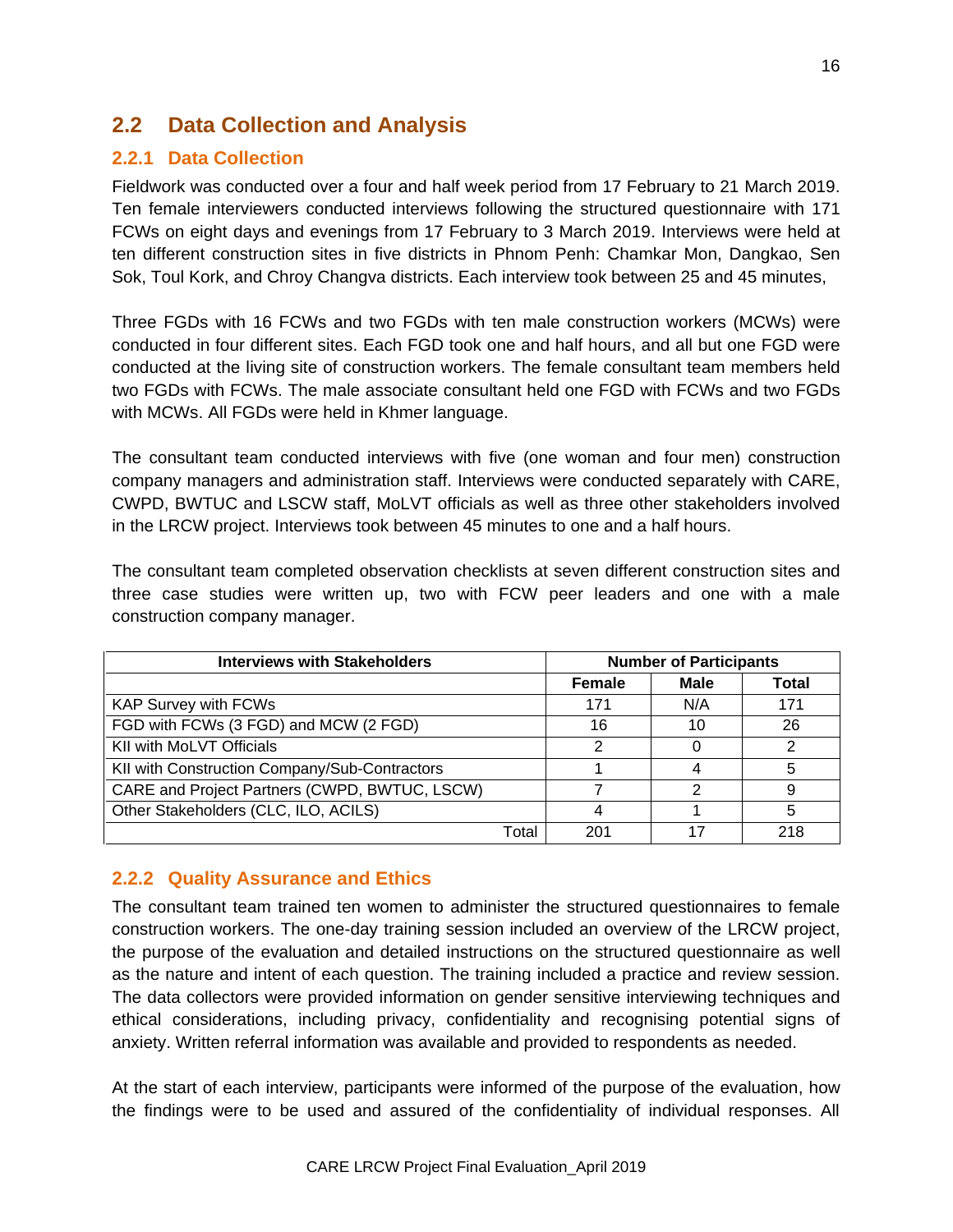## 2.2 Data Collection and Analysis

### 2.2.1 Data Collection

Fieldwork was conducted over a four and half week period from 17 February to 21 March 2019. Ten female interviewers conducted interviews following the structured questionnaire with 171 FCWs on eight days and evenings from 17 February to 3 March 2019. Interviews were held at ten different construction sites in five districts in Phnom Penh: Chamkar Mon, Dangkao, Sen Sok, Toul Kork, and Chroy Changva districts. Each interview took between 25 and 45 minutes,

Three FGDs with 16 FCWs and two FGDs with ten male construction workers (MCWs) were conducted in four different sites. Each FGD took one and half hours, and all but one FGD were conducted at the living site of construction workers. The female consultant team members held two FGDs with FCWs. The male associate consultant held one FGD with FCWs and two FGDs with MCWs. All FGDs were held in Khmer language.

The consultant team conducted interviews with five (one woman and four men) construction company managers and administration staff. Interviews were conducted separately with CARE, CWPD, BWTUC and LSCW staff, MoLVT officials as well as three other stakeholders involved in the LRCW project. Interviews took between 45 minutes to one and a half hours.

The consultant team completed observation checklists at seven different construction sites and three case studies were written up, two with FCW peer leaders and one with a male construction company manager.

| Interviews with Stakeholders | Number of Participants | | |
|---|---|---|---|
| | Female | Male | Total |
| KAP Survey with FCWs | 171 | N/A | 171 |
| FGD with FCWs (3 FGD) and MCW (2 FGD) | 16 | 10 | 26 |
| KII with MoLVT Officials | 2 | 0 | 2 |
| KII with Construction Company/Sub-Contractors | 1 | 4 | 5 |
| CARE and Project Partners (CWPD, BWTUC, LSCW) | 7 | 2 | 9 |
| Other Stakeholders (CLC, ILO, ACILS) | 4 | 1 | 5 |
| Total | 201 | 17 | 218 |

### 2.2.2 Quality Assurance and Ethics

The consultant team trained ten women to administer the structured questionnaires to female construction workers. The one-day training session included an overview of the LRCW project, the purpose of the evaluation and detailed instructions on the structured questionnaire as well as the nature and intent of each question. The training included a practice and review session. The data collectors were provided information on gender sensitive interviewing techniques and ethical considerations, including privacy, confidentiality and recognising potential signs of anxiety. Written referral information was available and provided to respondents as needed.

At the start of each interview, participants were informed of the purpose of the evaluation, how the findings were to be used and assured of the confidentiality of individual responses. All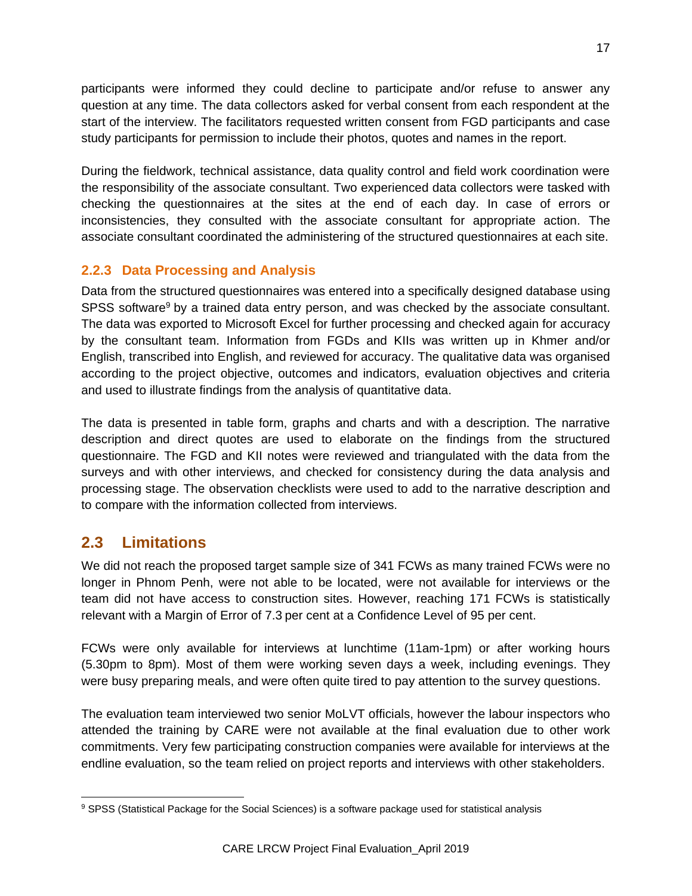participants were informed they could decline to participate and/or refuse to answer any question at any time. The data collectors asked for verbal consent from each respondent at the start of the interview. The facilitators requested written consent from FGD participants and case study participants for permission to include their photos, quotes and names in the report.

During the fieldwork, technical assistance, data quality control and field work coordination were the responsibility of the associate consultant. Two experienced data collectors were tasked with checking the questionnaires at the sites at the end of each day. In case of errors or inconsistencies, they consulted with the associate consultant for appropriate action. The associate consultant coordinated the administering of the structured questionnaires at each site.

### 2.2.3 Data Processing and Analysis

Data from the structured questionnaires was entered into a specifically designed database using SPSS software[9] by a trained data entry person, and was checked by the associate consultant. The data was exported to Microsoft Excel for further processing and checked again for accuracy by the consultant team. Information from FGDs and KIIs was written up in Khmer and/or English, transcribed into English, and reviewed for accuracy. The qualitative data was organised according to the project objective, outcomes and indicators, evaluation objectives and criteria and used to illustrate findings from the analysis of quantitative data.

The data is presented in table form, graphs and charts and with a description. The narrative description and direct quotes are used to elaborate on the findings from the structured questionnaire. The FGD and KII notes were reviewed and triangulated with the data from the surveys and with other interviews, and checked for consistency during the data analysis and processing stage. The observation checklists were used to add to the narrative description and to compare with the information collected from interviews.

## 2.3 Limitations

We did not reach the proposed target sample size of 341 FCWs as many trained FCWs were no longer in Phnom Penh, were not able to be located, were not available for interviews or the team did not have access to construction sites. However, reaching 171 FCWs is statistically relevant with a Margin of Error of 7.3 per cent at a Confidence Level of 95 per cent.

FCWs were only available for interviews at lunchtime (11am-1pm) or after working hours (5.30pm to 8pm). Most of them were working seven days a week, including evenings. They were busy preparing meals, and were often quite tired to pay attention to the survey questions.

The evaluation team interviewed two senior MoLVT officials, however the labour inspectors who attended the training by CARE were not available at the final evaluation due to other work commitments. Very few participating construction companies were available for interviews at the endline evaluation, so the team relied on project reports and interviews with other stakeholders.

---

[9] SPSS (Statistical Package for the Social Sciences) is a software package used for statistical analysis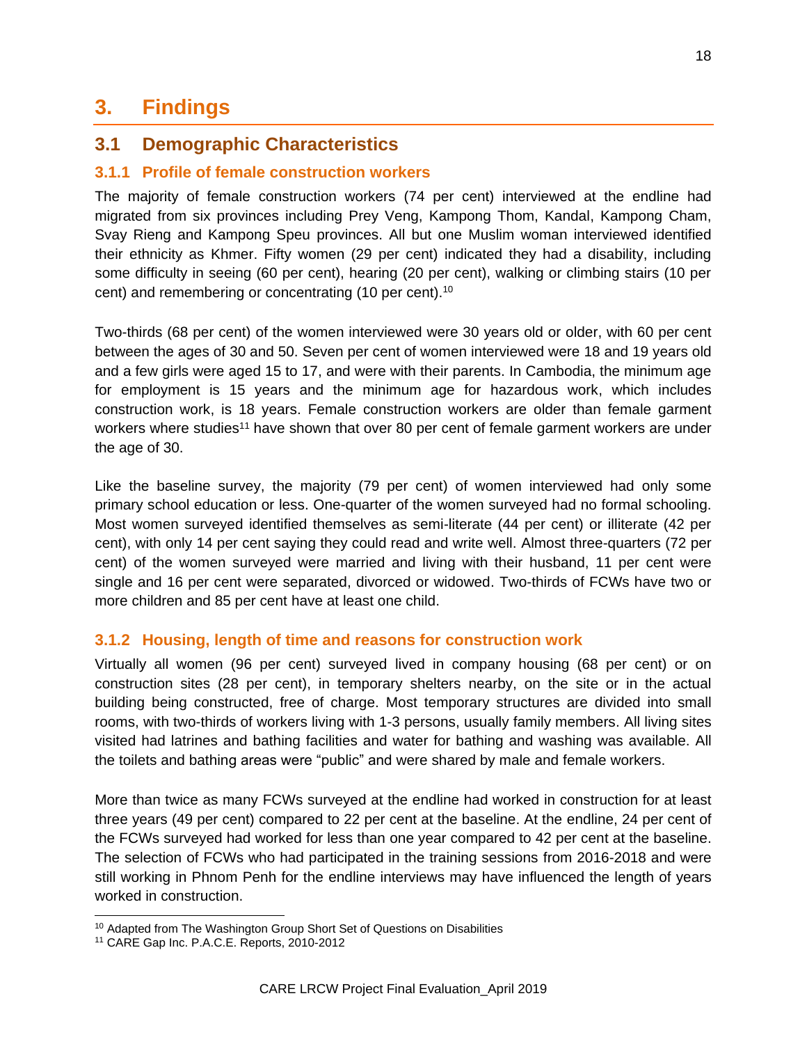# 3. Findings

## 3.1 Demographic Characteristics

### 3.1.1 Profile of female construction workers

The majority of female construction workers (74 per cent) interviewed at the endline had migrated from six provinces including Prey Veng, Kampong Thom, Kandal, Kampong Cham, Svay Rieng and Kampong Speu provinces. All but one Muslim woman interviewed identified their ethnicity as Khmer. Fifty women (29 per cent) indicated they had a disability, including some difficulty in seeing (60 per cent), hearing (20 per cent), walking or climbing stairs (10 per cent) and remembering or concentrating (10 per cent).[10]

Two-thirds (68 per cent) of the women interviewed were 30 years old or older, with 60 per cent between the ages of 30 and 50. Seven per cent of women interviewed were 18 and 19 years old and a few girls were aged 15 to 17, and were with their parents. In Cambodia, the minimum age for employment is 15 years and the minimum age for hazardous work, which includes construction work, is 18 years. Female construction workers are older than female garment workers where studies[11] have shown that over 80 per cent of female garment workers are under the age of 30.

Like the baseline survey, the majority (79 per cent) of women interviewed had only some primary school education or less. One-quarter of the women surveyed had no formal schooling. Most women surveyed identified themselves as semi-literate (44 per cent) or illiterate (42 per cent), with only 14 per cent saying they could read and write well. Almost three-quarters (72 per cent) of the women surveyed were married and living with their husband, 11 per cent were single and 16 per cent were separated, divorced or widowed. Two-thirds of FCWs have two or more children and 85 per cent have at least one child.

### 3.1.2 Housing, length of time and reasons for construction work

Virtually all women (96 per cent) surveyed lived in company housing (68 per cent) or on construction sites (28 per cent), in temporary shelters nearby, on the site or in the actual building being constructed, free of charge. Most temporary structures are divided into small rooms, with two-thirds of workers living with 1-3 persons, usually family members. All living sites visited had latrines and bathing facilities and water for bathing and washing was available. All the toilets and bathing areas were "public" and were shared by male and female workers.

More than twice as many FCWs surveyed at the endline had worked in construction for at least three years (49 per cent) compared to 22 per cent at the baseline. At the endline, 24 per cent of the FCWs surveyed had worked for less than one year compared to 42 per cent at the baseline. The selection of FCWs who had participated in the training sessions from 2016-2018 and were still working in Phnom Penh for the endline interviews may have influenced the length of years worked in construction.

---

[10] Adapted from The Washington Group Short Set of Questions on Disabilities

[11] CARE Gap Inc. P.A.C.E. Reports, 2010-2012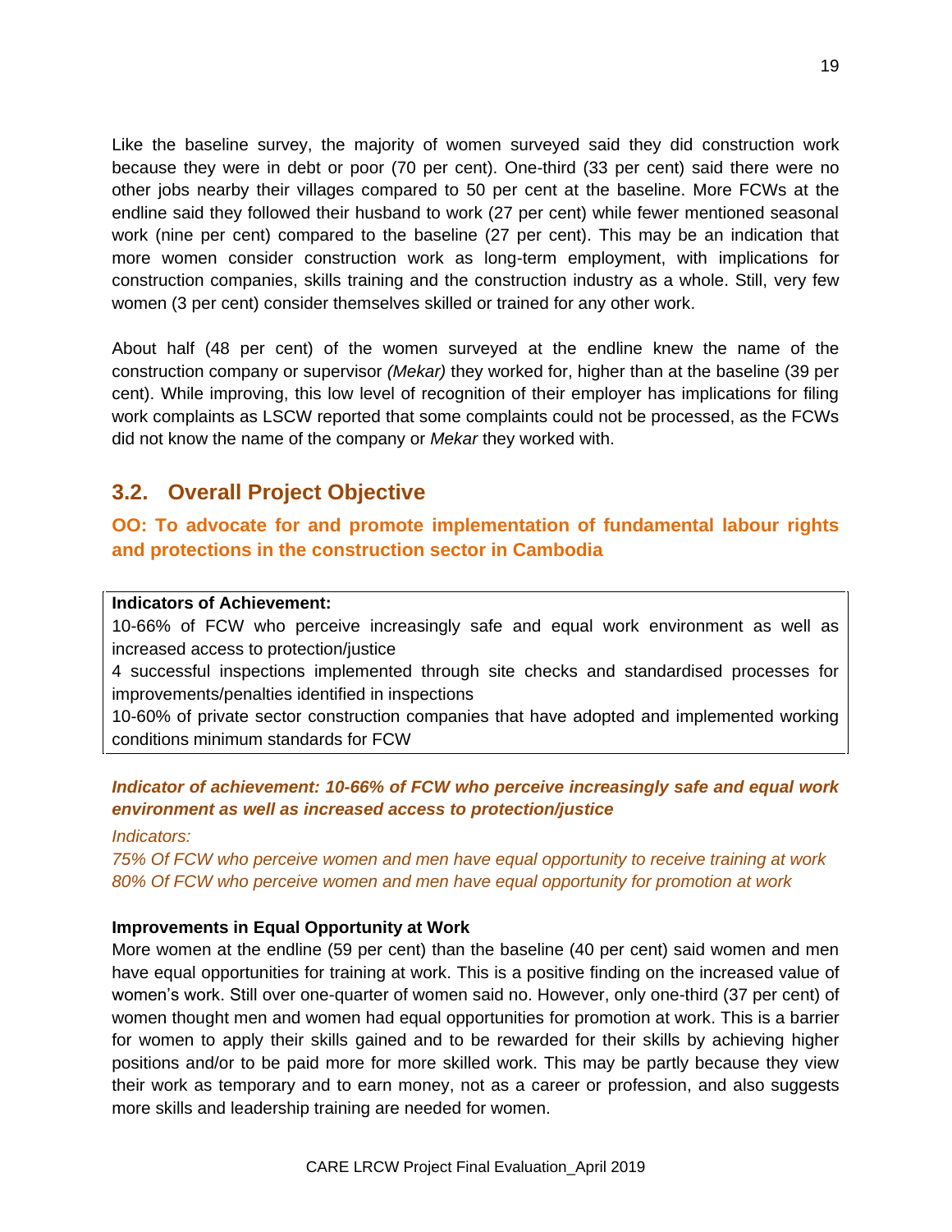Like the baseline survey, the majority of women surveyed said they did construction work because they were in debt or poor (70 per cent). One-third (33 per cent) said there were no other jobs nearby their villages compared to 50 per cent at the baseline. More FCWs at the endline said they followed their husband to work (27 per cent) while fewer mentioned seasonal work (nine per cent) compared to the baseline (27 per cent). This may be an indication that more women consider construction work as long-term employment, with implications for construction companies, skills training and the construction industry as a whole. Still, very few women (3 per cent) consider themselves skilled or trained for any other work.

About half (48 per cent) of the women surveyed at the endline knew the name of the construction company or supervisor *(Mekar)* they worked for, higher than at the baseline (39 per cent). While improving, this low level of recognition of their employer has implications for filing work complaints as LSCW reported that some complaints could not be processed, as the FCWs did not know the name of the company or *Mekar* they worked with.

## 3.2. Overall Project Objective

### OO: To advocate for and promote implementation of fundamental labour rights and protections in the construction sector in Cambodia

| **Indicators of Achievement:** |
|---|
| 10-66% of FCW who perceive increasingly safe and equal work environment as well as increased access to protection/justice |
| 4 successful inspections implemented through site checks and standardised processes for improvements/penalties identified in inspections |
| 10-60% of private sector construction companies that have adopted and implemented working conditions minimum standards for FCW |

***Indicator of achievement: 10-66% of FCW who perceive increasingly safe and equal work environment as well as increased access to protection/justice***

*Indicators:*
*75% Of FCW who perceive women and men have equal opportunity to receive training at work*
*80% Of FCW who perceive women and men have equal opportunity for promotion at work*

**Improvements in Equal Opportunity at Work**

More women at the endline (59 per cent) than the baseline (40 per cent) said women and men have equal opportunities for training at work. This is a positive finding on the increased value of women's work. Still over one-quarter of women said no. However, only one-third (37 per cent) of women thought men and women had equal opportunities for promotion at work. This is a barrier for women to apply their skills gained and to be rewarded for their skills by achieving higher positions and/or to be paid more for more skilled work. This may be partly because they view their work as temporary and to earn money, not as a career or profession, and also suggests more skills and leadership training are needed for women.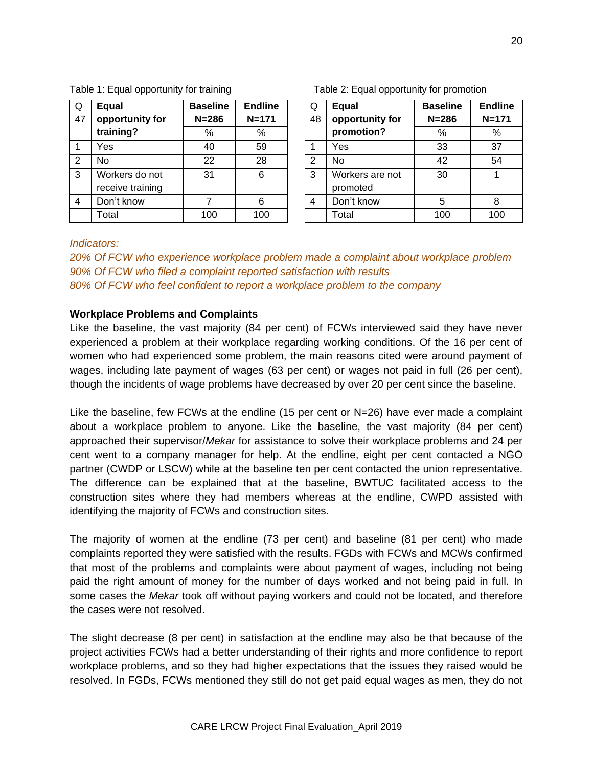Table 1: Equal opportunity for training

| Q 47 | Equal opportunity for training? | Baseline N=286 | Endline N=171 |
|---|---|---|---|
| | | % | % |
| 1 | Yes | 40 | 59 |
| 2 | No | 22 | 28 |
| 3 | Workers do not receive training | 31 | 6 |
| 4 | Don't know | 7 | 6 |
| | Total | 100 | 100 |

Table 2: Equal opportunity for promotion

| Q 48 | Equal opportunity for promotion? | Baseline N=286 | Endline N=171 |
|---|---|---|---|
| | | % | % |
| 1 | Yes | 33 | 37 |
| 2 | No | 42 | 54 |
| 3 | Workers are not promoted | 30 | 1 |
| 4 | Don't know | 5 | 8 |
| | Total | 100 | 100 |

*Indicators:*
*20% Of FCW who experience workplace problem made a complaint about workplace problem*
*90% Of FCW who filed a complaint reported satisfaction with results*
*80% Of FCW who feel confident to report a workplace problem to the company*

**Workplace Problems and Complaints**

Like the baseline, the vast majority (84 per cent) of FCWs interviewed said they have never experienced a problem at their workplace regarding working conditions. Of the 16 per cent of women who had experienced some problem, the main reasons cited were around payment of wages, including late payment of wages (63 per cent) or wages not paid in full (26 per cent), though the incidents of wage problems have decreased by over 20 per cent since the baseline.

Like the baseline, few FCWs at the endline (15 per cent or N=26) have ever made a complaint about a workplace problem to anyone. Like the baseline, the vast majority (84 per cent) approached their supervisor/*Mekar* for assistance to solve their workplace problems and 24 per cent went to a company manager for help. At the endline, eight per cent contacted a NGO partner (CWDP or LSCW) while at the baseline ten per cent contacted the union representative. The difference can be explained that at the baseline, BWTUC facilitated access to the construction sites where they had members whereas at the endline, CWPD assisted with identifying the majority of FCWs and construction sites.

The majority of women at the endline (73 per cent) and baseline (81 per cent) who made complaints reported they were satisfied with the results. FGDs with FCWs and MCWs confirmed that most of the problems and complaints were about payment of wages, including not being paid the right amount of money for the number of days worked and not being paid in full. In some cases the *Mekar* took off without paying workers and could not be located, and therefore the cases were not resolved.

The slight decrease (8 per cent) in satisfaction at the endline may also be that because of the project activities FCWs had a better understanding of their rights and more confidence to report workplace problems, and so they had higher expectations that the issues they raised would be resolved. In FGDs, FCWs mentioned they still do not get paid equal wages as men, they do not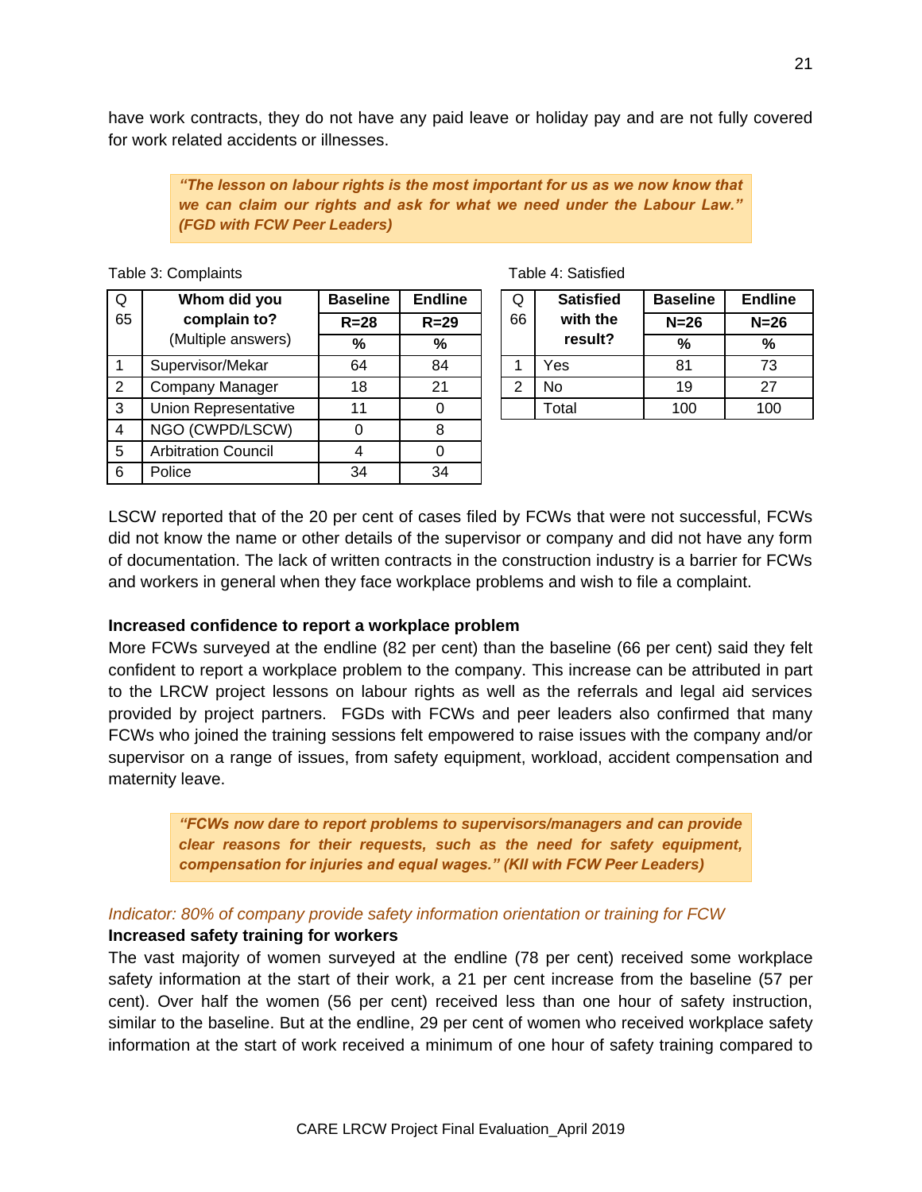have work contracts, they do not have any paid leave or holiday pay and are not fully covered for work related accidents or illnesses.

> ***"The lesson on labour rights is the most important for us as we now know that we can claim our rights and ask for what we need under the Labour Law." (FGD with FCW Peer Leaders)***

Table 3: Complaints

| Q 65 | Whom did you complain to? (Multiple answers) | Baseline | Endline |
|---|---|---|---|
| | | R=28 | R=29 |
| | | % | % |
| 1 | Supervisor/Mekar | 64 | 84 |
| 2 | Company Manager | 18 | 21 |
| 3 | Union Representative | 11 | 0 |
| 4 | NGO (CWPD/LSCW) | 0 | 8 |
| 5 | Arbitration Council | 4 | 0 |
| 6 | Police | 34 | 34 |

Table 4: Satisfied

| Q 66 | Satisfied with the result? | Baseline | Endline |
|---|---|---|---|
| | | N=26 | N=26 |
| | | % | % |
| 1 | Yes | 81 | 73 |
| 2 | No | 19 | 27 |
| | Total | 100 | 100 |

LSCW reported that of the 20 per cent of cases filed by FCWs that were not successful, FCWs did not know the name or other details of the supervisor or company and did not have any form of documentation. The lack of written contracts in the construction industry is a barrier for FCWs and workers in general when they face workplace problems and wish to file a complaint.

**Increased confidence to report a workplace problem**

More FCWs surveyed at the endline (82 per cent) than the baseline (66 per cent) said they felt confident to report a workplace problem to the company. This increase can be attributed in part to the LRCW project lessons on labour rights as well as the referrals and legal aid services provided by project partners. FGDs with FCWs and peer leaders also confirmed that many FCWs who joined the training sessions felt empowered to raise issues with the company and/or supervisor on a range of issues, from safety equipment, workload, accident compensation and maternity leave.

> ***"FCWs now dare to report problems to supervisors/managers and can provide clear reasons for their requests, such as the need for safety equipment, compensation for injuries and equal wages." (KII with FCW Peer Leaders)***

*Indicator: 80% of company provide safety information orientation or training for FCW*

**Increased safety training for workers**

The vast majority of women surveyed at the endline (78 per cent) received some workplace safety information at the start of their work, a 21 per cent increase from the baseline (57 per cent). Over half the women (56 per cent) received less than one hour of safety instruction, similar to the baseline. But at the endline, 29 per cent of women who received workplace safety information at the start of work received a minimum of one hour of safety training compared to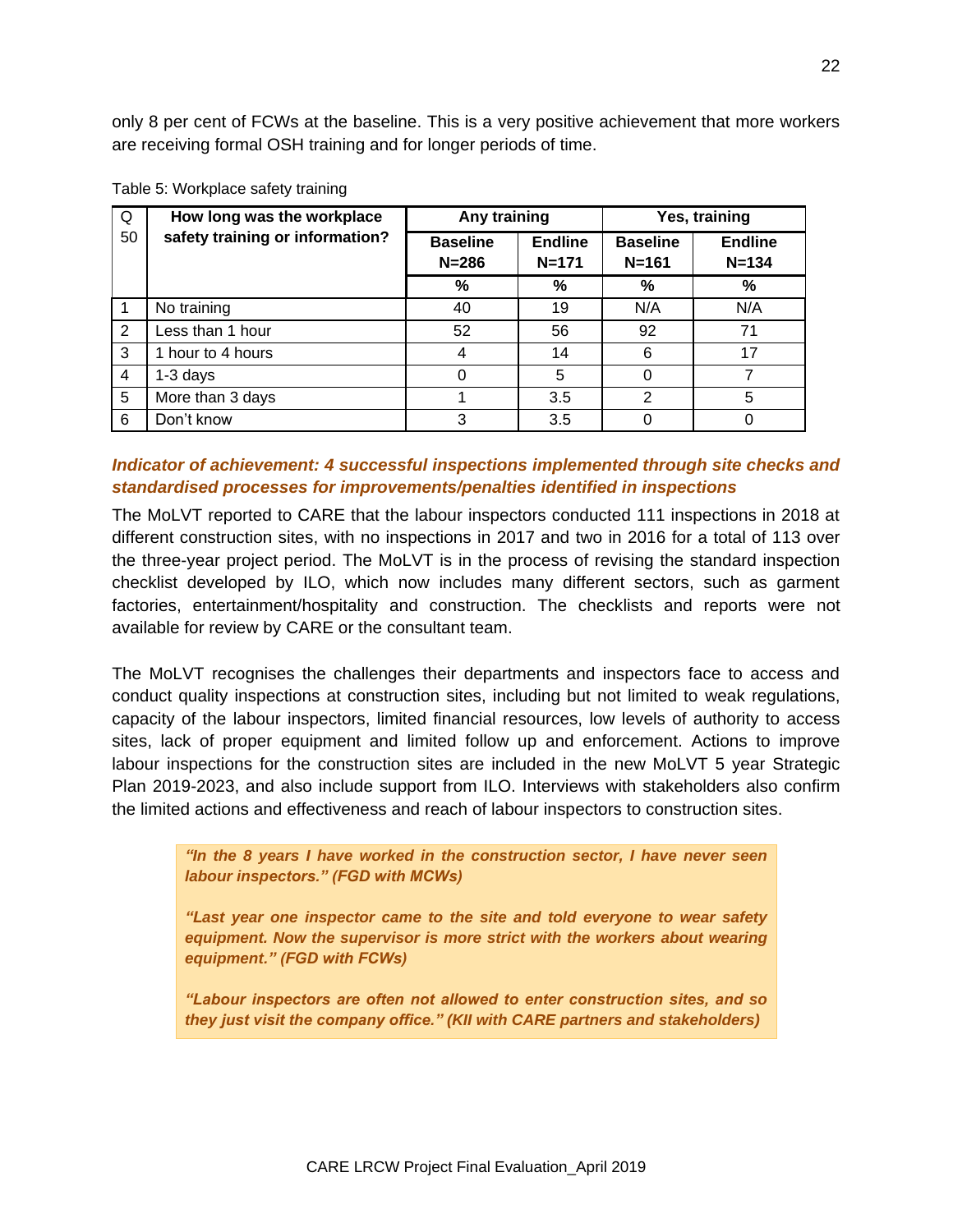only 8 per cent of FCWs at the baseline. This is a very positive achievement that more workers are receiving formal OSH training and for longer periods of time.

Table 5: Workplace safety training

| Q 50 | How long was the workplace safety training or information? | Any training | | Yes, training | |
|---|---|---|---|---|---|
| | | Baseline N=286 | Endline N=171 | Baseline N=161 | Endline N=134 |
| | | % | % | % | % |
| 1 | No training | 40 | 19 | N/A | N/A |
| 2 | Less than 1 hour | 52 | 56 | 92 | 71 |
| 3 | 1 hour to 4 hours | 4 | 14 | 6 | 17 |
| 4 | 1-3 days | 0 | 5 | 0 | 7 |
| 5 | More than 3 days | 1 | 3.5 | 2 | 5 |
| 6 | Don't know | 3 | 3.5 | 0 | 0 |

***Indicator of achievement: 4 successful inspections implemented through site checks and standardised processes for improvements/penalties identified in inspections***

The MoLVT reported to CARE that the labour inspectors conducted 111 inspections in 2018 at different construction sites, with no inspections in 2017 and two in 2016 for a total of 113 over the three-year project period. The MoLVT is in the process of revising the standard inspection checklist developed by ILO, which now includes many different sectors, such as garment factories, entertainment/hospitality and construction. The checklists and reports were not available for review by CARE or the consultant team.

The MoLVT recognises the challenges their departments and inspectors face to access and conduct quality inspections at construction sites, including but not limited to weak regulations, capacity of the labour inspectors, limited financial resources, low levels of authority to access sites, lack of proper equipment and limited follow up and enforcement. Actions to improve labour inspections for the construction sites are included in the new MoLVT 5 year Strategic Plan 2019-2023, and also include support from ILO. Interviews with stakeholders also confirm the limited actions and effectiveness and reach of labour inspectors to construction sites.

> ***"In the 8 years I have worked in the construction sector, I have never seen labour inspectors." (FGD with MCWs)***
>
> ***"Last year one inspector came to the site and told everyone to wear safety equipment. Now the supervisor is more strict with the workers about wearing equipment." (FGD with FCWs)***
>
> ***"Labour inspectors are often not allowed to enter construction sites, and so they just visit the company office." (KII with CARE partners and stakeholders)***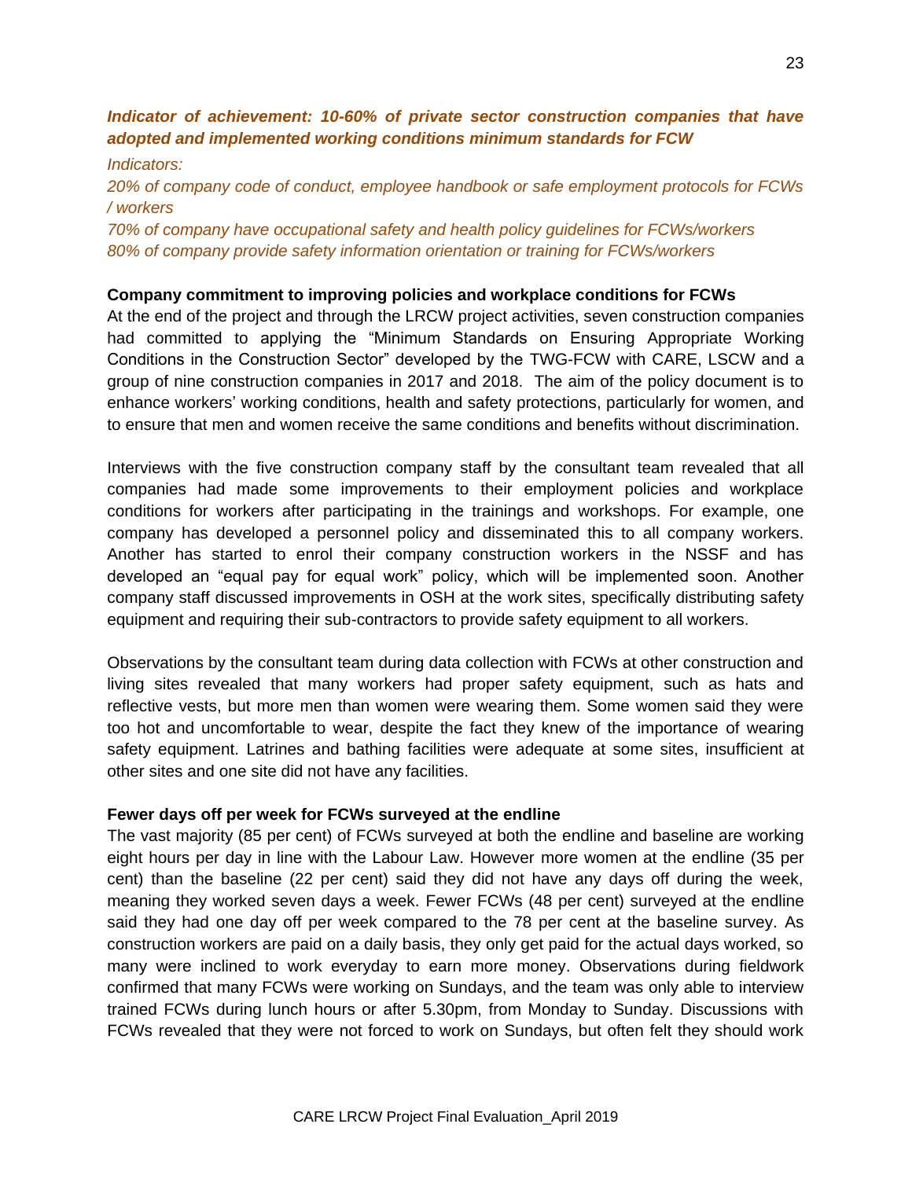***Indicator of achievement: 10-60% of private sector construction companies that have adopted and implemented working conditions minimum standards for FCW***

*Indicators:*

*20% of company code of conduct, employee handbook or safe employment protocols for FCWs / workers*

*70% of company have occupational safety and health policy guidelines for FCWs/workers*

*80% of company provide safety information orientation or training for FCWs/workers*

**Company commitment to improving policies and workplace conditions for FCWs**

At the end of the project and through the LRCW project activities, seven construction companies had committed to applying the "Minimum Standards on Ensuring Appropriate Working Conditions in the Construction Sector" developed by the TWG-FCW with CARE, LSCW and a group of nine construction companies in 2017 and 2018. The aim of the policy document is to enhance workers' working conditions, health and safety protections, particularly for women, and to ensure that men and women receive the same conditions and benefits without discrimination.

Interviews with the five construction company staff by the consultant team revealed that all companies had made some improvements to their employment policies and workplace conditions for workers after participating in the trainings and workshops. For example, one company has developed a personnel policy and disseminated this to all company workers. Another has started to enrol their company construction workers in the NSSF and has developed an "equal pay for equal work" policy, which will be implemented soon. Another company staff discussed improvements in OSH at the work sites, specifically distributing safety equipment and requiring their sub-contractors to provide safety equipment to all workers.

Observations by the consultant team during data collection with FCWs at other construction and living sites revealed that many workers had proper safety equipment, such as hats and reflective vests, but more men than women were wearing them. Some women said they were too hot and uncomfortable to wear, despite the fact they knew of the importance of wearing safety equipment. Latrines and bathing facilities were adequate at some sites, insufficient at other sites and one site did not have any facilities.

**Fewer days off per week for FCWs surveyed at the endline**

The vast majority (85 per cent) of FCWs surveyed at both the endline and baseline are working eight hours per day in line with the Labour Law. However more women at the endline (35 per cent) than the baseline (22 per cent) said they did not have any days off during the week, meaning they worked seven days a week. Fewer FCWs (48 per cent) surveyed at the endline said they had one day off per week compared to the 78 per cent at the baseline survey. As construction workers are paid on a daily basis, they only get paid for the actual days worked, so many were inclined to work everyday to earn more money. Observations during fieldwork confirmed that many FCWs were working on Sundays, and the team was only able to interview trained FCWs during lunch hours or after 5.30pm, from Monday to Sunday. Discussions with FCWs revealed that they were not forced to work on Sundays, but often felt they should work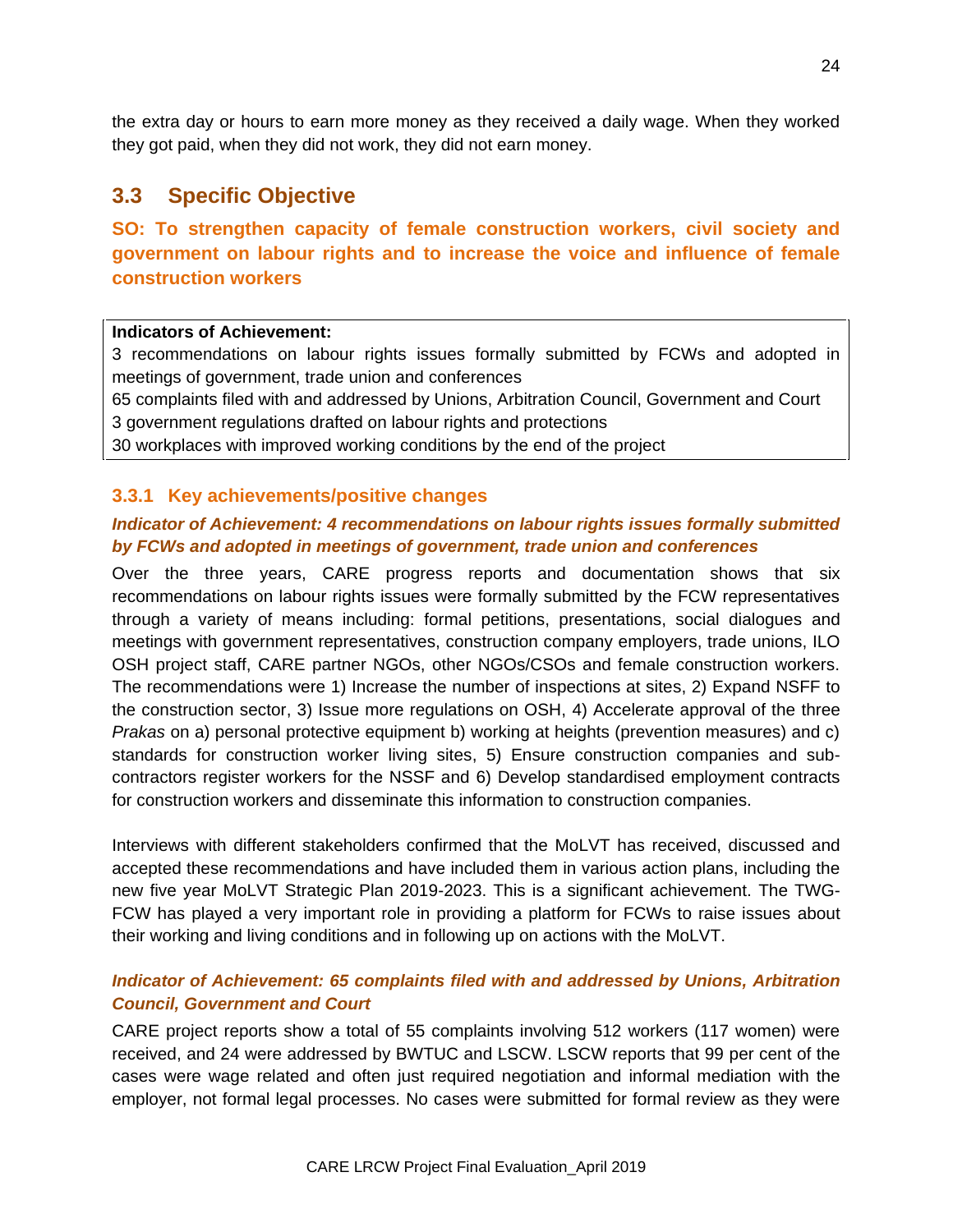the extra day or hours to earn more money as they received a daily wage. When they worked they got paid, when they did not work, they did not earn money.

## 3.3 Specific Objective

**SO: To strengthen capacity of female construction workers, civil society and government on labour rights and to increase the voice and influence of female construction workers**

**Indicators of Achievement:**
3 recommendations on labour rights issues formally submitted by FCWs and adopted in meetings of government, trade union and conferences
65 complaints filed with and addressed by Unions, Arbitration Council, Government and Court
3 government regulations drafted on labour rights and protections
30 workplaces with improved working conditions by the end of the project

### 3.3.1 Key achievements/positive changes

***Indicator of Achievement: 4 recommendations on labour rights issues formally submitted by FCWs and adopted in meetings of government, trade union and conferences***

Over the three years, CARE progress reports and documentation shows that six recommendations on labour rights issues were formally submitted by the FCW representatives through a variety of means including: formal petitions, presentations, social dialogues and meetings with government representatives, construction company employers, trade unions, ILO OSH project staff, CARE partner NGOs, other NGOs/CSOs and female construction workers. The recommendations were 1) Increase the number of inspections at sites, 2) Expand NSFF to the construction sector, 3) Issue more regulations on OSH, 4) Accelerate approval of the three *Prakas* on a) personal protective equipment b) working at heights (prevention measures) and c) standards for construction worker living sites, 5) Ensure construction companies and sub-contractors register workers for the NSSF and 6) Develop standardised employment contracts for construction workers and disseminate this information to construction companies.

Interviews with different stakeholders confirmed that the MoLVT has received, discussed and accepted these recommendations and have included them in various action plans, including the new five year MoLVT Strategic Plan 2019-2023. This is a significant achievement. The TWG-FCW has played a very important role in providing a platform for FCWs to raise issues about their working and living conditions and in following up on actions with the MoLVT.

***Indicator of Achievement: 65 complaints filed with and addressed by Unions, Arbitration Council, Government and Court***

CARE project reports show a total of 55 complaints involving 512 workers (117 women) were received, and 24 were addressed by BWTUC and LSCW. LSCW reports that 99 per cent of the cases were wage related and often just required negotiation and informal mediation with the employer, not formal legal processes. No cases were submitted for formal review as they were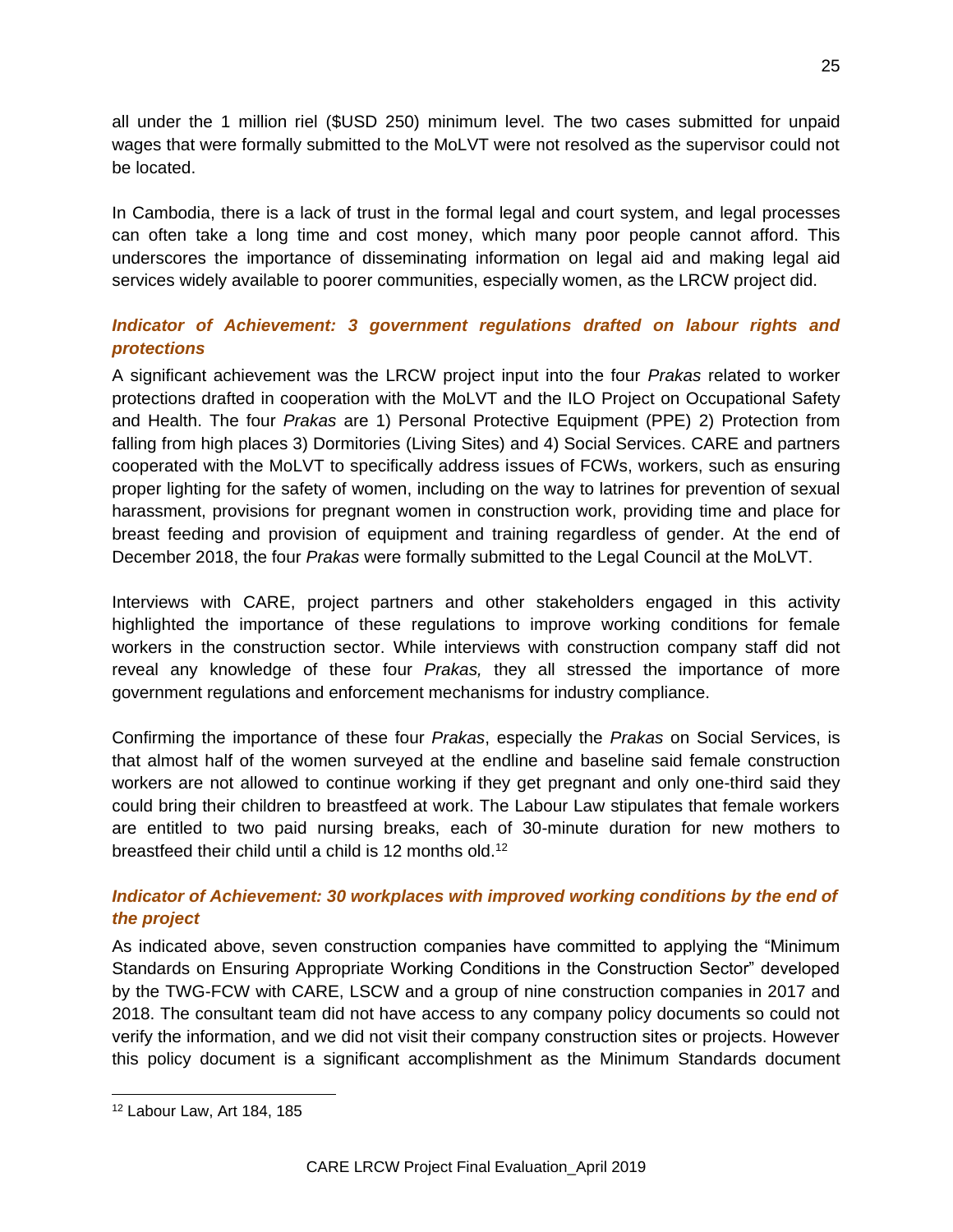all under the 1 million riel ($USD 250) minimum level. The two cases submitted for unpaid wages that were formally submitted to the MoLVT were not resolved as the supervisor could not be located.

In Cambodia, there is a lack of trust in the formal legal and court system, and legal processes can often take a long time and cost money, which many poor people cannot afford. This underscores the importance of disseminating information on legal aid and making legal aid services widely available to poorer communities, especially women, as the LRCW project did.

### *Indicator of Achievement: 3 government regulations drafted on labour rights and protections*

A significant achievement was the LRCW project input into the four *Prakas* related to worker protections drafted in cooperation with the MoLVT and the ILO Project on Occupational Safety and Health. The four *Prakas* are 1) Personal Protective Equipment (PPE) 2) Protection from falling from high places 3) Dormitories (Living Sites) and 4) Social Services. CARE and partners cooperated with the MoLVT to specifically address issues of FCWs, workers, such as ensuring proper lighting for the safety of women, including on the way to latrines for prevention of sexual harassment, provisions for pregnant women in construction work, providing time and place for breast feeding and provision of equipment and training regardless of gender. At the end of December 2018, the four *Prakas* were formally submitted to the Legal Council at the MoLVT.

Interviews with CARE, project partners and other stakeholders engaged in this activity highlighted the importance of these regulations to improve working conditions for female workers in the construction sector. While interviews with construction company staff did not reveal any knowledge of these four *Prakas,* they all stressed the importance of more government regulations and enforcement mechanisms for industry compliance.

Confirming the importance of these four *Prakas*, especially the *Prakas* on Social Services, is that almost half of the women surveyed at the endline and baseline said female construction workers are not allowed to continue working if they get pregnant and only one-third said they could bring their children to breastfeed at work. The Labour Law stipulates that female workers are entitled to two paid nursing breaks, each of 30-minute duration for new mothers to breastfeed their child until a child is 12 months old.[12]

### *Indicator of Achievement: 30 workplaces with improved working conditions by the end of the project*

As indicated above, seven construction companies have committed to applying the "Minimum Standards on Ensuring Appropriate Working Conditions in the Construction Sector" developed by the TWG-FCW with CARE, LSCW and a group of nine construction companies in 2017 and 2018. The consultant team did not have access to any company policy documents so could not verify the information, and we did not visit their company construction sites or projects. However this policy document is a significant accomplishment as the Minimum Standards document

---

[12] Labour Law, Art 184, 185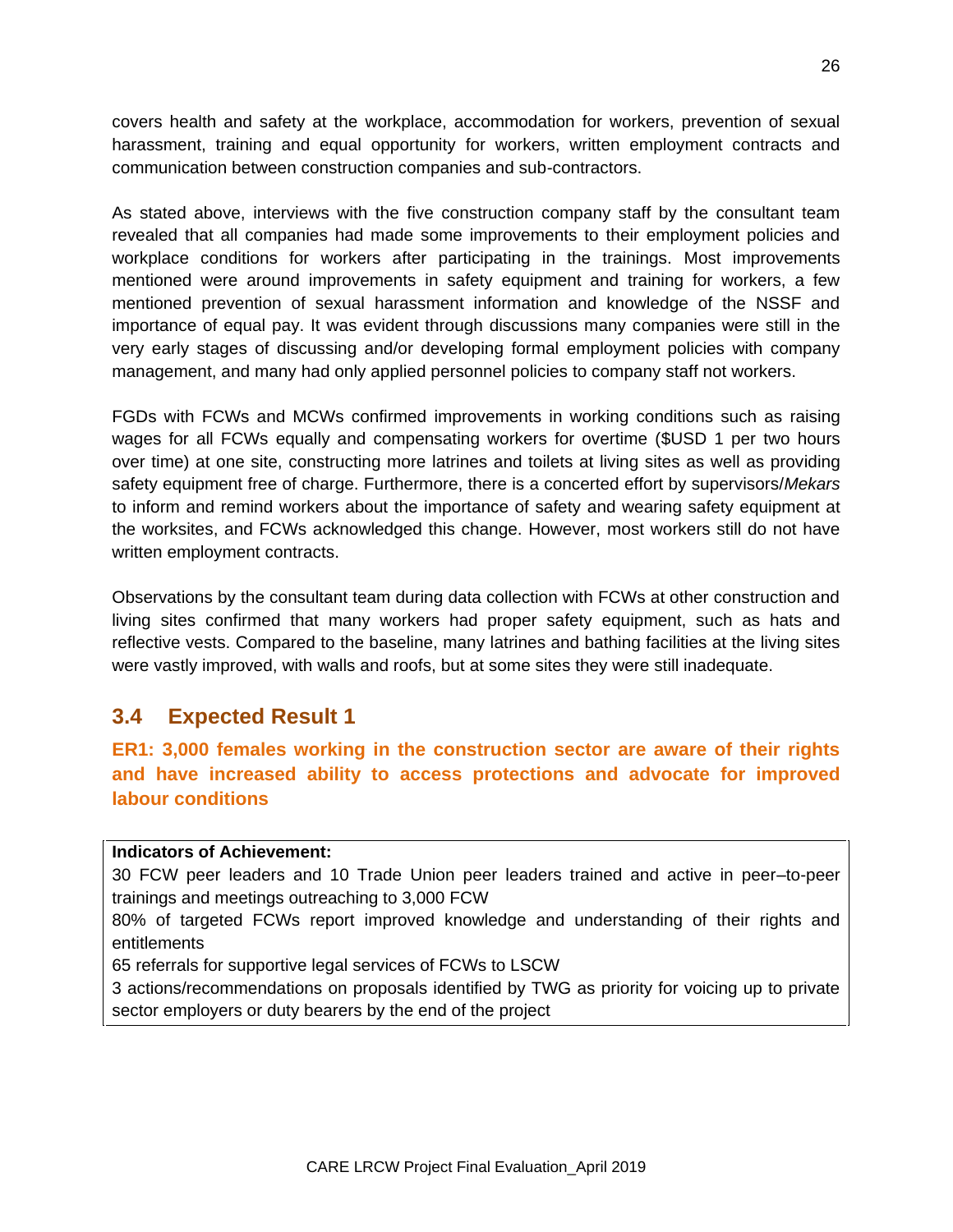covers health and safety at the workplace, accommodation for workers, prevention of sexual harassment, training and equal opportunity for workers, written employment contracts and communication between construction companies and sub-contractors.

As stated above, interviews with the five construction company staff by the consultant team revealed that all companies had made some improvements to their employment policies and workplace conditions for workers after participating in the trainings. Most improvements mentioned were around improvements in safety equipment and training for workers, a few mentioned prevention of sexual harassment information and knowledge of the NSSF and importance of equal pay. It was evident through discussions many companies were still in the very early stages of discussing and/or developing formal employment policies with company management, and many had only applied personnel policies to company staff not workers.

FGDs with FCWs and MCWs confirmed improvements in working conditions such as raising wages for all FCWs equally and compensating workers for overtime ($USD 1 per two hours over time) at one site, constructing more latrines and toilets at living sites as well as providing safety equipment free of charge. Furthermore, there is a concerted effort by supervisors/*Mekars* to inform and remind workers about the importance of safety and wearing safety equipment at the worksites, and FCWs acknowledged this change. However, most workers still do not have written employment contracts.

Observations by the consultant team during data collection with FCWs at other construction and living sites confirmed that many workers had proper safety equipment, such as hats and reflective vests. Compared to the baseline, many latrines and bathing facilities at the living sites were vastly improved, with walls and roofs, but at some sites they were still inadequate.

## 3.4 Expected Result 1

**ER1: 3,000 females working in the construction sector are aware of their rights and have increased ability to access protections and advocate for improved labour conditions**

| **Indicators of Achievement:** |
|---|
| 30 FCW peer leaders and 10 Trade Union peer leaders trained and active in peer–to-peer trainings and meetings outreaching to 3,000 FCW |
| 80% of targeted FCWs report improved knowledge and understanding of their rights and entitlements |
| 65 referrals for supportive legal services of FCWs to LSCW |
| 3 actions/recommendations on proposals identified by TWG as priority for voicing up to private sector employers or duty bearers by the end of the project |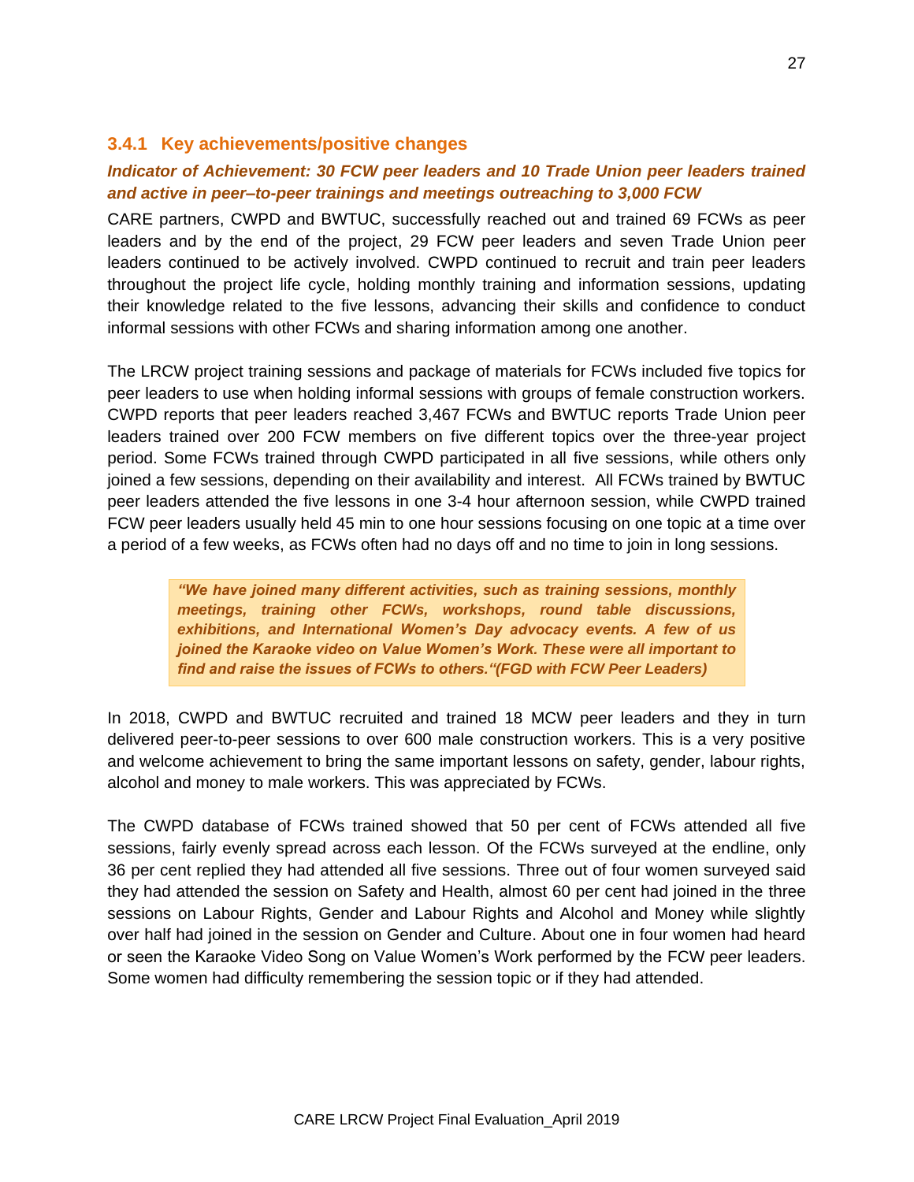### 3.4.1 Key achievements/positive changes

***Indicator of Achievement: 30 FCW peer leaders and 10 Trade Union peer leaders trained and active in peer–to-peer trainings and meetings outreaching to 3,000 FCW***

CARE partners, CWPD and BWTUC, successfully reached out and trained 69 FCWs as peer leaders and by the end of the project, 29 FCW peer leaders and seven Trade Union peer leaders continued to be actively involved. CWPD continued to recruit and train peer leaders throughout the project life cycle, holding monthly training and information sessions, updating their knowledge related to the five lessons, advancing their skills and confidence to conduct informal sessions with other FCWs and sharing information among one another.

The LRCW project training sessions and package of materials for FCWs included five topics for peer leaders to use when holding informal sessions with groups of female construction workers. CWPD reports that peer leaders reached 3,467 FCWs and BWTUC reports Trade Union peer leaders trained over 200 FCW members on five different topics over the three-year project period. Some FCWs trained through CWPD participated in all five sessions, while others only joined a few sessions, depending on their availability and interest. All FCWs trained by BWTUC peer leaders attended the five lessons in one 3-4 hour afternoon session, while CWPD trained FCW peer leaders usually held 45 min to one hour sessions focusing on one topic at a time over a period of a few weeks, as FCWs often had no days off and no time to join in long sessions.

> ***"We have joined many different activities, such as training sessions, monthly meetings, training other FCWs, workshops, round table discussions, exhibitions, and International Women's Day advocacy events. A few of us joined the Karaoke video on Value Women's Work. These were all important to find and raise the issues of FCWs to others."(FGD with FCW Peer Leaders)***

In 2018, CWPD and BWTUC recruited and trained 18 MCW peer leaders and they in turn delivered peer-to-peer sessions to over 600 male construction workers. This is a very positive and welcome achievement to bring the same important lessons on safety, gender, labour rights, alcohol and money to male workers. This was appreciated by FCWs.

The CWPD database of FCWs trained showed that 50 per cent of FCWs attended all five sessions, fairly evenly spread across each lesson. Of the FCWs surveyed at the endline, only 36 per cent replied they had attended all five sessions. Three out of four women surveyed said they had attended the session on Safety and Health, almost 60 per cent had joined in the three sessions on Labour Rights, Gender and Labour Rights and Alcohol and Money while slightly over half had joined in the session on Gender and Culture. About one in four women had heard or seen the Karaoke Video Song on Value Women's Work performed by the FCW peer leaders. Some women had difficulty remembering the session topic or if they had attended.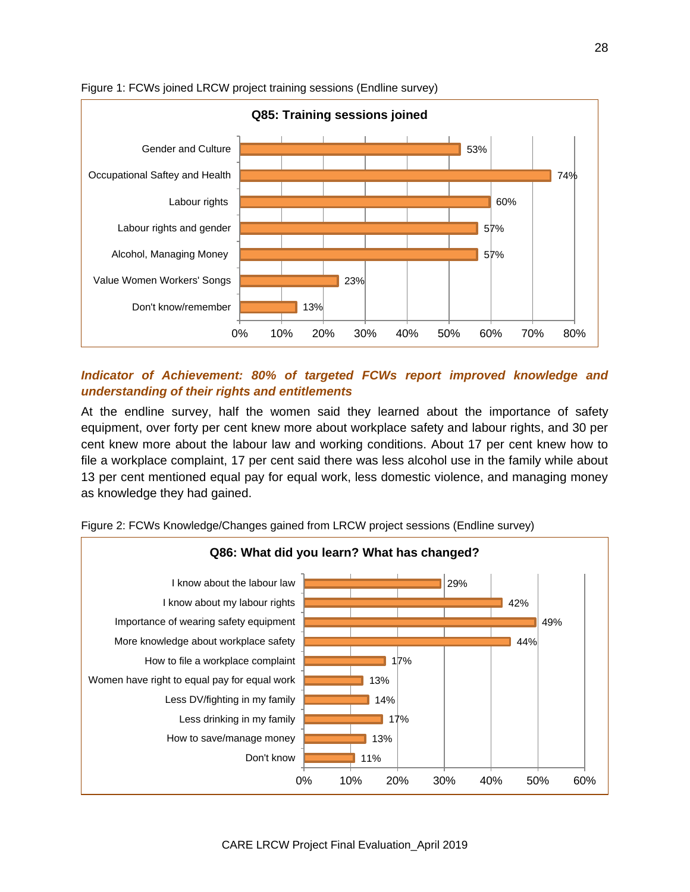Figure 1: FCWs joined LRCW project training sessions (Endline survey)

**Q85: Training sessions joined**

| Training session | % |
|---|---|
| Gender and Culture | 53% |
| Occupational Saftey and Health | 74% |
| Labour rights | 60% |
| Labour rights and gender | 57% |
| Alcohol, Managing Money | 57% |
| Value Women Workers' Songs | 23% |
| Don't know/remember | 13% |

***Indicator of Achievement: 80% of targeted FCWs report improved knowledge and understanding of their rights and entitlements***

At the endline survey, half the women said they learned about the importance of safety equipment, over forty per cent knew more about workplace safety and labour rights, and 30 per cent knew more about the labour law and working conditions. About 17 per cent knew how to file a workplace complaint, 17 per cent said there was less alcohol use in the family while about 13 per cent mentioned equal pay for equal work, less domestic violence, and managing money as knowledge they had gained.

Figure 2: FCWs Knowledge/Changes gained from LRCW project sessions (Endline survey)

**Q86: What did you learn? What has changed?**

| Response | % |
|---|---|
| I know about the labour law | 29% |
| I know about my labour rights | 42% |
| Importance of wearing safety equipment | 49% |
| More knowledge about workplace safety | 44% |
| How to file a workplace complaint | 17% |
| Women have right to equal pay for equal work | 13% |
| Less DV/fighting in my family | 14% |
| Less drinking in my family | 17% |
| How to save/manage money | 13% |
| Don't know | 11% |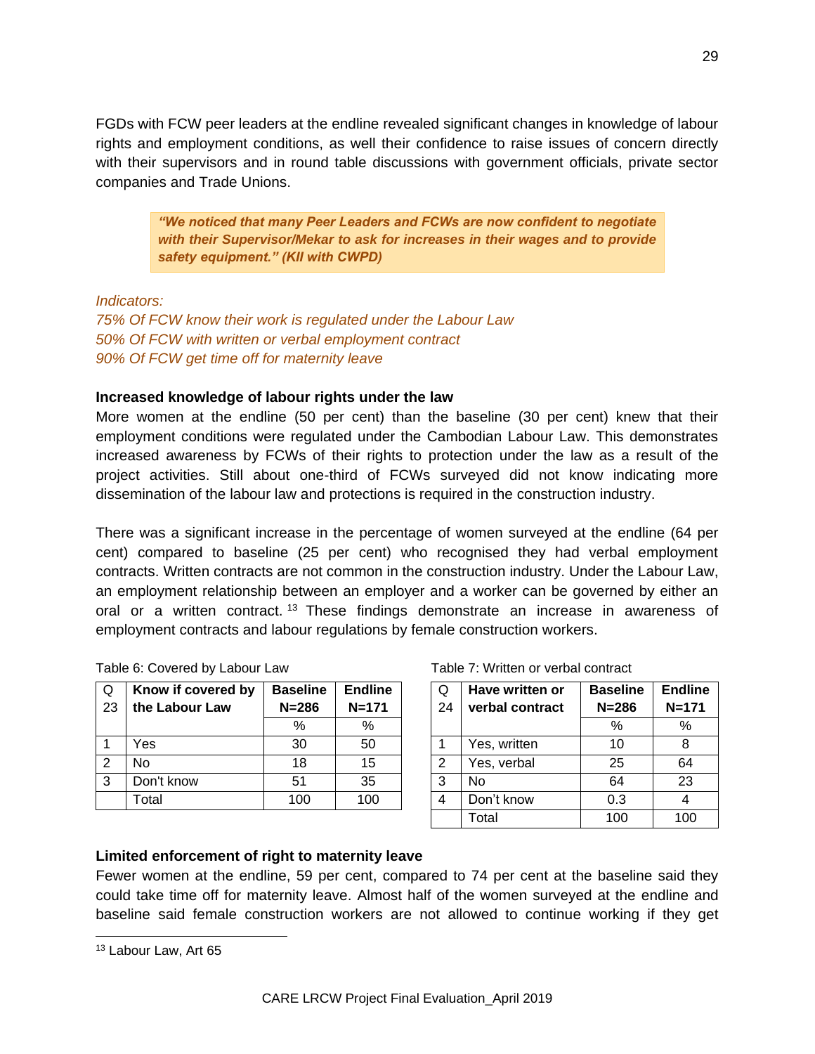FGDs with FCW peer leaders at the endline revealed significant changes in knowledge of labour rights and employment conditions, as well their confidence to raise issues of concern directly with their supervisors and in round table discussions with government officials, private sector companies and Trade Unions.

> ***"We noticed that many Peer Leaders and FCWs are now confident to negotiate with their Supervisor/Mekar to ask for increases in their wages and to provide safety equipment." (KII with CWPD)***

*Indicators:*
*75% Of FCW know their work is regulated under the Labour Law*
*50% Of FCW with written or verbal employment contract*
*90% Of FCW get time off for maternity leave*

**Increased knowledge of labour rights under the law**

More women at the endline (50 per cent) than the baseline (30 per cent) knew that their employment conditions were regulated under the Cambodian Labour Law. This demonstrates increased awareness by FCWs of their rights to protection under the law as a result of the project activities. Still about one-third of FCWs surveyed did not know indicating more dissemination of the labour law and protections is required in the construction industry.

There was a significant increase in the percentage of women surveyed at the endline (64 per cent) compared to baseline (25 per cent) who recognised they had verbal employment contracts. Written contracts are not common in the construction industry. Under the Labour Law, an employment relationship between an employer and a worker can be governed by either an oral or a written contract.[13] These findings demonstrate an increase in awareness of employment contracts and labour regulations by female construction workers.

Table 6: Covered by Labour Law

| Q 23 | Know if covered by the Labour Law | Baseline N=286 | Endline N=171 |
|---|---|---|---|
| | | % | % |
| 1 | Yes | 30 | 50 |
| 2 | No | 18 | 15 |
| 3 | Don't know | 51 | 35 |
| | Total | 100 | 100 |

Table 7: Written or verbal contract

| Q 24 | Have written or verbal contract | Baseline N=286 | Endline N=171 |
|---|---|---|---|
| | | % | % |
| 1 | Yes, written | 10 | 8 |
| 2 | Yes, verbal | 25 | 64 |
| 3 | No | 64 | 23 |
| 4 | Don't know | 0.3 | 4 |
| | Total | 100 | 100 |

**Limited enforcement of right to maternity leave**

Fewer women at the endline, 59 per cent, compared to 74 per cent at the baseline said they could take time off for maternity leave. Almost half of the women surveyed at the endline and baseline said female construction workers are not allowed to continue working if they get

[13] Labour Law, Art 65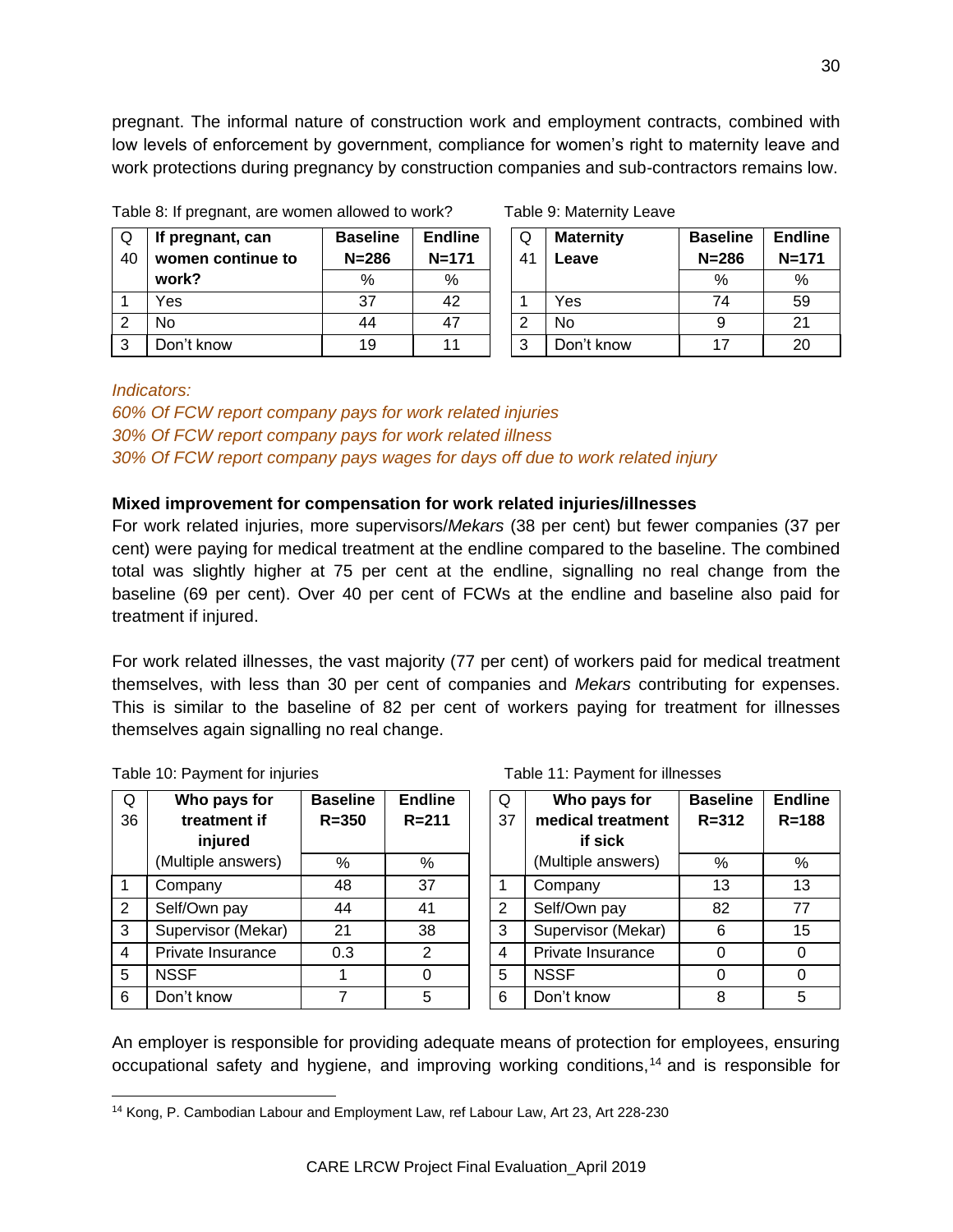pregnant. The informal nature of construction work and employment contracts, combined with low levels of enforcement by government, compliance for women's right to maternity leave and work protections during pregnancy by construction companies and sub-contractors remains low.

Table 8: If pregnant, are women allowed to work?

| Q 40 | If pregnant, can women continue to work? | Baseline N=286 | Endline N=171 |
|---|---|---|---|
| | | % | % |
| 1 | Yes | 37 | 42 |
| 2 | No | 44 | 47 |
| 3 | Don't know | 19 | 11 |

Table 9: Maternity Leave

| Q 41 | Maternity Leave | Baseline N=286 | Endline N=171 |
|---|---|---|---|
| | | % | % |
| 1 | Yes | 74 | 59 |
| 2 | No | 9 | 21 |
| 3 | Don't know | 17 | 20 |

*Indicators:*
*60% Of FCW report company pays for work related injuries*
*30% Of FCW report company pays for work related illness*
*30% Of FCW report company pays wages for days off due to work related injury*

**Mixed improvement for compensation for work related injuries/illnesses**

For work related injuries, more supervisors/*Mekars* (38 per cent) but fewer companies (37 per cent) were paying for medical treatment at the endline compared to the baseline. The combined total was slightly higher at 75 per cent at the endline, signalling no real change from the baseline (69 per cent). Over 40 per cent of FCWs at the endline and baseline also paid for treatment if injured.

For work related illnesses, the vast majority (77 per cent) of workers paid for medical treatment themselves, with less than 30 per cent of companies and *Mekars* contributing for expenses. This is similar to the baseline of 82 per cent of workers paying for treatment for illnesses themselves again signalling no real change.

Table 10: Payment for injuries

| Q 36 | Who pays for treatment if injured (Multiple answers) | Baseline R=350 | Endline R=211 |
|---|---|---|---|
| | | % | % |
| 1 | Company | 48 | 37 |
| 2 | Self/Own pay | 44 | 41 |
| 3 | Supervisor (Mekar) | 21 | 38 |
| 4 | Private Insurance | 0.3 | 2 |
| 5 | NSSF | 1 | 0 |
| 6 | Don't know | 7 | 5 |

Table 11: Payment for illnesses

| Q 37 | Who pays for medical treatment if sick (Multiple answers) | Baseline R=312 | Endline R=188 |
|---|---|---|---|
| | | % | % |
| 1 | Company | 13 | 13 |
| 2 | Self/Own pay | 82 | 77 |
| 3 | Supervisor (Mekar) | 6 | 15 |
| 4 | Private Insurance | 0 | 0 |
| 5 | NSSF | 0 | 0 |
| 6 | Don't know | 8 | 5 |

An employer is responsible for providing adequate means of protection for employees, ensuring occupational safety and hygiene, and improving working conditions,[14] and is responsible for

[14] Kong, P. Cambodian Labour and Employment Law, ref Labour Law, Art 23, Art 228-230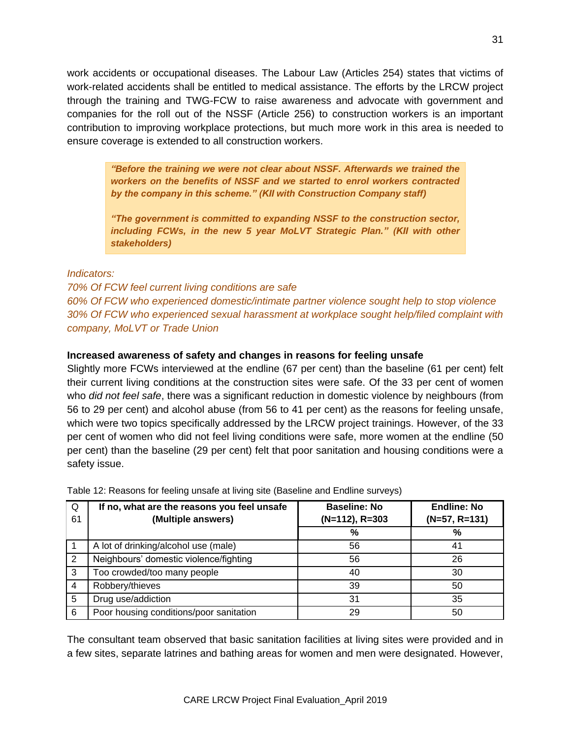work accidents or occupational diseases. The Labour Law (Articles 254) states that victims of work-related accidents shall be entitled to medical assistance. The efforts by the LRCW project through the training and TWG-FCW to raise awareness and advocate with government and companies for the roll out of the NSSF (Article 256) to construction workers is an important contribution to improving workplace protections, but much more work in this area is needed to ensure coverage is extended to all construction workers.

> ***"Before the training we were not clear about NSSF. Afterwards we trained the workers on the benefits of NSSF and we started to enrol workers contracted by the company in this scheme." (KII with Construction Company staff)***
>
> ***"The government is committed to expanding NSSF to the construction sector, including FCWs, in the new 5 year MoLVT Strategic Plan." (KII with other stakeholders)***

*Indicators:*
*70% Of FCW feel current living conditions are safe*
*60% Of FCW who experienced domestic/intimate partner violence sought help to stop violence*
*30% Of FCW who experienced sexual harassment at workplace sought help/filed complaint with company, MoLVT or Trade Union*

**Increased awareness of safety and changes in reasons for feeling unsafe**

Slightly more FCWs interviewed at the endline (67 per cent) than the baseline (61 per cent) felt their current living conditions at the construction sites were safe. Of the 33 per cent of women who *did not feel safe*, there was a significant reduction in domestic violence by neighbours (from 56 to 29 per cent) and alcohol abuse (from 56 to 41 per cent) as the reasons for feeling unsafe, which were two topics specifically addressed by the LRCW project trainings. However, of the 33 per cent of women who did not feel living conditions were safe, more women at the endline (50 per cent) than the baseline (29 per cent) felt that poor sanitation and housing conditions were a safety issue.

Table 12: Reasons for feeling unsafe at living site (Baseline and Endline surveys)

| Q 61 | If no, what are the reasons you feel unsafe (Multiple answers) | Baseline: No (N=112), R=303 | Endline: No (N=57, R=131) |
|---|---|---|---|
| | | % | % |
| 1 | A lot of drinking/alcohol use (male) | 56 | 41 |
| 2 | Neighbours' domestic violence/fighting | 56 | 26 |
| 3 | Too crowded/too many people | 40 | 30 |
| 4 | Robbery/thieves | 39 | 50 |
| 5 | Drug use/addiction | 31 | 35 |
| 6 | Poor housing conditions/poor sanitation | 29 | 50 |

The consultant team observed that basic sanitation facilities at living sites were provided and in a few sites, separate latrines and bathing areas for women and men were designated. However,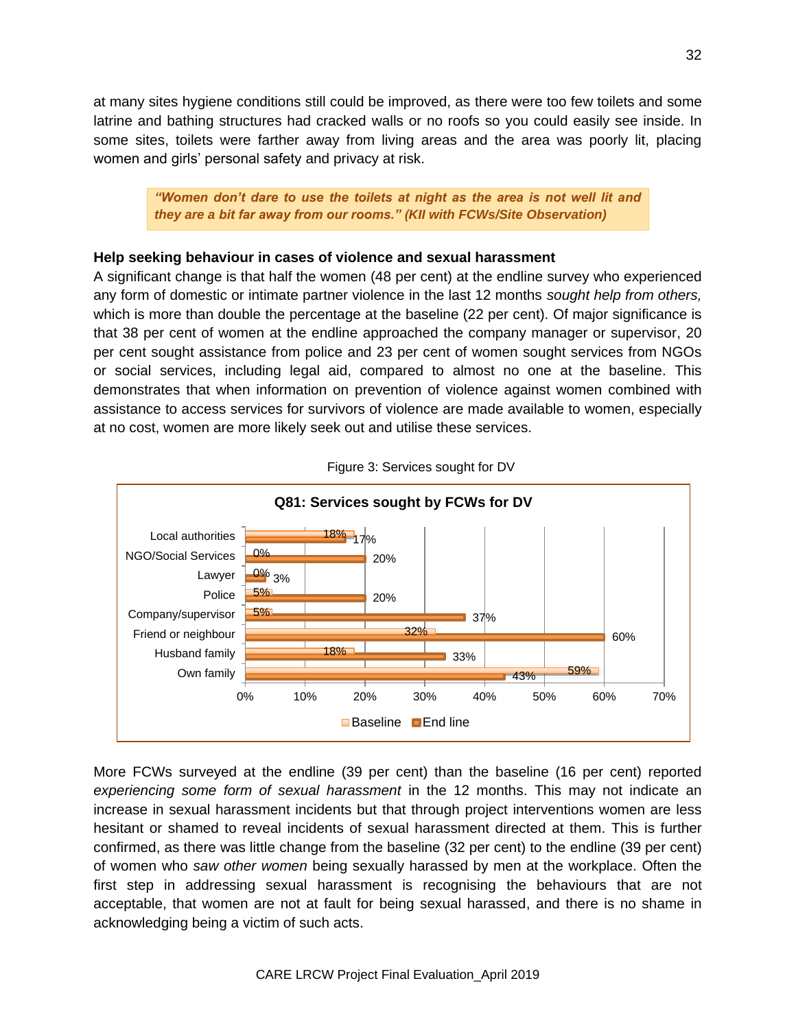at many sites hygiene conditions still could be improved, as there were too few toilets and some latrine and bathing structures had cracked walls or no roofs so you could easily see inside. In some sites, toilets were farther away from living areas and the area was poorly lit, placing women and girls' personal safety and privacy at risk.

> ***"Women don't dare to use the toilets at night as the area is not well lit and they are a bit far away from our rooms." (KII with FCWs/Site Observation)***

**Help seeking behaviour in cases of violence and sexual harassment**

A significant change is that half the women (48 per cent) at the endline survey who experienced any form of domestic or intimate partner violence in the last 12 months *sought help from others,* which is more than double the percentage at the baseline (22 per cent). Of major significance is that 38 per cent of women at the endline approached the company manager or supervisor, 20 per cent sought assistance from police and 23 per cent of women sought services from NGOs or social services, including legal aid, compared to almost no one at the baseline. This demonstrates that when information on prevention of violence against women combined with assistance to access services for survivors of violence are made available to women, especially at no cost, women are more likely seek out and utilise these services.

Figure 3: Services sought for DV

**Q81: Services sought by FCWs for DV**

| Service | Baseline | End line |
|---|---|---|
| Local authorities | 18% | 17% |
| NGO/Social Services | 0% | 20% |
| Lawyer | 0% | 3% |
| Police | 5% | 20% |
| Company/supervisor | 5% | 37% |
| Friend or neighbour | 32% | 60% |
| Husband family | 18% | 33% |
| Own family | 59% | 43% |

More FCWs surveyed at the endline (39 per cent) than the baseline (16 per cent) reported *experiencing some form of sexual harassment* in the 12 months. This may not indicate an increase in sexual harassment incidents but that through project interventions women are less hesitant or shamed to reveal incidents of sexual harassment directed at them. This is further confirmed, as there was little change from the baseline (32 per cent) to the endline (39 per cent) of women who *saw other women* being sexually harassed by men at the workplace. Often the first step in addressing sexual harassment is recognising the behaviours that are not acceptable, that women are not at fault for being sexual harassed, and there is no shame in acknowledging being a victim of such acts.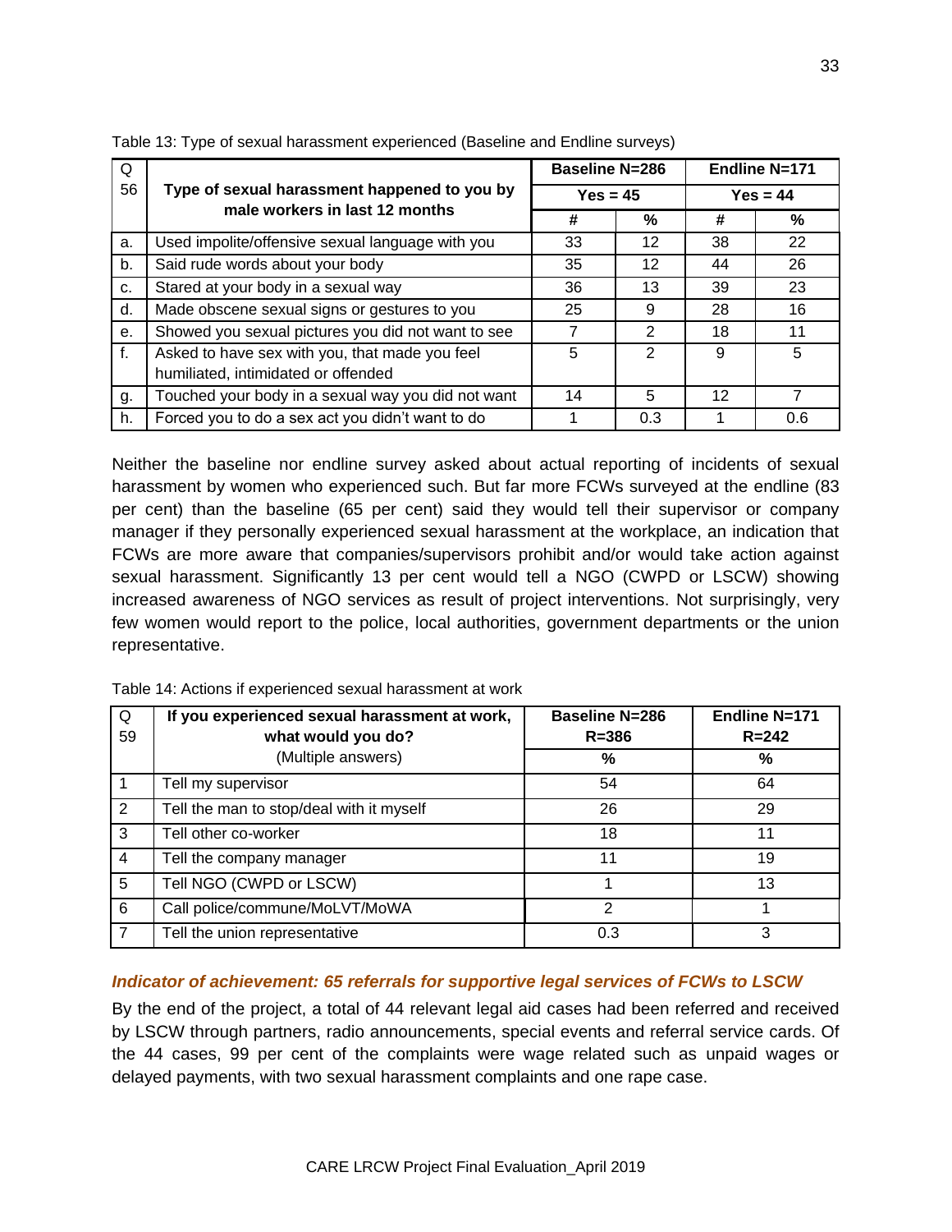Table 13: Type of sexual harassment experienced (Baseline and Endline surveys)

| Q 56 | Type of sexual harassment happened to you by male workers in last 12 months | Baseline N=286 | | Endline N=171 | |
|---|---|---|---|---|---|
| | | Yes = 45 | | Yes = 44 | |
| | | # | % | # | % |
| a. | Used impolite/offensive sexual language with you | 33 | 12 | 38 | 22 |
| b. | Said rude words about your body | 35 | 12 | 44 | 26 |
| c. | Stared at your body in a sexual way | 36 | 13 | 39 | 23 |
| d. | Made obscene sexual signs or gestures to you | 25 | 9 | 28 | 16 |
| e. | Showed you sexual pictures you did not want to see | 7 | 2 | 18 | 11 |
| f. | Asked to have sex with you, that made you feel humiliated, intimidated or offended | 5 | 2 | 9 | 5 |
| g. | Touched your body in a sexual way you did not want | 14 | 5 | 12 | 7 |
| h. | Forced you to do a sex act you didn't want to do | 1 | 0.3 | 1 | 0.6 |

Neither the baseline nor endline survey asked about actual reporting of incidents of sexual harassment by women who experienced such. But far more FCWs surveyed at the endline (83 per cent) than the baseline (65 per cent) said they would tell their supervisor or company manager if they personally experienced sexual harassment at the workplace, an indication that FCWs are more aware that companies/supervisors prohibit and/or would take action against sexual harassment. Significantly 13 per cent would tell a NGO (CWPD or LSCW) showing increased awareness of NGO services as result of project interventions. Not surprisingly, very few women would report to the police, local authorities, government departments or the union representative.

Table 14: Actions if experienced sexual harassment at work

| Q 59 | If you experienced sexual harassment at work, what would you do? (Multiple answers) | Baseline N=286 R=386 | Endline N=171 R=242 |
|---|---|---|---|
| | | % | % |
| 1 | Tell my supervisor | 54 | 64 |
| 2 | Tell the man to stop/deal with it myself | 26 | 29 |
| 3 | Tell other co-worker | 18 | 11 |
| 4 | Tell the company manager | 11 | 19 |
| 5 | Tell NGO (CWPD or LSCW) | 1 | 13 |
| 6 | Call police/commune/MoLVT/MoWA | 2 | 1 |
| 7 | Tell the union representative | 0.3 | 3 |

### *Indicator of achievement: 65 referrals for supportive legal services of FCWs to LSCW*

By the end of the project, a total of 44 relevant legal aid cases had been referred and received by LSCW through partners, radio announcements, special events and referral service cards. Of the 44 cases, 99 per cent of the complaints were wage related such as unpaid wages or delayed payments, with two sexual harassment complaints and one rape case.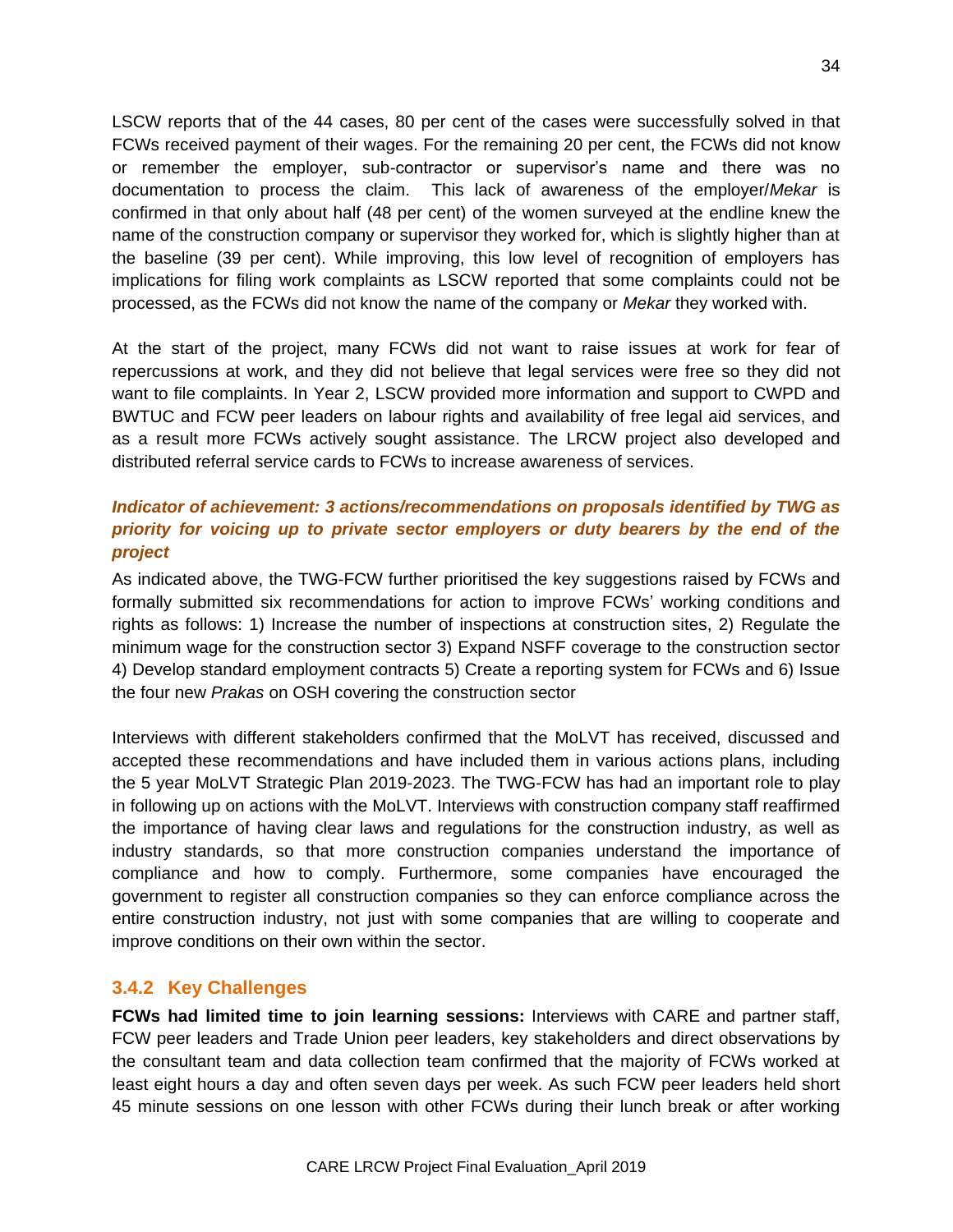LSCW reports that of the 44 cases, 80 per cent of the cases were successfully solved in that FCWs received payment of their wages. For the remaining 20 per cent, the FCWs did not know or remember the employer, sub-contractor or supervisor's name and there was no documentation to process the claim. This lack of awareness of the employer/*Mekar* is confirmed in that only about half (48 per cent) of the women surveyed at the endline knew the name of the construction company or supervisor they worked for, which is slightly higher than at the baseline (39 per cent). While improving, this low level of recognition of employers has implications for filing work complaints as LSCW reported that some complaints could not be processed, as the FCWs did not know the name of the company or *Mekar* they worked with.

At the start of the project, many FCWs did not want to raise issues at work for fear of repercussions at work, and they did not believe that legal services were free so they did not want to file complaints. In Year 2, LSCW provided more information and support to CWPD and BWTUC and FCW peer leaders on labour rights and availability of free legal aid services, and as a result more FCWs actively sought assistance. The LRCW project also developed and distributed referral service cards to FCWs to increase awareness of services.

***Indicator of achievement: 3 actions/recommendations on proposals identified by TWG as priority for voicing up to private sector employers or duty bearers by the end of the project***

As indicated above, the TWG-FCW further prioritised the key suggestions raised by FCWs and formally submitted six recommendations for action to improve FCWs' working conditions and rights as follows: 1) Increase the number of inspections at construction sites, 2) Regulate the minimum wage for the construction sector 3) Expand NSFF coverage to the construction sector 4) Develop standard employment contracts 5) Create a reporting system for FCWs and 6) Issue the four new *Prakas* on OSH covering the construction sector

Interviews with different stakeholders confirmed that the MoLVT has received, discussed and accepted these recommendations and have included them in various actions plans, including the 5 year MoLVT Strategic Plan 2019-2023. The TWG-FCW has had an important role to play in following up on actions with the MoLVT. Interviews with construction company staff reaffirmed the importance of having clear laws and regulations for the construction industry, as well as industry standards, so that more construction companies understand the importance of compliance and how to comply. Furthermore, some companies have encouraged the government to register all construction companies so they can enforce compliance across the entire construction industry, not just with some companies that are willing to cooperate and improve conditions on their own within the sector.

### 3.4.2 Key Challenges

**FCWs had limited time to join learning sessions:** Interviews with CARE and partner staff, FCW peer leaders and Trade Union peer leaders, key stakeholders and direct observations by the consultant team and data collection team confirmed that the majority of FCWs worked at least eight hours a day and often seven days per week. As such FCW peer leaders held short 45 minute sessions on one lesson with other FCWs during their lunch break or after working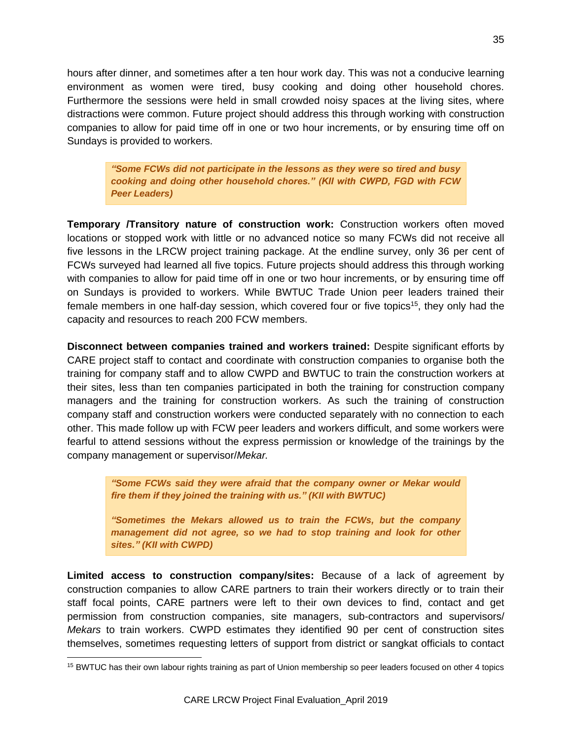hours after dinner, and sometimes after a ten hour work day. This was not a conducive learning environment as women were tired, busy cooking and doing other household chores. Furthermore the sessions were held in small crowded noisy spaces at the living sites, where distractions were common. Future project should address this through working with construction companies to allow for paid time off in one or two hour increments, or by ensuring time off on Sundays is provided to workers.

> ***"Some FCWs did not participate in the lessons as they were so tired and busy cooking and doing other household chores." (KII with CWPD, FGD with FCW Peer Leaders)***

**Temporary /Transitory nature of construction work:** Construction workers often moved locations or stopped work with little or no advanced notice so many FCWs did not receive all five lessons in the LRCW project training package. At the endline survey, only 36 per cent of FCWs surveyed had learned all five topics. Future projects should address this through working with companies to allow for paid time off in one or two hour increments, or by ensuring time off on Sundays is provided to workers. While BWTUC Trade Union peer leaders trained their female members in one half-day session, which covered four or five topics[15], they only had the capacity and resources to reach 200 FCW members.

**Disconnect between companies trained and workers trained:** Despite significant efforts by CARE project staff to contact and coordinate with construction companies to organise both the training for company staff and to allow CWPD and BWTUC to train the construction workers at their sites, less than ten companies participated in both the training for construction company managers and the training for construction workers. As such the training of construction company staff and construction workers were conducted separately with no connection to each other. This made follow up with FCW peer leaders and workers difficult, and some workers were fearful to attend sessions without the express permission or knowledge of the trainings by the company management or supervisor/*Mekar.*

> ***"Some FCWs said they were afraid that the company owner or Mekar would fire them if they joined the training with us." (KII with BWTUC)***
>
> ***"Sometimes the Mekars allowed us to train the FCWs, but the company management did not agree, so we had to stop training and look for other sites." (KII with CWPD)***

**Limited access to construction company/sites:** Because of a lack of agreement by construction companies to allow CARE partners to train their workers directly or to train their staff focal points, CARE partners were left to their own devices to find, contact and get permission from construction companies, site managers, sub-contractors and supervisors/ *Mekars* to train workers. CWPD estimates they identified 90 per cent of construction sites themselves, sometimes requesting letters of support from district or sangkat officials to contact

---

[15] BWTUC has their own labour rights training as part of Union membership so peer leaders focused on other 4 topics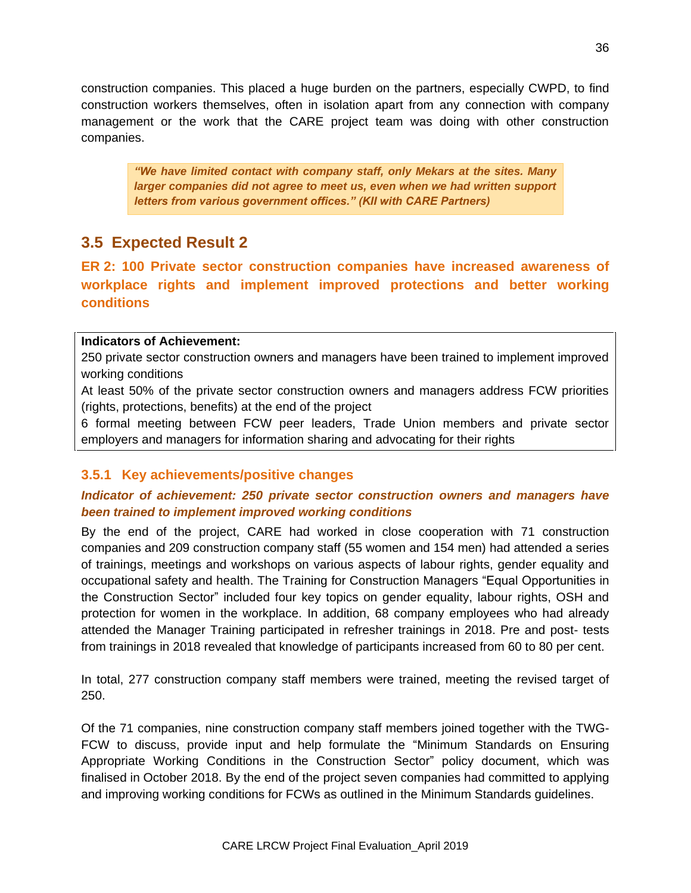construction companies. This placed a huge burden on the partners, especially CWPD, to find construction workers themselves, often in isolation apart from any connection with company management or the work that the CARE project team was doing with other construction companies.

> ***"We have limited contact with company staff, only Mekars at the sites. Many larger companies did not agree to meet us, even when we had written support letters from various government offices." (KII with CARE Partners)***

## 3.5 Expected Result 2

**ER 2: 100 Private sector construction companies have increased awareness of workplace rights and implement improved protections and better working conditions**

| **Indicators of Achievement:** |
|---|
| 250 private sector construction owners and managers have been trained to implement improved working conditions |
| At least 50% of the private sector construction owners and managers address FCW priorities (rights, protections, benefits) at the end of the project |
| 6 formal meeting between FCW peer leaders, Trade Union members and private sector employers and managers for information sharing and advocating for their rights |

### 3.5.1 Key achievements/positive changes

***Indicator of achievement: 250 private sector construction owners and managers have been trained to implement improved working conditions***

By the end of the project, CARE had worked in close cooperation with 71 construction companies and 209 construction company staff (55 women and 154 men) had attended a series of trainings, meetings and workshops on various aspects of labour rights, gender equality and occupational safety and health. The Training for Construction Managers "Equal Opportunities in the Construction Sector" included four key topics on gender equality, labour rights, OSH and protection for women in the workplace. In addition, 68 company employees who had already attended the Manager Training participated in refresher trainings in 2018. Pre and post- tests from trainings in 2018 revealed that knowledge of participants increased from 60 to 80 per cent.

In total, 277 construction company staff members were trained, meeting the revised target of 250.

Of the 71 companies, nine construction company staff members joined together with the TWG-FCW to discuss, provide input and help formulate the "Minimum Standards on Ensuring Appropriate Working Conditions in the Construction Sector" policy document, which was finalised in October 2018. By the end of the project seven companies had committed to applying and improving working conditions for FCWs as outlined in the Minimum Standards guidelines.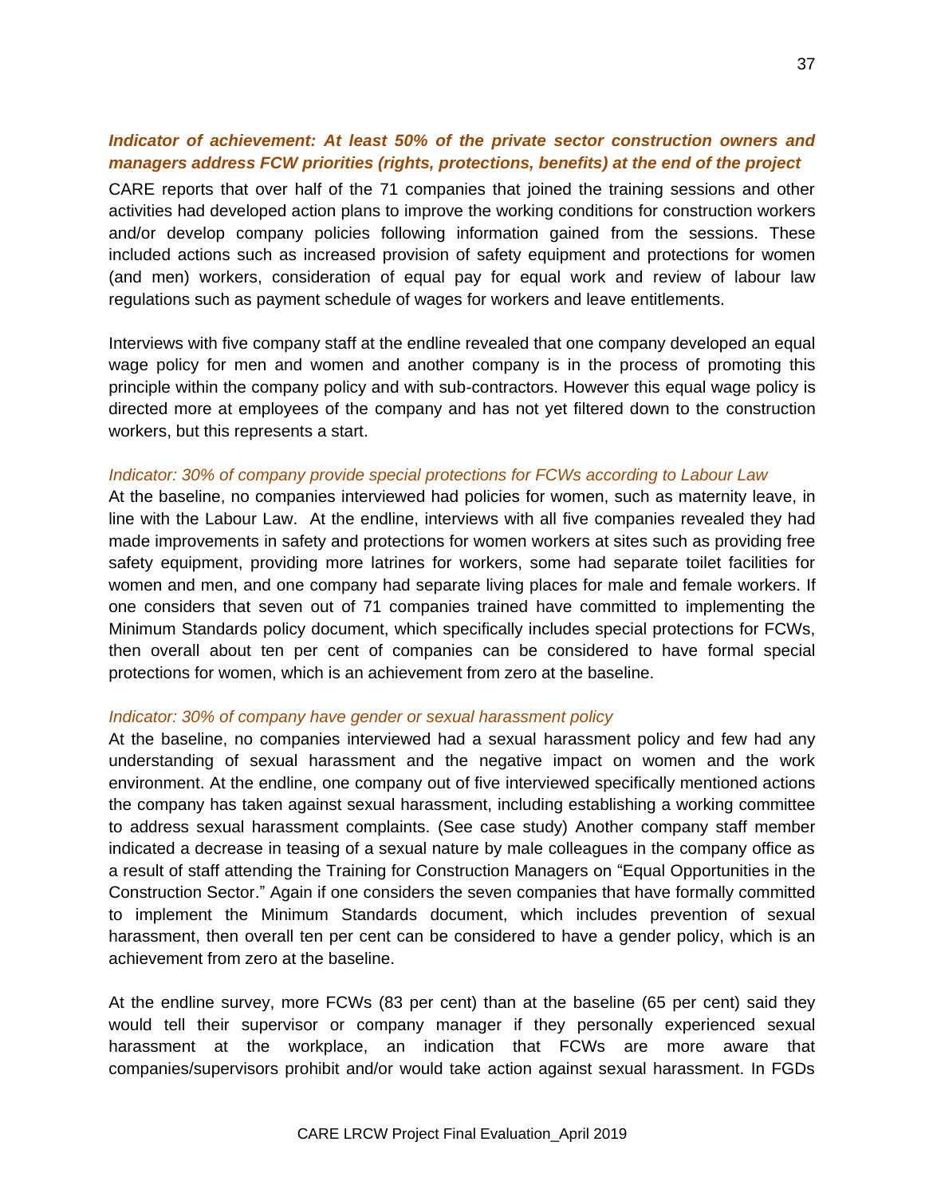***Indicator of achievement: At least 50% of the private sector construction owners and managers address FCW priorities (rights, protections, benefits) at the end of the project***

CARE reports that over half of the 71 companies that joined the training sessions and other activities had developed action plans to improve the working conditions for construction workers and/or develop company policies following information gained from the sessions. These included actions such as increased provision of safety equipment and protections for women (and men) workers, consideration of equal pay for equal work and review of labour law regulations such as payment schedule of wages for workers and leave entitlements.

Interviews with five company staff at the endline revealed that one company developed an equal wage policy for men and women and another company is in the process of promoting this principle within the company policy and with sub-contractors. However this equal wage policy is directed more at employees of the company and has not yet filtered down to the construction workers, but this represents a start.

*Indicator: 30% of company provide special protections for FCWs according to Labour Law*

At the baseline, no companies interviewed had policies for women, such as maternity leave, in line with the Labour Law. At the endline, interviews with all five companies revealed they had made improvements in safety and protections for women workers at sites such as providing free safety equipment, providing more latrines for workers, some had separate toilet facilities for women and men, and one company had separate living places for male and female workers. If one considers that seven out of 71 companies trained have committed to implementing the Minimum Standards policy document, which specifically includes special protections for FCWs, then overall about ten per cent of companies can be considered to have formal special protections for women, which is an achievement from zero at the baseline.

*Indicator: 30% of company have gender or sexual harassment policy*

At the baseline, no companies interviewed had a sexual harassment policy and few had any understanding of sexual harassment and the negative impact on women and the work environment. At the endline, one company out of five interviewed specifically mentioned actions the company has taken against sexual harassment, including establishing a working committee to address sexual harassment complaints. (See case study) Another company staff member indicated a decrease in teasing of a sexual nature by male colleagues in the company office as a result of staff attending the Training for Construction Managers on "Equal Opportunities in the Construction Sector." Again if one considers the seven companies that have formally committed to implement the Minimum Standards document, which includes prevention of sexual harassment, then overall ten per cent can be considered to have a gender policy, which is an achievement from zero at the baseline.

At the endline survey, more FCWs (83 per cent) than at the baseline (65 per cent) said they would tell their supervisor or company manager if they personally experienced sexual harassment at the workplace, an indication that FCWs are more aware that companies/supervisors prohibit and/or would take action against sexual harassment. In FGDs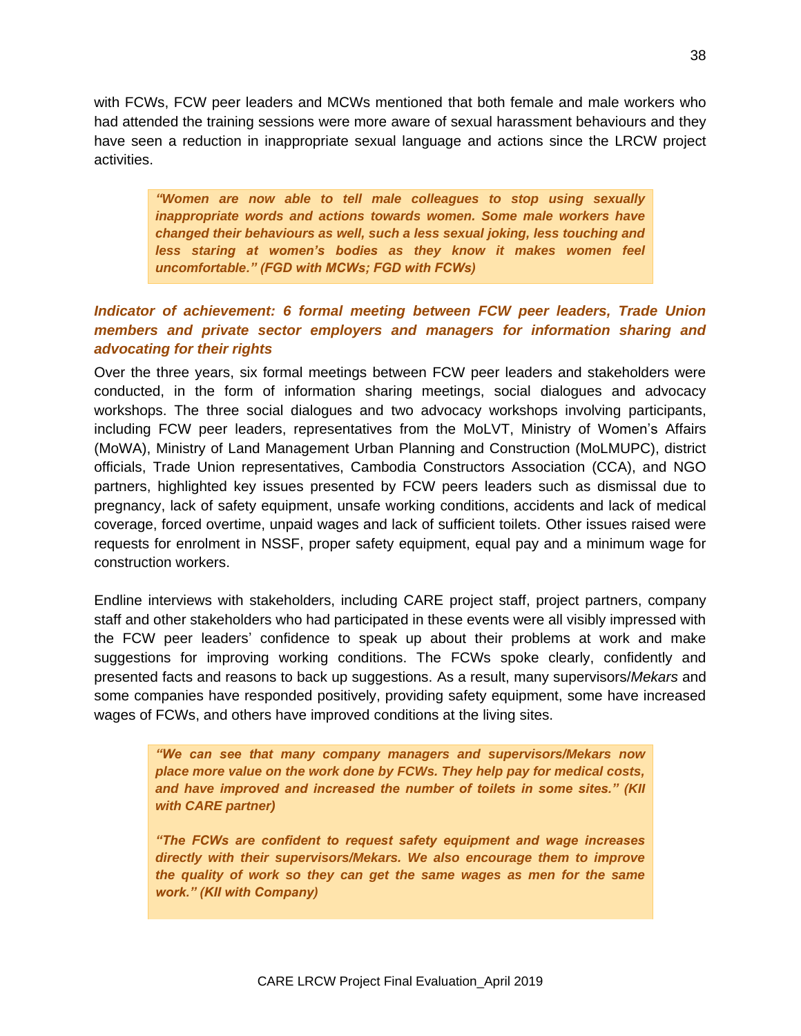with FCWs, FCW peer leaders and MCWs mentioned that both female and male workers who had attended the training sessions were more aware of sexual harassment behaviours and they have seen a reduction in inappropriate sexual language and actions since the LRCW project activities.

> ***"Women are now able to tell male colleagues to stop using sexually inappropriate words and actions towards women. Some male workers have changed their behaviours as well, such a less sexual joking, less touching and less staring at women's bodies as they know it makes women feel uncomfortable." (FGD with MCWs; FGD with FCWs)***

### *Indicator of achievement: 6 formal meeting between FCW peer leaders, Trade Union members and private sector employers and managers for information sharing and advocating for their rights*

Over the three years, six formal meetings between FCW peer leaders and stakeholders were conducted, in the form of information sharing meetings, social dialogues and advocacy workshops. The three social dialogues and two advocacy workshops involving participants, including FCW peer leaders, representatives from the MoLVT, Ministry of Women's Affairs (MoWA), Ministry of Land Management Urban Planning and Construction (MoLMUPC), district officials, Trade Union representatives, Cambodia Constructors Association (CCA), and NGO partners, highlighted key issues presented by FCW peers leaders such as dismissal due to pregnancy, lack of safety equipment, unsafe working conditions, accidents and lack of medical coverage, forced overtime, unpaid wages and lack of sufficient toilets. Other issues raised were requests for enrolment in NSSF, proper safety equipment, equal pay and a minimum wage for construction workers.

Endline interviews with stakeholders, including CARE project staff, project partners, company staff and other stakeholders who had participated in these events were all visibly impressed with the FCW peer leaders' confidence to speak up about their problems at work and make suggestions for improving working conditions. The FCWs spoke clearly, confidently and presented facts and reasons to back up suggestions. As a result, many supervisors/*Mekars* and some companies have responded positively, providing safety equipment, some have increased wages of FCWs, and others have improved conditions at the living sites.

> ***"We can see that many company managers and supervisors/Mekars now place more value on the work done by FCWs. They help pay for medical costs, and have improved and increased the number of toilets in some sites." (KII with CARE partner)***
>
> ***"The FCWs are confident to request safety equipment and wage increases directly with their supervisors/Mekars. We also encourage them to improve the quality of work so they can get the same wages as men for the same work." (KII with Company)***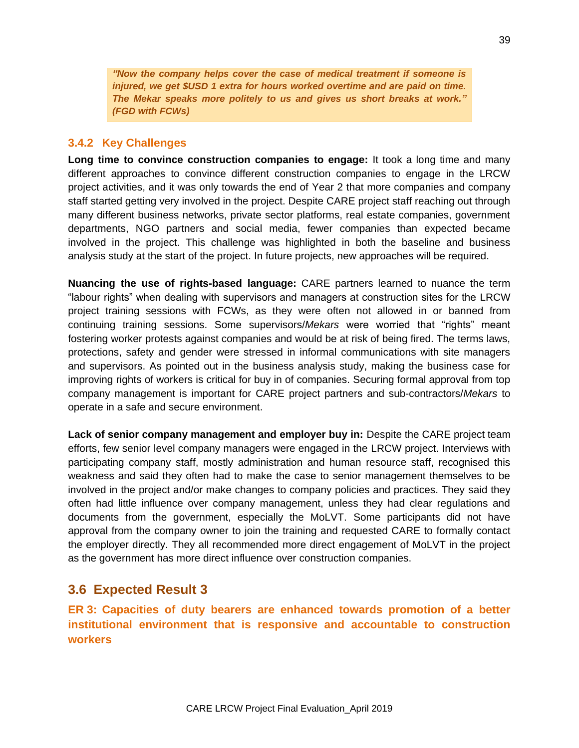> ***"Now the company helps cover the case of medical treatment if someone is injured, we get $USD 1 extra for hours worked overtime and are paid on time. The Mekar speaks more politely to us and gives us short breaks at work." (FGD with FCWs)***

### 3.4.2 Key Challenges

**Long time to convince construction companies to engage:** It took a long time and many different approaches to convince different construction companies to engage in the LRCW project activities, and it was only towards the end of Year 2 that more companies and company staff started getting very involved in the project. Despite CARE project staff reaching out through many different business networks, private sector platforms, real estate companies, government departments, NGO partners and social media, fewer companies than expected became involved in the project. This challenge was highlighted in both the baseline and business analysis study at the start of the project. In future projects, new approaches will be required.

**Nuancing the use of rights-based language:** CARE partners learned to nuance the term "labour rights" when dealing with supervisors and managers at construction sites for the LRCW project training sessions with FCWs, as they were often not allowed in or banned from continuing training sessions. Some supervisors/*Mekars* were worried that "rights" meant fostering worker protests against companies and would be at risk of being fired. The terms laws, protections, safety and gender were stressed in informal communications with site managers and supervisors. As pointed out in the business analysis study, making the business case for improving rights of workers is critical for buy in of companies. Securing formal approval from top company management is important for CARE project partners and sub-contractors/*Mekars* to operate in a safe and secure environment.

**Lack of senior company management and employer buy in:** Despite the CARE project team efforts, few senior level company managers were engaged in the LRCW project. Interviews with participating company staff, mostly administration and human resource staff, recognised this weakness and said they often had to make the case to senior management themselves to be involved in the project and/or make changes to company policies and practices. They said they often had little influence over company management, unless they had clear regulations and documents from the government, especially the MoLVT. Some participants did not have approval from the company owner to join the training and requested CARE to formally contact the employer directly. They all recommended more direct engagement of MoLVT in the project as the government has more direct influence over construction companies.

## 3.6 Expected Result 3

**ER 3: Capacities of duty bearers are enhanced towards promotion of a better institutional environment that is responsive and accountable to construction workers**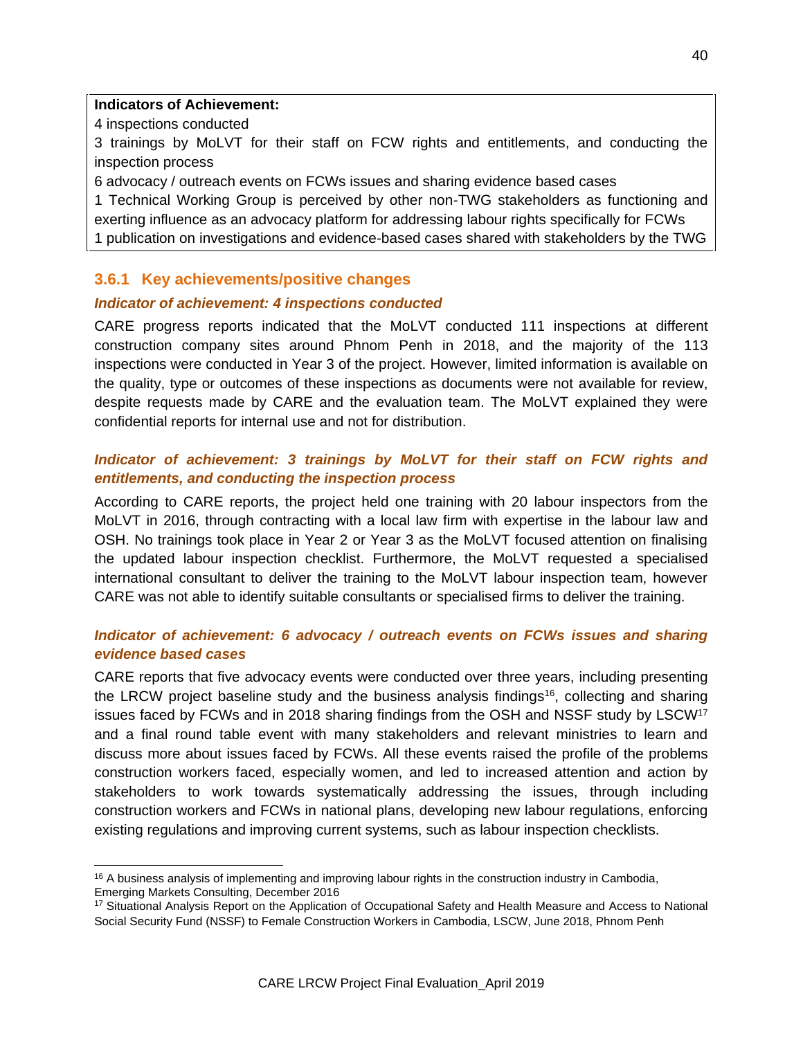**Indicators of Achievement:**

4 inspections conducted

3 trainings by MoLVT for their staff on FCW rights and entitlements, and conducting the inspection process

6 advocacy / outreach events on FCWs issues and sharing evidence based cases

1 Technical Working Group is perceived by other non-TWG stakeholders as functioning and exerting influence as an advocacy platform for addressing labour rights specifically for FCWs

1 publication on investigations and evidence-based cases shared with stakeholders by the TWG

### 3.6.1 Key achievements/positive changes

***Indicator of achievement: 4 inspections conducted***

CARE progress reports indicated that the MoLVT conducted 111 inspections at different construction company sites around Phnom Penh in 2018, and the majority of the 113 inspections were conducted in Year 3 of the project. However, limited information is available on the quality, type or outcomes of these inspections as documents were not available for review, despite requests made by CARE and the evaluation team. The MoLVT explained they were confidential reports for internal use and not for distribution.

***Indicator of achievement: 3 trainings by MoLVT for their staff on FCW rights and entitlements, and conducting the inspection process***

According to CARE reports, the project held one training with 20 labour inspectors from the MoLVT in 2016, through contracting with a local law firm with expertise in the labour law and OSH. No trainings took place in Year 2 or Year 3 as the MoLVT focused attention on finalising the updated labour inspection checklist. Furthermore, the MoLVT requested a specialised international consultant to deliver the training to the MoLVT labour inspection team, however CARE was not able to identify suitable consultants or specialised firms to deliver the training.

***Indicator of achievement: 6 advocacy / outreach events on FCWs issues and sharing evidence based cases***

CARE reports that five advocacy events were conducted over three years, including presenting the LRCW project baseline study and the business analysis findings[16], collecting and sharing issues faced by FCWs and in 2018 sharing findings from the OSH and NSSF study by LSCW[17] and a final round table event with many stakeholders and relevant ministries to learn and discuss more about issues faced by FCWs. All these events raised the profile of the problems construction workers faced, especially women, and led to increased attention and action by stakeholders to work towards systematically addressing the issues, through including construction workers and FCWs in national plans, developing new labour regulations, enforcing existing regulations and improving current systems, such as labour inspection checklists.

[16] A business analysis of implementing and improving labour rights in the construction industry in Cambodia, Emerging Markets Consulting, December 2016

[17] Situational Analysis Report on the Application of Occupational Safety and Health Measure and Access to National Social Security Fund (NSSF) to Female Construction Workers in Cambodia, LSCW, June 2018, Phnom Penh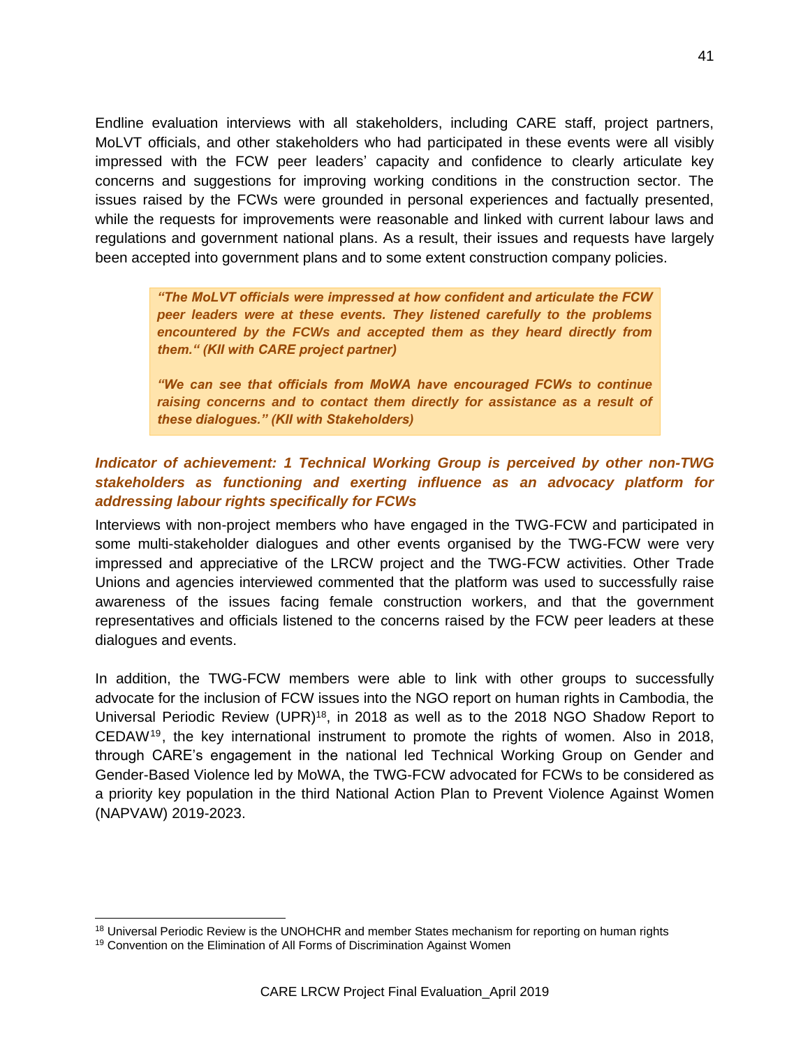Endline evaluation interviews with all stakeholders, including CARE staff, project partners, MoLVT officials, and other stakeholders who had participated in these events were all visibly impressed with the FCW peer leaders' capacity and confidence to clearly articulate key concerns and suggestions for improving working conditions in the construction sector. The issues raised by the FCWs were grounded in personal experiences and factually presented, while the requests for improvements were reasonable and linked with current labour laws and regulations and government national plans. As a result, their issues and requests have largely been accepted into government plans and to some extent construction company policies.

> ***"The MoLVT officials were impressed at how confident and articulate the FCW peer leaders were at these events. They listened carefully to the problems encountered by the FCWs and accepted them as they heard directly from them." (KII with CARE project partner)***
>
> ***"We can see that officials from MoWA have encouraged FCWs to continue raising concerns and to contact them directly for assistance as a result of these dialogues." (KII with Stakeholders)***

***Indicator of achievement: 1 Technical Working Group is perceived by other non-TWG stakeholders as functioning and exerting influence as an advocacy platform for addressing labour rights specifically for FCWs***

Interviews with non-project members who have engaged in the TWG-FCW and participated in some multi-stakeholder dialogues and other events organised by the TWG-FCW were very impressed and appreciative of the LRCW project and the TWG-FCW activities. Other Trade Unions and agencies interviewed commented that the platform was used to successfully raise awareness of the issues facing female construction workers, and that the government representatives and officials listened to the concerns raised by the FCW peer leaders at these dialogues and events.

In addition, the TWG-FCW members were able to link with other groups to successfully advocate for the inclusion of FCW issues into the NGO report on human rights in Cambodia, the Universal Periodic Review (UPR)[18], in 2018 as well as to the 2018 NGO Shadow Report to CEDAW[19], the key international instrument to promote the rights of women. Also in 2018, through CARE's engagement in the national led Technical Working Group on Gender and Gender-Based Violence led by MoWA, the TWG-FCW advocated for FCWs to be considered as a priority key population in the third National Action Plan to Prevent Violence Against Women (NAPVAW) 2019-2023.

[18] Universal Periodic Review is the UNOHCHR and member States mechanism for reporting on human rights

[19] Convention on the Elimination of All Forms of Discrimination Against Women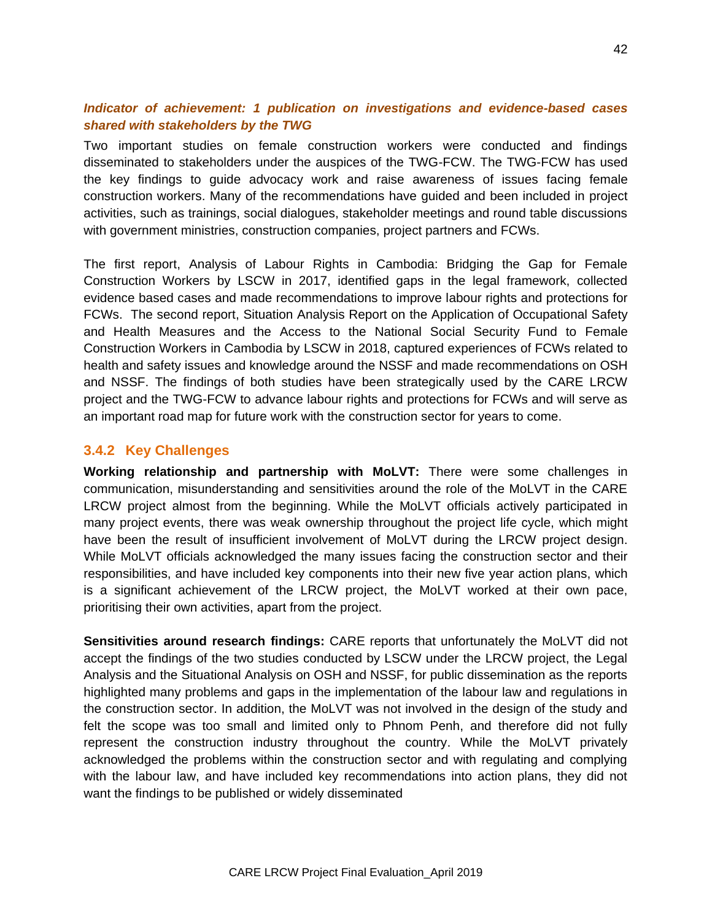***Indicator of achievement: 1 publication on investigations and evidence-based cases shared with stakeholders by the TWG***

Two important studies on female construction workers were conducted and findings disseminated to stakeholders under the auspices of the TWG-FCW. The TWG-FCW has used the key findings to guide advocacy work and raise awareness of issues facing female construction workers. Many of the recommendations have guided and been included in project activities, such as trainings, social dialogues, stakeholder meetings and round table discussions with government ministries, construction companies, project partners and FCWs.

The first report, Analysis of Labour Rights in Cambodia: Bridging the Gap for Female Construction Workers by LSCW in 2017, identified gaps in the legal framework, collected evidence based cases and made recommendations to improve labour rights and protections for FCWs. The second report, Situation Analysis Report on the Application of Occupational Safety and Health Measures and the Access to the National Social Security Fund to Female Construction Workers in Cambodia by LSCW in 2018, captured experiences of FCWs related to health and safety issues and knowledge around the NSSF and made recommendations on OSH and NSSF. The findings of both studies have been strategically used by the CARE LRCW project and the TWG-FCW to advance labour rights and protections for FCWs and will serve as an important road map for future work with the construction sector for years to come.

### 3.4.2 Key Challenges

**Working relationship and partnership with MoLVT:** There were some challenges in communication, misunderstanding and sensitivities around the role of the MoLVT in the CARE LRCW project almost from the beginning. While the MoLVT officials actively participated in many project events, there was weak ownership throughout the project life cycle, which might have been the result of insufficient involvement of MoLVT during the LRCW project design. While MoLVT officials acknowledged the many issues facing the construction sector and their responsibilities, and have included key components into their new five year action plans, which is a significant achievement of the LRCW project, the MoLVT worked at their own pace, prioritising their own activities, apart from the project.

**Sensitivities around research findings:** CARE reports that unfortunately the MoLVT did not accept the findings of the two studies conducted by LSCW under the LRCW project, the Legal Analysis and the Situational Analysis on OSH and NSSF, for public dissemination as the reports highlighted many problems and gaps in the implementation of the labour law and regulations in the construction sector. In addition, the MoLVT was not involved in the design of the study and felt the scope was too small and limited only to Phnom Penh, and therefore did not fully represent the construction industry throughout the country. While the MoLVT privately acknowledged the problems within the construction sector and with regulating and complying with the labour law, and have included key recommendations into action plans, they did not want the findings to be published or widely disseminated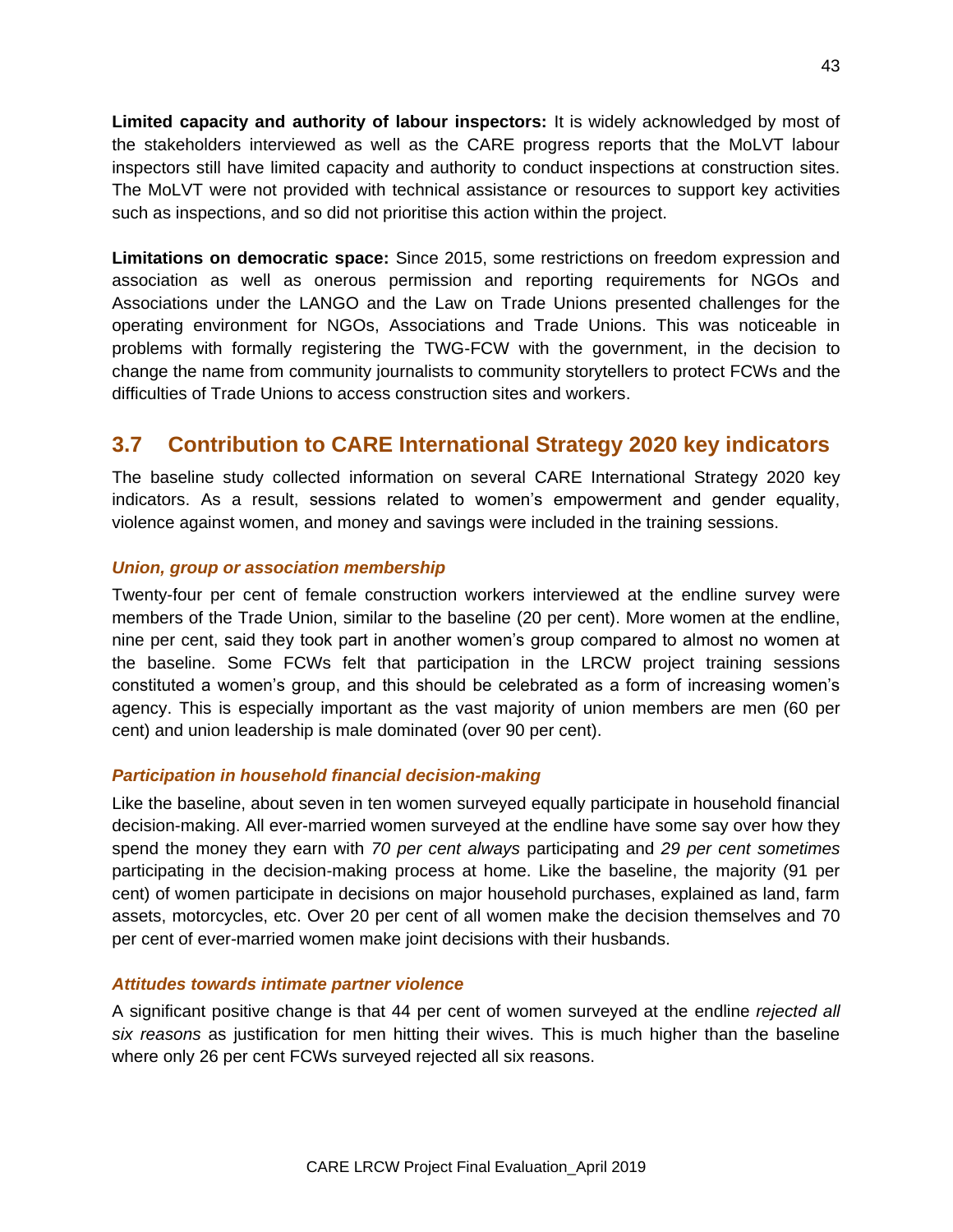**Limited capacity and authority of labour inspectors:** It is widely acknowledged by most of the stakeholders interviewed as well as the CARE progress reports that the MoLVT labour inspectors still have limited capacity and authority to conduct inspections at construction sites. The MoLVT were not provided with technical assistance or resources to support key activities such as inspections, and so did not prioritise this action within the project.

**Limitations on democratic space:** Since 2015, some restrictions on freedom expression and association as well as onerous permission and reporting requirements for NGOs and Associations under the LANGO and the Law on Trade Unions presented challenges for the operating environment for NGOs, Associations and Trade Unions. This was noticeable in problems with formally registering the TWG-FCW with the government, in the decision to change the name from community journalists to community storytellers to protect FCWs and the difficulties of Trade Unions to access construction sites and workers.

## 3.7 Contribution to CARE International Strategy 2020 key indicators

The baseline study collected information on several CARE International Strategy 2020 key indicators. As a result, sessions related to women's empowerment and gender equality, violence against women, and money and savings were included in the training sessions.

### *Union, group or association membership*

Twenty-four per cent of female construction workers interviewed at the endline survey were members of the Trade Union, similar to the baseline (20 per cent). More women at the endline, nine per cent, said they took part in another women's group compared to almost no women at the baseline. Some FCWs felt that participation in the LRCW project training sessions constituted a women's group, and this should be celebrated as a form of increasing women's agency. This is especially important as the vast majority of union members are men (60 per cent) and union leadership is male dominated (over 90 per cent).

### *Participation in household financial decision-making*

Like the baseline, about seven in ten women surveyed equally participate in household financial decision-making. All ever-married women surveyed at the endline have some say over how they spend the money they earn with *70 per cent always* participating and *29 per cent sometimes* participating in the decision-making process at home. Like the baseline, the majority (91 per cent) of women participate in decisions on major household purchases, explained as land, farm assets, motorcycles, etc. Over 20 per cent of all women make the decision themselves and 70 per cent of ever-married women make joint decisions with their husbands.

### *Attitudes towards intimate partner violence*

A significant positive change is that 44 per cent of women surveyed at the endline *rejected all six reasons* as justification for men hitting their wives. This is much higher than the baseline where only 26 per cent FCWs surveyed rejected all six reasons.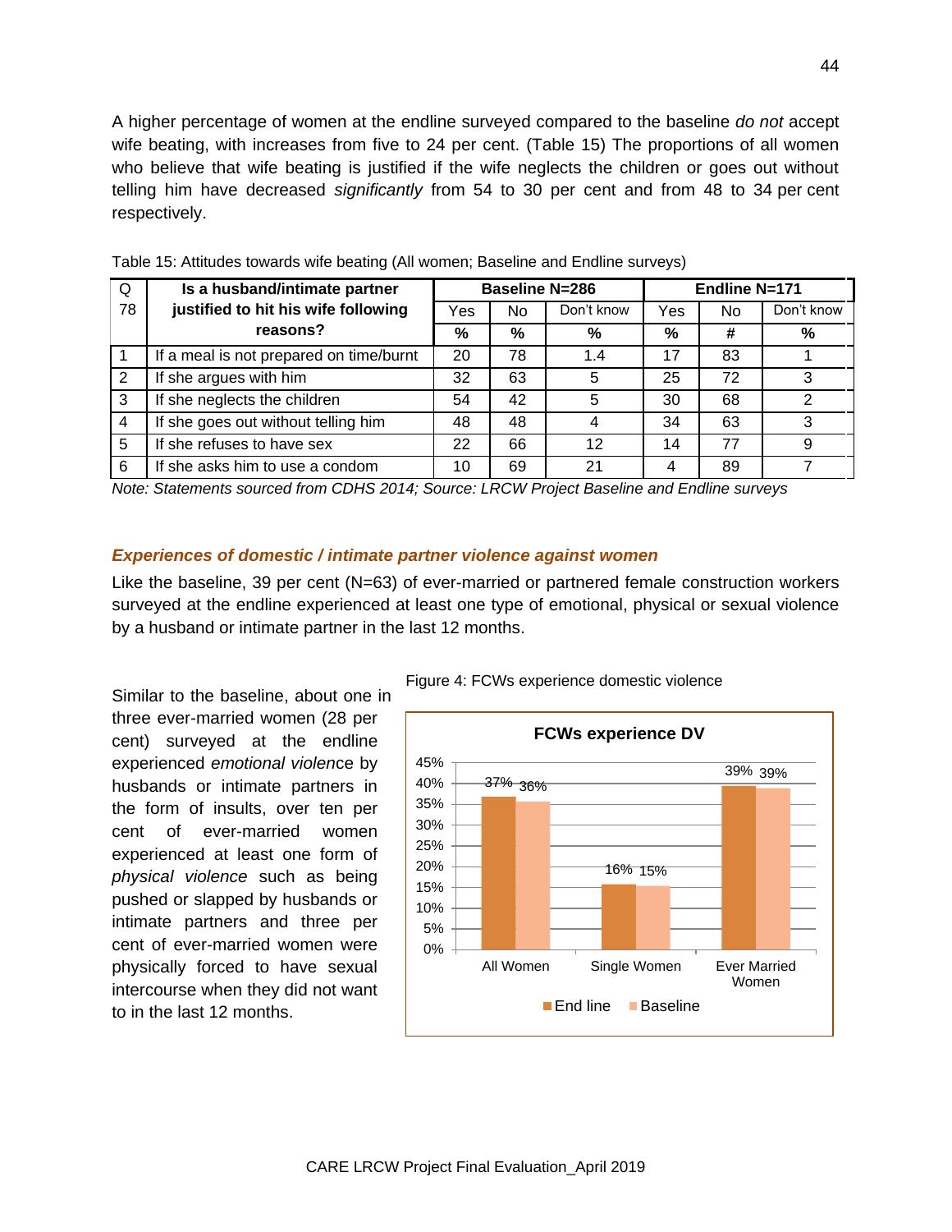A higher percentage of women at the endline surveyed compared to the baseline *do not* accept wife beating, with increases from five to 24 per cent. (Table 15) The proportions of all women who believe that wife beating is justified if the wife neglects the children or goes out without telling him have decreased *significantly* from 54 to 30 per cent and from 48 to 34 per cent respectively.

Table 15: Attitudes towards wife beating (All women; Baseline and Endline surveys)

| Q 78 | Is a husband/intimate partner justified to hit his wife following reasons? | Baseline N=286 | | | Endline N=171 | | |
|---|---|---|---|---|---|---|---|
| | | Yes | No | Don't know | Yes | No | Don't know |
| | | % | % | % | % | # | % |
| 1 | If a meal is not prepared on time/burnt | 20 | 78 | 1.4 | 17 | 83 | 1 |
| 2 | If she argues with him | 32 | 63 | 5 | 25 | 72 | 3 |
| 3 | If she neglects the children | 54 | 42 | 5 | 30 | 68 | 2 |
| 4 | If she goes out without telling him | 48 | 48 | 4 | 34 | 63 | 3 |
| 5 | If she refuses to have sex | 22 | 66 | 12 | 14 | 77 | 9 |
| 6 | If she asks him to use a condom | 10 | 69 | 21 | 4 | 89 | 7 |

*Note: Statements sourced from CDHS 2014; Source: LRCW Project Baseline and Endline surveys*

### *Experiences of domestic / intimate partner violence against women*

Like the baseline, 39 per cent (N=63) of ever-married or partnered female construction workers surveyed at the endline experienced at least one type of emotional, physical or sexual violence by a husband or intimate partner in the last 12 months.

Similar to the baseline, about one in three ever-married women (28 per cent) surveyed at the endline experienced *emotional violence* by husbands or intimate partners in the form of insults, over ten per cent of ever-married women experienced at least one form of *physical violence* such as being pushed or slapped by husbands or intimate partners and three per cent of ever-married women were physically forced to have sexual intercourse when they did not want to in the last 12 months.

Figure 4: FCWs experience domestic violence

**FCWs experience DV**

| | End line | Baseline |
|---|---|---|
| All Women | 37% | 36% |
| Single Women | 16% | 15% |
| Ever Married Women | 39% | 39% |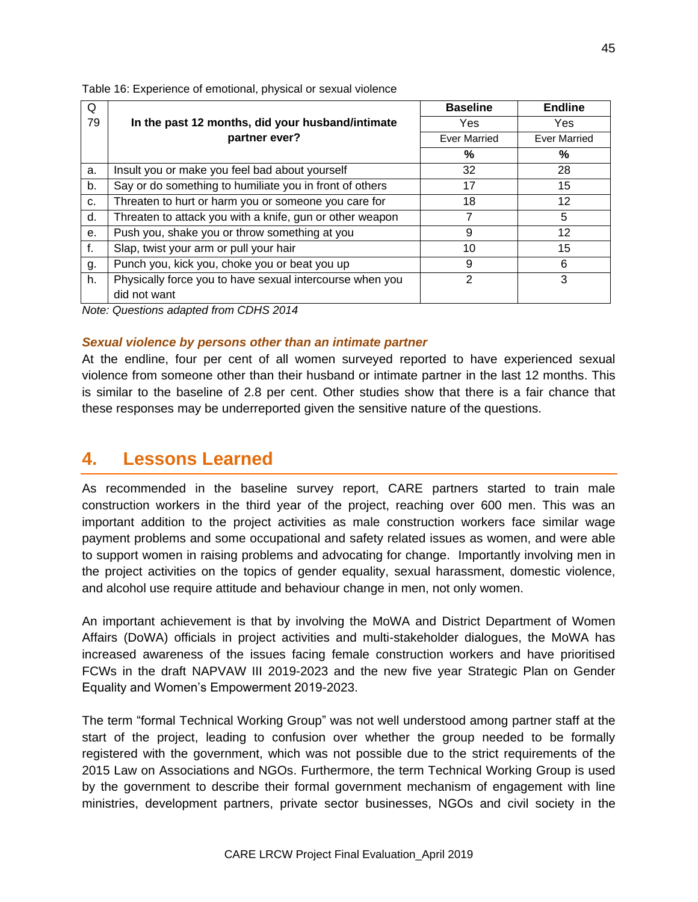Table 16: Experience of emotional, physical or sexual violence

| Q 79 | In the past 12 months, did your husband/intimate partner ever? | Baseline | Endline |
|---|---|---|---|
| | | Yes | Yes |
| | | Ever Married | Ever Married |
| | | % | % |
| a. | Insult you or make you feel bad about yourself | 32 | 28 |
| b. | Say or do something to humiliate you in front of others | 17 | 15 |
| c. | Threaten to hurt or harm you or someone you care for | 18 | 12 |
| d. | Threaten to attack you with a knife, gun or other weapon | 7 | 5 |
| e. | Push you, shake you or throw something at you | 9 | 12 |
| f. | Slap, twist your arm or pull your hair | 10 | 15 |
| g. | Punch you, kick you, choke you or beat you up | 9 | 6 |
| h. | Physically force you to have sexual intercourse when you did not want | 2 | 3 |

*Note: Questions adapted from CDHS 2014*

***Sexual violence by persons other than an intimate partner***

At the endline, four per cent of all women surveyed reported to have experienced sexual violence from someone other than their husband or intimate partner in the last 12 months. This is similar to the baseline of 2.8 per cent. Other studies show that there is a fair chance that these responses may be underreported given the sensitive nature of the questions.

# 4. Lessons Learned

As recommended in the baseline survey report, CARE partners started to train male construction workers in the third year of the project, reaching over 600 men. This was an important addition to the project activities as male construction workers face similar wage payment problems and some occupational and safety related issues as women, and were able to support women in raising problems and advocating for change. Importantly involving men in the project activities on the topics of gender equality, sexual harassment, domestic violence, and alcohol use require attitude and behaviour change in men, not only women.

An important achievement is that by involving the MoWA and District Department of Women Affairs (DoWA) officials in project activities and multi-stakeholder dialogues, the MoWA has increased awareness of the issues facing female construction workers and have prioritised FCWs in the draft NAPVAW III 2019-2023 and the new five year Strategic Plan on Gender Equality and Women's Empowerment 2019-2023.

The term "formal Technical Working Group" was not well understood among partner staff at the start of the project, leading to confusion over whether the group needed to be formally registered with the government, which was not possible due to the strict requirements of the 2015 Law on Associations and NGOs. Furthermore, the term Technical Working Group is used by the government to describe their formal government mechanism of engagement with line ministries, development partners, private sector businesses, NGOs and civil society in the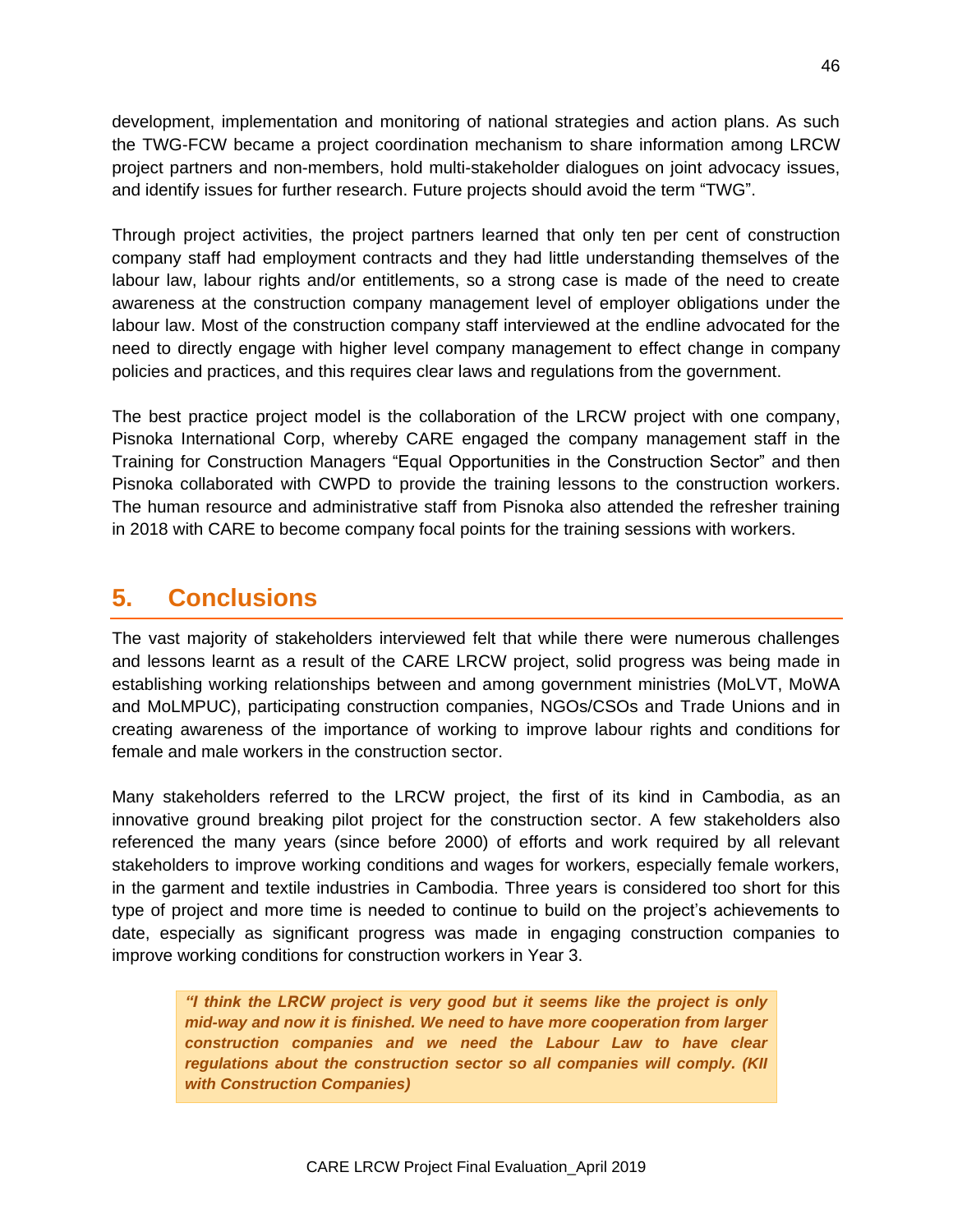development, implementation and monitoring of national strategies and action plans. As such the TWG-FCW became a project coordination mechanism to share information among LRCW project partners and non-members, hold multi-stakeholder dialogues on joint advocacy issues, and identify issues for further research. Future projects should avoid the term "TWG".

Through project activities, the project partners learned that only ten per cent of construction company staff had employment contracts and they had little understanding themselves of the labour law, labour rights and/or entitlements, so a strong case is made of the need to create awareness at the construction company management level of employer obligations under the labour law. Most of the construction company staff interviewed at the endline advocated for the need to directly engage with higher level company management to effect change in company policies and practices, and this requires clear laws and regulations from the government.

The best practice project model is the collaboration of the LRCW project with one company, Pisnoka International Corp, whereby CARE engaged the company management staff in the Training for Construction Managers "Equal Opportunities in the Construction Sector" and then Pisnoka collaborated with CWPD to provide the training lessons to the construction workers. The human resource and administrative staff from Pisnoka also attended the refresher training in 2018 with CARE to become company focal points for the training sessions with workers.

# 5. Conclusions

The vast majority of stakeholders interviewed felt that while there were numerous challenges and lessons learnt as a result of the CARE LRCW project, solid progress was being made in establishing working relationships between and among government ministries (MoLVT, MoWA and MoLMPUC), participating construction companies, NGOs/CSOs and Trade Unions and in creating awareness of the importance of working to improve labour rights and conditions for female and male workers in the construction sector.

Many stakeholders referred to the LRCW project, the first of its kind in Cambodia, as an innovative ground breaking pilot project for the construction sector. A few stakeholders also referenced the many years (since before 2000) of efforts and work required by all relevant stakeholders to improve working conditions and wages for workers, especially female workers, in the garment and textile industries in Cambodia. Three years is considered too short for this type of project and more time is needed to continue to build on the project's achievements to date, especially as significant progress was made in engaging construction companies to improve working conditions for construction workers in Year 3.

> ***"I think the LRCW project is very good but it seems like the project is only mid-way and now it is finished. We need to have more cooperation from larger construction companies and we need the Labour Law to have clear regulations about the construction sector so all companies will comply. (KII with Construction Companies)***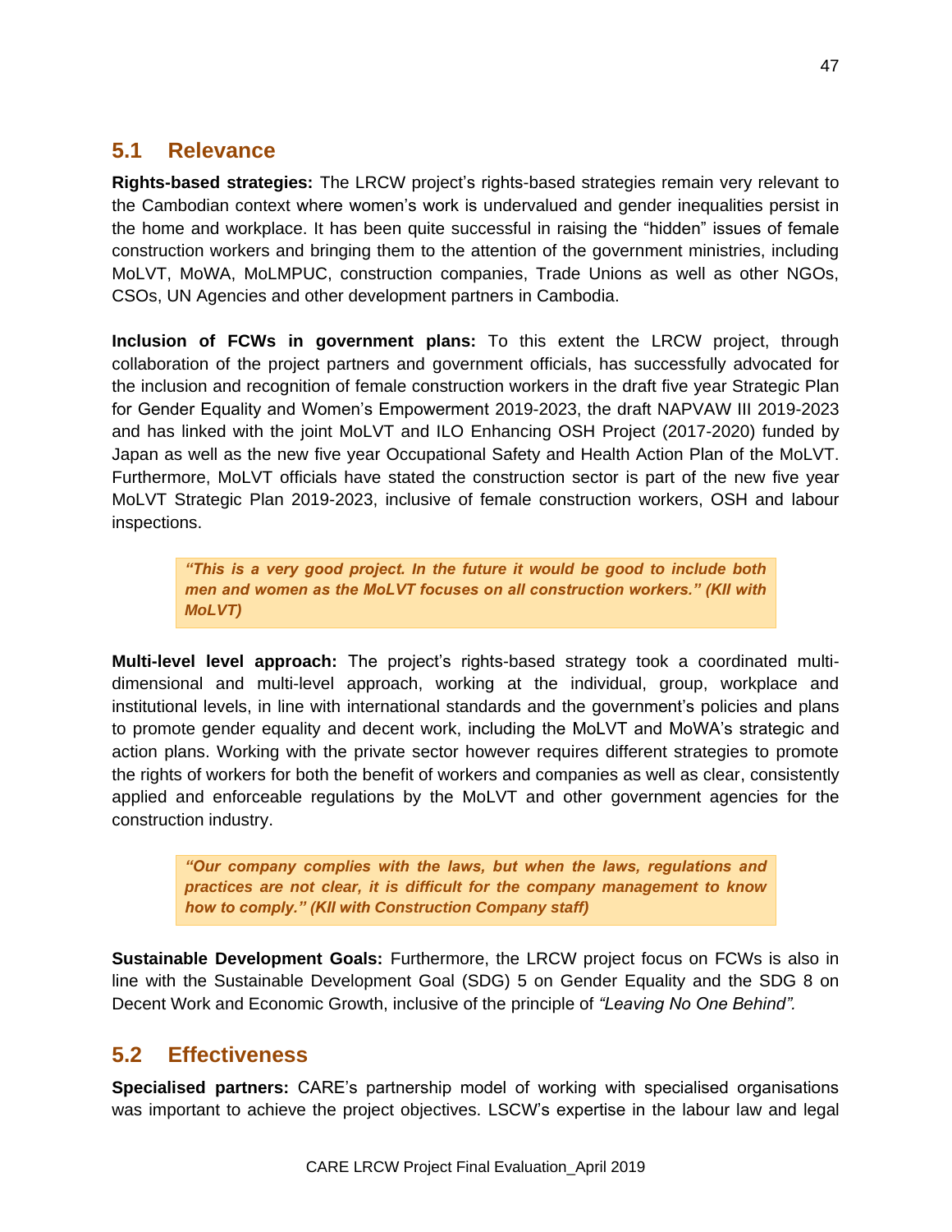## 5.1 Relevance

**Rights-based strategies:** The LRCW project's rights-based strategies remain very relevant to the Cambodian context where women's work is undervalued and gender inequalities persist in the home and workplace. It has been quite successful in raising the "hidden" issues of female construction workers and bringing them to the attention of the government ministries, including MoLVT, MoWA, MoLMPUC, construction companies, Trade Unions as well as other NGOs, CSOs, UN Agencies and other development partners in Cambodia.

**Inclusion of FCWs in government plans:** To this extent the LRCW project, through collaboration of the project partners and government officials, has successfully advocated for the inclusion and recognition of female construction workers in the draft five year Strategic Plan for Gender Equality and Women's Empowerment 2019-2023, the draft NAPVAW III 2019-2023 and has linked with the joint MoLVT and ILO Enhancing OSH Project (2017-2020) funded by Japan as well as the new five year Occupational Safety and Health Action Plan of the MoLVT. Furthermore, MoLVT officials have stated the construction sector is part of the new five year MoLVT Strategic Plan 2019-2023, inclusive of female construction workers, OSH and labour inspections.

> ***"This is a very good project. In the future it would be good to include both men and women as the MoLVT focuses on all construction workers." (KII with MoLVT)***

**Multi-level level approach:** The project's rights-based strategy took a coordinated multi-dimensional and multi-level approach, working at the individual, group, workplace and institutional levels, in line with international standards and the government's policies and plans to promote gender equality and decent work, including the MoLVT and MoWA's strategic and action plans. Working with the private sector however requires different strategies to promote the rights of workers for both the benefit of workers and companies as well as clear, consistently applied and enforceable regulations by the MoLVT and other government agencies for the construction industry.

> ***"Our company complies with the laws, but when the laws, regulations and practices are not clear, it is difficult for the company management to know how to comply." (KII with Construction Company staff)***

**Sustainable Development Goals:** Furthermore, the LRCW project focus on FCWs is also in line with the Sustainable Development Goal (SDG) 5 on Gender Equality and the SDG 8 on Decent Work and Economic Growth, inclusive of the principle of *"Leaving No One Behind".*

## 5.2 Effectiveness

**Specialised partners:** CARE's partnership model of working with specialised organisations was important to achieve the project objectives. LSCW's expertise in the labour law and legal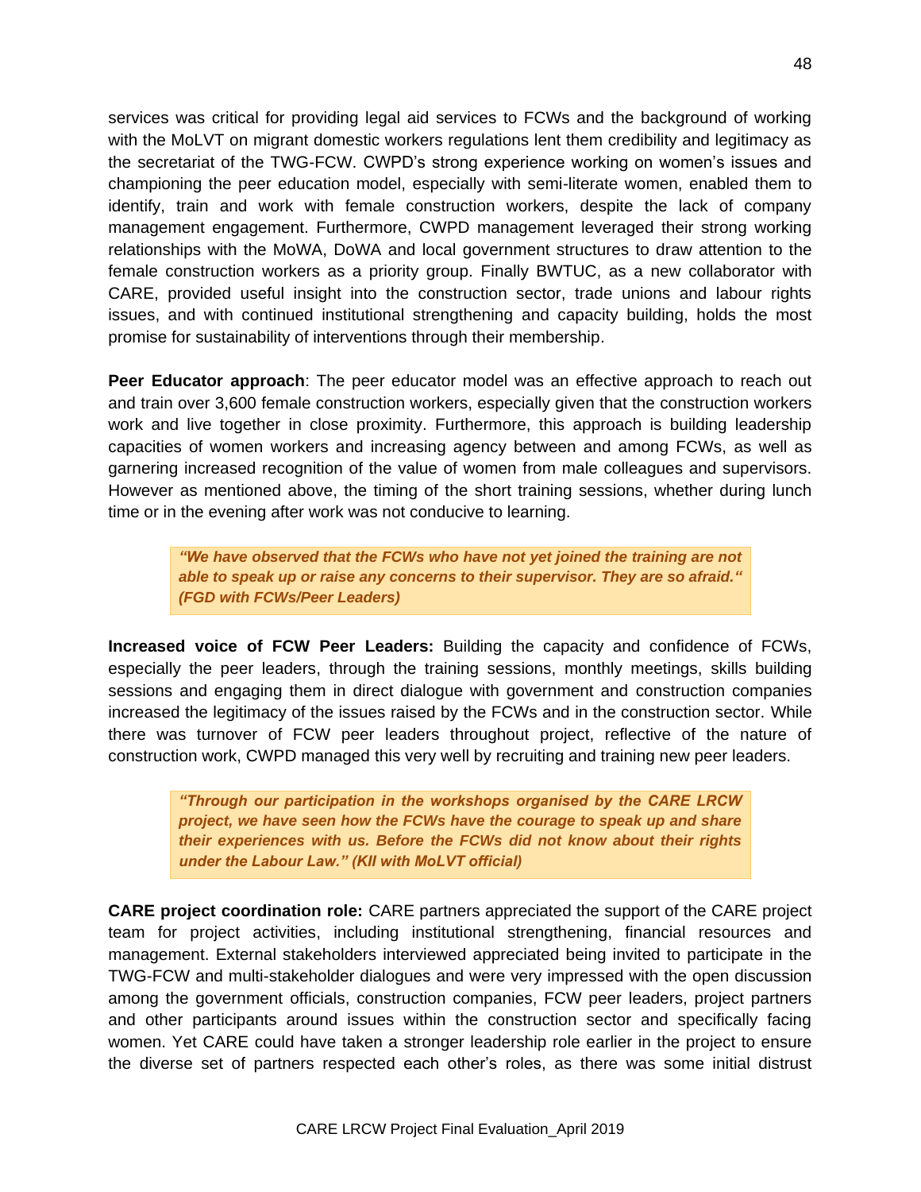services was critical for providing legal aid services to FCWs and the background of working with the MoLVT on migrant domestic workers regulations lent them credibility and legitimacy as the secretariat of the TWG-FCW. CWPD's strong experience working on women's issues and championing the peer education model, especially with semi-literate women, enabled them to identify, train and work with female construction workers, despite the lack of company management engagement. Furthermore, CWPD management leveraged their strong working relationships with the MoWA, DoWA and local government structures to draw attention to the female construction workers as a priority group. Finally BWTUC, as a new collaborator with CARE, provided useful insight into the construction sector, trade unions and labour rights issues, and with continued institutional strengthening and capacity building, holds the most promise for sustainability of interventions through their membership.

**Peer Educator approach**: The peer educator model was an effective approach to reach out and train over 3,600 female construction workers, especially given that the construction workers work and live together in close proximity. Furthermore, this approach is building leadership capacities of women workers and increasing agency between and among FCWs, as well as garnering increased recognition of the value of women from male colleagues and supervisors. However as mentioned above, the timing of the short training sessions, whether during lunch time or in the evening after work was not conducive to learning.

> ***"We have observed that the FCWs who have not yet joined the training are not able to speak up or raise any concerns to their supervisor. They are so afraid." (FGD with FCWs/Peer Leaders)***

**Increased voice of FCW Peer Leaders:** Building the capacity and confidence of FCWs, especially the peer leaders, through the training sessions, monthly meetings, skills building sessions and engaging them in direct dialogue with government and construction companies increased the legitimacy of the issues raised by the FCWs and in the construction sector. While there was turnover of FCW peer leaders throughout project, reflective of the nature of construction work, CWPD managed this very well by recruiting and training new peer leaders.

> ***"Through our participation in the workshops organised by the CARE LRCW project, we have seen how the FCWs have the courage to speak up and share their experiences with us. Before the FCWs did not know about their rights under the Labour Law." (KII with MoLVT official)***

**CARE project coordination role:** CARE partners appreciated the support of the CARE project team for project activities, including institutional strengthening, financial resources and management. External stakeholders interviewed appreciated being invited to participate in the TWG-FCW and multi-stakeholder dialogues and were very impressed with the open discussion among the government officials, construction companies, FCW peer leaders, project partners and other participants around issues within the construction sector and specifically facing women. Yet CARE could have taken a stronger leadership role earlier in the project to ensure the diverse set of partners respected each other's roles, as there was some initial distrust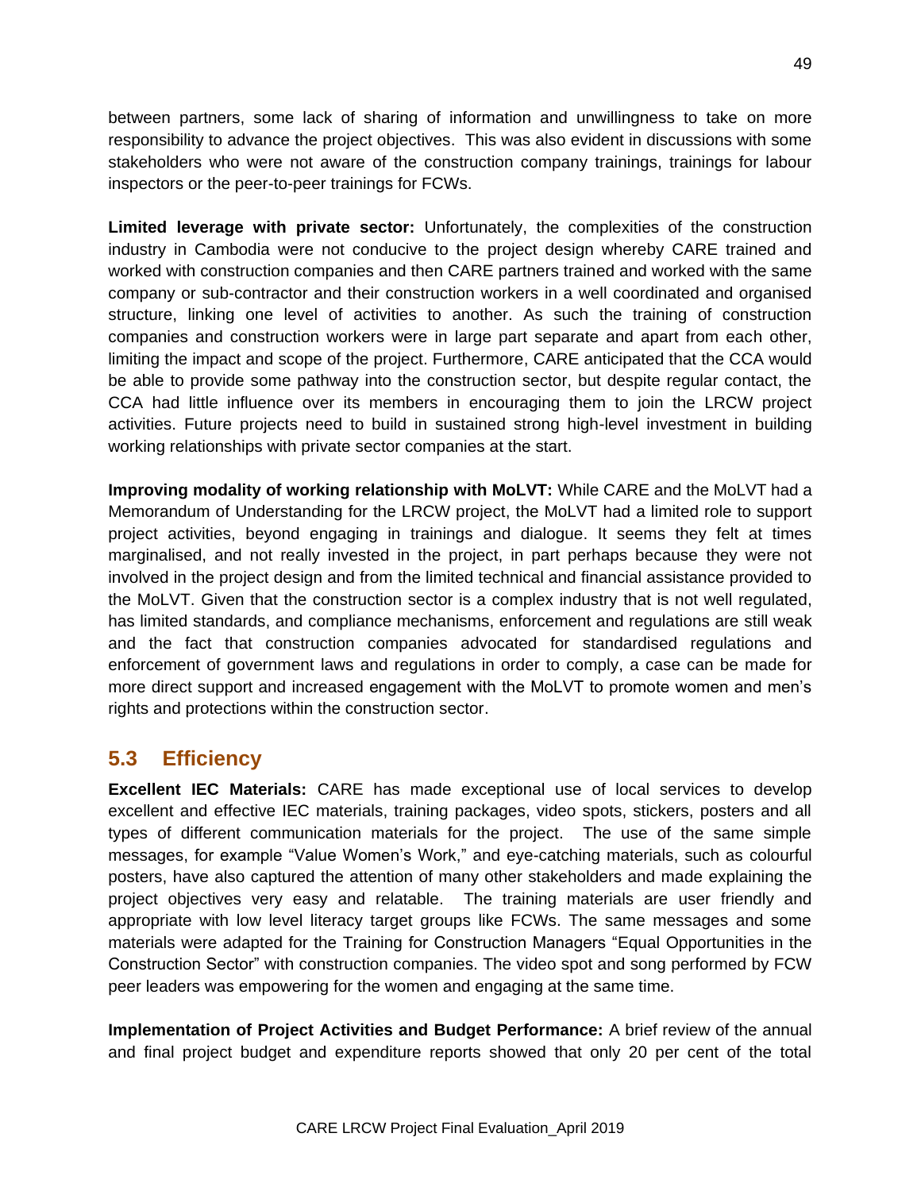between partners, some lack of sharing of information and unwillingness to take on more responsibility to advance the project objectives. This was also evident in discussions with some stakeholders who were not aware of the construction company trainings, trainings for labour inspectors or the peer-to-peer trainings for FCWs.

**Limited leverage with private sector:** Unfortunately, the complexities of the construction industry in Cambodia were not conducive to the project design whereby CARE trained and worked with construction companies and then CARE partners trained and worked with the same company or sub-contractor and their construction workers in a well coordinated and organised structure, linking one level of activities to another. As such the training of construction companies and construction workers were in large part separate and apart from each other, limiting the impact and scope of the project. Furthermore, CARE anticipated that the CCA would be able to provide some pathway into the construction sector, but despite regular contact, the CCA had little influence over its members in encouraging them to join the LRCW project activities. Future projects need to build in sustained strong high-level investment in building working relationships with private sector companies at the start.

**Improving modality of working relationship with MoLVT:** While CARE and the MoLVT had a Memorandum of Understanding for the LRCW project, the MoLVT had a limited role to support project activities, beyond engaging in trainings and dialogue. It seems they felt at times marginalised, and not really invested in the project, in part perhaps because they were not involved in the project design and from the limited technical and financial assistance provided to the MoLVT. Given that the construction sector is a complex industry that is not well regulated, has limited standards, and compliance mechanisms, enforcement and regulations are still weak and the fact that construction companies advocated for standardised regulations and enforcement of government laws and regulations in order to comply, a case can be made for more direct support and increased engagement with the MoLVT to promote women and men's rights and protections within the construction sector.

## 5.3 Efficiency

**Excellent IEC Materials:** CARE has made exceptional use of local services to develop excellent and effective IEC materials, training packages, video spots, stickers, posters and all types of different communication materials for the project. The use of the same simple messages, for example "Value Women's Work," and eye-catching materials, such as colourful posters, have also captured the attention of many other stakeholders and made explaining the project objectives very easy and relatable. The training materials are user friendly and appropriate with low level literacy target groups like FCWs. The same messages and some materials were adapted for the Training for Construction Managers "Equal Opportunities in the Construction Sector" with construction companies. The video spot and song performed by FCW peer leaders was empowering for the women and engaging at the same time.

**Implementation of Project Activities and Budget Performance:** A brief review of the annual and final project budget and expenditure reports showed that only 20 per cent of the total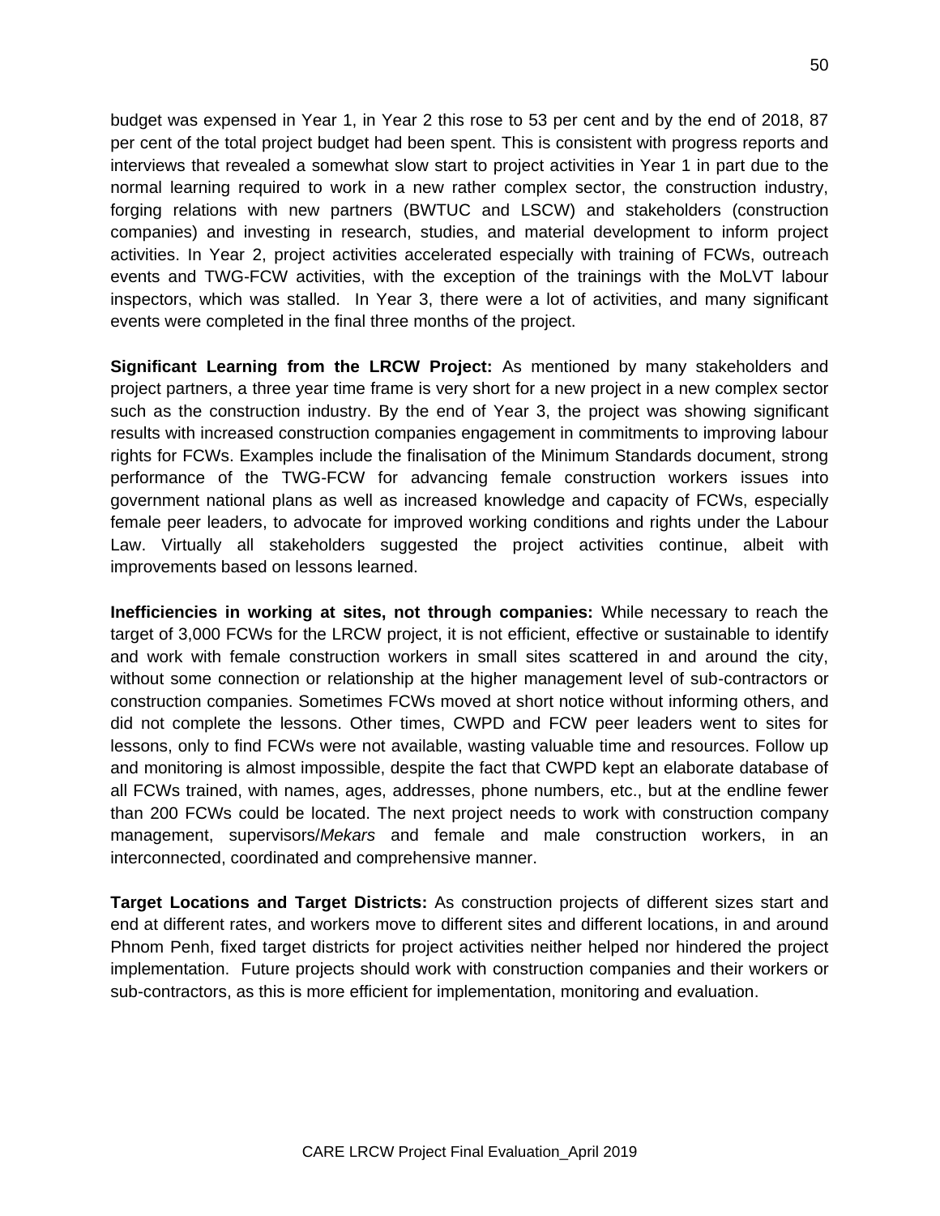budget was expensed in Year 1, in Year 2 this rose to 53 per cent and by the end of 2018, 87 per cent of the total project budget had been spent. This is consistent with progress reports and interviews that revealed a somewhat slow start to project activities in Year 1 in part due to the normal learning required to work in a new rather complex sector, the construction industry, forging relations with new partners (BWTUC and LSCW) and stakeholders (construction companies) and investing in research, studies, and material development to inform project activities. In Year 2, project activities accelerated especially with training of FCWs, outreach events and TWG-FCW activities, with the exception of the trainings with the MoLVT labour inspectors, which was stalled. In Year 3, there were a lot of activities, and many significant events were completed in the final three months of the project.

**Significant Learning from the LRCW Project:** As mentioned by many stakeholders and project partners, a three year time frame is very short for a new project in a new complex sector such as the construction industry. By the end of Year 3, the project was showing significant results with increased construction companies engagement in commitments to improving labour rights for FCWs. Examples include the finalisation of the Minimum Standards document, strong performance of the TWG-FCW for advancing female construction workers issues into government national plans as well as increased knowledge and capacity of FCWs, especially female peer leaders, to advocate for improved working conditions and rights under the Labour Law. Virtually all stakeholders suggested the project activities continue, albeit with improvements based on lessons learned.

**Inefficiencies in working at sites, not through companies:** While necessary to reach the target of 3,000 FCWs for the LRCW project, it is not efficient, effective or sustainable to identify and work with female construction workers in small sites scattered in and around the city, without some connection or relationship at the higher management level of sub-contractors or construction companies. Sometimes FCWs moved at short notice without informing others, and did not complete the lessons. Other times, CWPD and FCW peer leaders went to sites for lessons, only to find FCWs were not available, wasting valuable time and resources. Follow up and monitoring is almost impossible, despite the fact that CWPD kept an elaborate database of all FCWs trained, with names, ages, addresses, phone numbers, etc., but at the endline fewer than 200 FCWs could be located. The next project needs to work with construction company management, supervisors/*Mekars* and female and male construction workers, in an interconnected, coordinated and comprehensive manner.

**Target Locations and Target Districts:** As construction projects of different sizes start and end at different rates, and workers move to different sites and different locations, in and around Phnom Penh, fixed target districts for project activities neither helped nor hindered the project implementation. Future projects should work with construction companies and their workers or sub-contractors, as this is more efficient for implementation, monitoring and evaluation.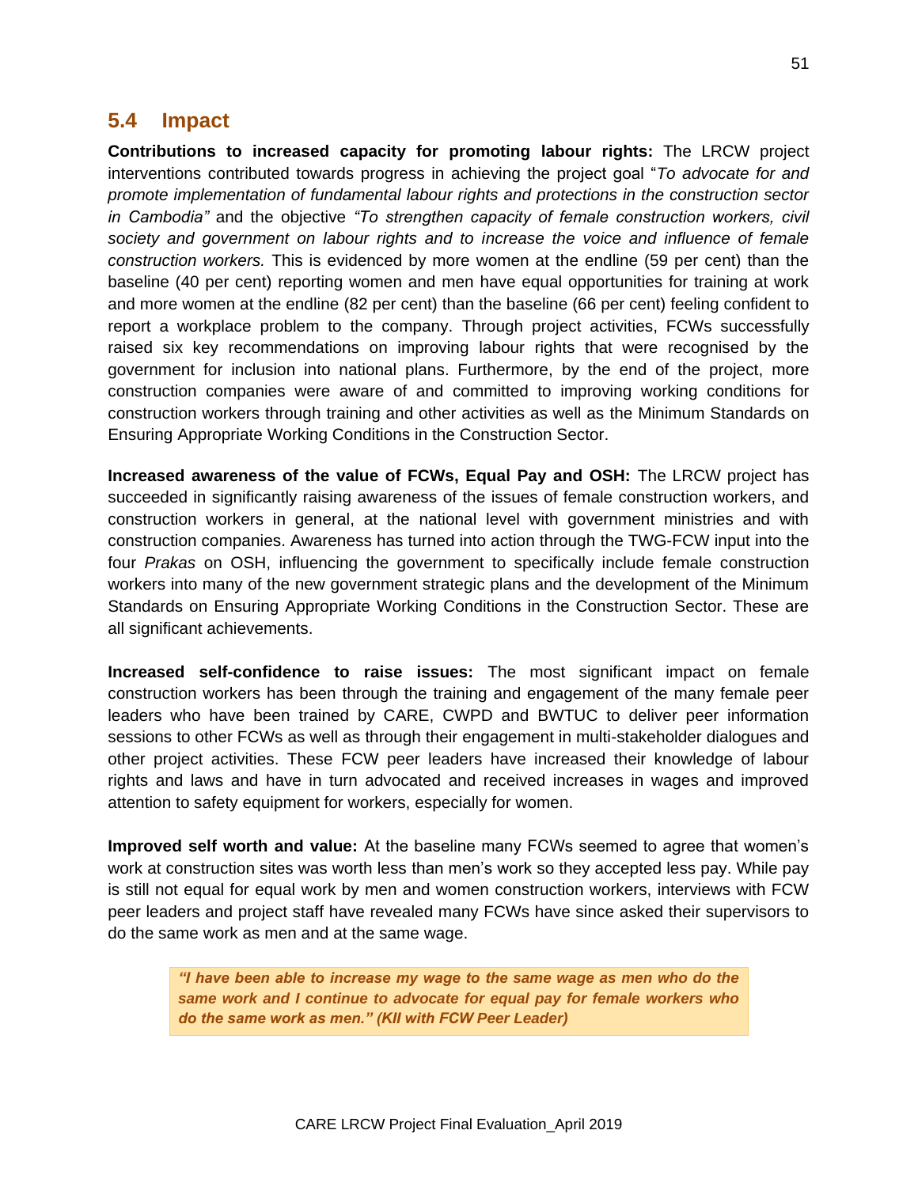## 5.4 Impact

**Contributions to increased capacity for promoting labour rights:** The LRCW project interventions contributed towards progress in achieving the project goal "*To advocate for and promote implementation of fundamental labour rights and protections in the construction sector in Cambodia"* and the objective *"To strengthen capacity of female construction workers, civil society and government on labour rights and to increase the voice and influence of female construction workers.* This is evidenced by more women at the endline (59 per cent) than the baseline (40 per cent) reporting women and men have equal opportunities for training at work and more women at the endline (82 per cent) than the baseline (66 per cent) feeling confident to report a workplace problem to the company. Through project activities, FCWs successfully raised six key recommendations on improving labour rights that were recognised by the government for inclusion into national plans. Furthermore, by the end of the project, more construction companies were aware of and committed to improving working conditions for construction workers through training and other activities as well as the Minimum Standards on Ensuring Appropriate Working Conditions in the Construction Sector.

**Increased awareness of the value of FCWs, Equal Pay and OSH:** The LRCW project has succeeded in significantly raising awareness of the issues of female construction workers, and construction workers in general, at the national level with government ministries and with construction companies. Awareness has turned into action through the TWG-FCW input into the four *Prakas* on OSH, influencing the government to specifically include female construction workers into many of the new government strategic plans and the development of the Minimum Standards on Ensuring Appropriate Working Conditions in the Construction Sector. These are all significant achievements.

**Increased self-confidence to raise issues:** The most significant impact on female construction workers has been through the training and engagement of the many female peer leaders who have been trained by CARE, CWPD and BWTUC to deliver peer information sessions to other FCWs as well as through their engagement in multi-stakeholder dialogues and other project activities. These FCW peer leaders have increased their knowledge of labour rights and laws and have in turn advocated and received increases in wages and improved attention to safety equipment for workers, especially for women.

**Improved self worth and value:** At the baseline many FCWs seemed to agree that women's work at construction sites was worth less than men's work so they accepted less pay. While pay is still not equal for equal work by men and women construction workers, interviews with FCW peer leaders and project staff have revealed many FCWs have since asked their supervisors to do the same work as men and at the same wage.

> ***"I have been able to increase my wage to the same wage as men who do the same work and I continue to advocate for equal pay for female workers who do the same work as men." (KII with FCW Peer Leader)***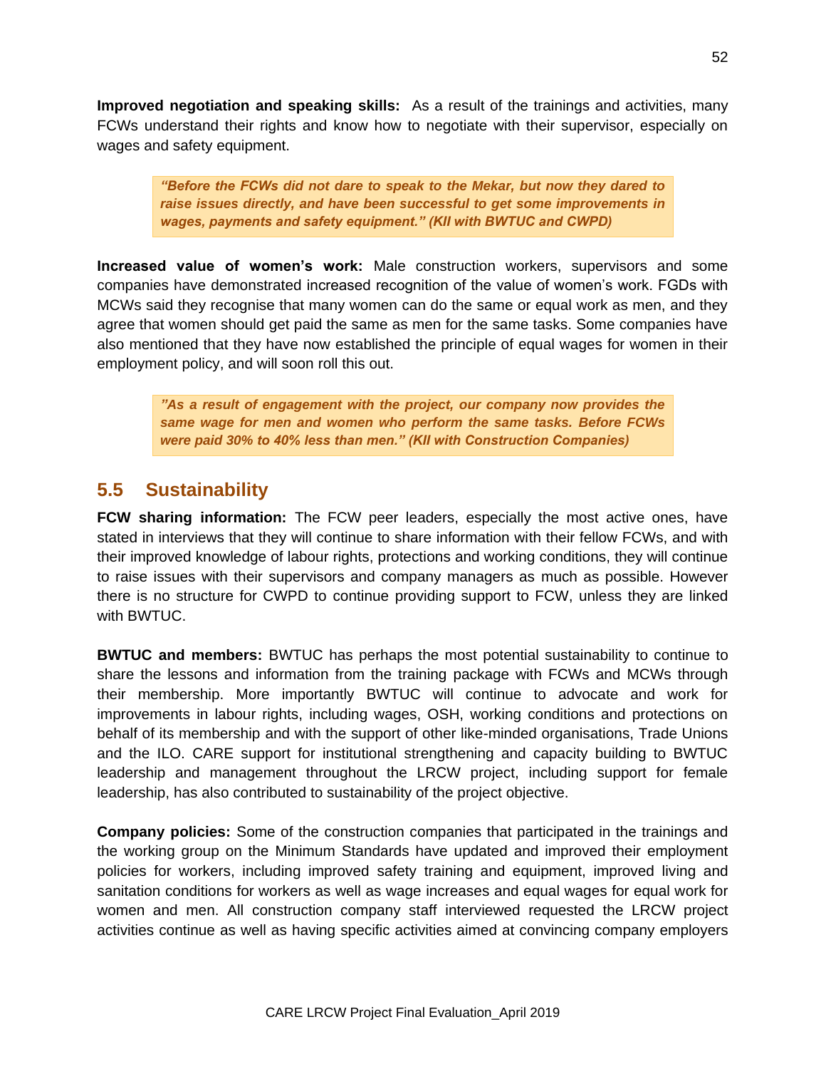**Improved negotiation and speaking skills:** As a result of the trainings and activities, many FCWs understand their rights and know how to negotiate with their supervisor, especially on wages and safety equipment.

> ***"Before the FCWs did not dare to speak to the Mekar, but now they dared to raise issues directly, and have been successful to get some improvements in wages, payments and safety equipment." (KII with BWTUC and CWPD)***

**Increased value of women's work:** Male construction workers, supervisors and some companies have demonstrated increased recognition of the value of women's work. FGDs with MCWs said they recognise that many women can do the same or equal work as men, and they agree that women should get paid the same as men for the same tasks. Some companies have also mentioned that they have now established the principle of equal wages for women in their employment policy, and will soon roll this out.

> ***"As a result of engagement with the project, our company now provides the same wage for men and women who perform the same tasks. Before FCWs were paid 30% to 40% less than men." (KII with Construction Companies)***

## 5.5 Sustainability

**FCW sharing information:** The FCW peer leaders, especially the most active ones, have stated in interviews that they will continue to share information with their fellow FCWs, and with their improved knowledge of labour rights, protections and working conditions, they will continue to raise issues with their supervisors and company managers as much as possible. However there is no structure for CWPD to continue providing support to FCW, unless they are linked with BWTUC.

**BWTUC and members:** BWTUC has perhaps the most potential sustainability to continue to share the lessons and information from the training package with FCWs and MCWs through their membership. More importantly BWTUC will continue to advocate and work for improvements in labour rights, including wages, OSH, working conditions and protections on behalf of its membership and with the support of other like-minded organisations, Trade Unions and the ILO. CARE support for institutional strengthening and capacity building to BWTUC leadership and management throughout the LRCW project, including support for female leadership, has also contributed to sustainability of the project objective.

**Company policies:** Some of the construction companies that participated in the trainings and the working group on the Minimum Standards have updated and improved their employment policies for workers, including improved safety training and equipment, improved living and sanitation conditions for workers as well as wage increases and equal wages for equal work for women and men. All construction company staff interviewed requested the LRCW project activities continue as well as having specific activities aimed at convincing company employers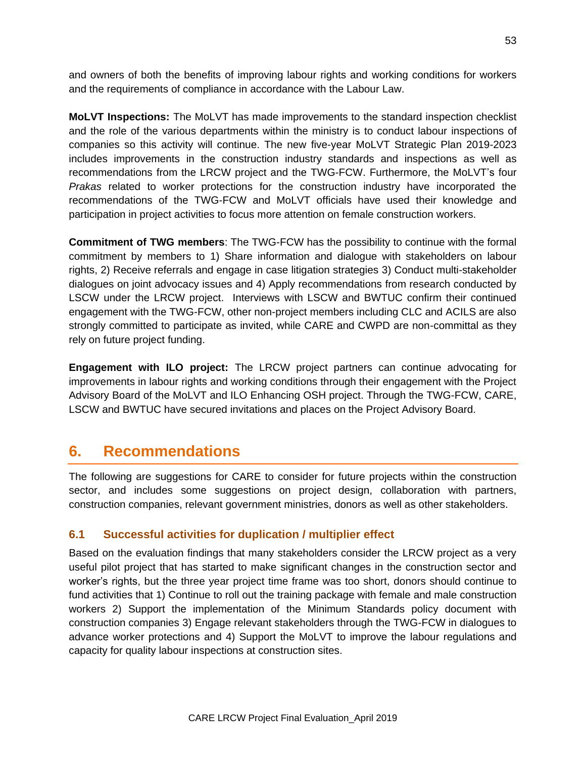and owners of both the benefits of improving labour rights and working conditions for workers and the requirements of compliance in accordance with the Labour Law.

**MoLVT Inspections:** The MoLVT has made improvements to the standard inspection checklist and the role of the various departments within the ministry is to conduct labour inspections of companies so this activity will continue. The new five-year MoLVT Strategic Plan 2019-2023 includes improvements in the construction industry standards and inspections as well as recommendations from the LRCW project and the TWG-FCW. Furthermore, the MoLVT's four *Prakas* related to worker protections for the construction industry have incorporated the recommendations of the TWG-FCW and MoLVT officials have used their knowledge and participation in project activities to focus more attention on female construction workers.

**Commitment of TWG members**: The TWG-FCW has the possibility to continue with the formal commitment by members to 1) Share information and dialogue with stakeholders on labour rights, 2) Receive referrals and engage in case litigation strategies 3) Conduct multi-stakeholder dialogues on joint advocacy issues and 4) Apply recommendations from research conducted by LSCW under the LRCW project. Interviews with LSCW and BWTUC confirm their continued engagement with the TWG-FCW, other non-project members including CLC and ACILS are also strongly committed to participate as invited, while CARE and CWPD are non-committal as they rely on future project funding.

**Engagement with ILO project:** The LRCW project partners can continue advocating for improvements in labour rights and working conditions through their engagement with the Project Advisory Board of the MoLVT and ILO Enhancing OSH project. Through the TWG-FCW, CARE, LSCW and BWTUC have secured invitations and places on the Project Advisory Board.

# 6. Recommendations

The following are suggestions for CARE to consider for future projects within the construction sector, and includes some suggestions on project design, collaboration with partners, construction companies, relevant government ministries, donors as well as other stakeholders.

## 6.1 Successful activities for duplication / multiplier effect

Based on the evaluation findings that many stakeholders consider the LRCW project as a very useful pilot project that has started to make significant changes in the construction sector and worker's rights, but the three year project time frame was too short, donors should continue to fund activities that 1) Continue to roll out the training package with female and male construction workers 2) Support the implementation of the Minimum Standards policy document with construction companies 3) Engage relevant stakeholders through the TWG-FCW in dialogues to advance worker protections and 4) Support the MoLVT to improve the labour regulations and capacity for quality labour inspections at construction sites.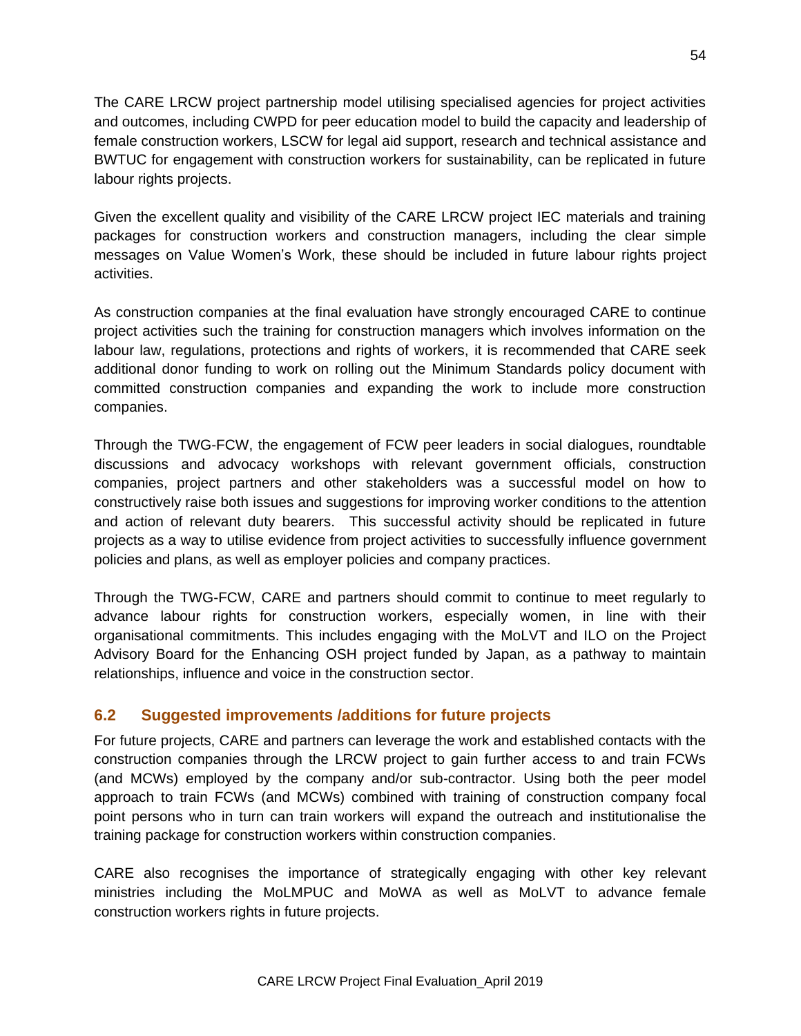The CARE LRCW project partnership model utilising specialised agencies for project activities and outcomes, including CWPD for peer education model to build the capacity and leadership of female construction workers, LSCW for legal aid support, research and technical assistance and BWTUC for engagement with construction workers for sustainability, can be replicated in future labour rights projects.

Given the excellent quality and visibility of the CARE LRCW project IEC materials and training packages for construction workers and construction managers, including the clear simple messages on Value Women's Work, these should be included in future labour rights project activities.

As construction companies at the final evaluation have strongly encouraged CARE to continue project activities such the training for construction managers which involves information on the labour law, regulations, protections and rights of workers, it is recommended that CARE seek additional donor funding to work on rolling out the Minimum Standards policy document with committed construction companies and expanding the work to include more construction companies.

Through the TWG-FCW, the engagement of FCW peer leaders in social dialogues, roundtable discussions and advocacy workshops with relevant government officials, construction companies, project partners and other stakeholders was a successful model on how to constructively raise both issues and suggestions for improving worker conditions to the attention and action of relevant duty bearers. This successful activity should be replicated in future projects as a way to utilise evidence from project activities to successfully influence government policies and plans, as well as employer policies and company practices.

Through the TWG-FCW, CARE and partners should commit to continue to meet regularly to advance labour rights for construction workers, especially women, in line with their organisational commitments. This includes engaging with the MoLVT and ILO on the Project Advisory Board for the Enhancing OSH project funded by Japan, as a pathway to maintain relationships, influence and voice in the construction sector.

## 6.2 Suggested improvements /additions for future projects

For future projects, CARE and partners can leverage the work and established contacts with the construction companies through the LRCW project to gain further access to and train FCWs (and MCWs) employed by the company and/or sub-contractor. Using both the peer model approach to train FCWs (and MCWs) combined with training of construction company focal point persons who in turn can train workers will expand the outreach and institutionalise the training package for construction workers within construction companies.

CARE also recognises the importance of strategically engaging with other key relevant ministries including the MoLMPUC and MoWA as well as MoLVT to advance female construction workers rights in future projects.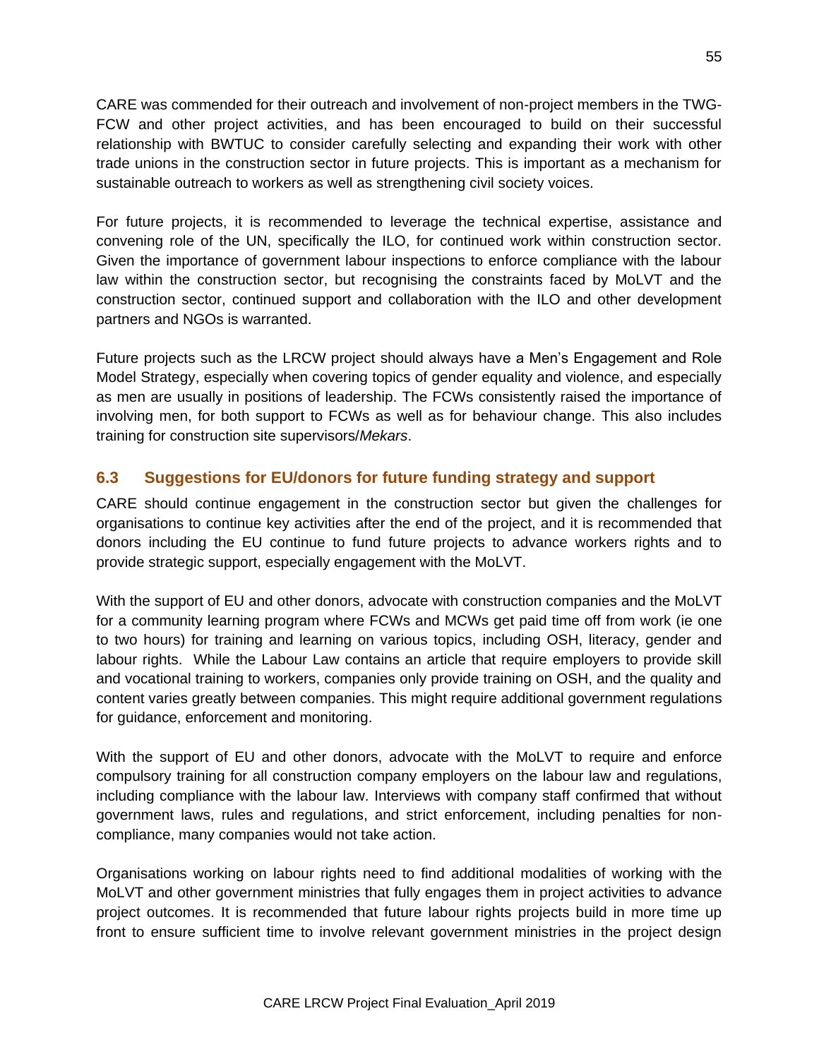CARE was commended for their outreach and involvement of non-project members in the TWG-FCW and other project activities, and has been encouraged to build on their successful relationship with BWTUC to consider carefully selecting and expanding their work with other trade unions in the construction sector in future projects. This is important as a mechanism for sustainable outreach to workers as well as strengthening civil society voices.

For future projects, it is recommended to leverage the technical expertise, assistance and convening role of the UN, specifically the ILO, for continued work within construction sector. Given the importance of government labour inspections to enforce compliance with the labour law within the construction sector, but recognising the constraints faced by MoLVT and the construction sector, continued support and collaboration with the ILO and other development partners and NGOs is warranted.

Future projects such as the LRCW project should always have a Men's Engagement and Role Model Strategy, especially when covering topics of gender equality and violence, and especially as men are usually in positions of leadership. The FCWs consistently raised the importance of involving men, for both support to FCWs as well as for behaviour change. This also includes training for construction site supervisors/*Mekars*.

### 6.3 Suggestions for EU/donors for future funding strategy and support

CARE should continue engagement in the construction sector but given the challenges for organisations to continue key activities after the end of the project, and it is recommended that donors including the EU continue to fund future projects to advance workers rights and to provide strategic support, especially engagement with the MoLVT.

With the support of EU and other donors, advocate with construction companies and the MoLVT for a community learning program where FCWs and MCWs get paid time off from work (ie one to two hours) for training and learning on various topics, including OSH, literacy, gender and labour rights. While the Labour Law contains an article that require employers to provide skill and vocational training to workers, companies only provide training on OSH, and the quality and content varies greatly between companies. This might require additional government regulations for guidance, enforcement and monitoring.

With the support of EU and other donors, advocate with the MoLVT to require and enforce compulsory training for all construction company employers on the labour law and regulations, including compliance with the labour law. Interviews with company staff confirmed that without government laws, rules and regulations, and strict enforcement, including penalties for non-compliance, many companies would not take action.

Organisations working on labour rights need to find additional modalities of working with the MoLVT and other government ministries that fully engages them in project activities to advance project outcomes. It is recommended that future labour rights projects build in more time up front to ensure sufficient time to involve relevant government ministries in the project design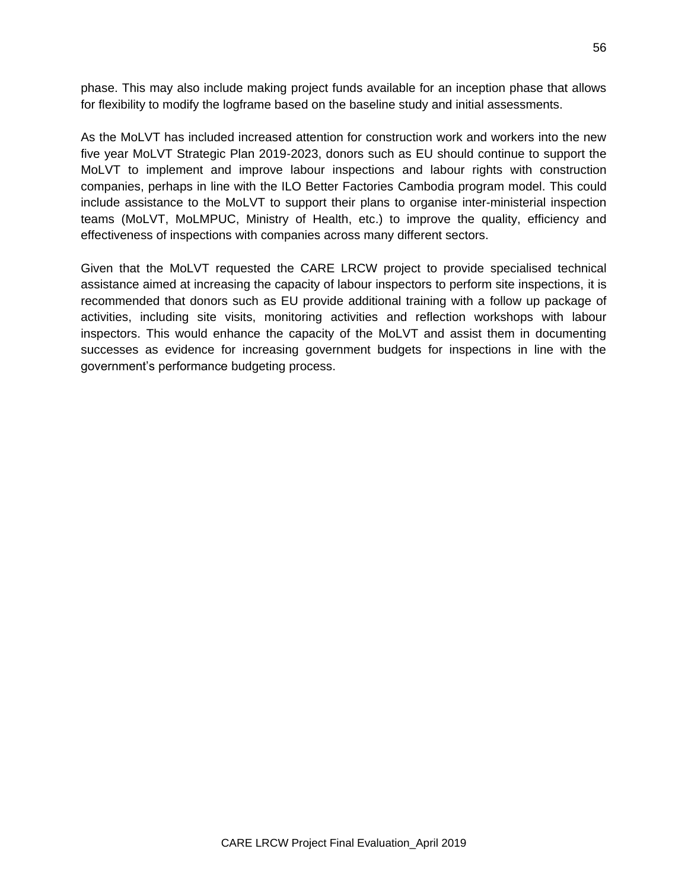phase. This may also include making project funds available for an inception phase that allows for flexibility to modify the logframe based on the baseline study and initial assessments.

As the MoLVT has included increased attention for construction work and workers into the new five year MoLVT Strategic Plan 2019-2023, donors such as EU should continue to support the MoLVT to implement and improve labour inspections and labour rights with construction companies, perhaps in line with the ILO Better Factories Cambodia program model. This could include assistance to the MoLVT to support their plans to organise inter-ministerial inspection teams (MoLVT, MoLMPUC, Ministry of Health, etc.) to improve the quality, efficiency and effectiveness of inspections with companies across many different sectors.

Given that the MoLVT requested the CARE LRCW project to provide specialised technical assistance aimed at increasing the capacity of labour inspectors to perform site inspections, it is recommended that donors such as EU provide additional training with a follow up package of activities, including site visits, monitoring activities and reflection workshops with labour inspectors. This would enhance the capacity of the MoLVT and assist them in documenting successes as evidence for increasing government budgets for inspections in line with the government's performance budgeting process.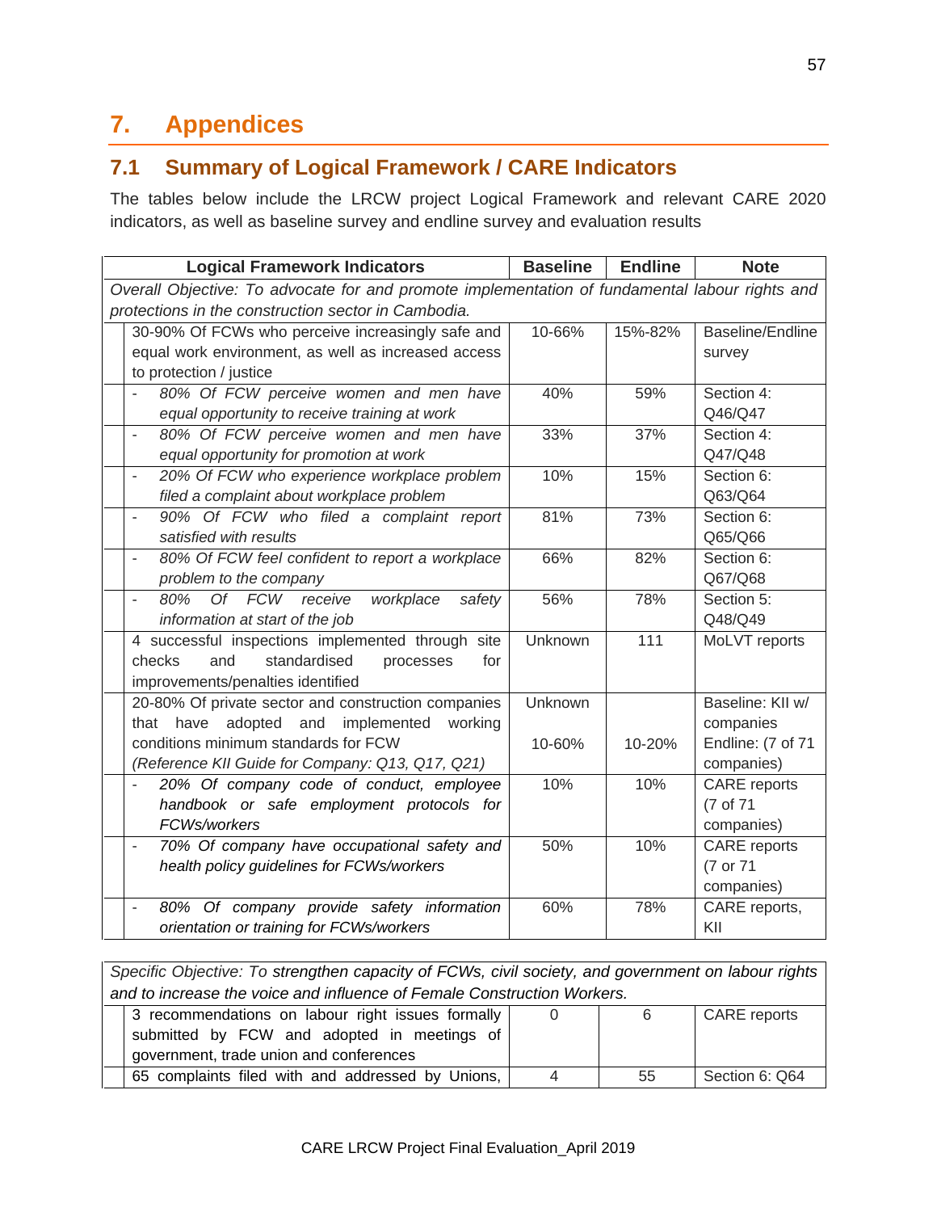# 7. Appendices

## 7.1 Summary of Logical Framework / CARE Indicators

The tables below include the LRCW project Logical Framework and relevant CARE 2020 indicators, as well as baseline survey and endline survey and evaluation results

| Logical Framework Indicators | Baseline | Endline | Note |
|---|---|---|---|
| *Overall Objective: To advocate for and promote implementation of fundamental labour rights and protections in the construction sector in Cambodia.* | | | |
| 30-90% Of FCWs who perceive increasingly safe and equal work environment, as well as increased access to protection / justice | 10-66% | 15%-82% | Baseline/Endline survey |
| - *80% Of FCW perceive women and men have equal opportunity to receive training at work* | 40% | 59% | Section 4: Q46/Q47 |
| - *80% Of FCW perceive women and men have equal opportunity for promotion at work* | 33% | 37% | Section 4: Q47/Q48 |
| - *20% Of FCW who experience workplace problem filed a complaint about workplace problem* | 10% | 15% | Section 6: Q63/Q64 |
| - *90% Of FCW who filed a complaint report satisfied with results* | 81% | 73% | Section 6: Q65/Q66 |
| - *80% Of FCW feel confident to report a workplace problem to the company* | 66% | 82% | Section 6: Q67/Q68 |
| - *80% Of FCW receive workplace safety information at start of the job* | 56% | 78% | Section 5: Q48/Q49 |
| 4 successful inspections implemented through site checks and standardised processes for improvements/penalties identified | Unknown | 111 | MoLVT reports |
| 20-80% Of private sector and construction companies that have adopted and implemented working conditions minimum standards for FCW *(Reference KII Guide for Company: Q13, Q17, Q21)* | Unknown<br>10-60% | 10-20% | Baseline: KII w/ companies<br>Endline: (7 of 71 companies) |
| - *20% Of company code of conduct, employee handbook or safe employment protocols for FCWs/workers* | 10% | 10% | CARE reports (7 of 71 companies) |
| - *70% Of company have occupational safety and health policy guidelines for FCWs/workers* | 50% | 10% | CARE reports (7 or 71 companies) |
| - *80% Of company provide safety information orientation or training for FCWs/workers* | 60% | 78% | CARE reports, KII |

| *Specific Objective: To strengthen capacity of FCWs, civil society, and government on labour rights and to increase the voice and influence of Female Construction Workers.* | | | |
|---|---|---|---|
| 3 recommendations on labour right issues formally submitted by FCW and adopted in meetings of government, trade union and conferences | 0 | 6 | CARE reports |
| 65 complaints filed with and addressed by Unions, | 4 | 55 | Section 6: Q64 |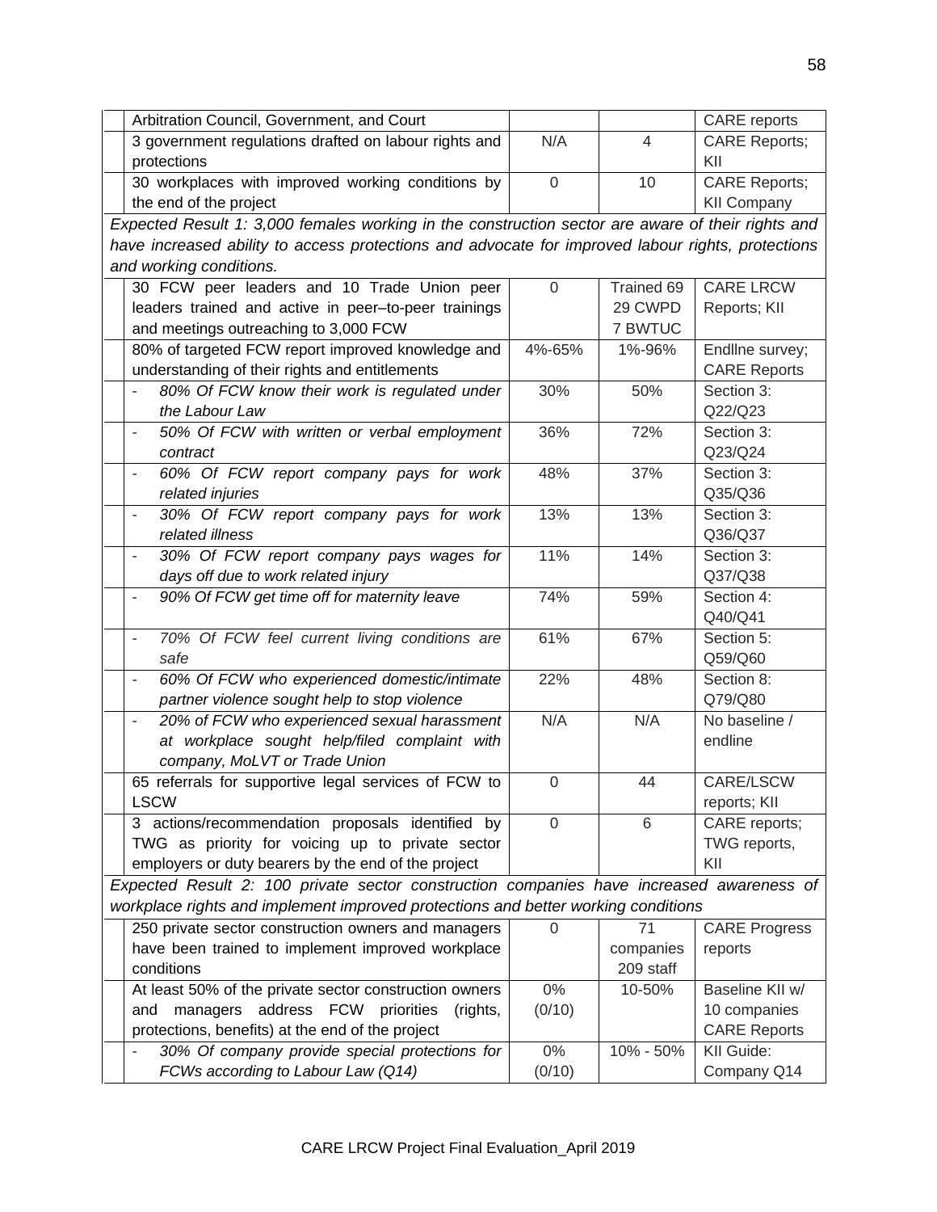| | Indicator | Baseline | Endline | Source |
|---|---|---|---|---|
| | Arbitration Council, Government, and Court | | | CARE reports |
| | 3 government regulations drafted on labour rights and protections | N/A | 4 | CARE Reports; KII |
| | 30 workplaces with improved working conditions by the end of the project | 0 | 10 | CARE Reports; KII Company |
| *Expected Result 1: 3,000 females working in the construction sector are aware of their rights and have increased ability to access protections and advocate for improved labour rights, protections and working conditions.* | | | | |
| | 30 FCW peer leaders and 10 Trade Union peer leaders trained and active in peer–to-peer trainings and meetings outreaching to 3,000 FCW | 0 | Trained 69 29 CWPD 7 BWTUC | CARE LRCW Reports; KII |
| | 80% of targeted FCW report improved knowledge and understanding of their rights and entitlements | 4%-65% | 1%-96% | Endllne survey; CARE Reports |
| | - *80% Of FCW know their work is regulated under the Labour Law* | 30% | 50% | Section 3: Q22/Q23 |
| | - *50% Of FCW with written or verbal employment contract* | 36% | 72% | Section 3: Q23/Q24 |
| | - *60% Of FCW report company pays for work related injuries* | 48% | 37% | Section 3: Q35/Q36 |
| | - *30% Of FCW report company pays for work related illness* | 13% | 13% | Section 3: Q36/Q37 |
| | - *30% Of FCW report company pays wages for days off due to work related injury* | 11% | 14% | Section 3: Q37/Q38 |
| | - *90% Of FCW get time off for maternity leave* | 74% | 59% | Section 4: Q40/Q41 |
| | - *70% Of FCW feel current living conditions are safe* | 61% | 67% | Section 5: Q59/Q60 |
| | - *60% Of FCW who experienced domestic/intimate partner violence sought help to stop violence* | 22% | 48% | Section 8: Q79/Q80 |
| | - *20% of FCW who experienced sexual harassment at workplace sought help/filed complaint with company, MoLVT or Trade Union* | N/A | N/A | No baseline / endline |
| | 65 referrals for supportive legal services of FCW to LSCW | 0 | 44 | CARE/LSCW reports; KII |
| | 3 actions/recommendation proposals identified by TWG as priority for voicing up to private sector employers or duty bearers by the end of the project | 0 | 6 | CARE reports; TWG reports, KII |
| *Expected Result 2: 100 private sector construction companies have increased awareness of workplace rights and implement improved protections and better working conditions* | | | | |
| | 250 private sector construction owners and managers have been trained to implement improved workplace conditions | 0 | 71 companies 209 staff | CARE Progress reports |
| | At least 50% of the private sector construction owners and managers address FCW priorities (rights, protections, benefits) at the end of the project | 0% (0/10) | 10-50% | Baseline KII w/ 10 companies CARE Reports |
| | - *30% Of company provide special protections for FCWs according to Labour Law (Q14)* | 0% (0/10) | 10% - 50% | KII Guide: Company Q14 |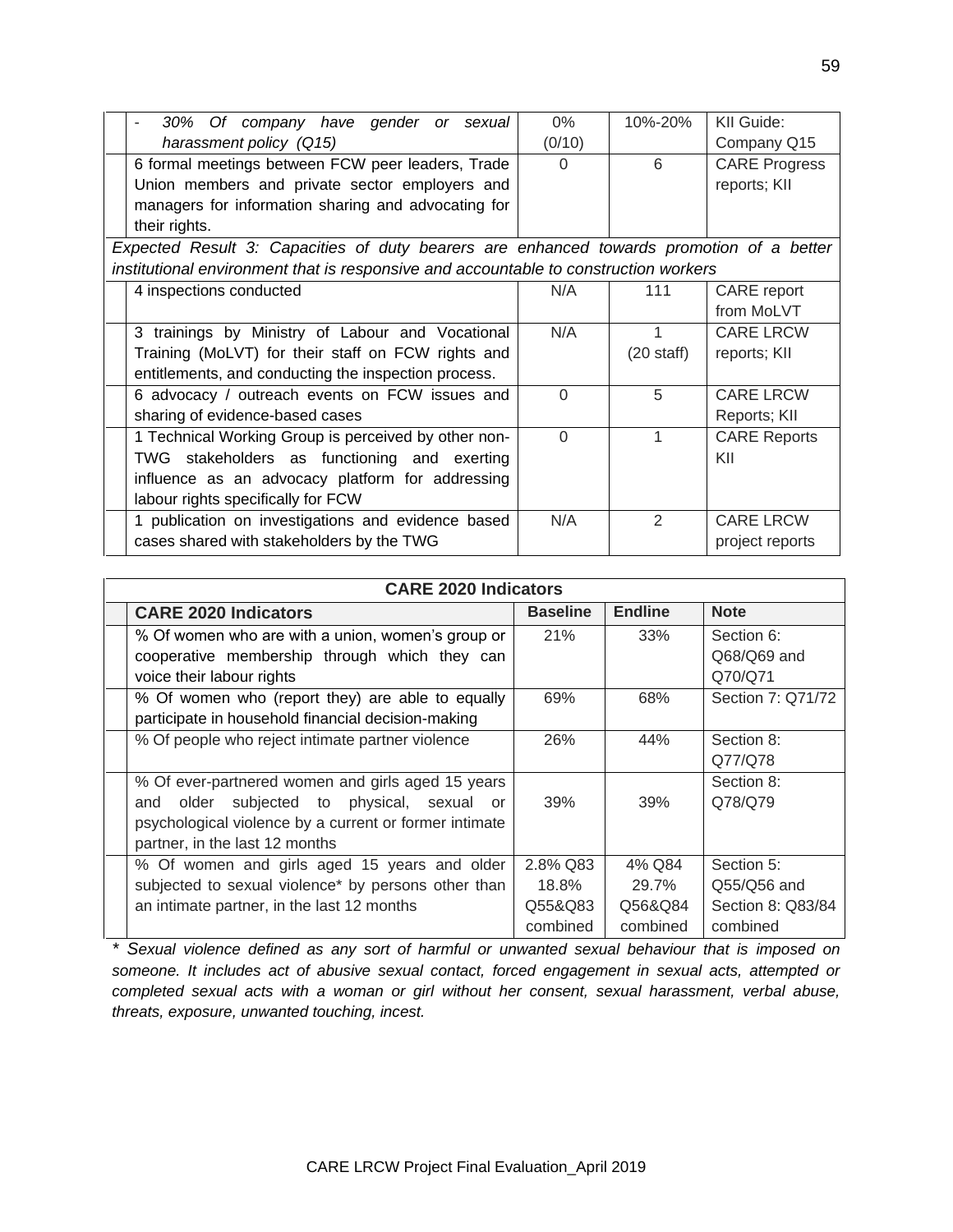| | Indicator | Baseline | Endline | Source |
|---|---|---|---|---|
| | - *30% Of company have gender or sexual harassment policy (Q15)* | 0% (0/10) | 10%-20% | KII Guide: Company Q15 |
| | 6 formal meetings between FCW peer leaders, Trade Union members and private sector employers and managers for information sharing and advocating for their rights. | 0 | 6 | CARE Progress reports; KII |
| *Expected Result 3: Capacities of duty bearers are enhanced towards promotion of a better institutional environment that is responsive and accountable to construction workers* | | | | |
| | 4 inspections conducted | N/A | 111 | CARE report from MoLVT |
| | 3 trainings by Ministry of Labour and Vocational Training (MoLVT) for their staff on FCW rights and entitlements, and conducting the inspection process. | N/A | 1 (20 staff) | CARE LRCW reports; KII |
| | 6 advocacy / outreach events on FCW issues and sharing of evidence-based cases | 0 | 5 | CARE LRCW Reports; KII |
| | 1 Technical Working Group is perceived by other non-TWG stakeholders as functioning and exerting influence as an advocacy platform for addressing labour rights specifically for FCW | 0 | 1 | CARE Reports KII |
| | 1 publication on investigations and evidence based cases shared with stakeholders by the TWG | N/A | 2 | CARE LRCW project reports |

| | **CARE 2020 Indicators** | | | |
|---|---|---|---|---|
| | **CARE 2020 Indicators** | **Baseline** | **Endline** | **Note** |
| | % Of women who are with a union, women's group or cooperative membership through which they can voice their labour rights | 21% | 33% | Section 6: Q68/Q69 and Q70/Q71 |
| | % Of women who (report they) are able to equally participate in household financial decision-making | 69% | 68% | Section 7: Q71/72 |
| | % Of people who reject intimate partner violence | 26% | 44% | Section 8: Q77/Q78 |
| | % Of ever-partnered women and girls aged 15 years and older subjected to physical, sexual or psychological violence by a current or former intimate partner, in the last 12 months | 39% | 39% | Section 8: Q78/Q79 |
| | % Of women and girls aged 15 years and older subjected to sexual violence* by persons other than an intimate partner, in the last 12 months | 2.8% Q83 18.8% Q55&Q83 combined | 4% Q84 29.7% Q56&Q84 combined | Section 5: Q55/Q56 and Section 8: Q83/84 combined |

*\* Sexual violence defined as any sort of harmful or unwanted sexual behaviour that is imposed on someone. It includes act of abusive sexual contact, forced engagement in sexual acts, attempted or completed sexual acts with a woman or girl without her consent, sexual harassment, verbal abuse, threats, exposure, unwanted touching, incest.*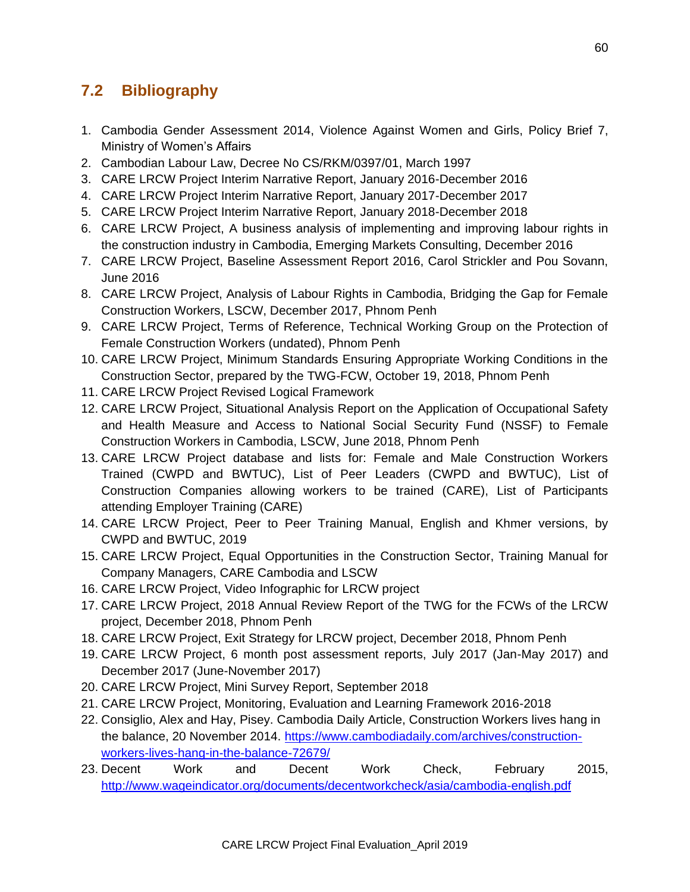## 7.2 Bibliography

1. Cambodia Gender Assessment 2014, Violence Against Women and Girls, Policy Brief 7, Ministry of Women's Affairs
2. Cambodian Labour Law, Decree No CS/RKM/0397/01, March 1997
3. CARE LRCW Project Interim Narrative Report, January 2016-December 2016
4. CARE LRCW Project Interim Narrative Report, January 2017-December 2017
5. CARE LRCW Project Interim Narrative Report, January 2018-December 2018
6. CARE LRCW Project, A business analysis of implementing and improving labour rights in the construction industry in Cambodia, Emerging Markets Consulting, December 2016
7. CARE LRCW Project, Baseline Assessment Report 2016, Carol Strickler and Pou Sovann, June 2016
8. CARE LRCW Project, Analysis of Labour Rights in Cambodia, Bridging the Gap for Female Construction Workers, LSCW, December 2017, Phnom Penh
9. CARE LRCW Project, Terms of Reference, Technical Working Group on the Protection of Female Construction Workers (undated), Phnom Penh
10. CARE LRCW Project, Minimum Standards Ensuring Appropriate Working Conditions in the Construction Sector, prepared by the TWG-FCW, October 19, 2018, Phnom Penh
11. CARE LRCW Project Revised Logical Framework
12. CARE LRCW Project, Situational Analysis Report on the Application of Occupational Safety and Health Measure and Access to National Social Security Fund (NSSF) to Female Construction Workers in Cambodia, LSCW, June 2018, Phnom Penh
13. CARE LRCW Project database and lists for: Female and Male Construction Workers Trained (CWPD and BWTUC), List of Peer Leaders (CWPD and BWTUC), List of Construction Companies allowing workers to be trained (CARE), List of Participants attending Employer Training (CARE)
14. CARE LRCW Project, Peer to Peer Training Manual, English and Khmer versions, by CWPD and BWTUC, 2019
15. CARE LRCW Project, Equal Opportunities in the Construction Sector, Training Manual for Company Managers, CARE Cambodia and LSCW
16. CARE LRCW Project, Video Infographic for LRCW project
17. CARE LRCW Project, 2018 Annual Review Report of the TWG for the FCWs of the LRCW project, December 2018, Phnom Penh
18. CARE LRCW Project, Exit Strategy for LRCW project, December 2018, Phnom Penh
19. CARE LRCW Project, 6 month post assessment reports, July 2017 (Jan-May 2017) and December 2017 (June-November 2017)
20. CARE LRCW Project, Mini Survey Report, September 2018
21. CARE LRCW Project, Monitoring, Evaluation and Learning Framework 2016-2018
22. Consiglio, Alex and Hay, Pisey. Cambodia Daily Article, Construction Workers lives hang in the balance, 20 November 2014. https://www.cambodiadaily.com/archives/construction-workers-lives-hang-in-the-balance-72679/
23. Decent Work and Decent Work Check, February 2015, http://www.wageindicator.org/documents/decentworkcheck/asia/cambodia-english.pdf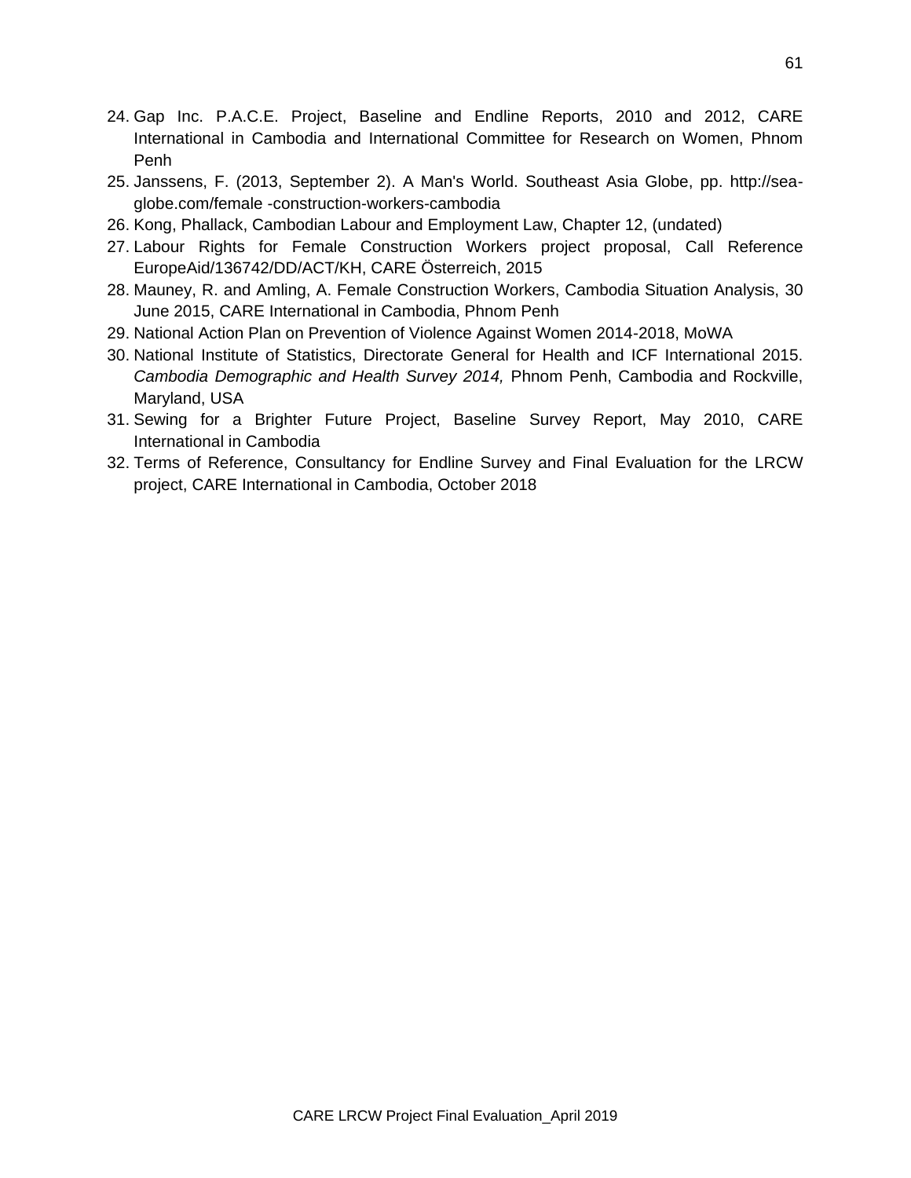24. Gap Inc. P.A.C.E. Project, Baseline and Endline Reports, 2010 and 2012, CARE International in Cambodia and International Committee for Research on Women, Phnom Penh
25. Janssens, F. (2013, September 2). A Man's World. Southeast Asia Globe, pp. http://sea-globe.com/female -construction-workers-cambodia
26. Kong, Phallack, Cambodian Labour and Employment Law, Chapter 12, (undated)
27. Labour Rights for Female Construction Workers project proposal, Call Reference EuropeAid/136742/DD/ACT/KH, CARE Österreich, 2015
28. Mauney, R. and Amling, A. Female Construction Workers, Cambodia Situation Analysis, 30 June 2015, CARE International in Cambodia, Phnom Penh
29. National Action Plan on Prevention of Violence Against Women 2014-2018, MoWA
30. National Institute of Statistics, Directorate General for Health and ICF International 2015. *Cambodia Demographic and Health Survey 2014,* Phnom Penh, Cambodia and Rockville, Maryland, USA
31. Sewing for a Brighter Future Project, Baseline Survey Report, May 2010, CARE International in Cambodia
32. Terms of Reference, Consultancy for Endline Survey and Final Evaluation for the LRCW project, CARE International in Cambodia, October 2018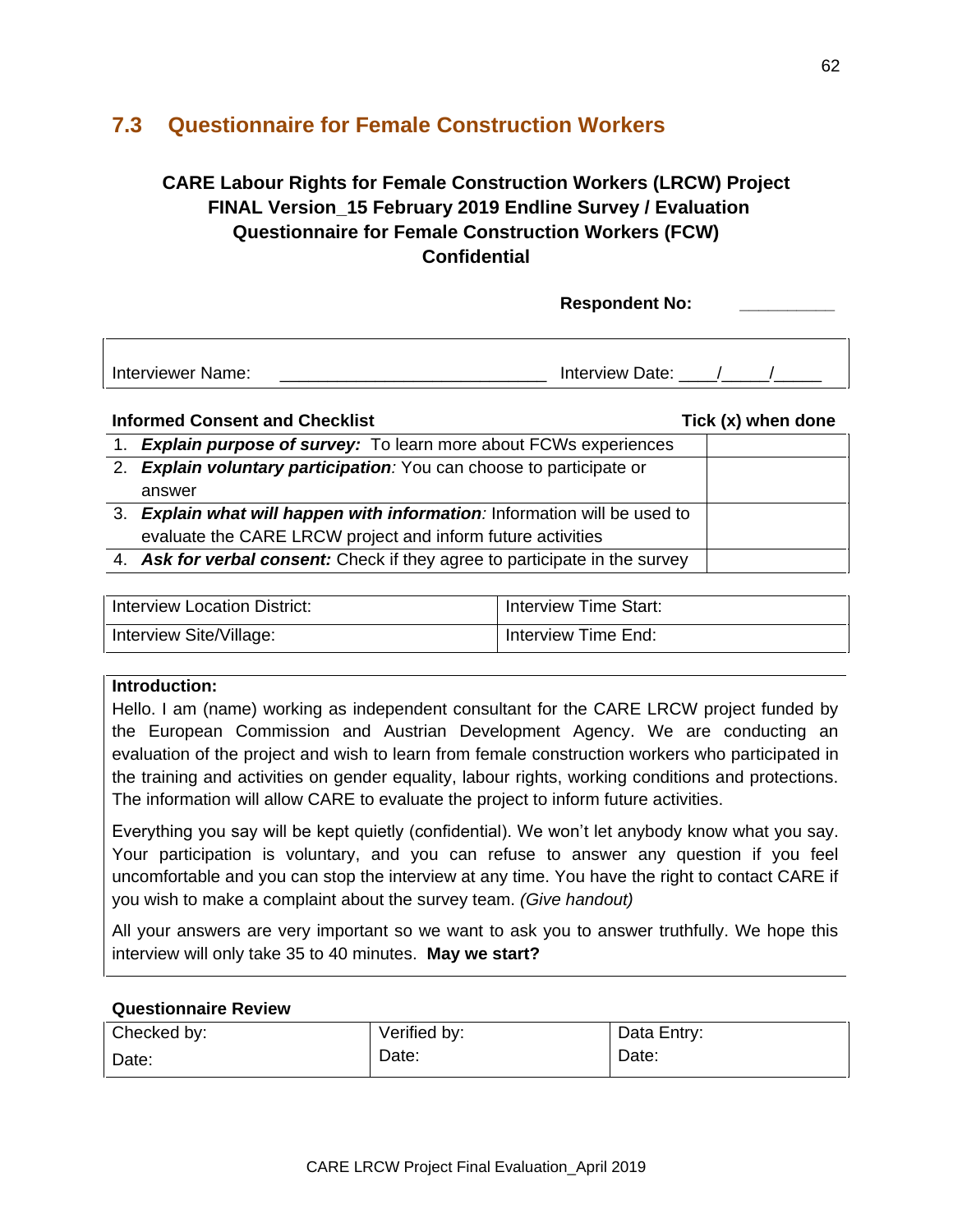## 7.3 Questionnaire for Female Construction Workers

**CARE Labour Rights for Female Construction Workers (LRCW) Project**
**FINAL Version_15 February 2019 Endline Survey / Evaluation**
**Questionnaire for Female Construction Workers (FCW)**
**Confidential**

**Respondent No:** __________

| Interviewer Name: ____________________________ | Interview Date: ____/_____/_____ |
|---|---|

| **Informed Consent and Checklist** | **Tick (x) when done** |
|---|---|
| 1. ***Explain purpose of survey:*** To learn more about FCWs experiences | |
| 2. ***Explain voluntary participation**:* You can choose to participate or answer | |
| 3. ***Explain what will happen with information**:* Information will be used to evaluate the CARE LRCW project and inform future activities | |
| 4. ***Ask for verbal consent:*** Check if they agree to participate in the survey | |

| Interview Location District: | Interview Time Start: |
|---|---|
| Interview Site/Village: | Interview Time End: |

**Introduction:**

Hello. I am (name) working as independent consultant for the CARE LRCW project funded by the European Commission and Austrian Development Agency. We are conducting an evaluation of the project and wish to learn from female construction workers who participated in the training and activities on gender equality, labour rights, working conditions and protections. The information will allow CARE to evaluate the project to inform future activities.

Everything you say will be kept quietly (confidential). We won't let anybody know what you say. Your participation is voluntary, and you can refuse to answer any question if you feel uncomfortable and you can stop the interview at any time. You have the right to contact CARE if you wish to make a complaint about the survey team. *(Give handout)*

All your answers are very important so we want to ask you to answer truthfully. We hope this interview will only take 35 to 40 minutes. **May we start?**

**Questionnaire Review**

| Checked by: | Verified by: | Data Entry: |
|---|---|---|
| Date: | Date: | Date: |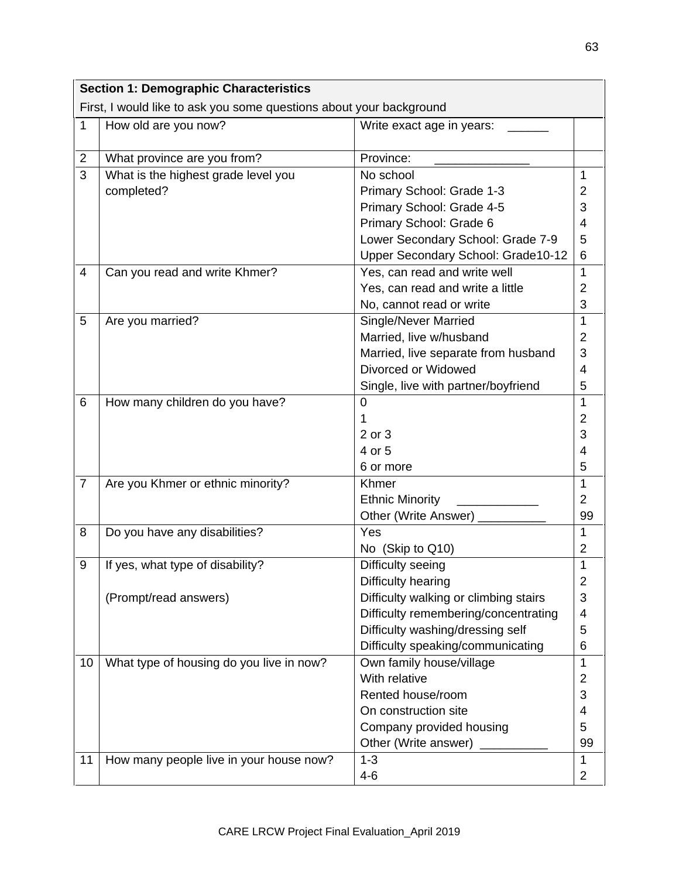| Section 1: Demographic Characteristics | | | |
|---|---|---|---|
| First, I would like to ask you some questions about your background | | | |
| 1 | How old are you now? | Write exact age in years: ______ | |
| 2 | What province are you from? | Province: ______________ | |
| 3 | What is the highest grade level you completed? | No school<br>Primary School: Grade 1-3<br>Primary School: Grade 4-5<br>Primary School: Grade 6<br>Lower Secondary School: Grade 7-9<br>Upper Secondary School: Grade10-12 | 1<br>2<br>3<br>4<br>5<br>6 |
| 4 | Can you read and write Khmer? | Yes, can read and write well<br>Yes, can read and write a little<br>No, cannot read or write | 1<br>2<br>3 |
| 5 | Are you married? | Single/Never Married<br>Married, live w/husband<br>Married, live separate from husband<br>Divorced or Widowed<br>Single, live with partner/boyfriend | 1<br>2<br>3<br>4<br>5 |
| 6 | How many children do you have? | 0<br>1<br>2 or 3<br>4 or 5<br>6 or more | 1<br>2<br>3<br>4<br>5 |
| 7 | Are you Khmer or ethnic minority? | Khmer<br>Ethnic Minority ____________<br>Other (Write Answer) __________ | 1<br>2<br>99 |
| 8 | Do you have any disabilities? | Yes<br>No (Skip to Q10) | 1<br>2 |
| 9 | If yes, what type of disability?<br><br>(Prompt/read answers) | Difficulty seeing<br>Difficulty hearing<br>Difficulty walking or climbing stairs<br>Difficulty remembering/concentrating<br>Difficulty washing/dressing self<br>Difficulty speaking/communicating | 1<br>2<br>3<br>4<br>5<br>6 |
| 10 | What type of housing do you live in now? | Own family house/village<br>With relative<br>Rented house/room<br>On construction site<br>Company provided housing<br>Other (Write answer) __________ | 1<br>2<br>3<br>4<br>5<br>99 |
| 11 | How many people live in your house now? | 1-3<br>4-6 | 1<br>2 |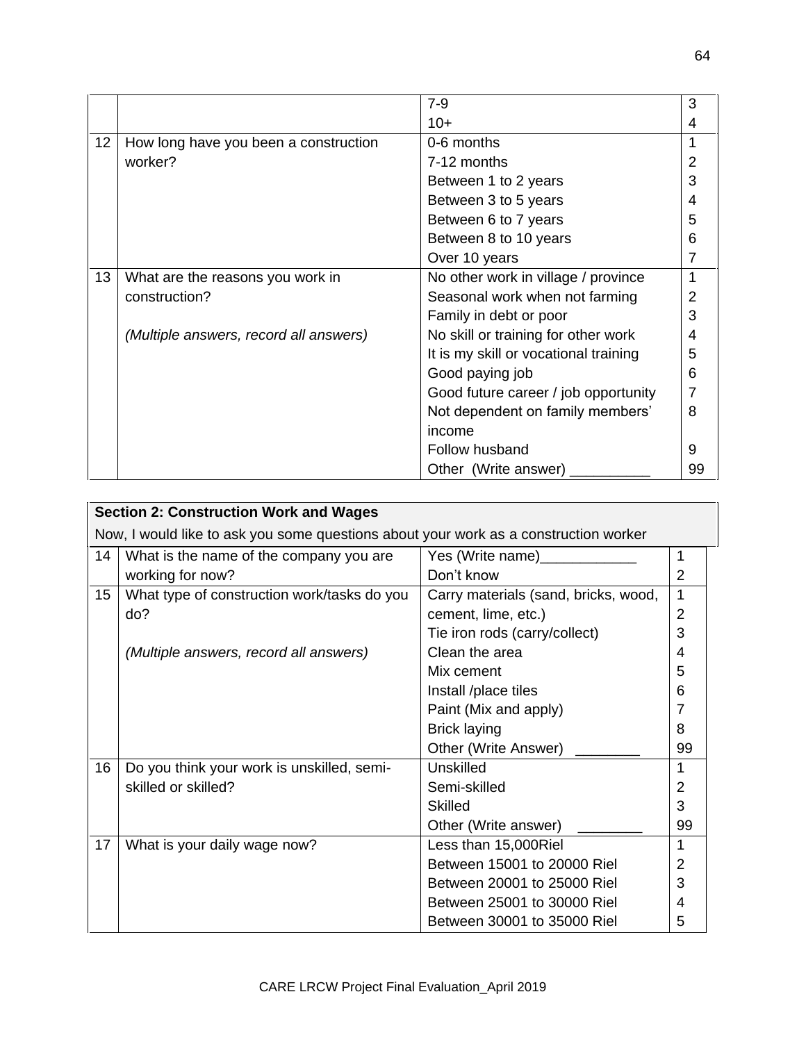| | | | |
|---|---|---|---|
| | | 7-9 | 3 |
| | | 10+ | 4 |
| 12 | How long have you been a construction worker? | 0-6 months | 1 |
| | | 7-12 months | 2 |
| | | Between 1 to 2 years | 3 |
| | | Between 3 to 5 years | 4 |
| | | Between 6 to 7 years | 5 |
| | | Between 8 to 10 years | 6 |
| | | Over 10 years | 7 |
| 13 | What are the reasons you work in construction? | No other work in village / province | 1 |
| | | Seasonal work when not farming | 2 |
| | *(Multiple answers, record all answers)* | Family in debt or poor | 3 |
| | | No skill or training for other work | 4 |
| | | It is my skill or vocational training | 5 |
| | | Good paying job | 6 |
| | | Good future career / job opportunity | 7 |
| | | Not dependent on family members' income | 8 |
| | | Follow husband | 9 |
| | | Other (Write answer) __________ | 99 |

| **Section 2: Construction Work and Wages** | | | |
|---|---|---|---|
| Now, I would like to ask you some questions about your work as a construction worker | | | |
| 14 | What is the name of the company you are working for now? | Yes (Write name)____________ | 1 |
| | | Don't know | 2 |
| 15 | What type of construction work/tasks do you do? | Carry materials (sand, bricks, wood, | 1 |
| | | cement, lime, etc.) | 2 |
| | *(Multiple answers, record all answers)* | Tie iron rods (carry/collect) | 3 |
| | | Clean the area | 4 |
| | | Mix cement | 5 |
| | | Install /place tiles | 6 |
| | | Paint (Mix and apply) | 7 |
| | | Brick laying | 8 |
| | | Other (Write Answer) ________ | 99 |
| 16 | Do you think your work is unskilled, semi-skilled or skilled? | Unskilled | 1 |
| | | Semi-skilled | 2 |
| | | Skilled | 3 |
| | | Other (Write answer) ________ | 99 |
| 17 | What is your daily wage now? | Less than 15,000Riel | 1 |
| | | Between 15001 to 20000 Riel | 2 |
| | | Between 20001 to 25000 Riel | 3 |
| | | Between 25001 to 30000 Riel | 4 |
| | | Between 30001 to 35000 Riel | 5 |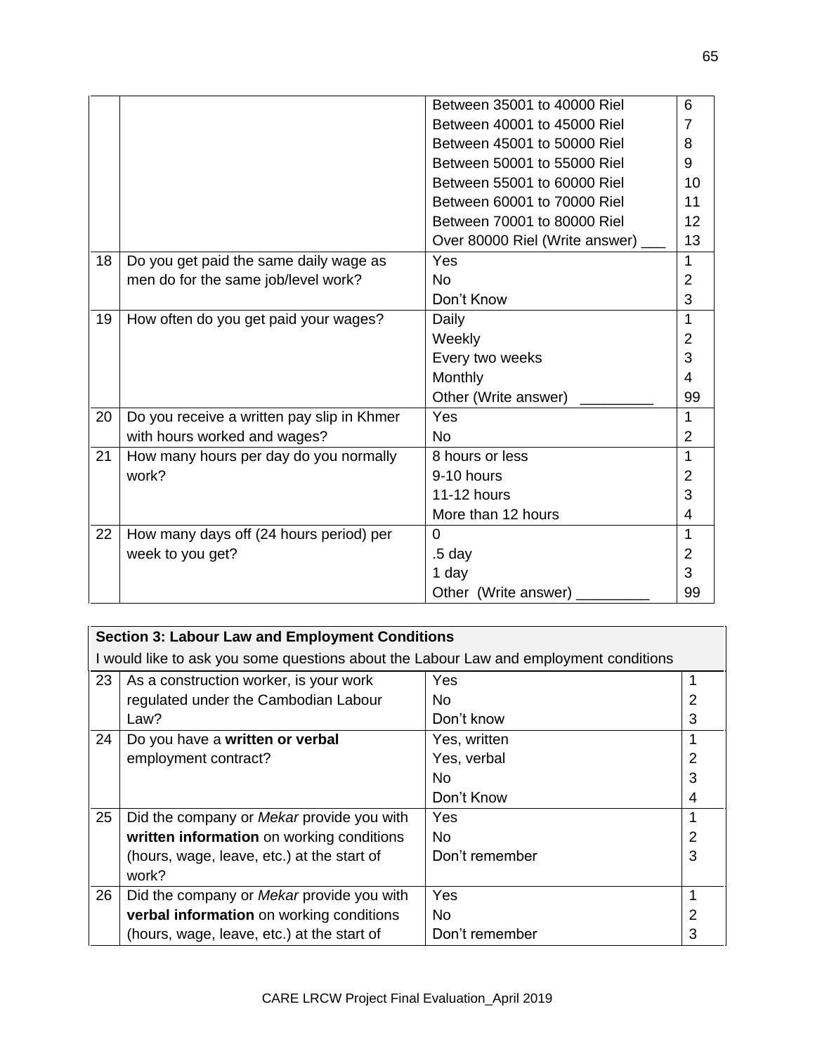| | | | |
|---|---|---|---|
| | | Between 35001 to 40000 Riel | 6 |
| | | Between 40001 to 45000 Riel | 7 |
| | | Between 45001 to 50000 Riel | 8 |
| | | Between 50001 to 55000 Riel | 9 |
| | | Between 55001 to 60000 Riel | 10 |
| | | Between 60001 to 70000 Riel | 11 |
| | | Between 70001 to 80000 Riel | 12 |
| | | Over 80000 Riel (Write answer) ___ | 13 |
| 18 | Do you get paid the same daily wage as men do for the same job/level work? | Yes | 1 |
| | | No | 2 |
| | | Don't Know | 3 |
| 19 | How often do you get paid your wages? | Daily | 1 |
| | | Weekly | 2 |
| | | Every two weeks | 3 |
| | | Monthly | 4 |
| | | Other (Write answer) _________ | 99 |
| 20 | Do you receive a written pay slip in Khmer with hours worked and wages? | Yes | 1 |
| | | No | 2 |
| 21 | How many hours per day do you normally work? | 8 hours or less | 1 |
| | | 9-10 hours | 2 |
| | | 11-12 hours | 3 |
| | | More than 12 hours | 4 |
| 22 | How many days off (24 hours period) per week to you get? | 0 | 1 |
| | | .5 day | 2 |
| | | 1 day | 3 |
| | | Other (Write answer) _________ | 99 |

| **Section 3: Labour Law and Employment Conditions** I would like to ask you some questions about the Labour Law and employment conditions | | | |
|---|---|---|---|
| 23 | As a construction worker, is your work regulated under the Cambodian Labour Law? | Yes | 1 |
| | | No | 2 |
| | | Don't know | 3 |
| 24 | Do you have a **written or verbal** employment contract? | Yes, written | 1 |
| | | Yes, verbal | 2 |
| | | No | 3 |
| | | Don't Know | 4 |
| 25 | Did the company or *Mekar* provide you with **written information** on working conditions (hours, wage, leave, etc.) at the start of work? | Yes | 1 |
| | | No | 2 |
| | | Don't remember | 3 |
| 26 | Did the company or *Mekar* provide you with **verbal information** on working conditions (hours, wage, leave, etc.) at the start of | Yes | 1 |
| | | No | 2 |
| | | Don't remember | 3 |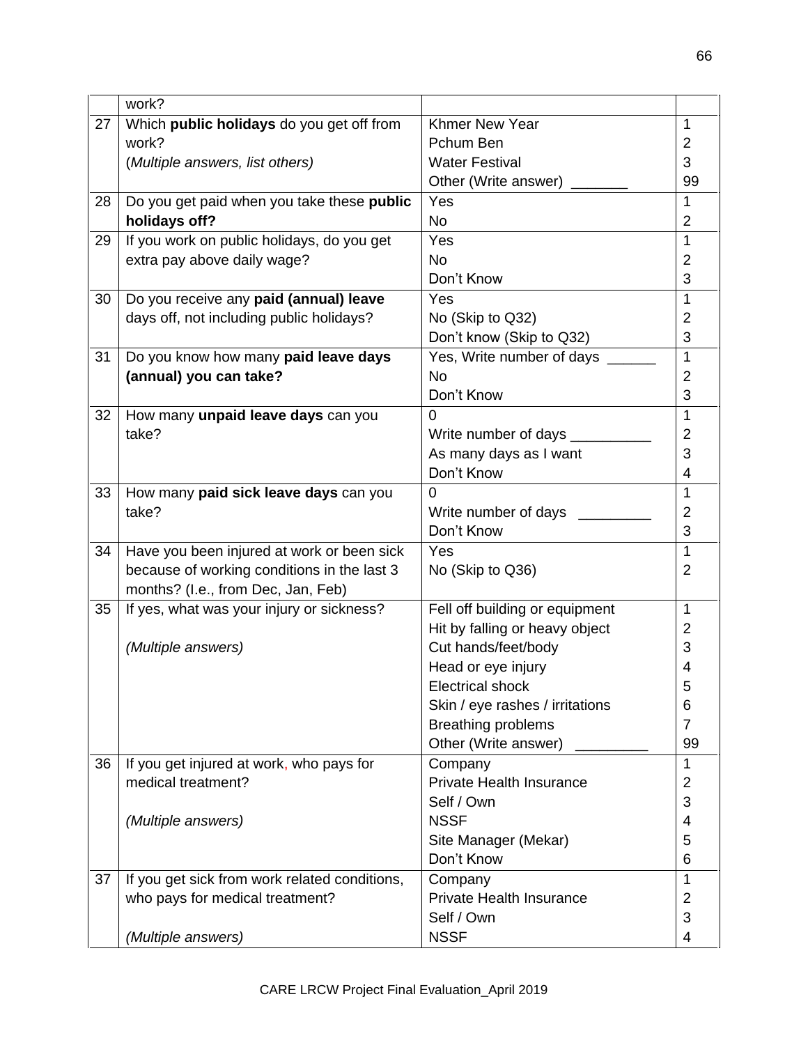| | | | |
|---|---|---|---|
| | work? | | |
| 27 | Which **public holidays** do you get off from work?<br>(*Multiple answers, list others)* | Khmer New Year<br>Pchum Ben<br>Water Festival<br>Other (Write answer) _______ | 1<br>2<br>3<br>99 |
| 28 | Do you get paid when you take these **public holidays off?** | Yes<br>No | 1<br>2 |
| 29 | If you work on public holidays, do you get extra pay above daily wage? | Yes<br>No<br>Don't Know | 1<br>2<br>3 |
| 30 | Do you receive any **paid (annual) leave** days off, not including public holidays? | Yes<br>No (Skip to Q32)<br>Don't know (Skip to Q32) | 1<br>2<br>3 |
| 31 | Do you know how many **paid leave days (annual) you can take?** | Yes, Write number of days ______<br>No<br>Don't Know | 1<br>2<br>3 |
| 32 | How many **unpaid leave days** can you take? | 0<br>Write number of days __________<br>As many days as I want<br>Don't Know | 1<br>2<br>3<br>4 |
| 33 | How many **paid sick leave days** can you take? | 0<br>Write number of days _________<br>Don't Know | 1<br>2<br>3 |
| 34 | Have you been injured at work or been sick because of working conditions in the last 3 months? (I.e., from Dec, Jan, Feb) | Yes<br>No (Skip to Q36) | 1<br>2 |
| 35 | If yes, what was your injury or sickness?<br><br>*(Multiple answers)* | Fell off building or equipment<br>Hit by falling or heavy object<br>Cut hands/feet/body<br>Head or eye injury<br>Electrical shock<br>Skin / eye rashes / irritations<br>Breathing problems<br>Other (Write answer) _________ | 1<br>2<br>3<br>4<br>5<br>6<br>7<br>99 |
| 36 | If you get injured at work, who pays for medical treatment?<br><br>*(Multiple answers)* | Company<br>Private Health Insurance<br>Self / Own<br>NSSF<br>Site Manager (Mekar)<br>Don't Know | 1<br>2<br>3<br>4<br>5<br>6 |
| 37 | If you get sick from work related conditions, who pays for medical treatment?<br><br>*(Multiple answers)* | Company<br>Private Health Insurance<br>Self / Own<br>NSSF | 1<br>2<br>3<br>4 |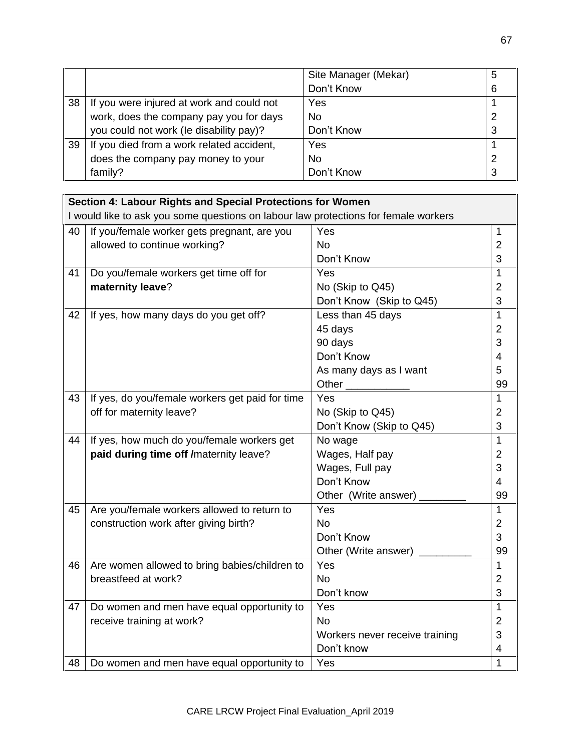|  |  |  |  |
|---|---|---|---|
|  |  | Site Manager (Mekar) | 5 |
|  |  | Don't Know | 6 |
| 38 | If you were injured at work and could not work, does the company pay you for days you could not work (Ie disability pay)? | Yes | 1 |
|  |  | No | 2 |
|  |  | Don't Know | 3 |
| 39 | If you died from a work related accident, does the company pay money to your family? | Yes | 1 |
|  |  | No | 2 |
|  |  | Don't Know | 3 |

| **Section 4: Labour Rights and Special Protections for Women** I would like to ask you some questions on labour law protections for female workers | | | |
|---|---|---|---|
| 40 | If you/female worker gets pregnant, are you allowed to continue working? | Yes | 1 |
|  |  | No | 2 |
|  |  | Don't Know | 3 |
| 41 | Do you/female workers get time off for **maternity leave**? | Yes | 1 |
|  |  | No (Skip to Q45) | 2 |
|  |  | Don't Know (Skip to Q45) | 3 |
| 42 | If yes, how many days do you get off? | Less than 45 days | 1 |
|  |  | 45 days | 2 |
|  |  | 90 days | 3 |
|  |  | Don't Know | 4 |
|  |  | As many days as I want | 5 |
|  |  | Other ___________ | 99 |
| 43 | If yes, do you/female workers get paid for time off for maternity leave? | Yes | 1 |
|  |  | No (Skip to Q45) | 2 |
|  |  | Don't Know (Skip to Q45) | 3 |
| 44 | If yes, how much do you/female workers get **paid during time off /**maternity leave? | No wage | 1 |
|  |  | Wages, Half pay | 2 |
|  |  | Wages, Full pay | 3 |
|  |  | Don't Know | 4 |
|  |  | Other (Write answer) ________ | 99 |
| 45 | Are you/female workers allowed to return to construction work after giving birth? | Yes | 1 |
|  |  | No | 2 |
|  |  | Don't Know | 3 |
|  |  | Other (Write answer) _________ | 99 |
| 46 | Are women allowed to bring babies/children to breastfeed at work? | Yes | 1 |
|  |  | No | 2 |
|  |  | Don't know | 3 |
| 47 | Do women and men have equal opportunity to receive training at work? | Yes | 1 |
|  |  | No | 2 |
|  |  | Workers never receive training | 3 |
|  |  | Don't know | 4 |
| 48 | Do women and men have equal opportunity to | Yes | 1 |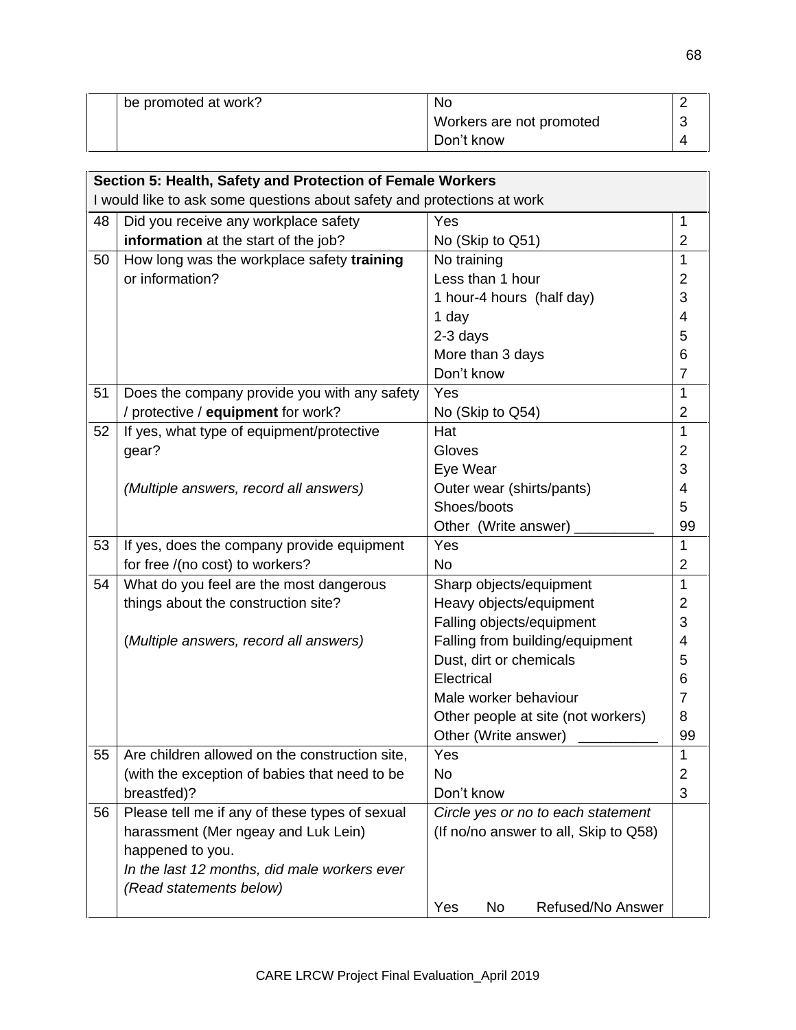| | be promoted at work? | No | 2 |
|---|---|---|---|
| | | Workers are not promoted | 3 |
| | | Don't know | 4 |

| **Section 5: Health, Safety and Protection of Female Workers**<br>I would like to ask some questions about safety and protections at work | | | |
|---|---|---|---|
| 48 | Did you receive any workplace safety **information** at the start of the job? | Yes | 1 |
| | | No (Skip to Q51) | 2 |
| 50 | How long was the workplace safety **training** or information? | No training | 1 |
| | | Less than 1 hour | 2 |
| | | 1 hour-4 hours (half day) | 3 |
| | | 1 day | 4 |
| | | 2-3 days | 5 |
| | | More than 3 days | 6 |
| | | Don't know | 7 |
| 51 | Does the company provide you with any safety / protective / **equipment** for work? | Yes | 1 |
| | | No (Skip to Q54) | 2 |
| 52 | If yes, what type of equipment/protective gear?<br><br>*(Multiple answers, record all answers)* | Hat | 1 |
| | | Gloves | 2 |
| | | Eye Wear | 3 |
| | | Outer wear (shirts/pants) | 4 |
| | | Shoes/boots | 5 |
| | | Other (Write answer) __________ | 99 |
| 53 | If yes, does the company provide equipment for free /(no cost) to workers? | Yes | 1 |
| | | No | 2 |
| 54 | What do you feel are the most dangerous things about the construction site?<br><br>(*Multiple answers, record all answers)* | Sharp objects/equipment | 1 |
| | | Heavy objects/equipment | 2 |
| | | Falling objects/equipment | 3 |
| | | Falling from building/equipment | 4 |
| | | Dust, dirt or chemicals | 5 |
| | | Electrical | 6 |
| | | Male worker behaviour | 7 |
| | | Other people at site (not workers) | 8 |
| | | Other (Write answer) __________ | 99 |
| 55 | Are children allowed on the construction site, (with the exception of babies that need to be breastfed)? | Yes | 1 |
| | | No | 2 |
| | | Don't know | 3 |
| 56 | Please tell me if any of these types of sexual harassment (Mer ngeay and Luk Lein) happened to you.<br>*In the last 12 months, did male workers ever (Read statements below)* | *Circle yes or no to each statement*<br>(If no/no answer to all, Skip to Q58) | |
| | | Yes No Refused/No Answer | |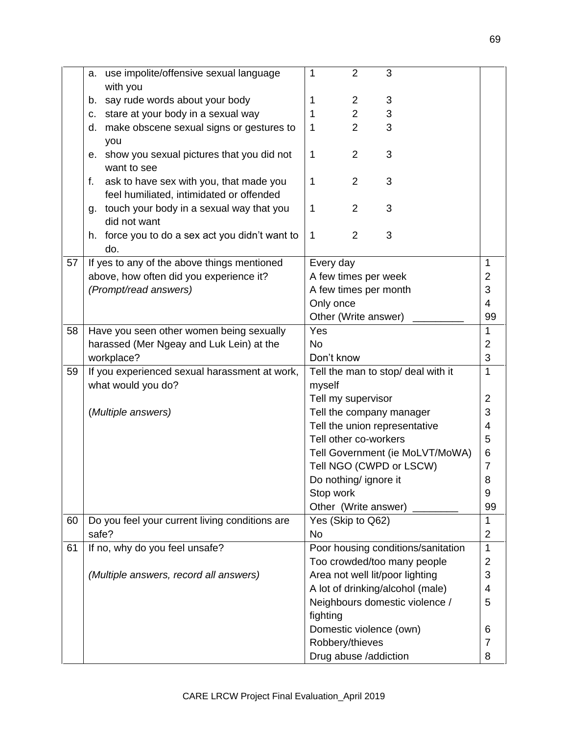| | | | |
|---|---|---|---|
| | a. use impolite/offensive sexual language with you | 1 2 3 | |
| | b. say rude words about your body | 1 2 3 | |
| | c. stare at your body in a sexual way | 1 2 3 | |
| | d. make obscene sexual signs or gestures to you | 1 2 3 | |
| | e. show you sexual pictures that you did not want to see | 1 2 3 | |
| | f. ask to have sex with you, that made you feel humiliated, intimidated or offended | 1 2 3 | |
| | g. touch your body in a sexual way that you did not want | 1 2 3 | |
| | h. force you to do a sex act you didn't want to do. | 1 2 3 | |
| 57 | If yes to any of the above things mentioned above, how often did you experience it? *(Prompt/read answers)* | Every day | 1 |
| | | A few times per week | 2 |
| | | A few times per month | 3 |
| | | Only once | 4 |
| | | Other (Write answer) _________ | 99 |
| 58 | Have you seen other women being sexually harassed (Mer Ngeay and Luk Lein) at the workplace? | Yes | 1 |
| | | No | 2 |
| | | Don't know | 3 |
| 59 | If you experienced sexual harassment at work, what would you do? | Tell the man to stop/ deal with it myself | 1 |
| | (*Multiple answers*) | Tell my supervisor | 2 |
| | | Tell the company manager | 3 |
| | | Tell the union representative | 4 |
| | | Tell other co-workers | 5 |
| | | Tell Government (ie MoLVT/MoWA) | 6 |
| | | Tell NGO (CWPD or LSCW) | 7 |
| | | Do nothing/ ignore it | 8 |
| | | Stop work | 9 |
| | | Other (Write answer) ________ | 99 |
| 60 | Do you feel your current living conditions are safe? | Yes (Skip to Q62) | 1 |
| | | No | 2 |
| 61 | If no, why do you feel unsafe? | Poor housing conditions/sanitation | 1 |
| | *(Multiple answers, record all answers)* | Too crowded/too many people | 2 |
| | | Area not well lit/poor lighting | 3 |
| | | A lot of drinking/alcohol (male) | 4 |
| | | Neighbours domestic violence / fighting | 5 |
| | | Domestic violence (own) | 6 |
| | | Robbery/thieves | 7 |
| | | Drug abuse /addiction | 8 |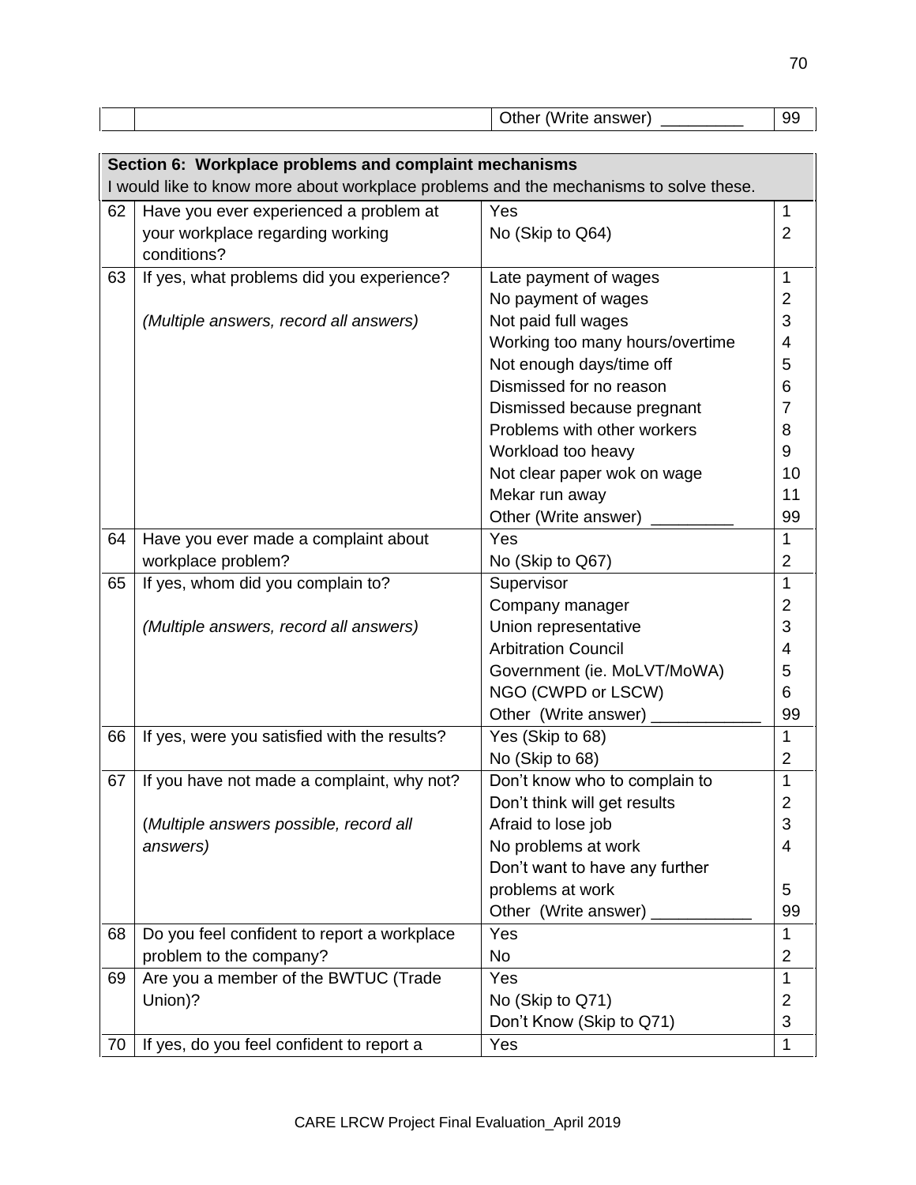| | | Other (Write answer) _________ | 99 |
|---|---|---|---|

| **Section 6: Workplace problems and complaint mechanisms**<br>I would like to know more about workplace problems and the mechanisms to solve these. | | | |
|---|---|---|---|
| 62 | Have you ever experienced a problem at your workplace regarding working conditions? | Yes<br>No (Skip to Q64) | 1<br>2 |
| 63 | If yes, what problems did you experience?<br><br>*(Multiple answers, record all answers)* | Late payment of wages<br>No payment of wages<br>Not paid full wages<br>Working too many hours/overtime<br>Not enough days/time off<br>Dismissed for no reason<br>Dismissed because pregnant<br>Problems with other workers<br>Workload too heavy<br>Not clear paper wok on wage<br>Mekar run away<br>Other (Write answer) _________ | 1<br>2<br>3<br>4<br>5<br>6<br>7<br>8<br>9<br>10<br>11<br>99 |
| 64 | Have you ever made a complaint about workplace problem? | Yes<br>No (Skip to Q67) | 1<br>2 |
| 65 | If yes, whom did you complain to?<br><br>*(Multiple answers, record all answers)* | Supervisor<br>Company manager<br>Union representative<br>Arbitration Council<br>Government (ie. MoLVT/MoWA)<br>NGO (CWPD or LSCW)<br>Other (Write answer) ____________ | 1<br>2<br>3<br>4<br>5<br>6<br>99 |
| 66 | If yes, were you satisfied with the results? | Yes (Skip to 68)<br>No (Skip to 68) | 1<br>2 |
| 67 | If you have not made a complaint, why not?<br><br>(*Multiple answers possible, record all answers)* | Don't know who to complain to<br>Don't think will get results<br>Afraid to lose job<br>No problems at work<br>Don't want to have any further problems at work<br>Other (Write answer) ___________ | 1<br>2<br>3<br>4<br><br>5<br>99 |
| 68 | Do you feel confident to report a workplace problem to the company? | Yes<br>No | 1<br>2 |
| 69 | Are you a member of the BWTUC (Trade Union)? | Yes<br>No (Skip to Q71)<br>Don't Know (Skip to Q71) | 1<br>2<br>3 |
| 70 | If yes, do you feel confident to report a | Yes | 1 |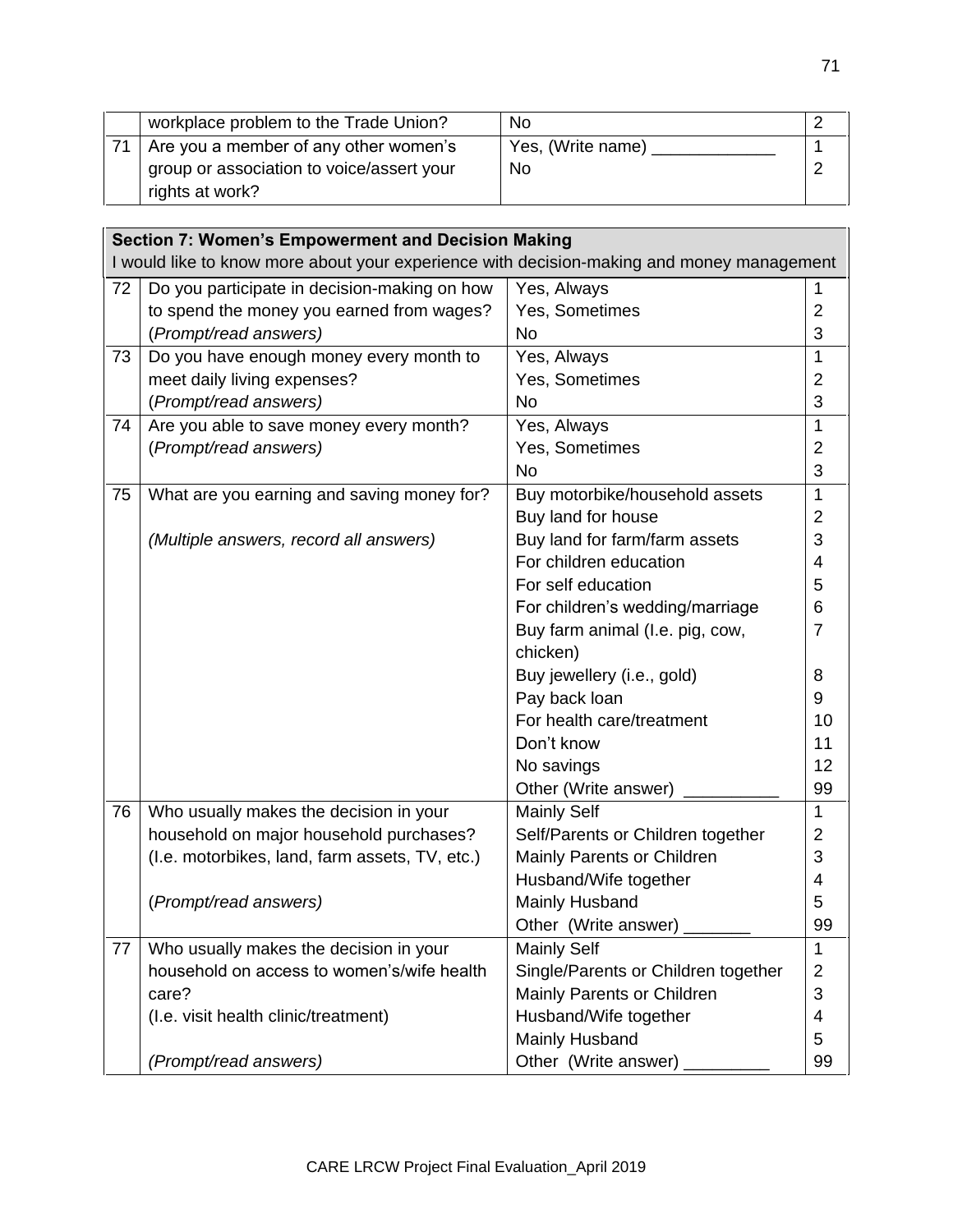| | | | |
|---|---|---|---|
| | workplace problem to the Trade Union? | No | 2 |
| 71 | Are you a member of any other women's group or association to voice/assert your rights at work? | Yes, (Write name) _____________<br>No | 1<br>2 |

| **Section 7: Women's Empowerment and Decision Making**<br>I would like to know more about your experience with decision-making and money management | | | |
|---|---|---|---|
| 72 | Do you participate in decision-making on how to spend the money you earned from wages?<br>(*Prompt/read answers*) | Yes, Always<br>Yes, Sometimes<br>No | 1<br>2<br>3 |
| 73 | Do you have enough money every month to meet daily living expenses?<br>(*Prompt/read answers*) | Yes, Always<br>Yes, Sometimes<br>No | 1<br>2<br>3 |
| 74 | Are you able to save money every month?<br>(*Prompt/read answers*) | Yes, Always<br>Yes, Sometimes<br>No | 1<br>2<br>3 |
| 75 | What are you earning and saving money for?<br><br>*(Multiple answers, record all answers)* | Buy motorbike/household assets<br>Buy land for house<br>Buy land for farm/farm assets<br>For children education<br>For self education<br>For children's wedding/marriage<br>Buy farm animal (I.e. pig, cow, chicken)<br>Buy jewellery (i.e., gold)<br>Pay back loan<br>For health care/treatment<br>Don't know<br>No savings<br>Other (Write answer) __________ | 1<br>2<br>3<br>4<br>5<br>6<br>7<br>8<br>9<br>10<br>11<br>12<br>99 |
| 76 | Who usually makes the decision in your household on major household purchases? (I.e. motorbikes, land, farm assets, TV, etc.)<br><br>(*Prompt/read answers*) | Mainly Self<br>Self/Parents or Children together<br>Mainly Parents or Children<br>Husband/Wife together<br>Mainly Husband<br>Other (Write answer) _______ | 1<br>2<br>3<br>4<br>5<br>99 |
| 77 | Who usually makes the decision in your household on access to women's/wife health care?<br>(I.e. visit health clinic/treatment)<br><br>*(Prompt/read answers)* | Mainly Self<br>Single/Parents or Children together<br>Mainly Parents or Children<br>Husband/Wife together<br>Mainly Husband<br>Other (Write answer) _________ | 1<br>2<br>3<br>4<br>5<br>99 |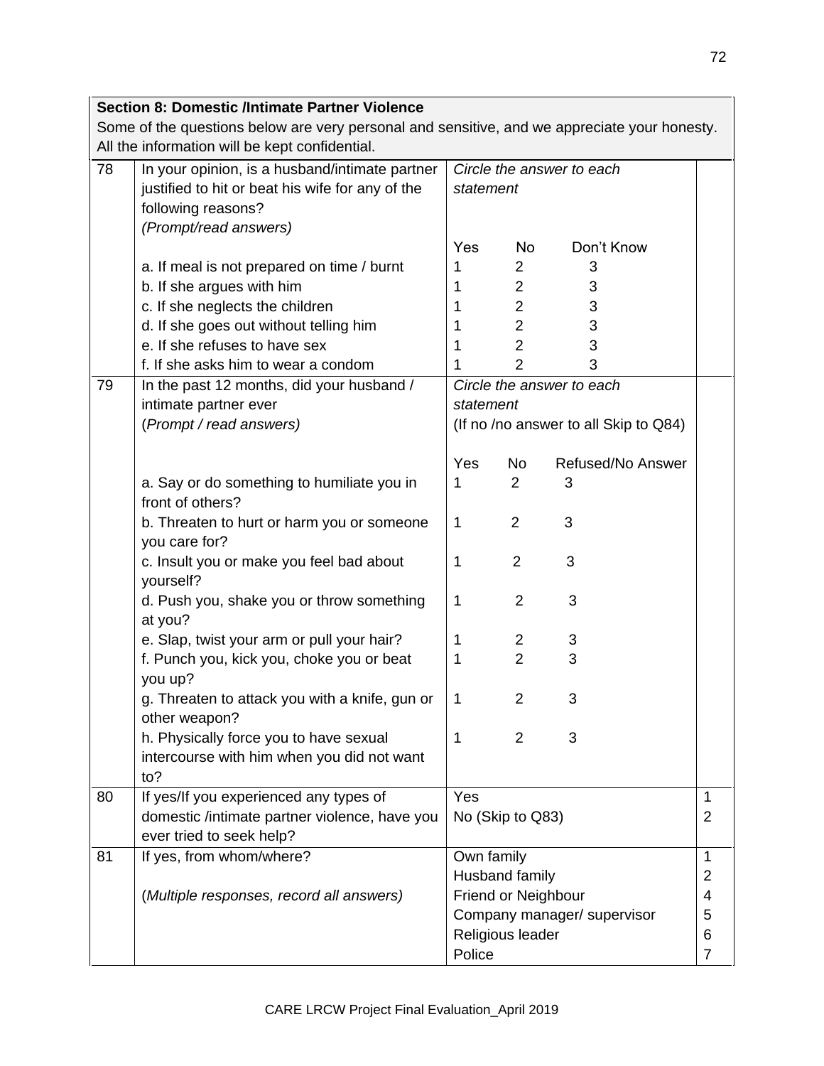**Section 8: Domestic /Intimate Partner Violence**

Some of the questions below are very personal and sensitive, and we appreciate your honesty. All the information will be kept confidential.

| No. | Question | Response | Code |
|---|---|---|---|
| 78 | In your opinion, is a husband/intimate partner justified to hit or beat his wife for any of the following reasons? *(Prompt/read answers)* | *Circle the answer to each statement* | |
| | | Yes / No / Don't Know | |
| | a. If meal is not prepared on time / burnt | 1 / 2 / 3 | |
| | b. If she argues with him | 1 / 2 / 3 | |
| | c. If she neglects the children | 1 / 2 / 3 | |
| | d. If she goes out without telling him | 1 / 2 / 3 | |
| | e. If she refuses to have sex | 1 / 2 / 3 | |
| | f. If she asks him to wear a condom | 1 / 2 / 3 | |
| 79 | In the past 12 months, did your husband / intimate partner ever (*Prompt / read answers)* | *Circle the answer to each statement* (If no /no answer to all Skip to Q84) | |
| | | Yes / No / Refused/No Answer | |
| | a. Say or do something to humiliate you in front of others? | 1 / 2 / 3 | |
| | b. Threaten to hurt or harm you or someone you care for? | 1 / 2 / 3 | |
| | c. Insult you or make you feel bad about yourself? | 1 / 2 / 3 | |
| | d. Push you, shake you or throw something at you? | 1 / 2 / 3 | |
| | e. Slap, twist your arm or pull your hair? | 1 / 2 / 3 | |
| | f. Punch you, kick you, choke you or beat you up? | 1 / 2 / 3 | |
| | g. Threaten to attack you with a knife, gun or other weapon? | 1 / 2 / 3 | |
| | h. Physically force you to have sexual intercourse with him when you did not want to? | 1 / 2 / 3 | |
| 80 | If yes/If you experienced any types of domestic /intimate partner violence, have you ever tried to seek help? | Yes | 1 |
| | | No (Skip to Q83) | 2 |
| 81 | If yes, from whom/where? (*Multiple responses, record all answers)* | Own family | 1 |
| | | Husband family | 2 |
| | | Friend or Neighbour | 4 |
| | | Company manager/ supervisor | 5 |
| | | Religious leader | 6 |
| | | Police | 7 |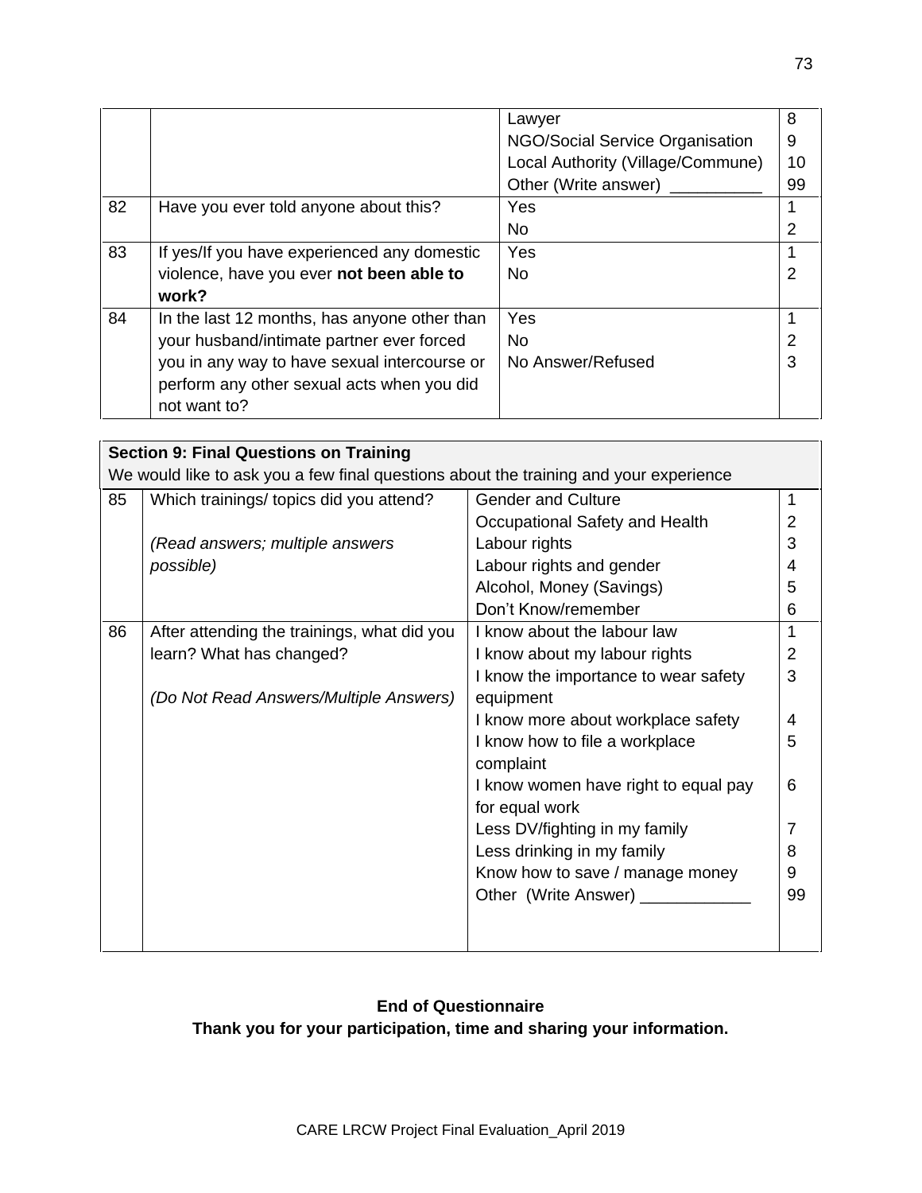| | | | |
|---|---|---|---|
| | | Lawyer<br>NGO/Social Service Organisation<br>Local Authority (Village/Commune)<br>Other (Write answer) __________ | 8<br>9<br>10<br>99 |
| 82 | Have you ever told anyone about this? | Yes<br>No | 1<br>2 |
| 83 | If yes/If you have experienced any domestic violence, have you ever **not been able to work?** | Yes<br>No | 1<br>2 |
| 84 | In the last 12 months, has anyone other than your husband/intimate partner ever forced you in any way to have sexual intercourse or perform any other sexual acts when you did not want to? | Yes<br>No<br>No Answer/Refused | 1<br>2<br>3 |

| **Section 9: Final Questions on Training**<br>We would like to ask you a few final questions about the training and your experience | | | |
|---|---|---|---|
| 85 | Which trainings/ topics did you attend?<br><br>*(Read answers; multiple answers possible)* | Gender and Culture<br>Occupational Safety and Health<br>Labour rights<br>Labour rights and gender<br>Alcohol, Money (Savings)<br>Don't Know/remember | 1<br>2<br>3<br>4<br>5<br>6 |
| 86 | After attending the trainings, what did you learn? What has changed?<br><br>*(Do Not Read Answers/Multiple Answers)* | I know about the labour law<br>I know about my labour rights<br>I know the importance to wear safety equipment<br>I know more about workplace safety<br>I know how to file a workplace complaint<br>I know women have right to equal pay for equal work<br>Less DV/fighting in my family<br>Less drinking in my family<br>Know how to save / manage money<br>Other (Write Answer) ____________ | 1<br>2<br>3<br>4<br>5<br>6<br>7<br>8<br>9<br>99 |

**End of Questionnaire**
**Thank you for your participation, time and sharing your information.**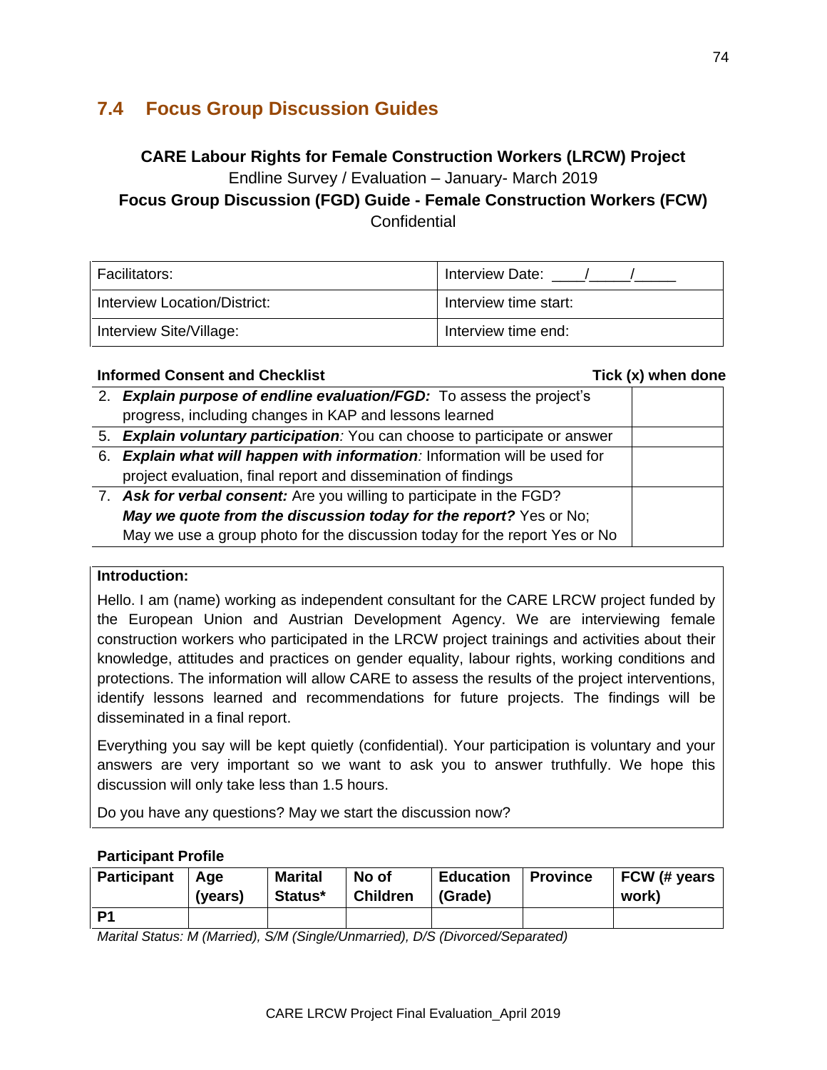## 7.4 Focus Group Discussion Guides

**CARE Labour Rights for Female Construction Workers (LRCW) Project**

Endline Survey / Evaluation – January- March 2019

**Focus Group Discussion (FGD) Guide - Female Construction Workers (FCW)**

Confidential

| Facilitators: | Interview Date: \_\_\_\_/\_\_\_\_\_/\_\_\_\_\_ |
|---|---|
| Interview Location/District: | Interview time start: |
| Interview Site/Village: | Interview time end: |

| **Informed Consent and Checklist** | **Tick (x) when done** |
|---|---|
| 2. ***Explain purpose of endline evaluation/FGD:*** To assess the project's progress, including changes in KAP and lessons learned | |
| 5. ***Explain voluntary participation****:* You can choose to participate or answer | |
| 6. ***Explain what will happen with information****:* Information will be used for project evaluation, final report and dissemination of findings | |
| 7. ***Ask for verbal consent:*** Are you willing to participate in the FGD? ***May we quote from the discussion today for the report?*** Yes or No; May we use a group photo for the discussion today for the report Yes or No | |

**Introduction:**

Hello. I am (name) working as independent consultant for the CARE LRCW project funded by the European Union and Austrian Development Agency. We are interviewing female construction workers who participated in the LRCW project trainings and activities about their knowledge, attitudes and practices on gender equality, labour rights, working conditions and protections. The information will allow CARE to assess the results of the project interventions, identify lessons learned and recommendations for future projects. The findings will be disseminated in a final report.

Everything you say will be kept quietly (confidential). Your participation is voluntary and your answers are very important so we want to ask you to answer truthfully. We hope this discussion will only take less than 1.5 hours.

Do you have any questions? May we start the discussion now?

**Participant Profile**

| Participant | Age (years) | Marital Status* | No of Children | Education (Grade) | Province | FCW (# years work) |
|---|---|---|---|---|---|---|
| **P1** | | | | | | |

*Marital Status: M (Married), S/M (Single/Unmarried), D/S (Divorced/Separated)*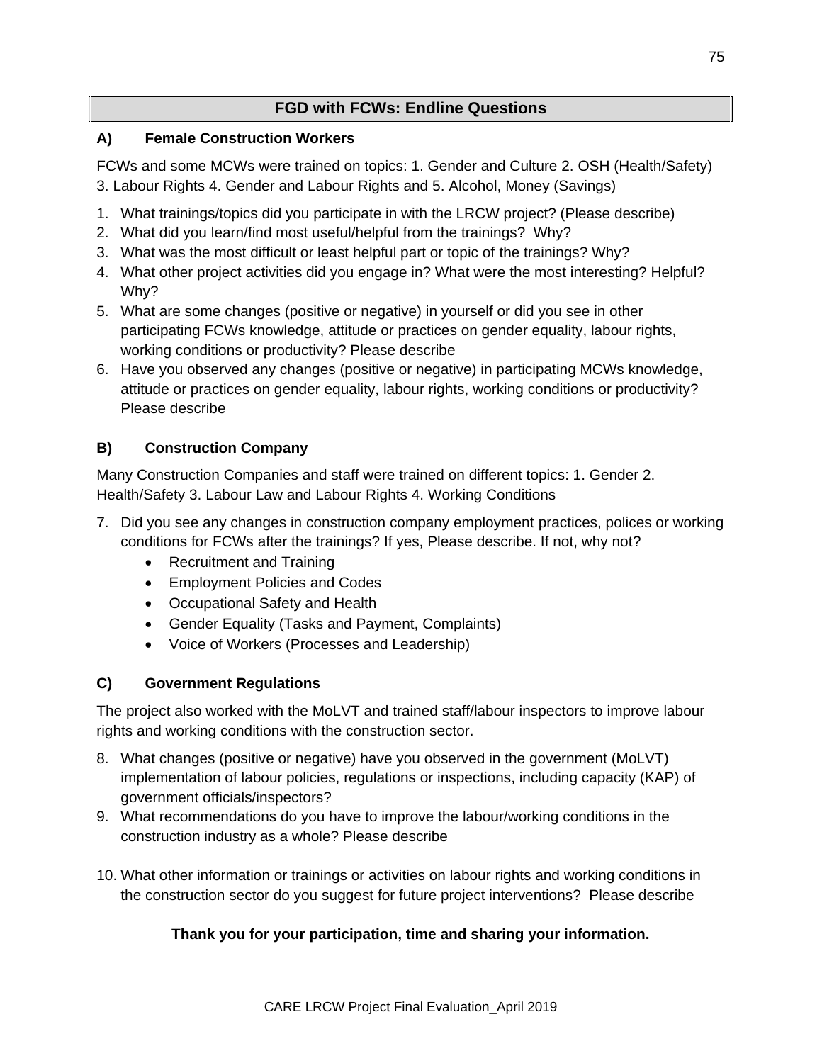## FGD with FCWs: Endline Questions

### A) Female Construction Workers

FCWs and some MCWs were trained on topics: 1. Gender and Culture 2. OSH (Health/Safety) 3. Labour Rights 4. Gender and Labour Rights and 5. Alcohol, Money (Savings)

1. What trainings/topics did you participate in with the LRCW project? (Please describe)
2. What did you learn/find most useful/helpful from the trainings? Why?
3. What was the most difficult or least helpful part or topic of the trainings? Why?
4. What other project activities did you engage in? What were the most interesting? Helpful? Why?
5. What are some changes (positive or negative) in yourself or did you see in other participating FCWs knowledge, attitude or practices on gender equality, labour rights, working conditions or productivity? Please describe
6. Have you observed any changes (positive or negative) in participating MCWs knowledge, attitude or practices on gender equality, labour rights, working conditions or productivity? Please describe

### B) Construction Company

Many Construction Companies and staff were trained on different topics: 1. Gender 2. Health/Safety 3. Labour Law and Labour Rights 4. Working Conditions

7. Did you see any changes in construction company employment practices, polices or working conditions for FCWs after the trainings? If yes, Please describe. If not, why not?
   - Recruitment and Training
   - Employment Policies and Codes
   - Occupational Safety and Health
   - Gender Equality (Tasks and Payment, Complaints)
   - Voice of Workers (Processes and Leadership)

### C) Government Regulations

The project also worked with the MoLVT and trained staff/labour inspectors to improve labour rights and working conditions with the construction sector.

8. What changes (positive or negative) have you observed in the government (MoLVT) implementation of labour policies, regulations or inspections, including capacity (KAP) of government officials/inspectors?
9. What recommendations do you have to improve the labour/working conditions in the construction industry as a whole? Please describe
10. What other information or trainings or activities on labour rights and working conditions in the construction sector do you suggest for future project interventions? Please describe

**Thank you for your participation, time and sharing your information.**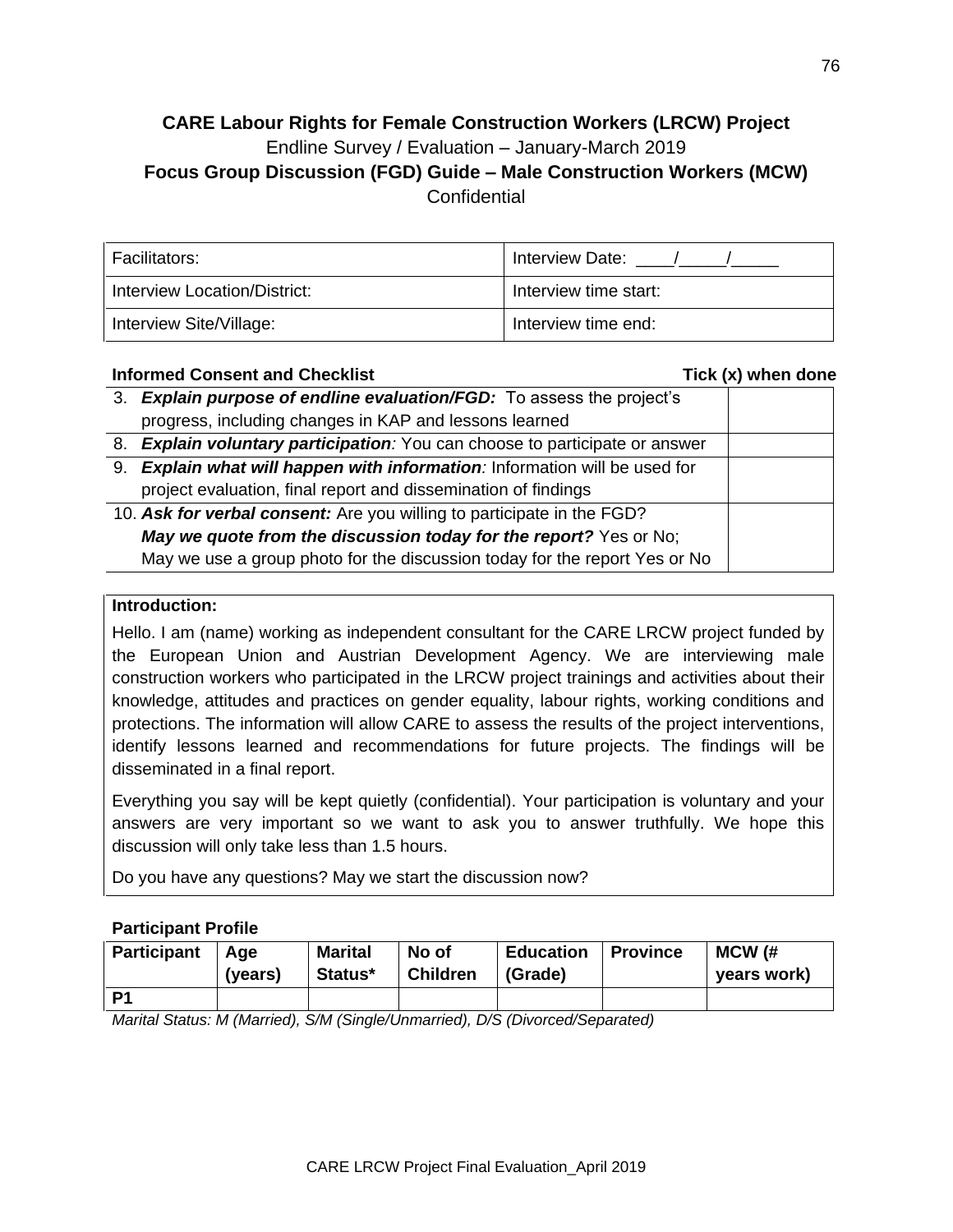**CARE Labour Rights for Female Construction Workers (LRCW) Project**

Endline Survey / Evaluation – January-March 2019

**Focus Group Discussion (FGD) Guide – Male Construction Workers (MCW)**

Confidential

| Facilitators: | Interview Date: ____/_____/_____ |
|---|---|
| Interview Location/District: | Interview time start: |
| Interview Site/Village: | Interview time end: |

| **Informed Consent and Checklist** | **Tick (x) when done** |
|---|---|
| 3. ***Explain purpose of endline evaluation/FGD:*** To assess the project's progress, including changes in KAP and lessons learned | |
| 8. ***Explain voluntary participation****:* You can choose to participate or answer | |
| 9. ***Explain what will happen with information****:* Information will be used for project evaluation, final report and dissemination of findings | |
| 10. ***Ask for verbal consent:*** Are you willing to participate in the FGD? ***May we quote from the discussion today for the report?*** Yes or No; May we use a group photo for the discussion today for the report Yes or No | |

**Introduction:**

Hello. I am (name) working as independent consultant for the CARE LRCW project funded by the European Union and Austrian Development Agency. We are interviewing male construction workers who participated in the LRCW project trainings and activities about their knowledge, attitudes and practices on gender equality, labour rights, working conditions and protections. The information will allow CARE to assess the results of the project interventions, identify lessons learned and recommendations for future projects. The findings will be disseminated in a final report.

Everything you say will be kept quietly (confidential). Your participation is voluntary and your answers are very important so we want to ask you to answer truthfully. We hope this discussion will only take less than 1.5 hours.

Do you have any questions? May we start the discussion now?

**Participant Profile**

| Participant | Age (years) | Marital Status* | No of Children | Education (Grade) | Province | MCW (# years work) |
|---|---|---|---|---|---|---|
| P1 | | | | | | |

*Marital Status: M (Married), S/M (Single/Unmarried), D/S (Divorced/Separated)*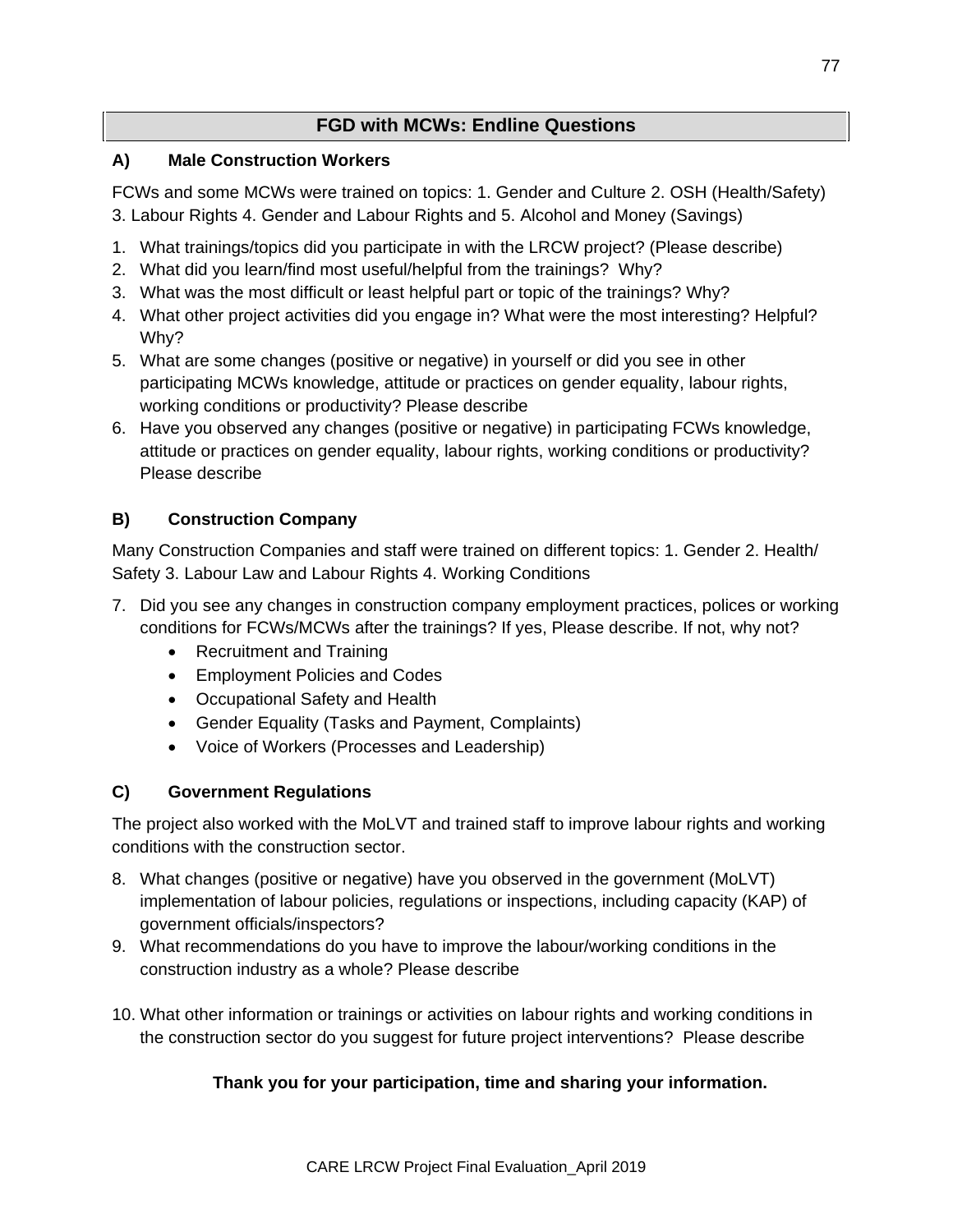## FGD with MCWs: Endline Questions

### A) Male Construction Workers

FCWs and some MCWs were trained on topics: 1. Gender and Culture 2. OSH (Health/Safety) 3. Labour Rights 4. Gender and Labour Rights and 5. Alcohol and Money (Savings)

1. What trainings/topics did you participate in with the LRCW project? (Please describe)
2. What did you learn/find most useful/helpful from the trainings? Why?
3. What was the most difficult or least helpful part or topic of the trainings? Why?
4. What other project activities did you engage in? What were the most interesting? Helpful? Why?
5. What are some changes (positive or negative) in yourself or did you see in other participating MCWs knowledge, attitude or practices on gender equality, labour rights, working conditions or productivity? Please describe
6. Have you observed any changes (positive or negative) in participating FCWs knowledge, attitude or practices on gender equality, labour rights, working conditions or productivity? Please describe

### B) Construction Company

Many Construction Companies and staff were trained on different topics: 1. Gender 2. Health/ Safety 3. Labour Law and Labour Rights 4. Working Conditions

7. Did you see any changes in construction company employment practices, polices or working conditions for FCWs/MCWs after the trainings? If yes, Please describe. If not, why not?
   - Recruitment and Training
   - Employment Policies and Codes
   - Occupational Safety and Health
   - Gender Equality (Tasks and Payment, Complaints)
   - Voice of Workers (Processes and Leadership)

### C) Government Regulations

The project also worked with the MoLVT and trained staff to improve labour rights and working conditions with the construction sector.

8. What changes (positive or negative) have you observed in the government (MoLVT) implementation of labour policies, regulations or inspections, including capacity (KAP) of government officials/inspectors?
9. What recommendations do you have to improve the labour/working conditions in the construction industry as a whole? Please describe
10. What other information or trainings or activities on labour rights and working conditions in the construction sector do you suggest for future project interventions? Please describe

**Thank you for your participation, time and sharing your information.**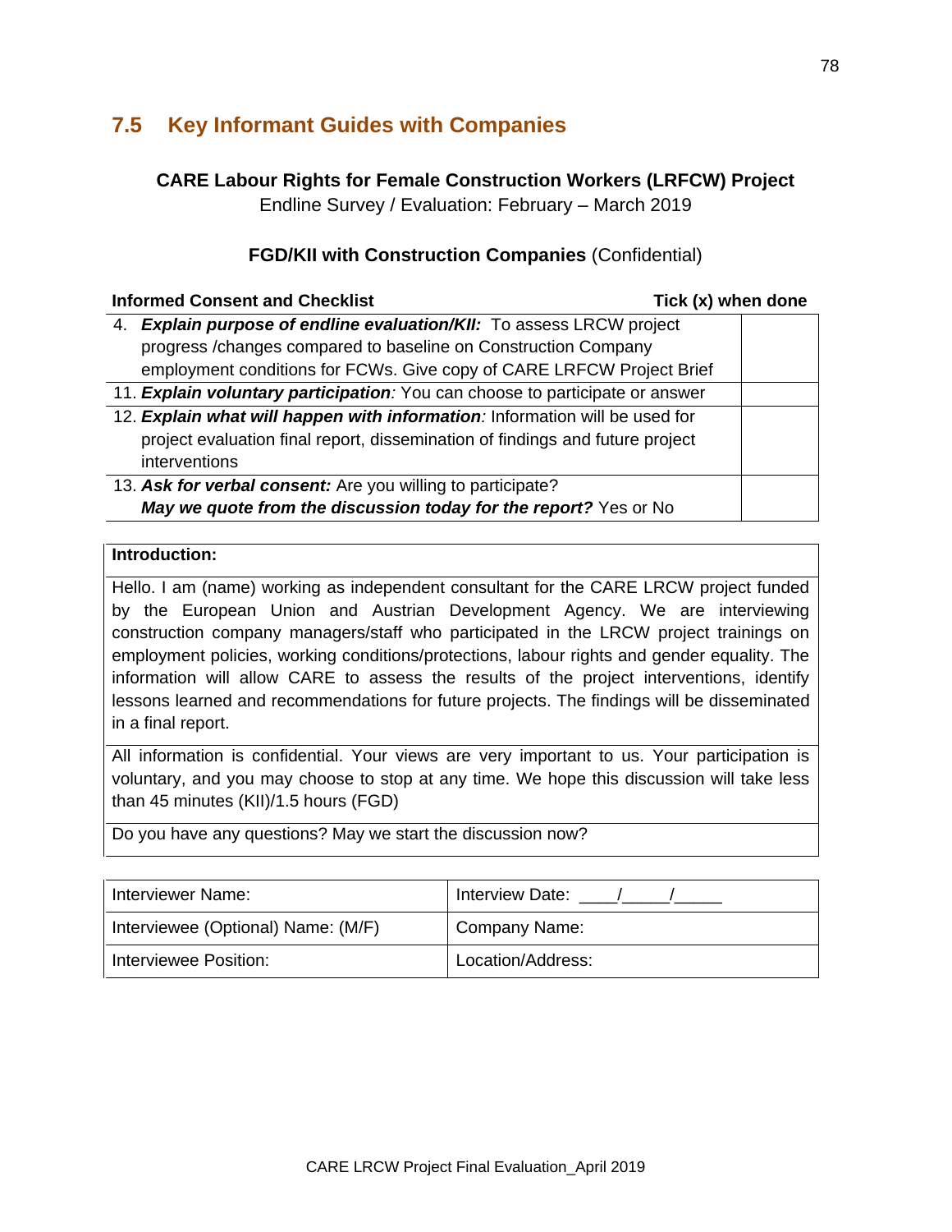## 7.5 Key Informant Guides with Companies

**CARE Labour Rights for Female Construction Workers (LRFCW) Project**

Endline Survey / Evaluation: February – March 2019

**FGD/KII with Construction Companies** (Confidential)

| **Informed Consent and Checklist** | **Tick (x) when done** |
|---|---|
| 4. ***Explain purpose of endline evaluation/KII:*** To assess LRCW project progress /changes compared to baseline on Construction Company employment conditions for FCWs. Give copy of CARE LRFCW Project Brief | |
| 11. ***Explain voluntary participation****:* You can choose to participate or answer | |
| 12. ***Explain what will happen with information****:* Information will be used for project evaluation final report, dissemination of findings and future project interventions | |
| 13. ***Ask for verbal consent:*** Are you willing to participate? ***May we quote from the discussion today for the report?*** Yes or No | |

| **Introduction:** |
|---|
| Hello. I am (name) working as independent consultant for the CARE LRCW project funded by the European Union and Austrian Development Agency. We are interviewing construction company managers/staff who participated in the LRCW project trainings on employment policies, working conditions/protections, labour rights and gender equality. The information will allow CARE to assess the results of the project interventions, identify lessons learned and recommendations for future projects. The findings will be disseminated in a final report. |
| All information is confidential. Your views are very important to us. Your participation is voluntary, and you may choose to stop at any time. We hope this discussion will take less than 45 minutes (KII)/1.5 hours (FGD) |
| Do you have any questions? May we start the discussion now? |

| Interviewer Name: | Interview Date: ____/_____/_____ |
|---|---|
| Interviewee (Optional) Name: (M/F) | Company Name: |
| Interviewee Position: | Location/Address: |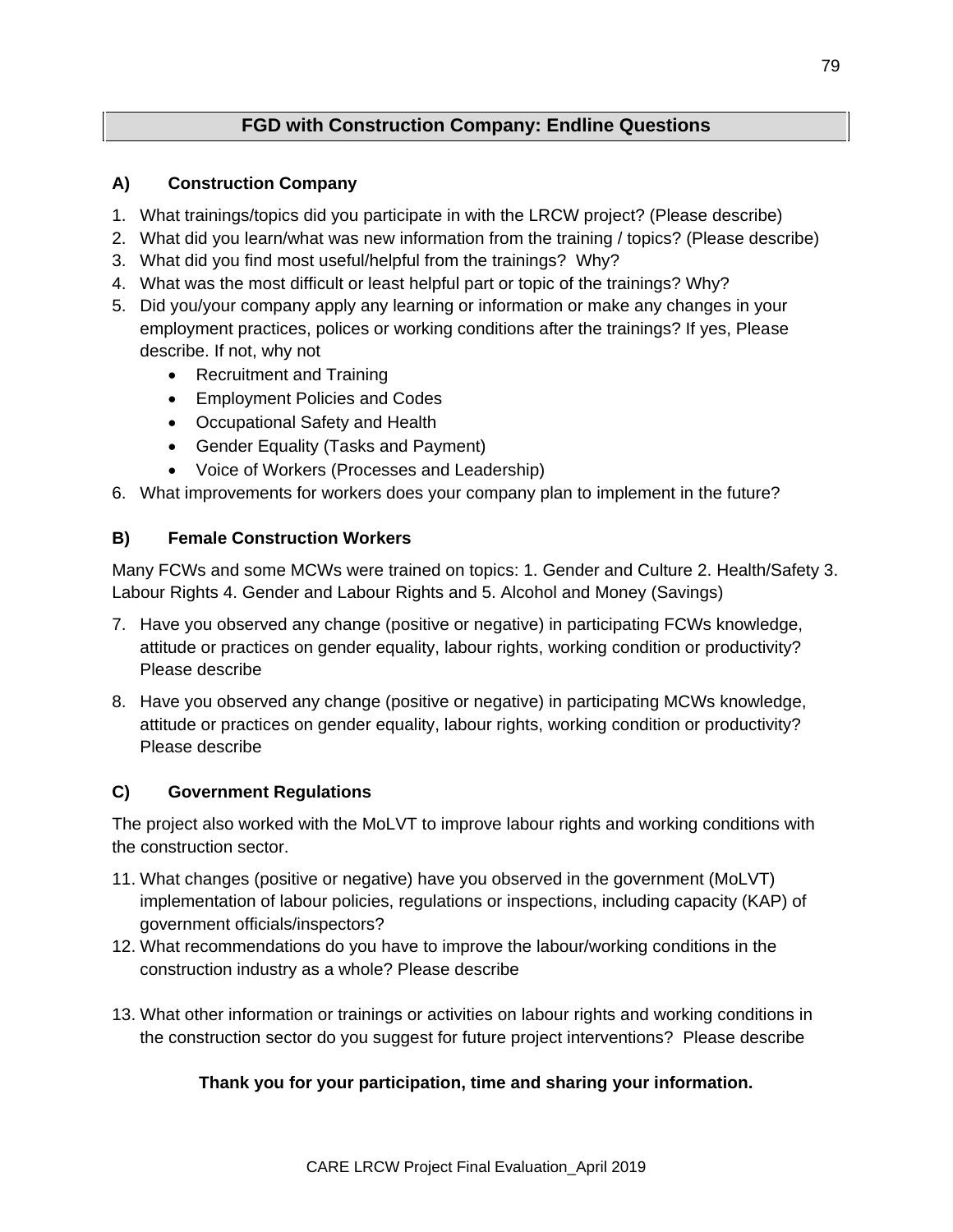## FGD with Construction Company: Endline Questions

### A) Construction Company

1. What trainings/topics did you participate in with the LRCW project? (Please describe)
2. What did you learn/what was new information from the training / topics? (Please describe)
3. What did you find most useful/helpful from the trainings? Why?
4. What was the most difficult or least helpful part or topic of the trainings? Why?
5. Did you/your company apply any learning or information or make any changes in your employment practices, polices or working conditions after the trainings? If yes, Please describe. If not, why not
   - Recruitment and Training
   - Employment Policies and Codes
   - Occupational Safety and Health
   - Gender Equality (Tasks and Payment)
   - Voice of Workers (Processes and Leadership)
6. What improvements for workers does your company plan to implement in the future?

### B) Female Construction Workers

Many FCWs and some MCWs were trained on topics: 1. Gender and Culture 2. Health/Safety 3. Labour Rights 4. Gender and Labour Rights and 5. Alcohol and Money (Savings)

7. Have you observed any change (positive or negative) in participating FCWs knowledge, attitude or practices on gender equality, labour rights, working condition or productivity? Please describe
8. Have you observed any change (positive or negative) in participating MCWs knowledge, attitude or practices on gender equality, labour rights, working condition or productivity? Please describe

### C) Government Regulations

The project also worked with the MoLVT to improve labour rights and working conditions with the construction sector.

11. What changes (positive or negative) have you observed in the government (MoLVT) implementation of labour policies, regulations or inspections, including capacity (KAP) of government officials/inspectors?
12. What recommendations do you have to improve the labour/working conditions in the construction industry as a whole? Please describe
13. What other information or trainings or activities on labour rights and working conditions in the construction sector do you suggest for future project interventions? Please describe

**Thank you for your participation, time and sharing your information.**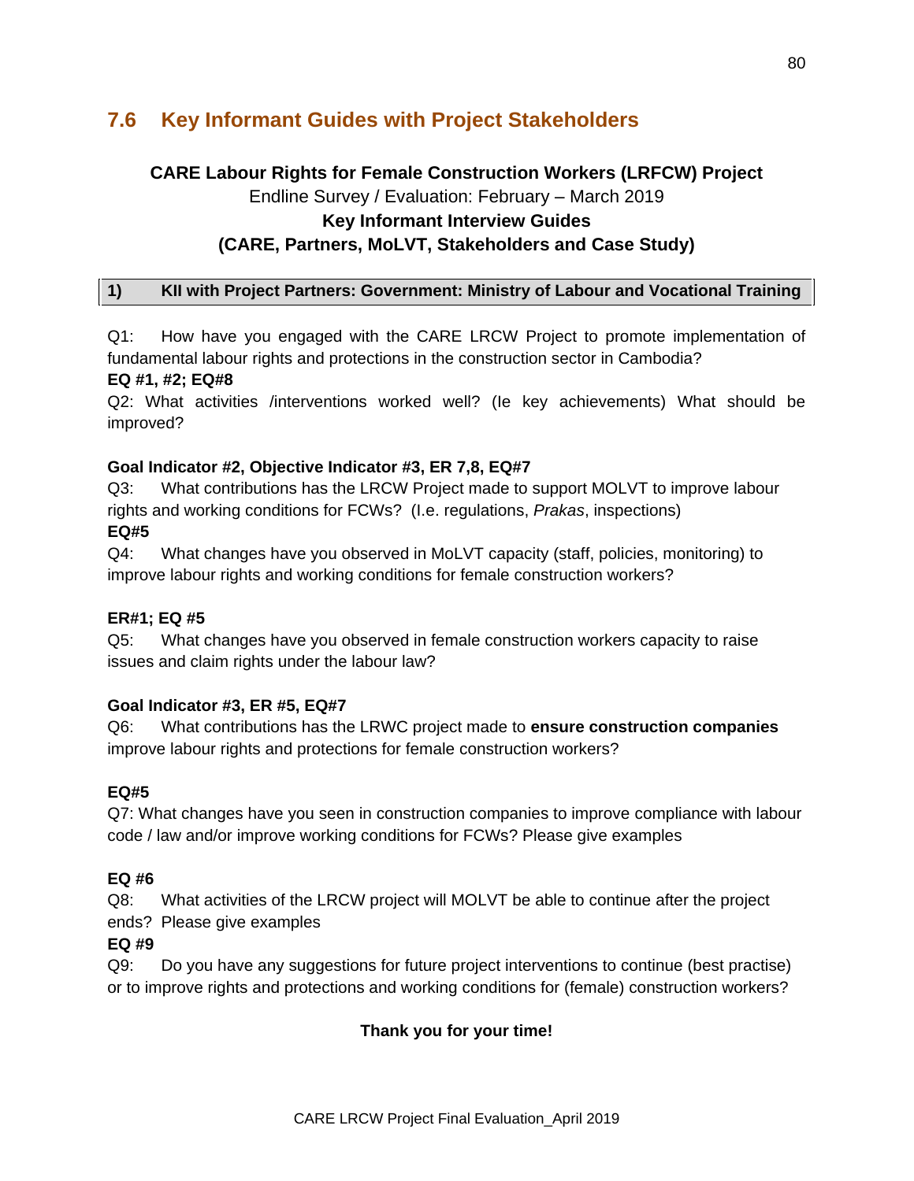## 7.6 Key Informant Guides with Project Stakeholders

**CARE Labour Rights for Female Construction Workers (LRFCW) Project**

Endline Survey / Evaluation: February – March 2019

**Key Informant Interview Guides**

**(CARE, Partners, MoLVT, Stakeholders and Case Study)**

### 1) KII with Project Partners: Government: Ministry of Labour and Vocational Training

Q1: How have you engaged with the CARE LRCW Project to promote implementation of fundamental labour rights and protections in the construction sector in Cambodia?

**EQ #1, #2; EQ#8**

Q2: What activities /interventions worked well? (Ie key achievements) What should be improved?

**Goal Indicator #2, Objective Indicator #3, ER 7,8, EQ#7**

Q3: What contributions has the LRCW Project made to support MOLVT to improve labour rights and working conditions for FCWs? (I.e. regulations, *Prakas*, inspections)

**EQ#5**

Q4: What changes have you observed in MoLVT capacity (staff, policies, monitoring) to improve labour rights and working conditions for female construction workers?

**ER#1; EQ #5**

Q5: What changes have you observed in female construction workers capacity to raise issues and claim rights under the labour law?

**Goal Indicator #3, ER #5, EQ#7**

Q6: What contributions has the LRWC project made to **ensure construction companies** improve labour rights and protections for female construction workers?

**EQ#5**

Q7: What changes have you seen in construction companies to improve compliance with labour code / law and/or improve working conditions for FCWs? Please give examples

**EQ #6**

Q8: What activities of the LRCW project will MOLVT be able to continue after the project ends? Please give examples

**EQ #9**

Q9: Do you have any suggestions for future project interventions to continue (best practise) or to improve rights and protections and working conditions for (female) construction workers?

**Thank you for your time!**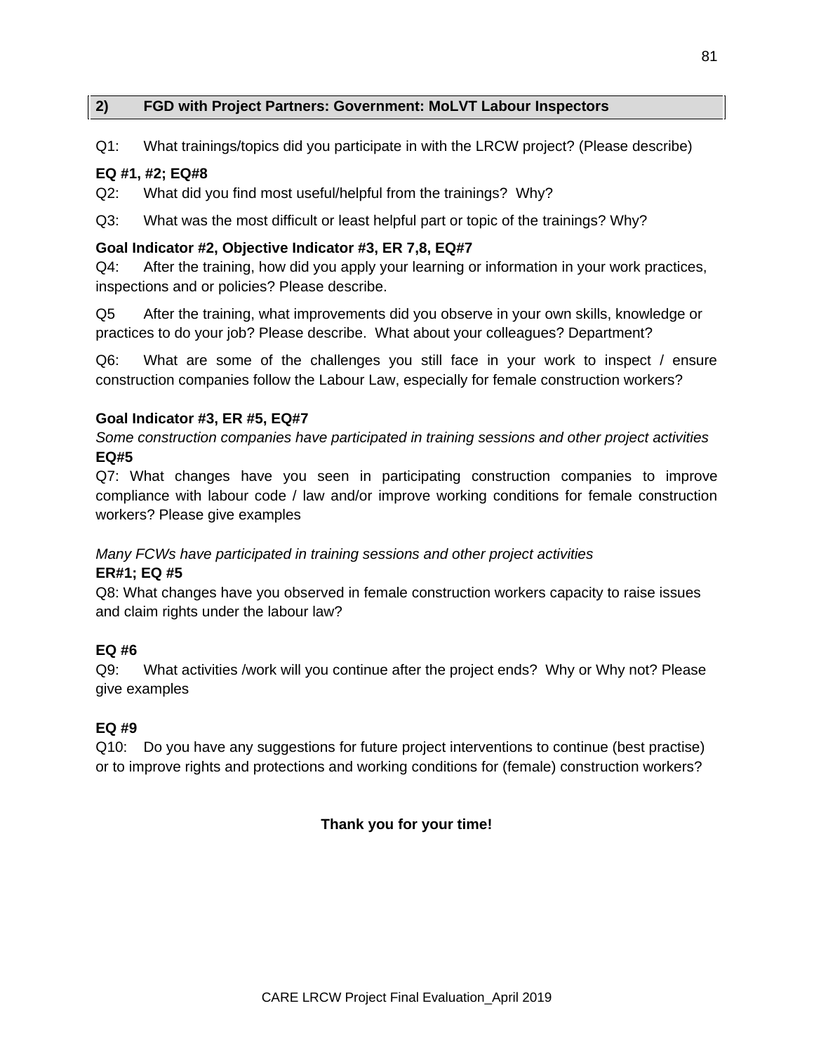## 2) FGD with Project Partners: Government: MoLVT Labour Inspectors

Q1: What trainings/topics did you participate in with the LRCW project? (Please describe)

**EQ #1, #2; EQ#8**

Q2: What did you find most useful/helpful from the trainings? Why?

Q3: What was the most difficult or least helpful part or topic of the trainings? Why?

**Goal Indicator #2, Objective Indicator #3, ER 7,8, EQ#7**

Q4: After the training, how did you apply your learning or information in your work practices, inspections and or policies? Please describe.

Q5 After the training, what improvements did you observe in your own skills, knowledge or practices to do your job? Please describe. What about your colleagues? Department?

Q6: What are some of the challenges you still face in your work to inspect / ensure construction companies follow the Labour Law, especially for female construction workers?

**Goal Indicator #3, ER #5, EQ#7**

*Some construction companies have participated in training sessions and other project activities*

**EQ#5**

Q7: What changes have you seen in participating construction companies to improve compliance with labour code / law and/or improve working conditions for female construction workers? Please give examples

*Many FCWs have participated in training sessions and other project activities*

**ER#1; EQ #5**

Q8: What changes have you observed in female construction workers capacity to raise issues and claim rights under the labour law?

**EQ #6**

Q9: What activities /work will you continue after the project ends? Why or Why not? Please give examples

**EQ #9**

Q10: Do you have any suggestions for future project interventions to continue (best practise) or to improve rights and protections and working conditions for (female) construction workers?

**Thank you for your time!**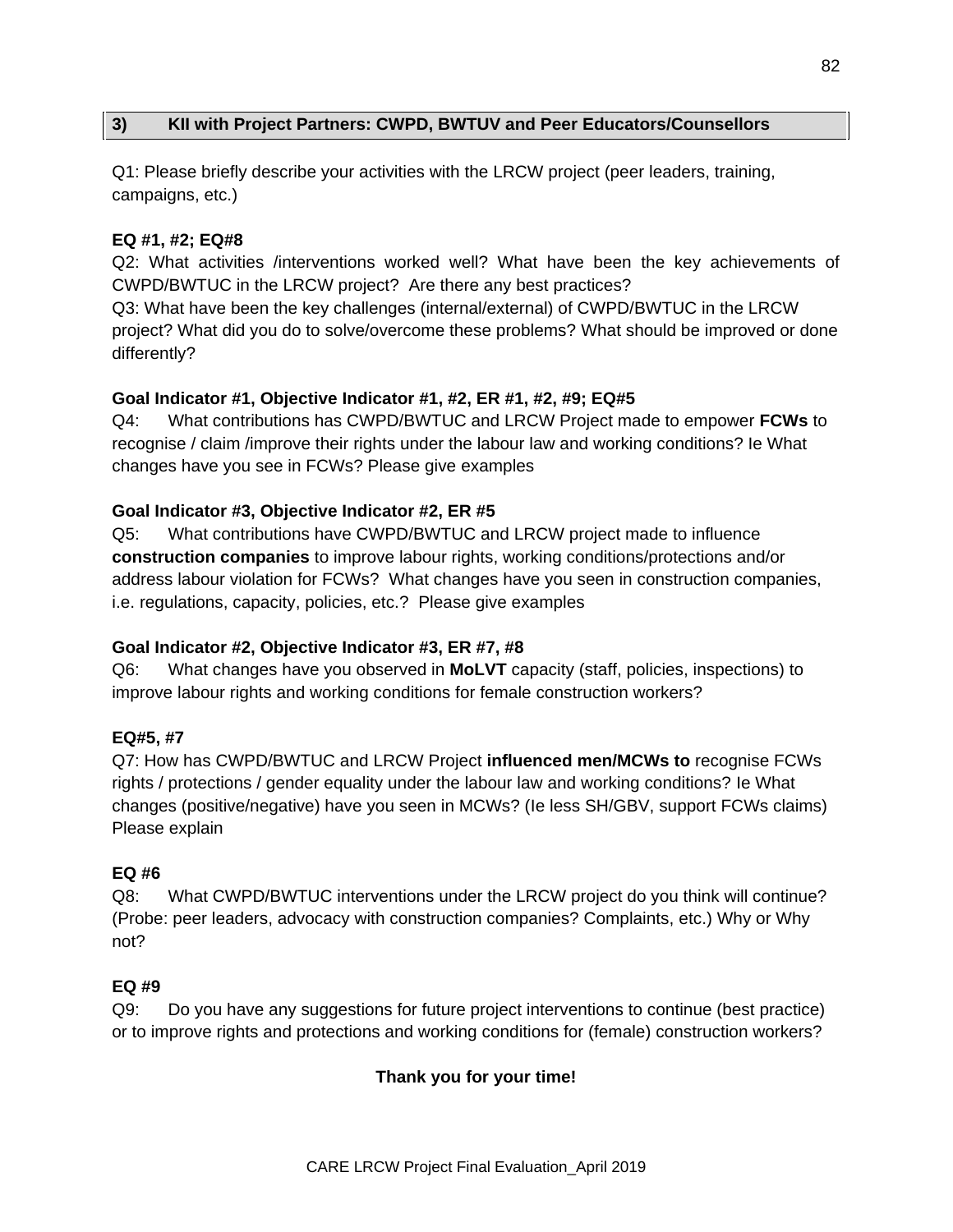### 3) KII with Project Partners: CWPD, BWTUV and Peer Educators/Counsellors

Q1: Please briefly describe your activities with the LRCW project (peer leaders, training, campaigns, etc.)

**EQ #1, #2; EQ#8**

Q2: What activities /interventions worked well? What have been the key achievements of CWPD/BWTUC in the LRCW project? Are there any best practices?

Q3: What have been the key challenges (internal/external) of CWPD/BWTUC in the LRCW project? What did you do to solve/overcome these problems? What should be improved or done differently?

**Goal Indicator #1, Objective Indicator #1, #2, ER #1, #2, #9; EQ#5**

Q4: What contributions has CWPD/BWTUC and LRCW Project made to empower **FCWs** to recognise / claim /improve their rights under the labour law and working conditions? Ie What changes have you see in FCWs? Please give examples

**Goal Indicator #3, Objective Indicator #2, ER #5**

Q5: What contributions have CWPD/BWTUC and LRCW project made to influence **construction companies** to improve labour rights, working conditions/protections and/or address labour violation for FCWs? What changes have you seen in construction companies, i.e. regulations, capacity, policies, etc.? Please give examples

**Goal Indicator #2, Objective Indicator #3, ER #7, #8**

Q6: What changes have you observed in **MoLVT** capacity (staff, policies, inspections) to improve labour rights and working conditions for female construction workers?

**EQ#5, #7**

Q7: How has CWPD/BWTUC and LRCW Project **influenced men/MCWs to** recognise FCWs rights / protections / gender equality under the labour law and working conditions? Ie What changes (positive/negative) have you seen in MCWs? (Ie less SH/GBV, support FCWs claims) Please explain

**EQ #6**

Q8: What CWPD/BWTUC interventions under the LRCW project do you think will continue? (Probe: peer leaders, advocacy with construction companies? Complaints, etc.) Why or Why not?

**EQ #9**

Q9: Do you have any suggestions for future project interventions to continue (best practice) or to improve rights and protections and working conditions for (female) construction workers?

**Thank you for your time!**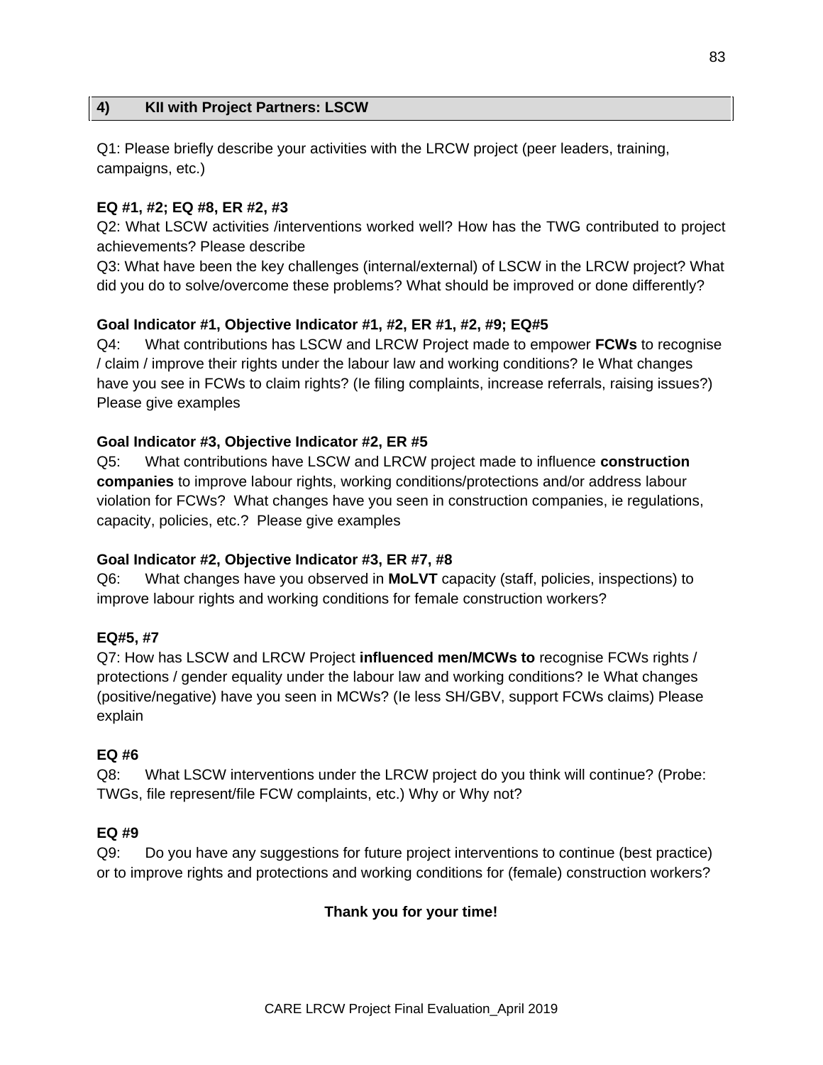## 4) KII with Project Partners: LSCW

Q1: Please briefly describe your activities with the LRCW project (peer leaders, training, campaigns, etc.)

**EQ #1, #2; EQ #8, ER #2, #3**

Q2: What LSCW activities /interventions worked well? How has the TWG contributed to project achievements? Please describe

Q3: What have been the key challenges (internal/external) of LSCW in the LRCW project? What did you do to solve/overcome these problems? What should be improved or done differently?

**Goal Indicator #1, Objective Indicator #1, #2, ER #1, #2, #9; EQ#5**

Q4: What contributions has LSCW and LRCW Project made to empower **FCWs** to recognise / claim / improve their rights under the labour law and working conditions? Ie What changes have you see in FCWs to claim rights? (Ie filing complaints, increase referrals, raising issues?) Please give examples

**Goal Indicator #3, Objective Indicator #2, ER #5**

Q5: What contributions have LSCW and LRCW project made to influence **construction companies** to improve labour rights, working conditions/protections and/or address labour violation for FCWs? What changes have you seen in construction companies, ie regulations, capacity, policies, etc.? Please give examples

**Goal Indicator #2, Objective Indicator #3, ER #7, #8**

Q6: What changes have you observed in **MoLVT** capacity (staff, policies, inspections) to improve labour rights and working conditions for female construction workers?

**EQ#5, #7**

Q7: How has LSCW and LRCW Project **influenced men/MCWs to** recognise FCWs rights / protections / gender equality under the labour law and working conditions? Ie What changes (positive/negative) have you seen in MCWs? (Ie less SH/GBV, support FCWs claims) Please explain

**EQ #6**

Q8: What LSCW interventions under the LRCW project do you think will continue? (Probe: TWGs, file represent/file FCW complaints, etc.) Why or Why not?

**EQ #9**

Q9: Do you have any suggestions for future project interventions to continue (best practice) or to improve rights and protections and working conditions for (female) construction workers?

**Thank you for your time!**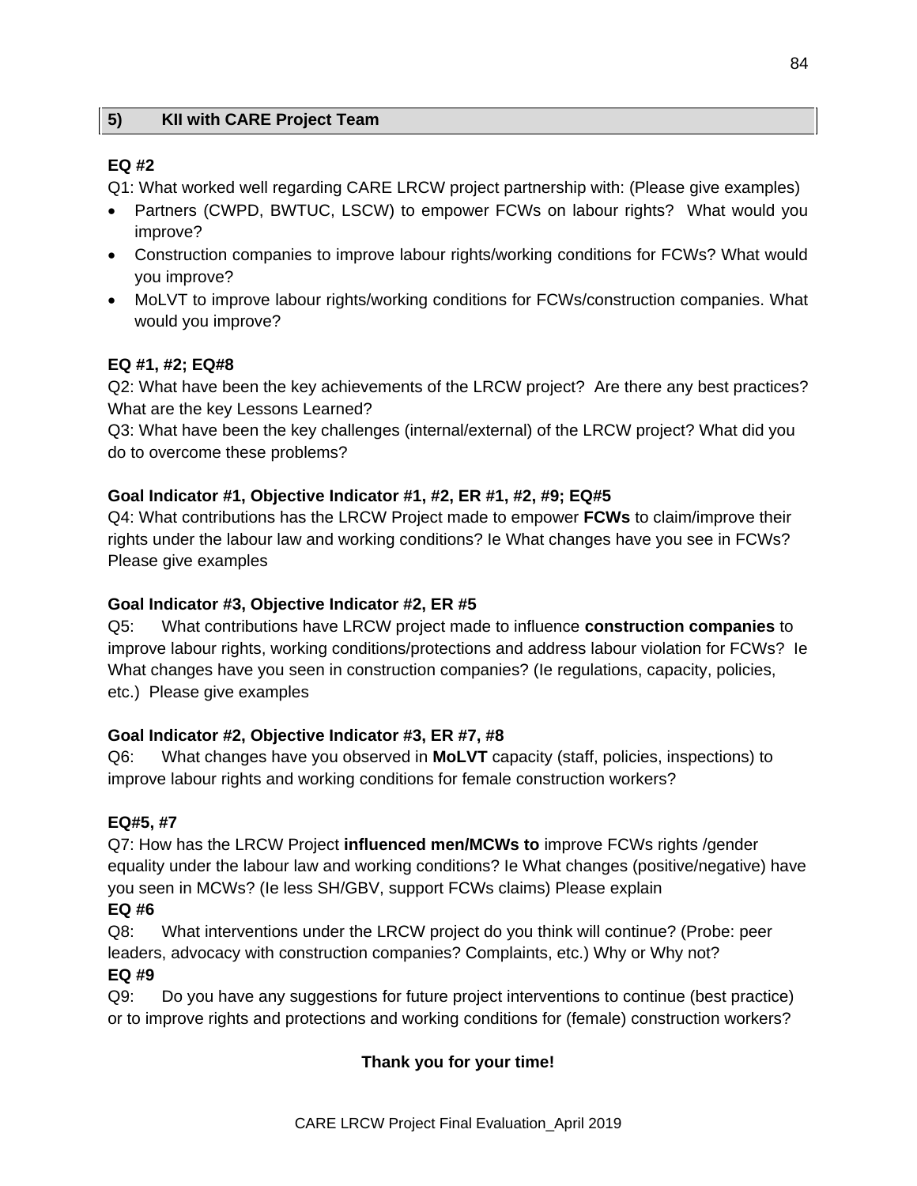## 5) KII with CARE Project Team

**EQ #2**

Q1: What worked well regarding CARE LRCW project partnership with: (Please give examples)

- Partners (CWPD, BWTUC, LSCW) to empower FCWs on labour rights? What would you improve?
- Construction companies to improve labour rights/working conditions for FCWs? What would you improve?
- MoLVT to improve labour rights/working conditions for FCWs/construction companies. What would you improve?

**EQ #1, #2; EQ#8**

Q2: What have been the key achievements of the LRCW project? Are there any best practices? What are the key Lessons Learned?

Q3: What have been the key challenges (internal/external) of the LRCW project? What did you do to overcome these problems?

**Goal Indicator #1, Objective Indicator #1, #2, ER #1, #2, #9; EQ#5**

Q4: What contributions has the LRCW Project made to empower **FCWs** to claim/improve their rights under the labour law and working conditions? Ie What changes have you see in FCWs? Please give examples

**Goal Indicator #3, Objective Indicator #2, ER #5**

Q5: What contributions have LRCW project made to influence **construction companies** to improve labour rights, working conditions/protections and address labour violation for FCWs? Ie What changes have you seen in construction companies? (Ie regulations, capacity, policies, etc.) Please give examples

**Goal Indicator #2, Objective Indicator #3, ER #7, #8**

Q6: What changes have you observed in **MoLVT** capacity (staff, policies, inspections) to improve labour rights and working conditions for female construction workers?

**EQ#5, #7**

Q7: How has the LRCW Project **influenced men/MCWs to** improve FCWs rights /gender equality under the labour law and working conditions? Ie What changes (positive/negative) have you seen in MCWs? (Ie less SH/GBV, support FCWs claims) Please explain

**EQ #6**

Q8: What interventions under the LRCW project do you think will continue? (Probe: peer leaders, advocacy with construction companies? Complaints, etc.) Why or Why not?

**EQ #9**

Q9: Do you have any suggestions for future project interventions to continue (best practice) or to improve rights and protections and working conditions for (female) construction workers?

**Thank you for your time!**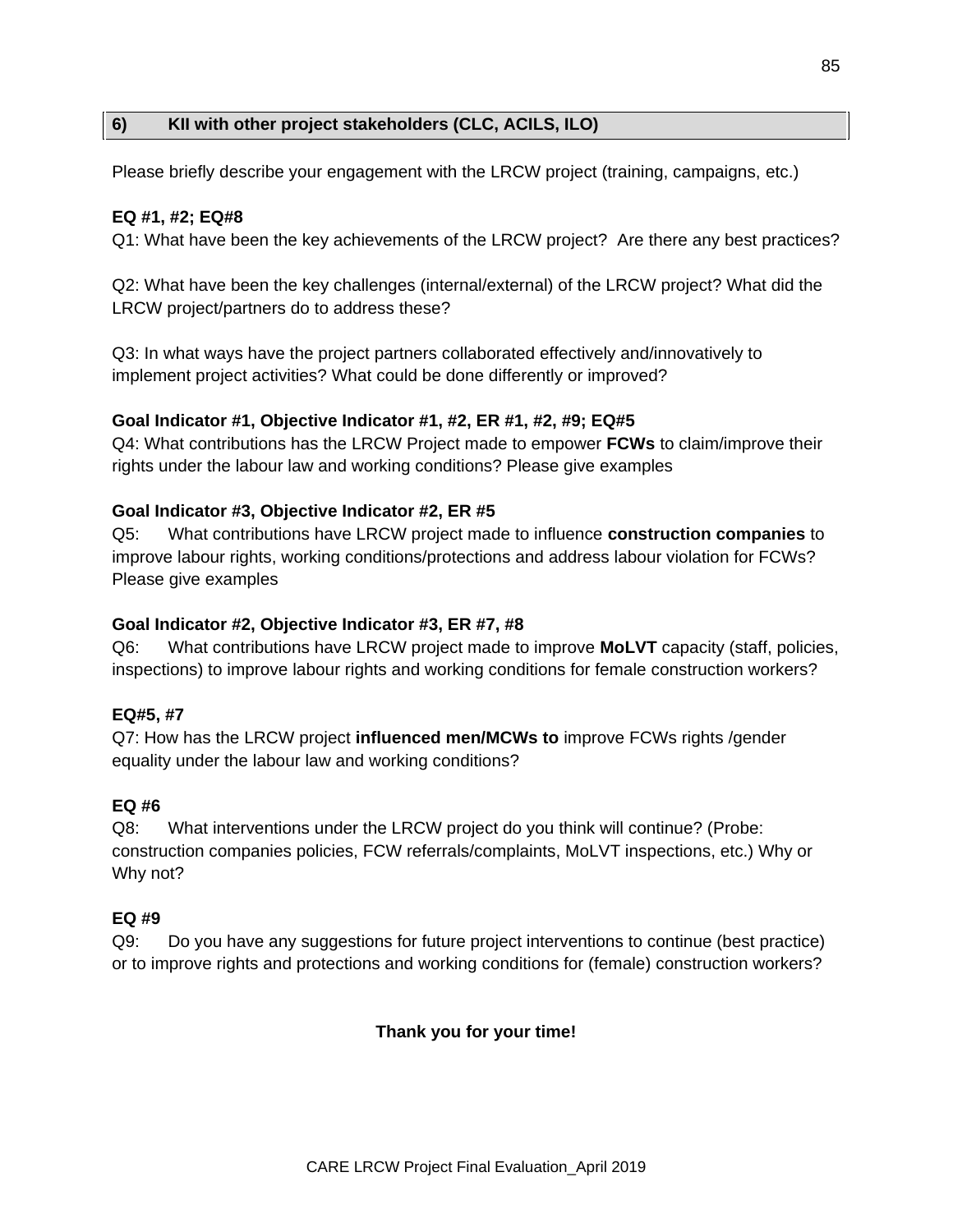## 6) KII with other project stakeholders (CLC, ACILS, ILO)

Please briefly describe your engagement with the LRCW project (training, campaigns, etc.)

**EQ #1, #2; EQ#8**
Q1: What have been the key achievements of the LRCW project? Are there any best practices?

Q2: What have been the key challenges (internal/external) of the LRCW project? What did the LRCW project/partners do to address these?

Q3: In what ways have the project partners collaborated effectively and/innovatively to implement project activities? What could be done differently or improved?

**Goal Indicator #1, Objective Indicator #1, #2, ER #1, #2, #9; EQ#5**
Q4: What contributions has the LRCW Project made to empower **FCWs** to claim/improve their rights under the labour law and working conditions? Please give examples

**Goal Indicator #3, Objective Indicator #2, ER #5**
Q5: What contributions have LRCW project made to influence **construction companies** to improve labour rights, working conditions/protections and address labour violation for FCWs? Please give examples

**Goal Indicator #2, Objective Indicator #3, ER #7, #8**
Q6: What contributions have LRCW project made to improve **MoLVT** capacity (staff, policies, inspections) to improve labour rights and working conditions for female construction workers?

**EQ#5, #7**
Q7: How has the LRCW project **influenced men/MCWs to** improve FCWs rights /gender equality under the labour law and working conditions?

**EQ #6**
Q8: What interventions under the LRCW project do you think will continue? (Probe: construction companies policies, FCW referrals/complaints, MoLVT inspections, etc.) Why or Why not?

**EQ #9**
Q9: Do you have any suggestions for future project interventions to continue (best practice) or to improve rights and protections and working conditions for (female) construction workers?

**Thank you for your time!**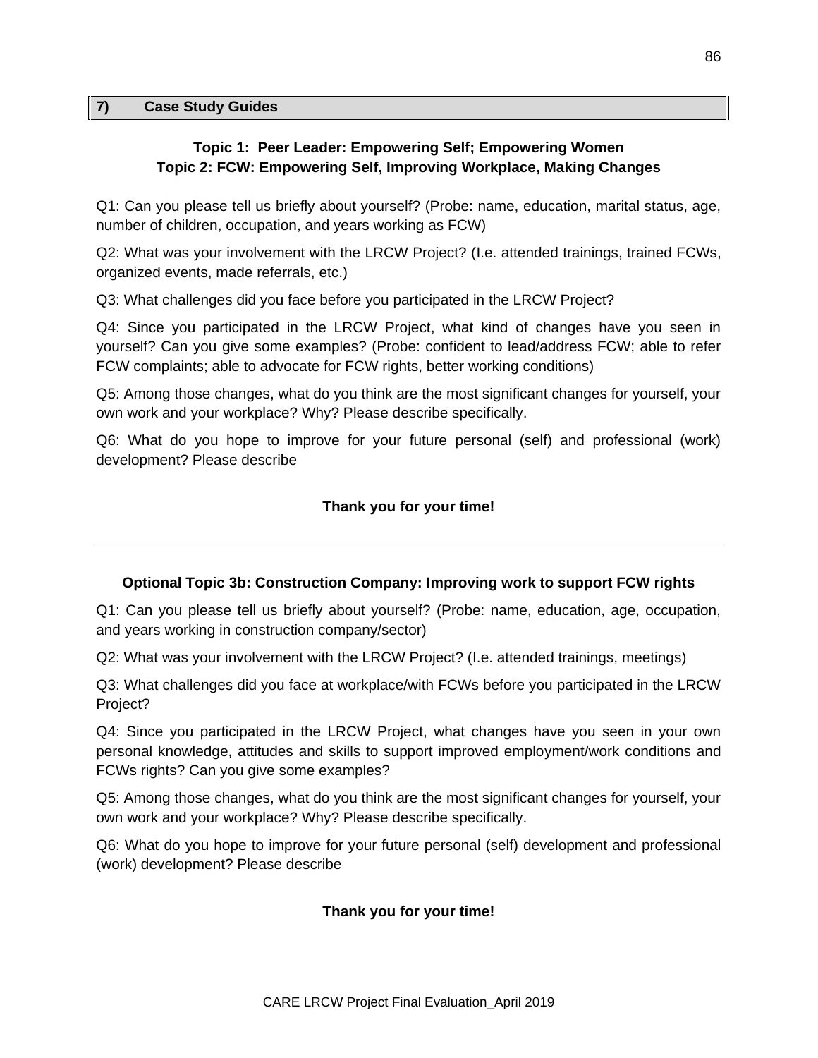## 7) Case Study Guides

### Topic 1: Peer Leader: Empowering Self; Empowering Women
### Topic 2: FCW: Empowering Self, Improving Workplace, Making Changes

Q1: Can you please tell us briefly about yourself? (Probe: name, education, marital status, age, number of children, occupation, and years working as FCW)

Q2: What was your involvement with the LRCW Project? (I.e. attended trainings, trained FCWs, organized events, made referrals, etc.)

Q3: What challenges did you face before you participated in the LRCW Project?

Q4: Since you participated in the LRCW Project, what kind of changes have you seen in yourself? Can you give some examples? (Probe: confident to lead/address FCW; able to refer FCW complaints; able to advocate for FCW rights, better working conditions)

Q5: Among those changes, what do you think are the most significant changes for yourself, your own work and your workplace? Why? Please describe specifically.

Q6: What do you hope to improve for your future personal (self) and professional (work) development? Please describe

**Thank you for your time!**

---

### Optional Topic 3b: Construction Company: Improving work to support FCW rights

Q1: Can you please tell us briefly about yourself? (Probe: name, education, age, occupation, and years working in construction company/sector)

Q2: What was your involvement with the LRCW Project? (I.e. attended trainings, meetings)

Q3: What challenges did you face at workplace/with FCWs before you participated in the LRCW Project?

Q4: Since you participated in the LRCW Project, what changes have you seen in your own personal knowledge, attitudes and skills to support improved employment/work conditions and FCWs rights? Can you give some examples?

Q5: Among those changes, what do you think are the most significant changes for yourself, your own work and your workplace? Why? Please describe specifically.

Q6: What do you hope to improve for your future personal (self) development and professional (work) development? Please describe

**Thank you for your time!**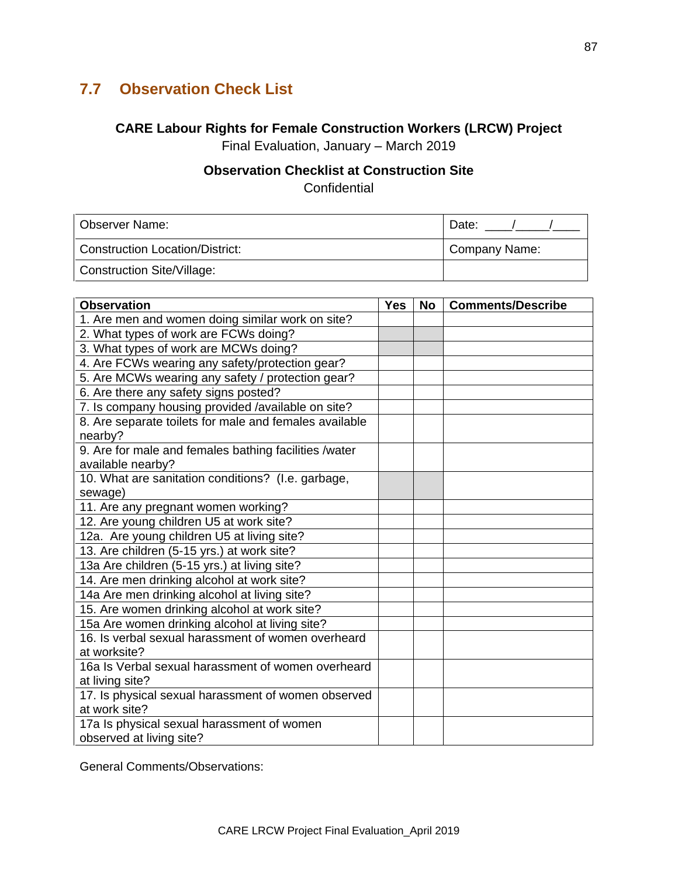## 7.7 Observation Check List

**CARE Labour Rights for Female Construction Workers (LRCW) Project**

Final Evaluation, January – March 2019

**Observation Checklist at Construction Site**

Confidential

| | |
|---|---|
| Observer Name: | Date: \_\_\_\_/\_\_\_\_\_/\_\_\_\_ |
| Construction Location/District: | Company Name: |
| Construction Site/Village: | |

| Observation | Yes | No | Comments/Describe |
|---|---|---|---|
| 1. Are men and women doing similar work on site? | | | |
| 2. What types of work are FCWs doing? | | | |
| 3. What types of work are MCWs doing? | | | |
| 4. Are FCWs wearing any safety/protection gear? | | | |
| 5. Are MCWs wearing any safety / protection gear? | | | |
| 6. Are there any safety signs posted? | | | |
| 7. Is company housing provided /available on site? | | | |
| 8. Are separate toilets for male and females available nearby? | | | |
| 9. Are for male and females bathing facilities /water available nearby? | | | |
| 10. What are sanitation conditions? (I.e. garbage, sewage) | | | |
| 11. Are any pregnant women working? | | | |
| 12. Are young children U5 at work site? | | | |
| 12a. Are young children U5 at living site? | | | |
| 13. Are children (5-15 yrs.) at work site? | | | |
| 13a Are children (5-15 yrs.) at living site? | | | |
| 14. Are men drinking alcohol at work site? | | | |
| 14a Are men drinking alcohol at living site? | | | |
| 15. Are women drinking alcohol at work site? | | | |
| 15a Are women drinking alcohol at living site? | | | |
| 16. Is verbal sexual harassment of women overheard at worksite? | | | |
| 16a Is Verbal sexual harassment of women overheard at living site? | | | |
| 17. Is physical sexual harassment of women observed at work site? | | | |
| 17a Is physical sexual harassment of women observed at living site? | | | |

General Comments/Observations: